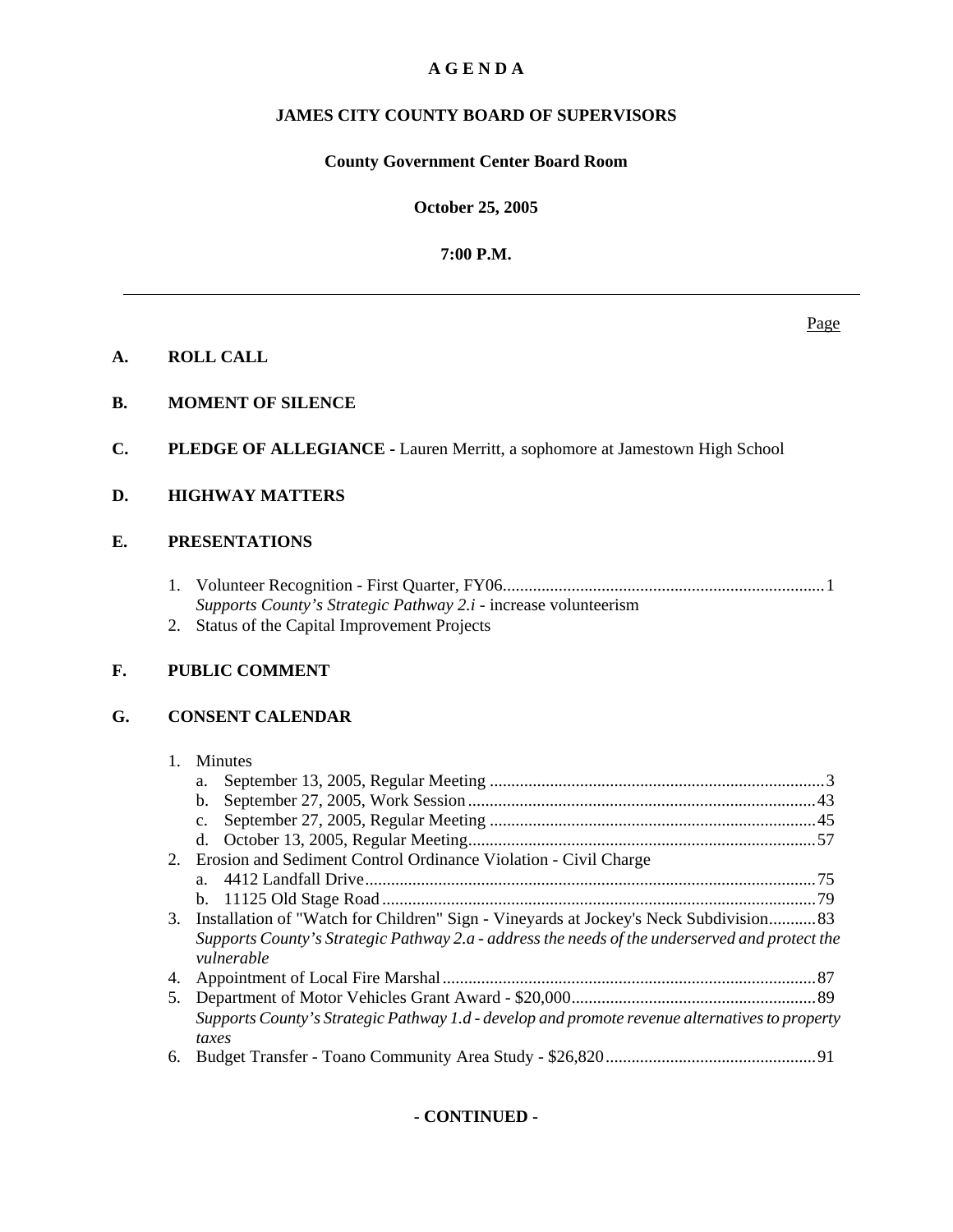# A G E N D A

## JAMES CITY COUNTY BOARD OF SUPERVISORS

### County Government Center Board Room

### October 25, 2005

### 7:00 P.M.

---

Page

**A. ROLL CALL**

**B. MOMENT OF SILENCE**

**C. PLEDGE OF ALLEGIANCE -** Lauren Merritt, a sophomore at Jamestown High School

**D. HIGHWAY MATTERS**

**E. PRESENTATIONS**

1. Volunteer Recognition - First Quarter, FY06 .......... 1
   *Supports County's Strategic Pathway 2.i* - increase volunteerism
2. Status of the Capital Improvement Projects

**F. PUBLIC COMMENT**

**G. CONSENT CALENDAR**

1. Minutes
   a. September 13, 2005, Regular Meeting .......... 3
   b. September 27, 2005, Work Session .......... 43
   c. September 27, 2005, Regular Meeting .......... 45
   d. October 13, 2005, Regular Meeting .......... 57
2. Erosion and Sediment Control Ordinance Violation - Civil Charge
   a. 4412 Landfall Drive .......... 75
   b. 11125 Old Stage Road .......... 79
3. Installation of "Watch for Children" Sign - Vineyards at Jockey's Neck Subdivision .......... 83
   *Supports County's Strategic Pathway 2.a - address the needs of the underserved and protect the vulnerable*
4. Appointment of Local Fire Marshal .......... 87
5. Department of Motor Vehicles Grant Award - $20,000 .......... 89
   *Supports County's Strategic Pathway 1.d - develop and promote revenue alternatives to property taxes*
6. Budget Transfer - Toano Community Area Study - $26,820 .......... 91

**- CONTINUED -**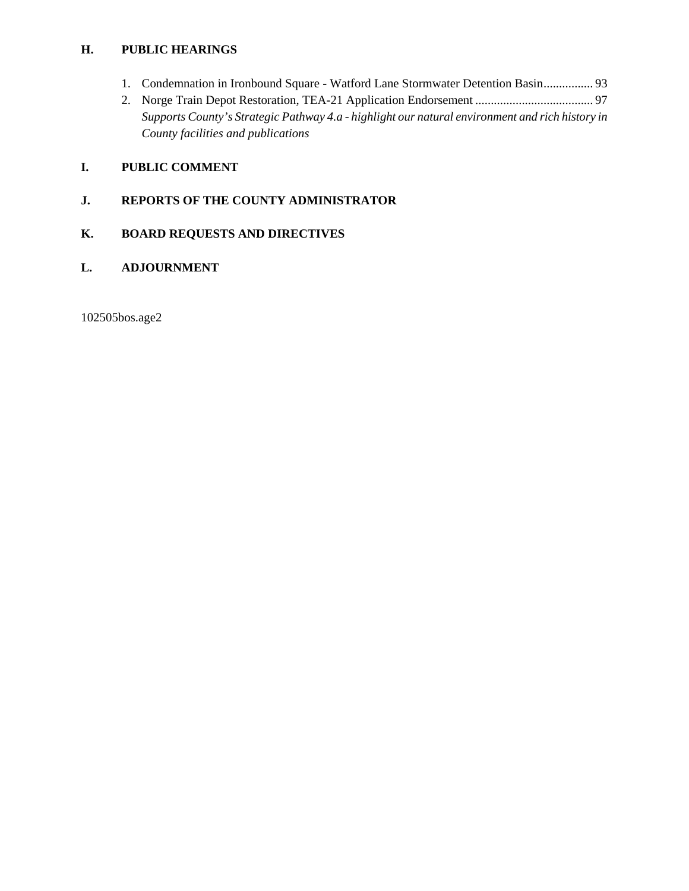**H. PUBLIC HEARINGS**

1. Condemnation in Ironbound Square - Watford Lane Stormwater Detention Basin................ 93
2. Norge Train Depot Restoration, TEA-21 Application Endorsement ...................................... 97
   *Supports County's Strategic Pathway 4.a - highlight our natural environment and rich history in County facilities and publications*

**I. PUBLIC COMMENT**

**J. REPORTS OF THE COUNTY ADMINISTRATOR**

**K. BOARD REQUESTS AND DIRECTIVES**

**L. ADJOURNMENT**

102505bos.age2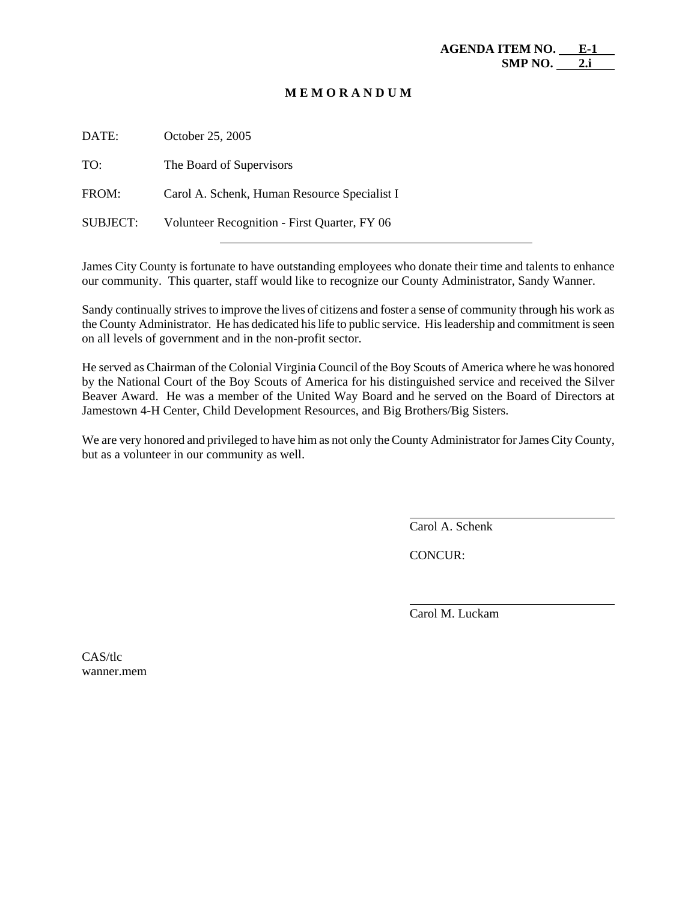**AGENDA ITEM NO. E-1**
**SMP NO. 2.i**

# M E M O R A N D U M

DATE: October 25, 2005

TO: The Board of Supervisors

FROM: Carol A. Schenk, Human Resource Specialist I

SUBJECT: Volunteer Recognition - First Quarter, FY 06

---

James City County is fortunate to have outstanding employees who donate their time and talents to enhance our community. This quarter, staff would like to recognize our County Administrator, Sandy Wanner.

Sandy continually strives to improve the lives of citizens and foster a sense of community through his work as the County Administrator. He has dedicated his life to public service. His leadership and commitment is seen on all levels of government and in the non-profit sector.

He served as Chairman of the Colonial Virginia Council of the Boy Scouts of America where he was honored by the National Court of the Boy Scouts of America for his distinguished service and received the Silver Beaver Award. He was a member of the United Way Board and he served on the Board of Directors at Jamestown 4-H Center, Child Development Resources, and Big Brothers/Big Sisters.

We are very honored and privileged to have him as not only the County Administrator for James City County, but as a volunteer in our community as well.

Carol A. Schenk

CONCUR:

Carol M. Luckam

CAS/tlc
wanner.mem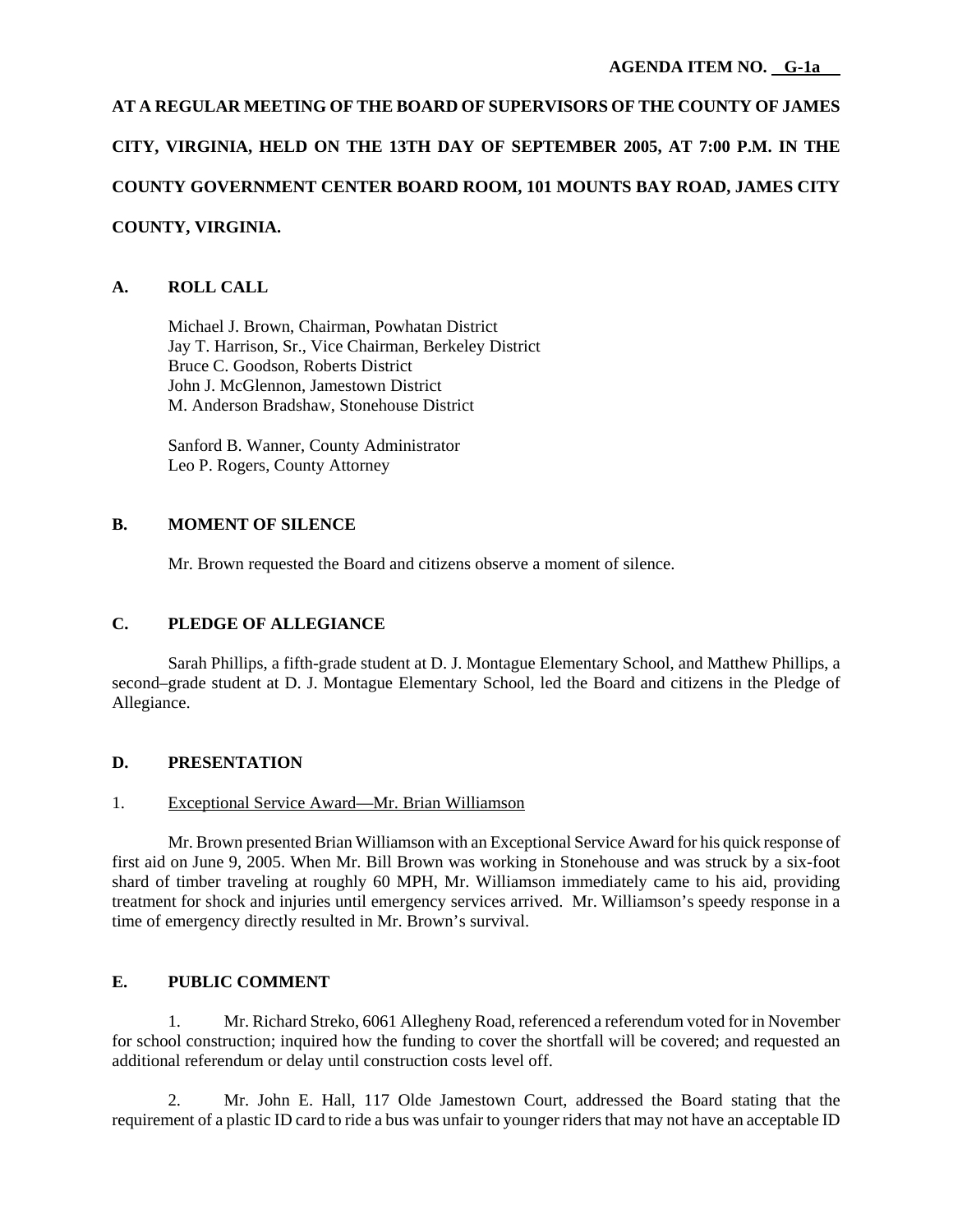**AGENDA ITEM NO. G-1a**

**AT A REGULAR MEETING OF THE BOARD OF SUPERVISORS OF THE COUNTY OF JAMES CITY, VIRGINIA, HELD ON THE 13TH DAY OF SEPTEMBER 2005, AT 7:00 P.M. IN THE COUNTY GOVERNMENT CENTER BOARD ROOM, 101 MOUNTS BAY ROAD, JAMES CITY COUNTY, VIRGINIA.**

## A. ROLL CALL

Michael J. Brown, Chairman, Powhatan District
Jay T. Harrison, Sr., Vice Chairman, Berkeley District
Bruce C. Goodson, Roberts District
John J. McGlennon, Jamestown District
M. Anderson Bradshaw, Stonehouse District

Sanford B. Wanner, County Administrator
Leo P. Rogers, County Attorney

## B. MOMENT OF SILENCE

Mr. Brown requested the Board and citizens observe a moment of silence.

## C. PLEDGE OF ALLEGIANCE

Sarah Phillips, a fifth-grade student at D. J. Montague Elementary School, and Matthew Phillips, a second–grade student at D. J. Montague Elementary School, led the Board and citizens in the Pledge of Allegiance.

## D. PRESENTATION

1. Exceptional Service Award—Mr. Brian Williamson

Mr. Brown presented Brian Williamson with an Exceptional Service Award for his quick response of first aid on June 9, 2005. When Mr. Bill Brown was working in Stonehouse and was struck by a six-foot shard of timber traveling at roughly 60 MPH, Mr. Williamson immediately came to his aid, providing treatment for shock and injuries until emergency services arrived. Mr. Williamson's speedy response in a time of emergency directly resulted in Mr. Brown's survival.

## E. PUBLIC COMMENT

1. Mr. Richard Streko, 6061 Allegheny Road, referenced a referendum voted for in November for school construction; inquired how the funding to cover the shortfall will be covered; and requested an additional referendum or delay until construction costs level off.

2. Mr. John E. Hall, 117 Olde Jamestown Court, addressed the Board stating that the requirement of a plastic ID card to ride a bus was unfair to younger riders that may not have an acceptable ID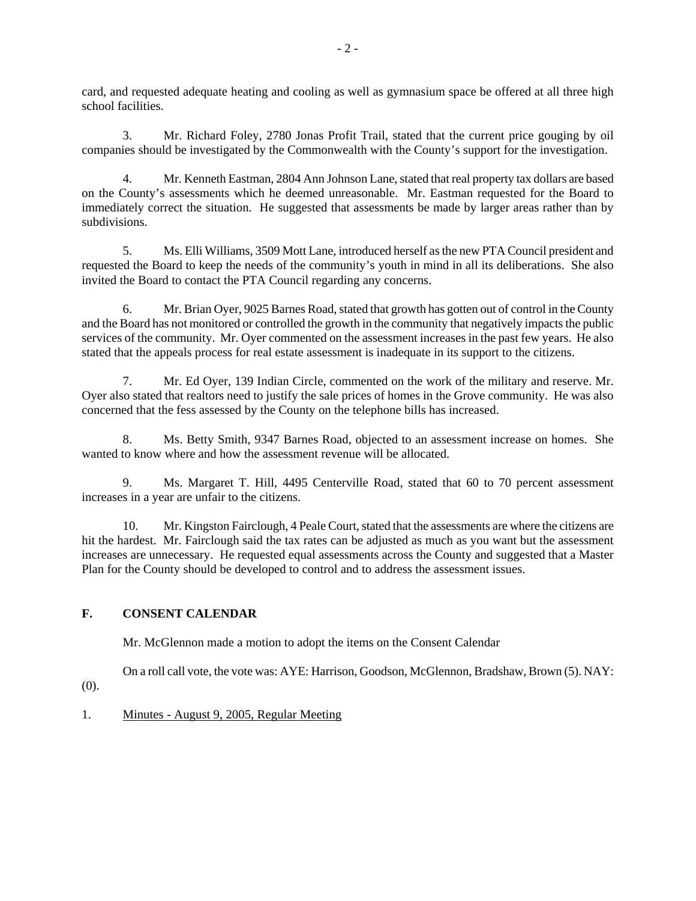card, and requested adequate heating and cooling as well as gymnasium space be offered at all three high school facilities.

3. Mr. Richard Foley, 2780 Jonas Profit Trail, stated that the current price gouging by oil companies should be investigated by the Commonwealth with the County's support for the investigation.

4. Mr. Kenneth Eastman, 2804 Ann Johnson Lane, stated that real property tax dollars are based on the County's assessments which he deemed unreasonable. Mr. Eastman requested for the Board to immediately correct the situation. He suggested that assessments be made by larger areas rather than by subdivisions.

5. Ms. Elli Williams, 3509 Mott Lane, introduced herself as the new PTA Council president and requested the Board to keep the needs of the community's youth in mind in all its deliberations. She also invited the Board to contact the PTA Council regarding any concerns.

6. Mr. Brian Oyer, 9025 Barnes Road, stated that growth has gotten out of control in the County and the Board has not monitored or controlled the growth in the community that negatively impacts the public services of the community. Mr. Oyer commented on the assessment increases in the past few years. He also stated that the appeals process for real estate assessment is inadequate in its support to the citizens.

7. Mr. Ed Oyer, 139 Indian Circle, commented on the work of the military and reserve. Mr. Oyer also stated that realtors need to justify the sale prices of homes in the Grove community. He was also concerned that the fess assessed by the County on the telephone bills has increased.

8. Ms. Betty Smith, 9347 Barnes Road, objected to an assessment increase on homes. She wanted to know where and how the assessment revenue will be allocated.

9. Ms. Margaret T. Hill, 4495 Centerville Road, stated that 60 to 70 percent assessment increases in a year are unfair to the citizens.

10. Mr. Kingston Fairclough, 4 Peale Court, stated that the assessments are where the citizens are hit the hardest. Mr. Fairclough said the tax rates can be adjusted as much as you want but the assessment increases are unnecessary. He requested equal assessments across the County and suggested that a Master Plan for the County should be developed to control and to address the assessment issues.

## F. CONSENT CALENDAR

Mr. McGlennon made a motion to adopt the items on the Consent Calendar

On a roll call vote, the vote was: AYE: Harrison, Goodson, McGlennon, Bradshaw, Brown (5). NAY: (0).

1. Minutes - August 9, 2005, Regular Meeting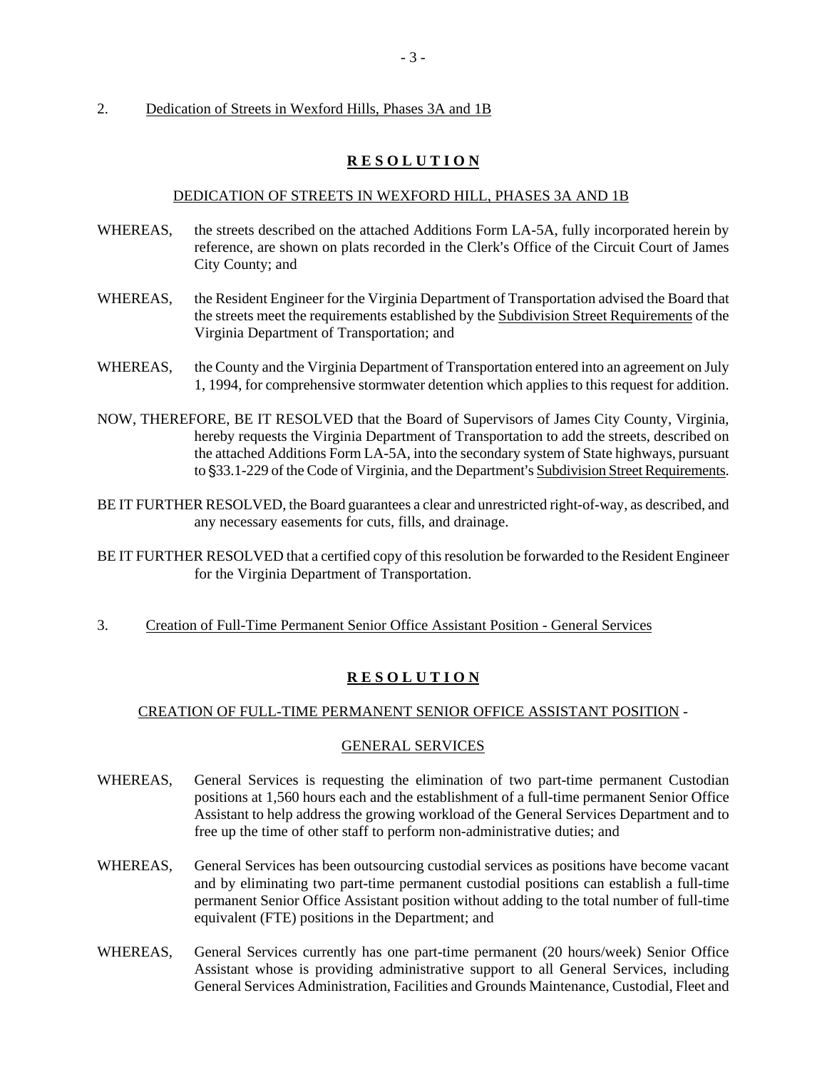2. Dedication of Streets in Wexford Hills, Phases 3A and 1B

**R E S O L U T I O N**

DEDICATION OF STREETS IN WEXFORD HILL, PHASES 3A AND 1B

WHEREAS, the streets described on the attached Additions Form LA-5A, fully incorporated herein by reference, are shown on plats recorded in the Clerk's Office of the Circuit Court of James City County; and

WHEREAS, the Resident Engineer for the Virginia Department of Transportation advised the Board that the streets meet the requirements established by the Subdivision Street Requirements of the Virginia Department of Transportation; and

WHEREAS, the County and the Virginia Department of Transportation entered into an agreement on July 1, 1994, for comprehensive stormwater detention which applies to this request for addition.

NOW, THEREFORE, BE IT RESOLVED that the Board of Supervisors of James City County, Virginia, hereby requests the Virginia Department of Transportation to add the streets, described on the attached Additions Form LA-5A, into the secondary system of State highways, pursuant to §33.1-229 of the Code of Virginia, and the Department's Subdivision Street Requirements.

BE IT FURTHER RESOLVED, the Board guarantees a clear and unrestricted right-of-way, as described, and any necessary easements for cuts, fills, and drainage.

BE IT FURTHER RESOLVED that a certified copy of this resolution be forwarded to the Resident Engineer for the Virginia Department of Transportation.

3. Creation of Full-Time Permanent Senior Office Assistant Position - General Services

**R E S O L U T I O N**

CREATION OF FULL-TIME PERMANENT SENIOR OFFICE ASSISTANT POSITION -

GENERAL SERVICES

WHEREAS, General Services is requesting the elimination of two part-time permanent Custodian positions at 1,560 hours each and the establishment of a full-time permanent Senior Office Assistant to help address the growing workload of the General Services Department and to free up the time of other staff to perform non-administrative duties; and

WHEREAS, General Services has been outsourcing custodial services as positions have become vacant and by eliminating two part-time permanent custodial positions can establish a full-time permanent Senior Office Assistant position without adding to the total number of full-time equivalent (FTE) positions in the Department; and

WHEREAS, General Services currently has one part-time permanent (20 hours/week) Senior Office Assistant whose is providing administrative support to all General Services, including General Services Administration, Facilities and Grounds Maintenance, Custodial, Fleet and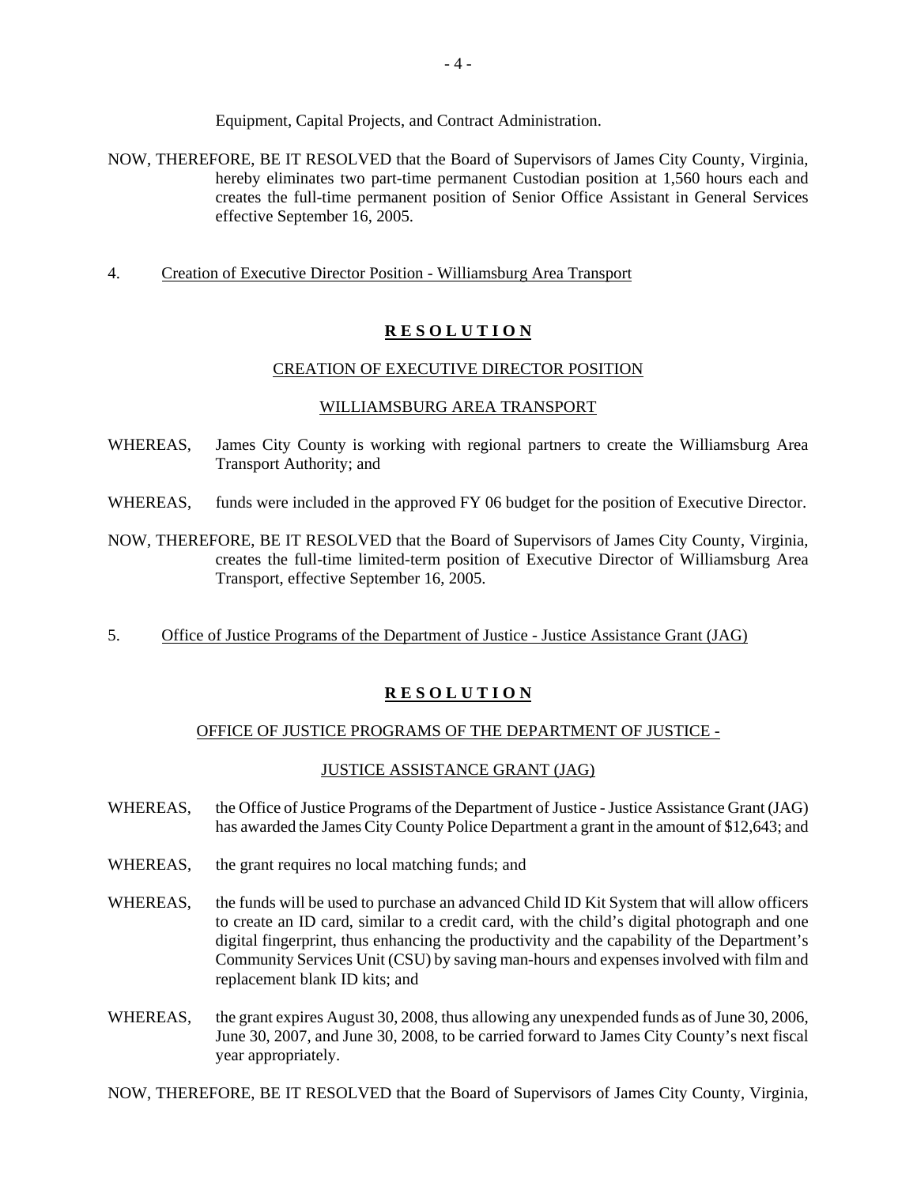Equipment, Capital Projects, and Contract Administration.

NOW, THEREFORE, BE IT RESOLVED that the Board of Supervisors of James City County, Virginia, hereby eliminates two part-time permanent Custodian position at 1,560 hours each and creates the full-time permanent position of Senior Office Assistant in General Services effective September 16, 2005.

4. Creation of Executive Director Position - Williamsburg Area Transport

**R E S O L U T I O N**

CREATION OF EXECUTIVE DIRECTOR POSITION

WILLIAMSBURG AREA TRANSPORT

WHEREAS, James City County is working with regional partners to create the Williamsburg Area Transport Authority; and

WHEREAS, funds were included in the approved FY 06 budget for the position of Executive Director.

NOW, THEREFORE, BE IT RESOLVED that the Board of Supervisors of James City County, Virginia, creates the full-time limited-term position of Executive Director of Williamsburg Area Transport, effective September 16, 2005.

5. Office of Justice Programs of the Department of Justice - Justice Assistance Grant (JAG)

**R E S O L U T I O N**

OFFICE OF JUSTICE PROGRAMS OF THE DEPARTMENT OF JUSTICE -

JUSTICE ASSISTANCE GRANT (JAG)

WHEREAS, the Office of Justice Programs of the Department of Justice - Justice Assistance Grant (JAG) has awarded the James City County Police Department a grant in the amount of $12,643; and

WHEREAS, the grant requires no local matching funds; and

WHEREAS, the funds will be used to purchase an advanced Child ID Kit System that will allow officers to create an ID card, similar to a credit card, with the child's digital photograph and one digital fingerprint, thus enhancing the productivity and the capability of the Department's Community Services Unit (CSU) by saving man-hours and expenses involved with film and replacement blank ID kits; and

WHEREAS, the grant expires August 30, 2008, thus allowing any unexpended funds as of June 30, 2006, June 30, 2007, and June 30, 2008, to be carried forward to James City County's next fiscal year appropriately.

NOW, THEREFORE, BE IT RESOLVED that the Board of Supervisors of James City County, Virginia,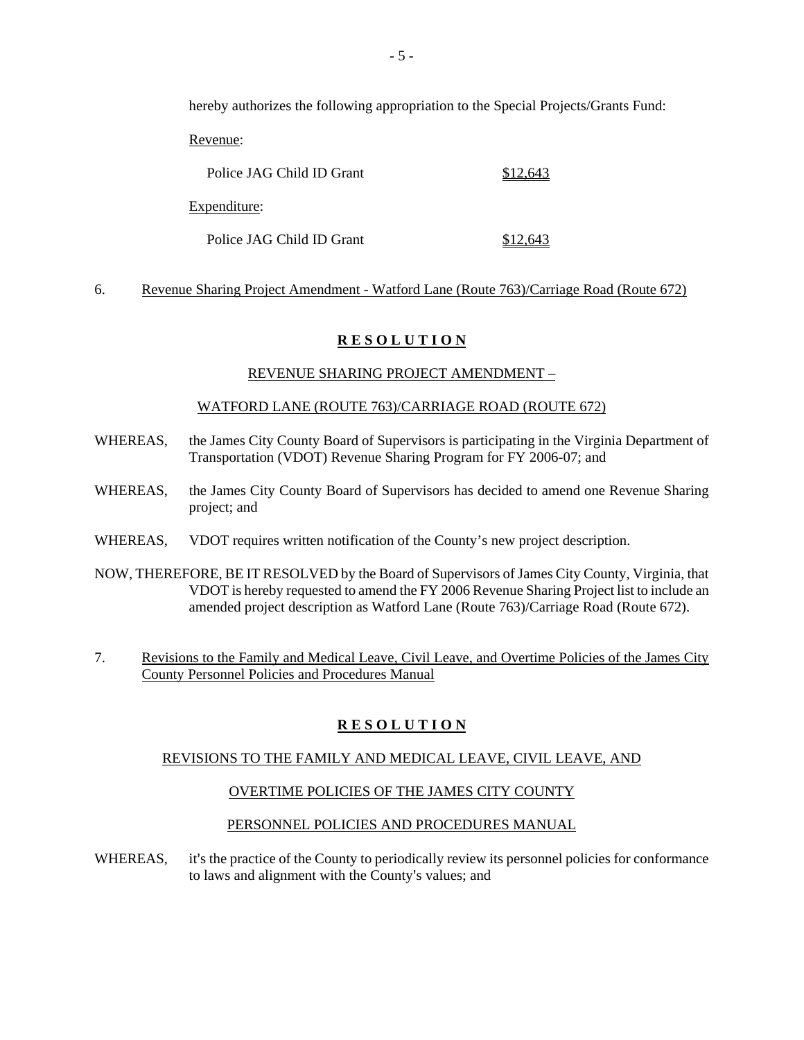hereby authorizes the following appropriation to the Special Projects/Grants Fund:

Revenue:

| | |
|---|---|
| Police JAG Child ID Grant | $12,643 |

Expenditure:

| | |
|---|---|
| Police JAG Child ID Grant | $12,643 |

6. Revenue Sharing Project Amendment - Watford Lane (Route 763)/Carriage Road (Route 672)

**R E S O L U T I O N**

REVENUE SHARING PROJECT AMENDMENT –

WATFORD LANE (ROUTE 763)/CARRIAGE ROAD (ROUTE 672)

WHEREAS, the James City County Board of Supervisors is participating in the Virginia Department of Transportation (VDOT) Revenue Sharing Program for FY 2006-07; and

WHEREAS, the James City County Board of Supervisors has decided to amend one Revenue Sharing project; and

WHEREAS, VDOT requires written notification of the County's new project description.

NOW, THEREFORE, BE IT RESOLVED by the Board of Supervisors of James City County, Virginia, that VDOT is hereby requested to amend the FY 2006 Revenue Sharing Project list to include an amended project description as Watford Lane (Route 763)/Carriage Road (Route 672).

7. Revisions to the Family and Medical Leave, Civil Leave, and Overtime Policies of the James City County Personnel Policies and Procedures Manual

**R E S O L U T I O N**

REVISIONS TO THE FAMILY AND MEDICAL LEAVE, CIVIL LEAVE, AND

OVERTIME POLICIES OF THE JAMES CITY COUNTY

PERSONNEL POLICIES AND PROCEDURES MANUAL

WHEREAS, it's the practice of the County to periodically review its personnel policies for conformance to laws and alignment with the County's values; and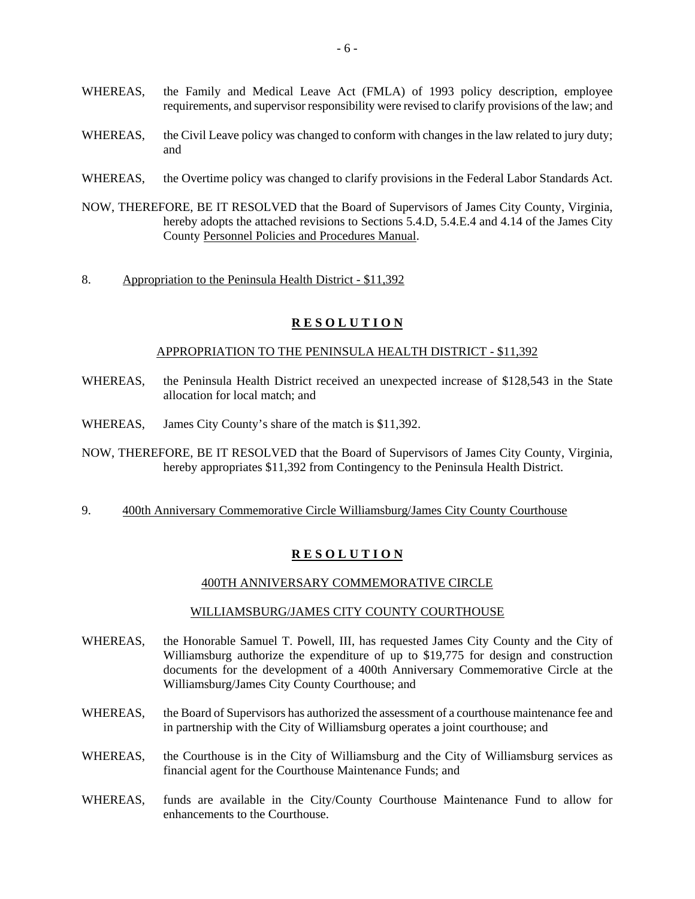WHEREAS, the Family and Medical Leave Act (FMLA) of 1993 policy description, employee requirements, and supervisor responsibility were revised to clarify provisions of the law; and

WHEREAS, the Civil Leave policy was changed to conform with changes in the law related to jury duty; and

WHEREAS, the Overtime policy was changed to clarify provisions in the Federal Labor Standards Act.

NOW, THEREFORE, BE IT RESOLVED that the Board of Supervisors of James City County, Virginia, hereby adopts the attached revisions to Sections 5.4.D, 5.4.E.4 and 4.14 of the James City County <u>Personnel Policies and Procedures Manual</u>.

8. <u>Appropriation to the Peninsula Health District - $11,392</u>

**<u>R E S O L U T I O N</u>**

<u>APPROPRIATION TO THE PENINSULA HEALTH DISTRICT - $11,392</u>

WHEREAS, the Peninsula Health District received an unexpected increase of $128,543 in the State allocation for local match; and

WHEREAS, James City County's share of the match is $11,392.

NOW, THEREFORE, BE IT RESOLVED that the Board of Supervisors of James City County, Virginia, hereby appropriates $11,392 from Contingency to the Peninsula Health District.

9. <u>400th Anniversary Commemorative Circle Williamsburg/James City County Courthouse</u>

**<u>R E S O L U T I O N</u>**

<u>400TH ANNIVERSARY COMMEMORATIVE CIRCLE</u>

<u>WILLIAMSBURG/JAMES CITY COUNTY COURTHOUSE</u>

WHEREAS, the Honorable Samuel T. Powell, III, has requested James City County and the City of Williamsburg authorize the expenditure of up to $19,775 for design and construction documents for the development of a 400th Anniversary Commemorative Circle at the Williamsburg/James City County Courthouse; and

WHEREAS, the Board of Supervisors has authorized the assessment of a courthouse maintenance fee and in partnership with the City of Williamsburg operates a joint courthouse; and

WHEREAS, the Courthouse is in the City of Williamsburg and the City of Williamsburg services as financial agent for the Courthouse Maintenance Funds; and

WHEREAS, funds are available in the City/County Courthouse Maintenance Fund to allow for enhancements to the Courthouse.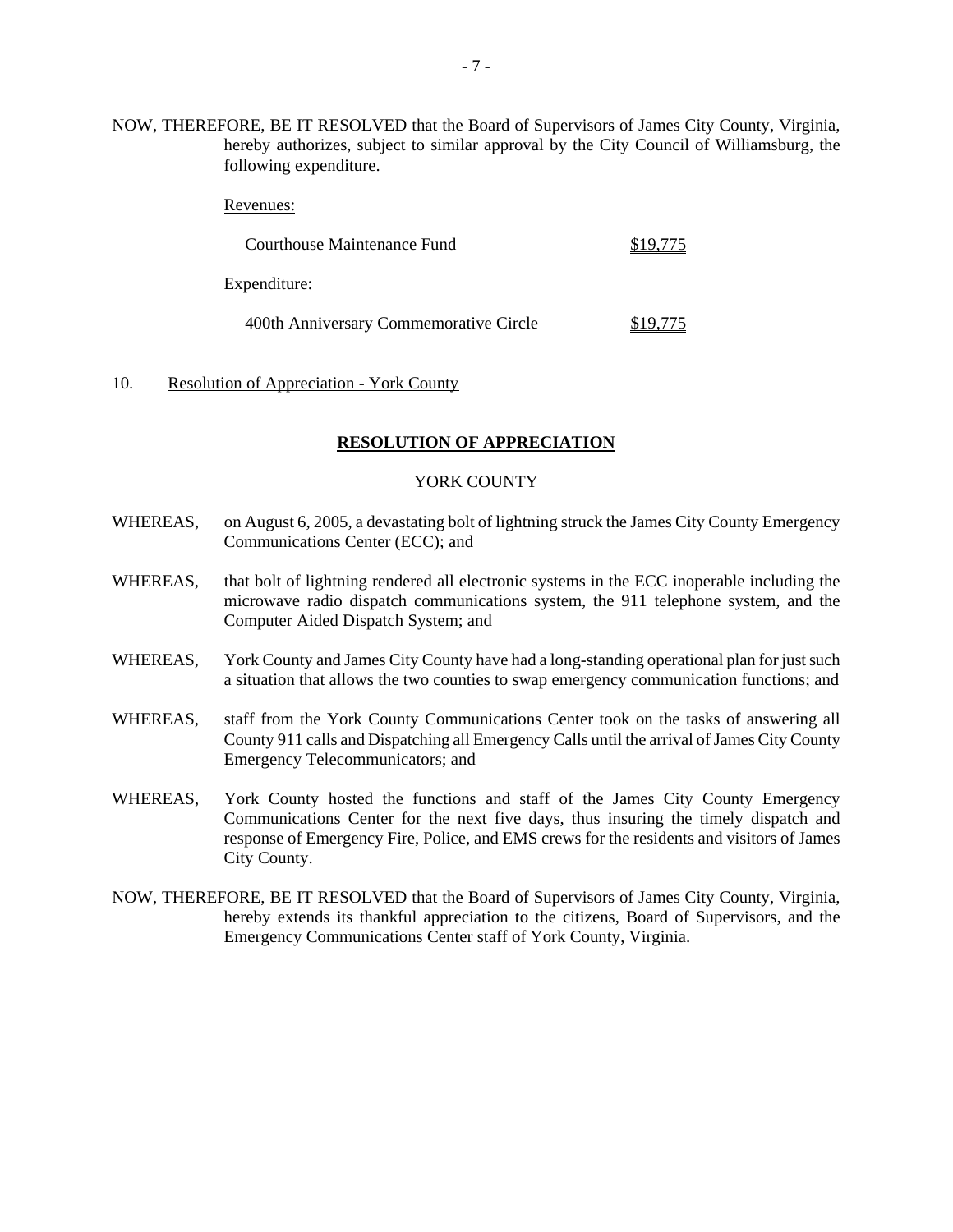NOW, THEREFORE, BE IT RESOLVED that the Board of Supervisors of James City County, Virginia, hereby authorizes, subject to similar approval by the City Council of Williamsburg, the following expenditure.

Revenues:

| | |
|---|---|
| Courthouse Maintenance Fund | $19,775 |

Expenditure:

| | |
|---|---|
| 400th Anniversary Commemorative Circle | $19,775 |

10. Resolution of Appreciation - York County

**RESOLUTION OF APPRECIATION**

YORK COUNTY

WHEREAS, on August 6, 2005, a devastating bolt of lightning struck the James City County Emergency Communications Center (ECC); and

WHEREAS, that bolt of lightning rendered all electronic systems in the ECC inoperable including the microwave radio dispatch communications system, the 911 telephone system, and the Computer Aided Dispatch System; and

WHEREAS, York County and James City County have had a long-standing operational plan for just such a situation that allows the two counties to swap emergency communication functions; and

WHEREAS, staff from the York County Communications Center took on the tasks of answering all County 911 calls and Dispatching all Emergency Calls until the arrival of James City County Emergency Telecommunicators; and

WHEREAS, York County hosted the functions and staff of the James City County Emergency Communications Center for the next five days, thus insuring the timely dispatch and response of Emergency Fire, Police, and EMS crews for the residents and visitors of James City County.

NOW, THEREFORE, BE IT RESOLVED that the Board of Supervisors of James City County, Virginia, hereby extends its thankful appreciation to the citizens, Board of Supervisors, and the Emergency Communications Center staff of York County, Virginia.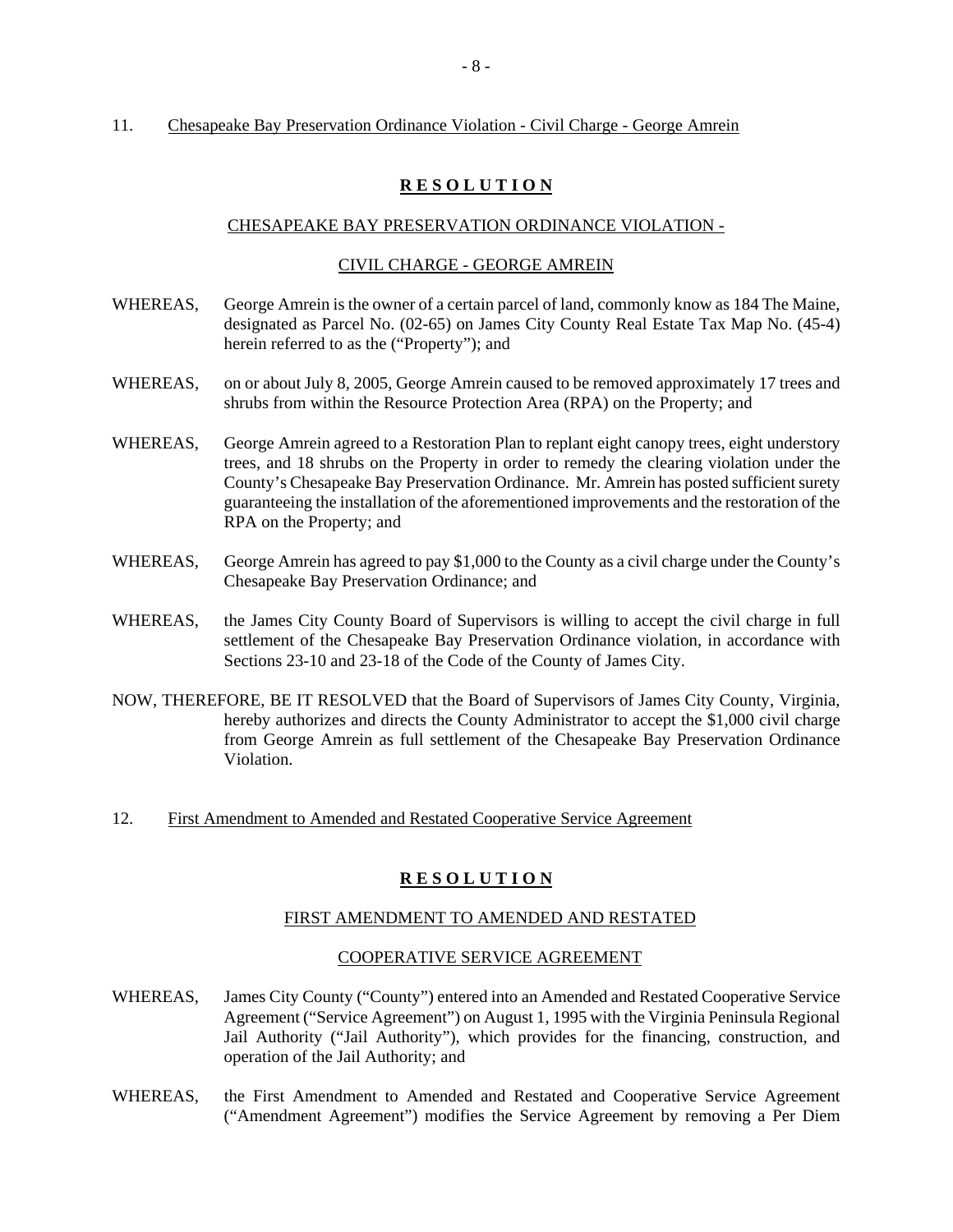11. Chesapeake Bay Preservation Ordinance Violation - Civil Charge - George Amrein

## **R E S O L U T I O N**

CHESAPEAKE BAY PRESERVATION ORDINANCE VIOLATION -

CIVIL CHARGE - GEORGE AMREIN

WHEREAS, George Amrein is the owner of a certain parcel of land, commonly know as 184 The Maine, designated as Parcel No. (02-65) on James City County Real Estate Tax Map No. (45-4) herein referred to as the ("Property"); and

WHEREAS, on or about July 8, 2005, George Amrein caused to be removed approximately 17 trees and shrubs from within the Resource Protection Area (RPA) on the Property; and

WHEREAS, George Amrein agreed to a Restoration Plan to replant eight canopy trees, eight understory trees, and 18 shrubs on the Property in order to remedy the clearing violation under the County's Chesapeake Bay Preservation Ordinance. Mr. Amrein has posted sufficient surety guaranteeing the installation of the aforementioned improvements and the restoration of the RPA on the Property; and

WHEREAS, George Amrein has agreed to pay $1,000 to the County as a civil charge under the County's Chesapeake Bay Preservation Ordinance; and

WHEREAS, the James City County Board of Supervisors is willing to accept the civil charge in full settlement of the Chesapeake Bay Preservation Ordinance violation, in accordance with Sections 23-10 and 23-18 of the Code of the County of James City.

NOW, THEREFORE, BE IT RESOLVED that the Board of Supervisors of James City County, Virginia, hereby authorizes and directs the County Administrator to accept the $1,000 civil charge from George Amrein as full settlement of the Chesapeake Bay Preservation Ordinance Violation.

12. First Amendment to Amended and Restated Cooperative Service Agreement

## **R E S O L U T I O N**

FIRST AMENDMENT TO AMENDED AND RESTATED

COOPERATIVE SERVICE AGREEMENT

WHEREAS, James City County ("County") entered into an Amended and Restated Cooperative Service Agreement ("Service Agreement") on August 1, 1995 with the Virginia Peninsula Regional Jail Authority ("Jail Authority"), which provides for the financing, construction, and operation of the Jail Authority; and

WHEREAS, the First Amendment to Amended and Restated and Cooperative Service Agreement ("Amendment Agreement") modifies the Service Agreement by removing a Per Diem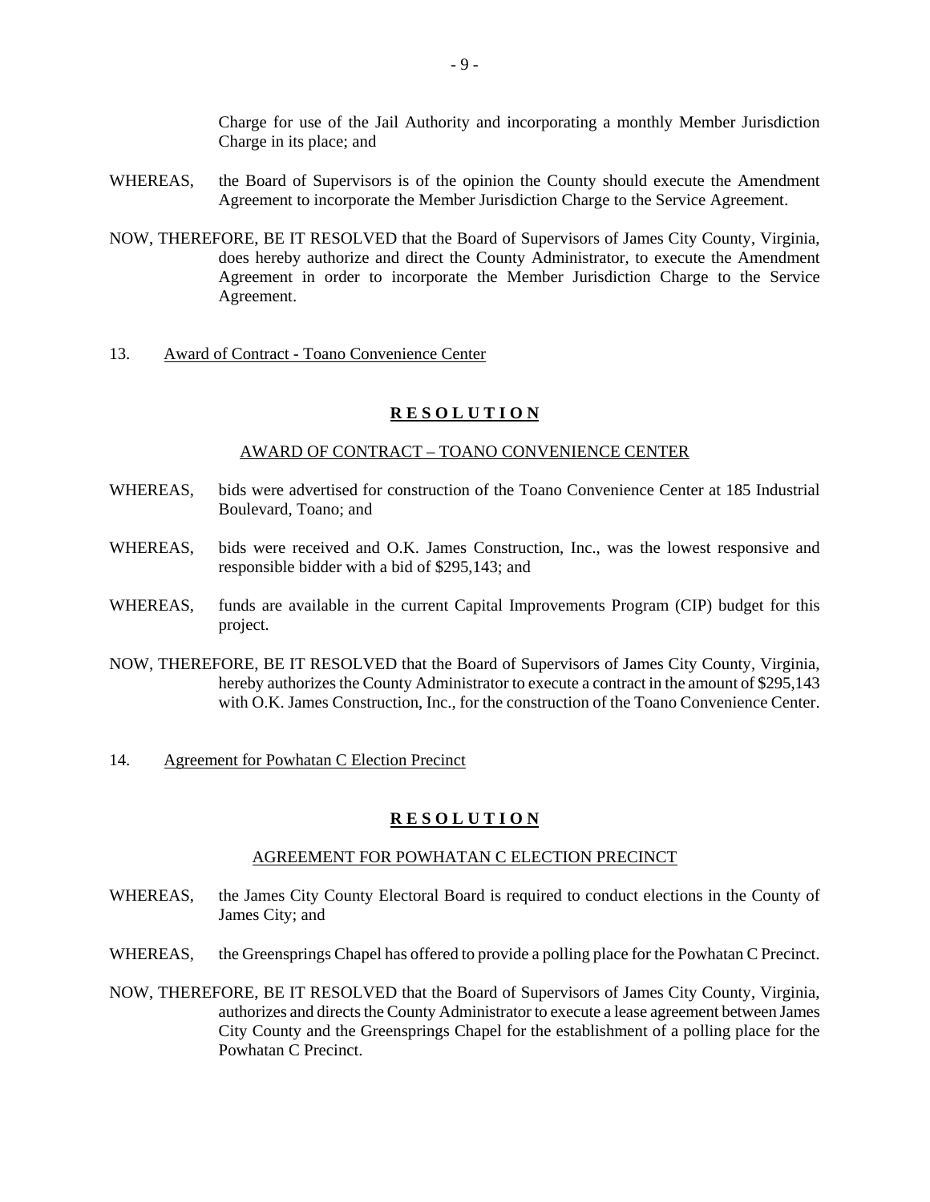Charge for use of the Jail Authority and incorporating a monthly Member Jurisdiction Charge in its place; and

WHEREAS, the Board of Supervisors is of the opinion the County should execute the Amendment Agreement to incorporate the Member Jurisdiction Charge to the Service Agreement.

NOW, THEREFORE, BE IT RESOLVED that the Board of Supervisors of James City County, Virginia, does hereby authorize and direct the County Administrator, to execute the Amendment Agreement in order to incorporate the Member Jurisdiction Charge to the Service Agreement.

13. Award of Contract - Toano Convenience Center

## **R E S O L U T I O N**

AWARD OF CONTRACT – TOANO CONVENIENCE CENTER

WHEREAS, bids were advertised for construction of the Toano Convenience Center at 185 Industrial Boulevard, Toano; and

WHEREAS, bids were received and O.K. James Construction, Inc., was the lowest responsive and responsible bidder with a bid of $295,143; and

WHEREAS, funds are available in the current Capital Improvements Program (CIP) budget for this project.

NOW, THEREFORE, BE IT RESOLVED that the Board of Supervisors of James City County, Virginia, hereby authorizes the County Administrator to execute a contract in the amount of $295,143 with O.K. James Construction, Inc., for the construction of the Toano Convenience Center.

14. Agreement for Powhatan C Election Precinct

## **R E S O L U T I O N**

AGREEMENT FOR POWHATAN C ELECTION PRECINCT

WHEREAS, the James City County Electoral Board is required to conduct elections in the County of James City; and

WHEREAS, the Greensprings Chapel has offered to provide a polling place for the Powhatan C Precinct.

NOW, THEREFORE, BE IT RESOLVED that the Board of Supervisors of James City County, Virginia, authorizes and directs the County Administrator to execute a lease agreement between James City County and the Greensprings Chapel for the establishment of a polling place for the Powhatan C Precinct.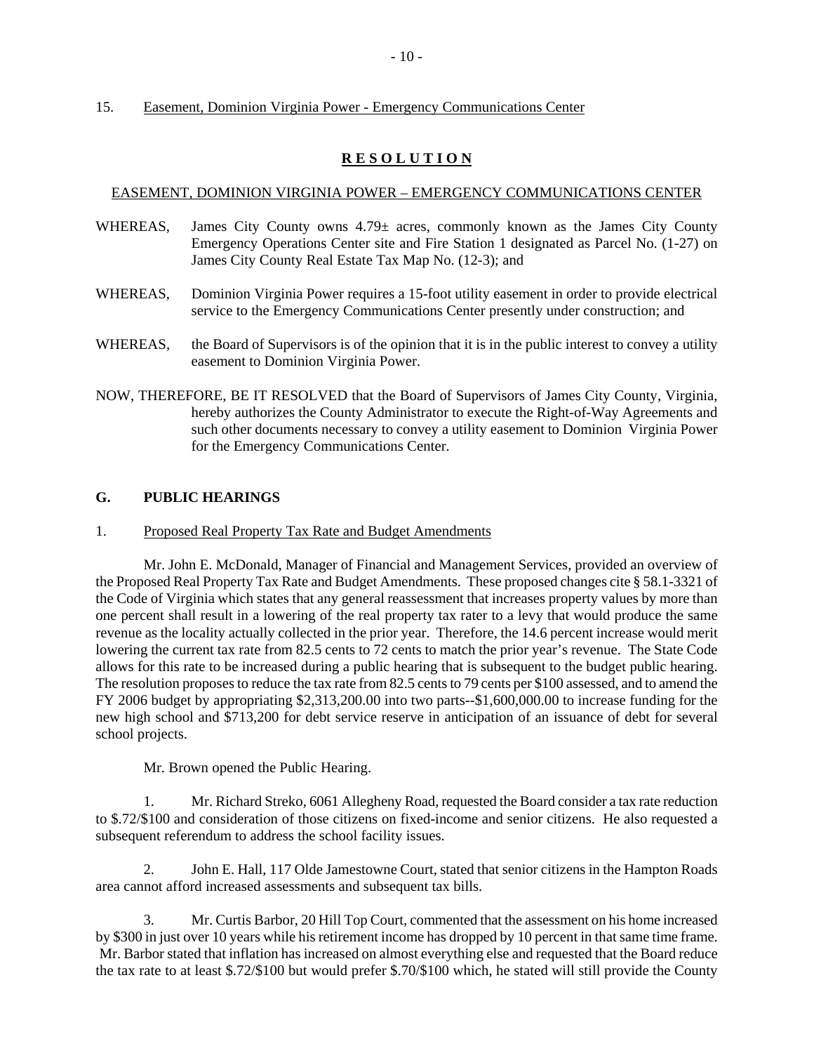15. Easement, Dominion Virginia Power - Emergency Communications Center

## **R E S O L U T I O N**

EASEMENT, DOMINION VIRGINIA POWER – EMERGENCY COMMUNICATIONS CENTER

WHEREAS, James City County owns 4.79± acres, commonly known as the James City County Emergency Operations Center site and Fire Station 1 designated as Parcel No. (1-27) on James City County Real Estate Tax Map No. (12-3); and

WHEREAS, Dominion Virginia Power requires a 15-foot utility easement in order to provide electrical service to the Emergency Communications Center presently under construction; and

WHEREAS, the Board of Supervisors is of the opinion that it is in the public interest to convey a utility easement to Dominion Virginia Power.

NOW, THEREFORE, BE IT RESOLVED that the Board of Supervisors of James City County, Virginia, hereby authorizes the County Administrator to execute the Right-of-Way Agreements and such other documents necessary to convey a utility easement to Dominion Virginia Power for the Emergency Communications Center.

### **G. PUBLIC HEARINGS**

1. Proposed Real Property Tax Rate and Budget Amendments

Mr. John E. McDonald, Manager of Financial and Management Services, provided an overview of the Proposed Real Property Tax Rate and Budget Amendments. These proposed changes cite § 58.1-3321 of the Code of Virginia which states that any general reassessment that increases property values by more than one percent shall result in a lowering of the real property tax rater to a levy that would produce the same revenue as the locality actually collected in the prior year. Therefore, the 14.6 percent increase would merit lowering the current tax rate from 82.5 cents to 72 cents to match the prior year's revenue. The State Code allows for this rate to be increased during a public hearing that is subsequent to the budget public hearing. The resolution proposes to reduce the tax rate from 82.5 cents to 79 cents per $100 assessed, and to amend the FY 2006 budget by appropriating $2,313,200.00 into two parts--$1,600,000.00 to increase funding for the new high school and $713,200 for debt service reserve in anticipation of an issuance of debt for several school projects.

Mr. Brown opened the Public Hearing.

1. Mr. Richard Streko, 6061 Allegheny Road, requested the Board consider a tax rate reduction to $.72/$100 and consideration of those citizens on fixed-income and senior citizens. He also requested a subsequent referendum to address the school facility issues.

2. John E. Hall, 117 Olde Jamestowne Court, stated that senior citizens in the Hampton Roads area cannot afford increased assessments and subsequent tax bills.

3. Mr. Curtis Barbor, 20 Hill Top Court, commented that the assessment on his home increased by $300 in just over 10 years while his retirement income has dropped by 10 percent in that same time frame. Mr. Barbor stated that inflation has increased on almost everything else and requested that the Board reduce the tax rate to at least $.72/$100 but would prefer $.70/$100 which, he stated will still provide the County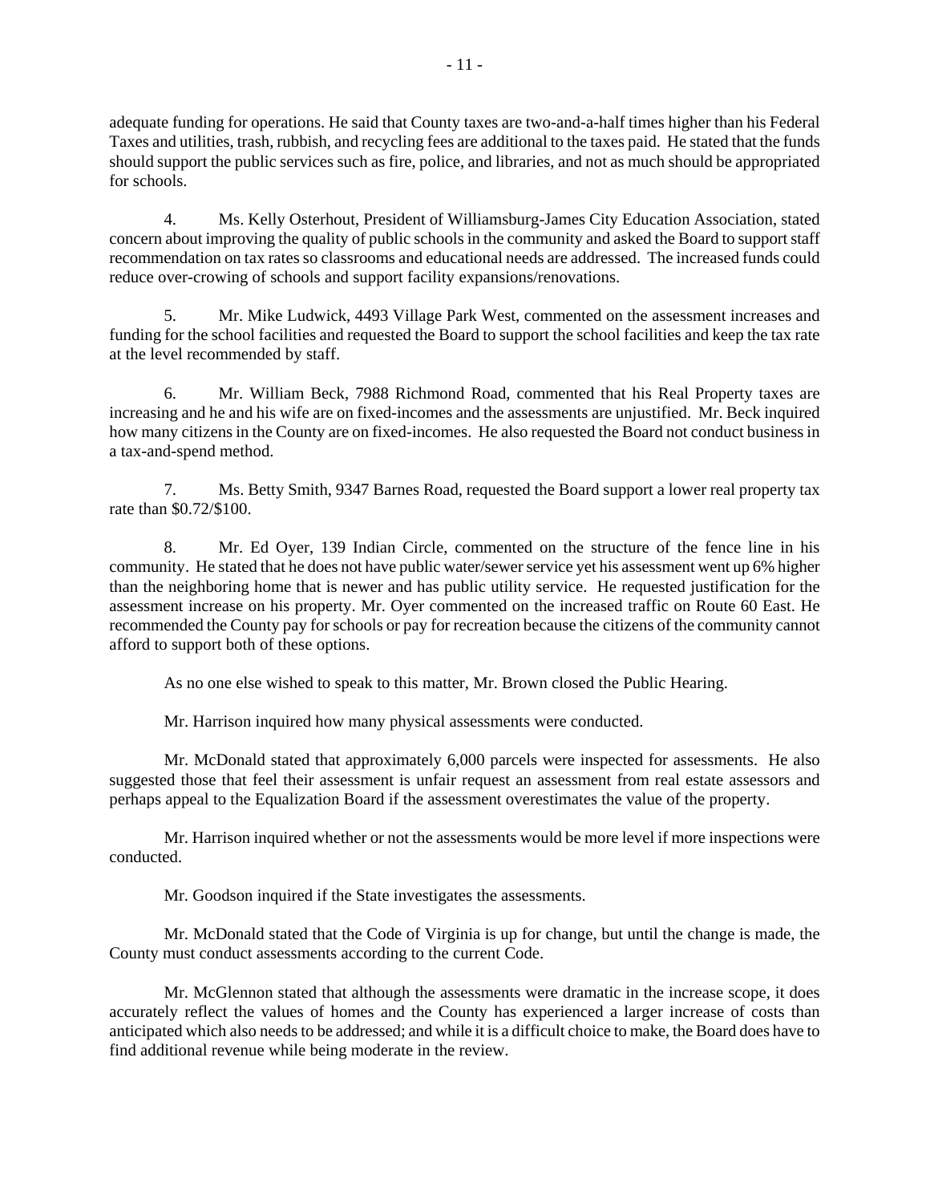adequate funding for operations. He said that County taxes are two-and-a-half times higher than his Federal Taxes and utilities, trash, rubbish, and recycling fees are additional to the taxes paid. He stated that the funds should support the public services such as fire, police, and libraries, and not as much should be appropriated for schools.

4. Ms. Kelly Osterhout, President of Williamsburg-James City Education Association, stated concern about improving the quality of public schools in the community and asked the Board to support staff recommendation on tax rates so classrooms and educational needs are addressed. The increased funds could reduce over-crowing of schools and support facility expansions/renovations.

5. Mr. Mike Ludwick, 4493 Village Park West, commented on the assessment increases and funding for the school facilities and requested the Board to support the school facilities and keep the tax rate at the level recommended by staff.

6. Mr. William Beck, 7988 Richmond Road, commented that his Real Property taxes are increasing and he and his wife are on fixed-incomes and the assessments are unjustified. Mr. Beck inquired how many citizens in the County are on fixed-incomes. He also requested the Board not conduct business in a tax-and-spend method.

7. Ms. Betty Smith, 9347 Barnes Road, requested the Board support a lower real property tax rate than $0.72/$100.

8. Mr. Ed Oyer, 139 Indian Circle, commented on the structure of the fence line in his community. He stated that he does not have public water/sewer service yet his assessment went up 6% higher than the neighboring home that is newer and has public utility service. He requested justification for the assessment increase on his property. Mr. Oyer commented on the increased traffic on Route 60 East. He recommended the County pay for schools or pay for recreation because the citizens of the community cannot afford to support both of these options.

As no one else wished to speak to this matter, Mr. Brown closed the Public Hearing.

Mr. Harrison inquired how many physical assessments were conducted.

Mr. McDonald stated that approximately 6,000 parcels were inspected for assessments. He also suggested those that feel their assessment is unfair request an assessment from real estate assessors and perhaps appeal to the Equalization Board if the assessment overestimates the value of the property.

Mr. Harrison inquired whether or not the assessments would be more level if more inspections were conducted.

Mr. Goodson inquired if the State investigates the assessments.

Mr. McDonald stated that the Code of Virginia is up for change, but until the change is made, the County must conduct assessments according to the current Code.

Mr. McGlennon stated that although the assessments were dramatic in the increase scope, it does accurately reflect the values of homes and the County has experienced a larger increase of costs than anticipated which also needs to be addressed; and while it is a difficult choice to make, the Board does have to find additional revenue while being moderate in the review.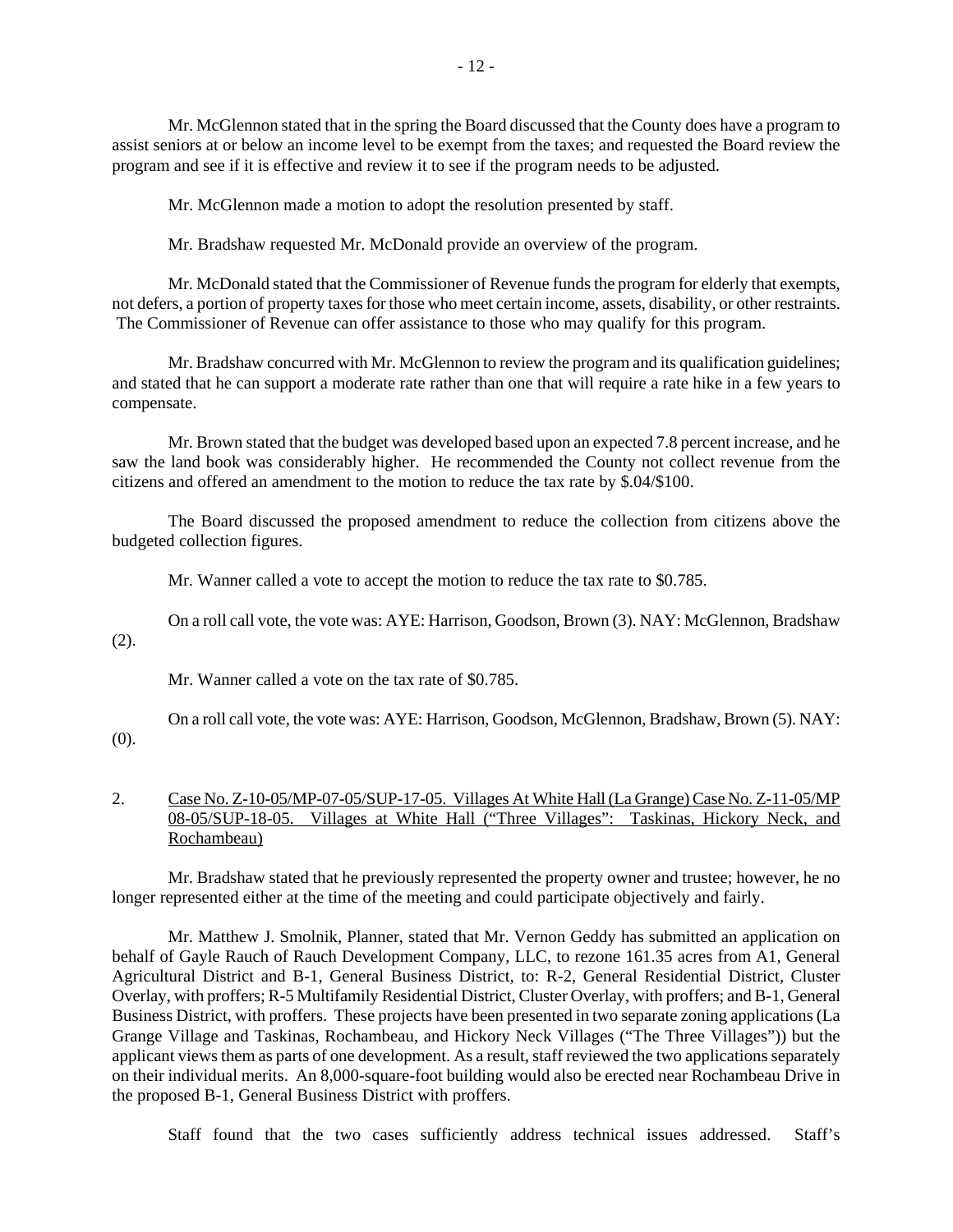Mr. McGlennon stated that in the spring the Board discussed that the County does have a program to assist seniors at or below an income level to be exempt from the taxes; and requested the Board review the program and see if it is effective and review it to see if the program needs to be adjusted.

Mr. McGlennon made a motion to adopt the resolution presented by staff.

Mr. Bradshaw requested Mr. McDonald provide an overview of the program.

Mr. McDonald stated that the Commissioner of Revenue funds the program for elderly that exempts, not defers, a portion of property taxes for those who meet certain income, assets, disability, or other restraints. The Commissioner of Revenue can offer assistance to those who may qualify for this program.

Mr. Bradshaw concurred with Mr. McGlennon to review the program and its qualification guidelines; and stated that he can support a moderate rate rather than one that will require a rate hike in a few years to compensate.

Mr. Brown stated that the budget was developed based upon an expected 7.8 percent increase, and he saw the land book was considerably higher. He recommended the County not collect revenue from the citizens and offered an amendment to the motion to reduce the tax rate by $.04/$100.

The Board discussed the proposed amendment to reduce the collection from citizens above the budgeted collection figures.

Mr. Wanner called a vote to accept the motion to reduce the tax rate to $0.785.

On a roll call vote, the vote was: AYE: Harrison, Goodson, Brown (3). NAY: McGlennon, Bradshaw (2).

Mr. Wanner called a vote on the tax rate of $0.785.

On a roll call vote, the vote was: AYE: Harrison, Goodson, McGlennon, Bradshaw, Brown (5). NAY: (0).

2. Case No. Z-10-05/MP-07-05/SUP-17-05. Villages At White Hall (La Grange) Case No. Z-11-05/MP 08-05/SUP-18-05. Villages at White Hall ("Three Villages": Taskinas, Hickory Neck, and Rochambeau)

Mr. Bradshaw stated that he previously represented the property owner and trustee; however, he no longer represented either at the time of the meeting and could participate objectively and fairly.

Mr. Matthew J. Smolnik, Planner, stated that Mr. Vernon Geddy has submitted an application on behalf of Gayle Rauch of Rauch Development Company, LLC, to rezone 161.35 acres from A1, General Agricultural District and B-1, General Business District, to: R-2, General Residential District, Cluster Overlay, with proffers; R-5 Multifamily Residential District, Cluster Overlay, with proffers; and B-1, General Business District, with proffers. These projects have been presented in two separate zoning applications (La Grange Village and Taskinas, Rochambeau, and Hickory Neck Villages ("The Three Villages")) but the applicant views them as parts of one development. As a result, staff reviewed the two applications separately on their individual merits. An 8,000-square-foot building would also be erected near Rochambeau Drive in the proposed B-1, General Business District with proffers.

Staff found that the two cases sufficiently address technical issues addressed. Staff's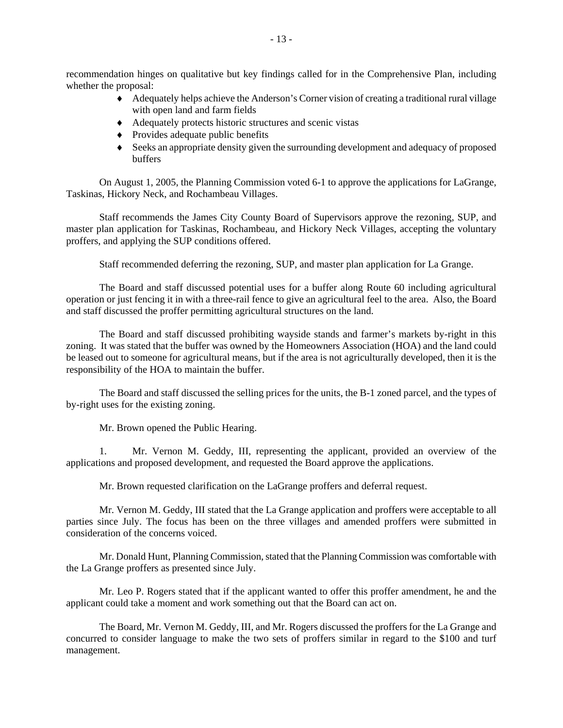recommendation hinges on qualitative but key findings called for in the Comprehensive Plan, including whether the proposal:

- Adequately helps achieve the Anderson's Corner vision of creating a traditional rural village with open land and farm fields
- Adequately protects historic structures and scenic vistas
- Provides adequate public benefits
- Seeks an appropriate density given the surrounding development and adequacy of proposed buffers

On August 1, 2005, the Planning Commission voted 6-1 to approve the applications for LaGrange, Taskinas, Hickory Neck, and Rochambeau Villages.

Staff recommends the James City County Board of Supervisors approve the rezoning, SUP, and master plan application for Taskinas, Rochambeau, and Hickory Neck Villages, accepting the voluntary proffers, and applying the SUP conditions offered.

Staff recommended deferring the rezoning, SUP, and master plan application for La Grange.

The Board and staff discussed potential uses for a buffer along Route 60 including agricultural operation or just fencing it in with a three-rail fence to give an agricultural feel to the area. Also, the Board and staff discussed the proffer permitting agricultural structures on the land.

The Board and staff discussed prohibiting wayside stands and farmer's markets by-right in this zoning. It was stated that the buffer was owned by the Homeowners Association (HOA) and the land could be leased out to someone for agricultural means, but if the area is not agriculturally developed, then it is the responsibility of the HOA to maintain the buffer.

The Board and staff discussed the selling prices for the units, the B-1 zoned parcel, and the types of by-right uses for the existing zoning.

Mr. Brown opened the Public Hearing.

1. Mr. Vernon M. Geddy, III, representing the applicant, provided an overview of the applications and proposed development, and requested the Board approve the applications.

Mr. Brown requested clarification on the LaGrange proffers and deferral request.

Mr. Vernon M. Geddy, III stated that the La Grange application and proffers were acceptable to all parties since July. The focus has been on the three villages and amended proffers were submitted in consideration of the concerns voiced.

Mr. Donald Hunt, Planning Commission, stated that the Planning Commission was comfortable with the La Grange proffers as presented since July.

Mr. Leo P. Rogers stated that if the applicant wanted to offer this proffer amendment, he and the applicant could take a moment and work something out that the Board can act on.

The Board, Mr. Vernon M. Geddy, III, and Mr. Rogers discussed the proffers for the La Grange and concurred to consider language to make the two sets of proffers similar in regard to the $100 and turf management.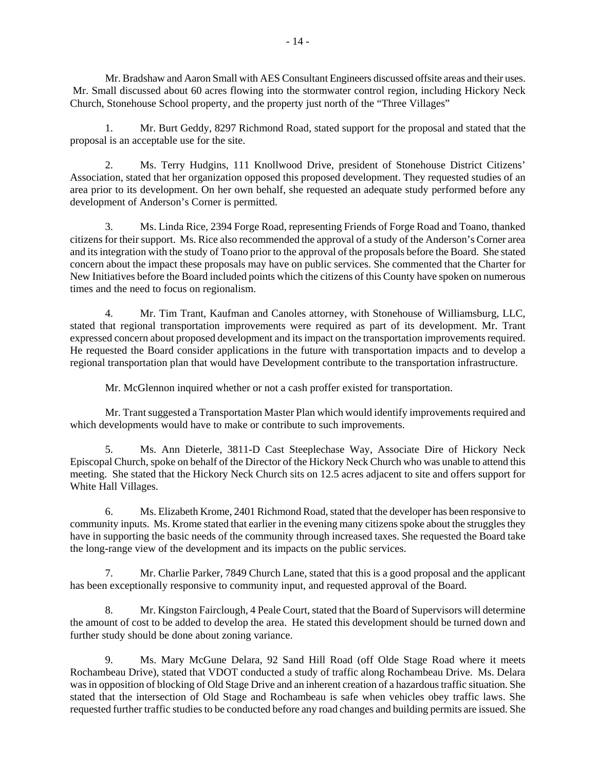Mr. Bradshaw and Aaron Small with AES Consultant Engineers discussed offsite areas and their uses. Mr. Small discussed about 60 acres flowing into the stormwater control region, including Hickory Neck Church, Stonehouse School property, and the property just north of the "Three Villages"

1. Mr. Burt Geddy, 8297 Richmond Road, stated support for the proposal and stated that the proposal is an acceptable use for the site.

2. Ms. Terry Hudgins, 111 Knollwood Drive, president of Stonehouse District Citizens' Association, stated that her organization opposed this proposed development. They requested studies of an area prior to its development. On her own behalf, she requested an adequate study performed before any development of Anderson's Corner is permitted.

3. Ms. Linda Rice, 2394 Forge Road, representing Friends of Forge Road and Toano, thanked citizens for their support. Ms. Rice also recommended the approval of a study of the Anderson's Corner area and its integration with the study of Toano prior to the approval of the proposals before the Board. She stated concern about the impact these proposals may have on public services. She commented that the Charter for New Initiatives before the Board included points which the citizens of this County have spoken on numerous times and the need to focus on regionalism.

4. Mr. Tim Trant, Kaufman and Canoles attorney, with Stonehouse of Williamsburg, LLC, stated that regional transportation improvements were required as part of its development. Mr. Trant expressed concern about proposed development and its impact on the transportation improvements required. He requested the Board consider applications in the future with transportation impacts and to develop a regional transportation plan that would have Development contribute to the transportation infrastructure.

Mr. McGlennon inquired whether or not a cash proffer existed for transportation.

Mr. Trant suggested a Transportation Master Plan which would identify improvements required and which developments would have to make or contribute to such improvements.

5. Ms. Ann Dieterle, 3811-D Cast Steeplechase Way, Associate Dire of Hickory Neck Episcopal Church, spoke on behalf of the Director of the Hickory Neck Church who was unable to attend this meeting. She stated that the Hickory Neck Church sits on 12.5 acres adjacent to site and offers support for White Hall Villages.

6. Ms. Elizabeth Krome, 2401 Richmond Road, stated that the developer has been responsive to community inputs. Ms. Krome stated that earlier in the evening many citizens spoke about the struggles they have in supporting the basic needs of the community through increased taxes. She requested the Board take the long-range view of the development and its impacts on the public services.

7. Mr. Charlie Parker, 7849 Church Lane, stated that this is a good proposal and the applicant has been exceptionally responsive to community input, and requested approval of the Board.

8. Mr. Kingston Fairclough, 4 Peale Court, stated that the Board of Supervisors will determine the amount of cost to be added to develop the area. He stated this development should be turned down and further study should be done about zoning variance.

9. Ms. Mary McGune Delara, 92 Sand Hill Road (off Olde Stage Road where it meets Rochambeau Drive), stated that VDOT conducted a study of traffic along Rochambeau Drive. Ms. Delara was in opposition of blocking of Old Stage Drive and an inherent creation of a hazardous traffic situation. She stated that the intersection of Old Stage and Rochambeau is safe when vehicles obey traffic laws. She requested further traffic studies to be conducted before any road changes and building permits are issued. She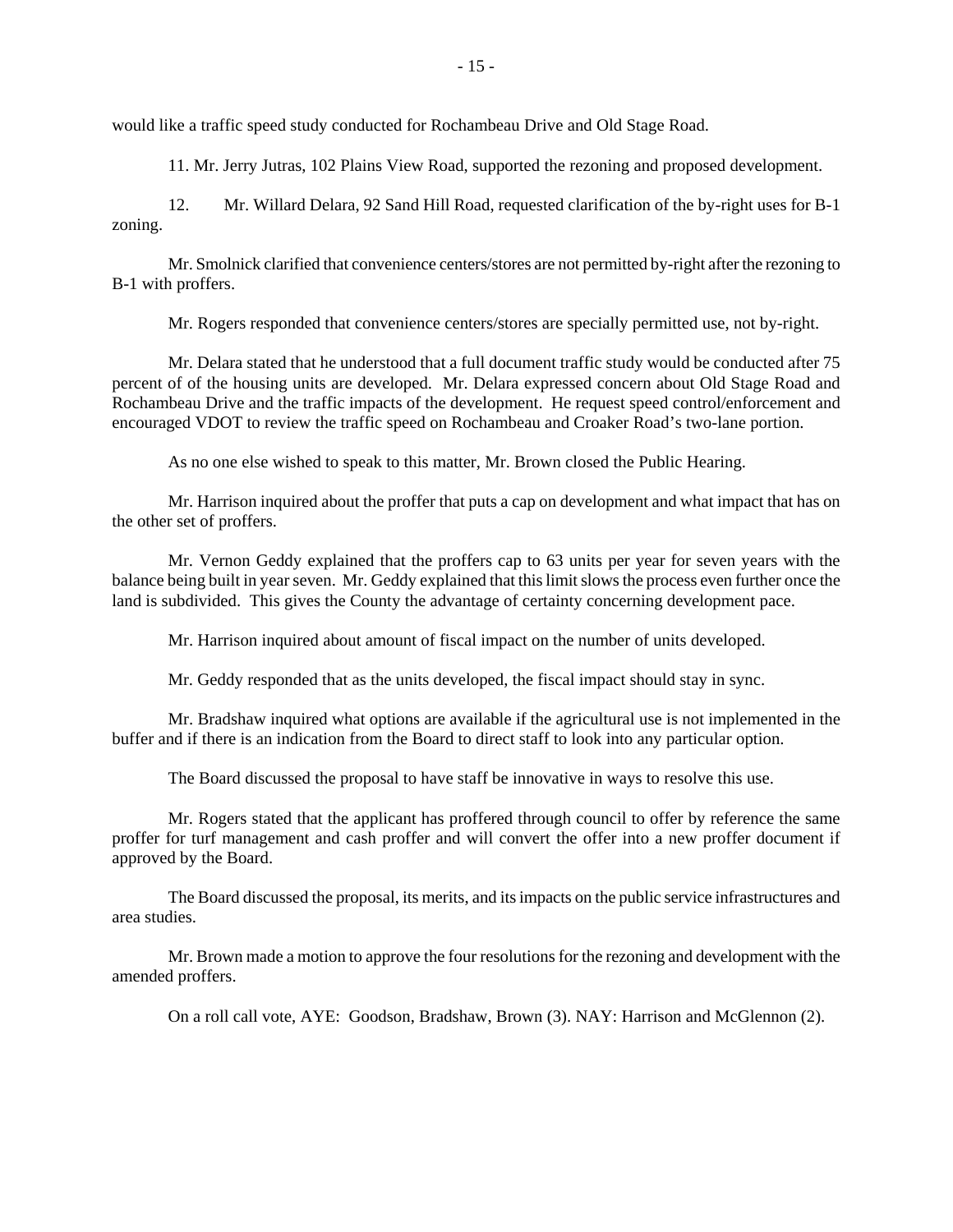would like a traffic speed study conducted for Rochambeau Drive and Old Stage Road.

11. Mr. Jerry Jutras, 102 Plains View Road, supported the rezoning and proposed development.

12. Mr. Willard Delara, 92 Sand Hill Road, requested clarification of the by-right uses for B-1 zoning.

Mr. Smolnick clarified that convenience centers/stores are not permitted by-right after the rezoning to B-1 with proffers.

Mr. Rogers responded that convenience centers/stores are specially permitted use, not by-right.

Mr. Delara stated that he understood that a full document traffic study would be conducted after 75 percent of of the housing units are developed. Mr. Delara expressed concern about Old Stage Road and Rochambeau Drive and the traffic impacts of the development. He request speed control/enforcement and encouraged VDOT to review the traffic speed on Rochambeau and Croaker Road's two-lane portion.

As no one else wished to speak to this matter, Mr. Brown closed the Public Hearing.

Mr. Harrison inquired about the proffer that puts a cap on development and what impact that has on the other set of proffers.

Mr. Vernon Geddy explained that the proffers cap to 63 units per year for seven years with the balance being built in year seven. Mr. Geddy explained that this limit slows the process even further once the land is subdivided. This gives the County the advantage of certainty concerning development pace.

Mr. Harrison inquired about amount of fiscal impact on the number of units developed.

Mr. Geddy responded that as the units developed, the fiscal impact should stay in sync.

Mr. Bradshaw inquired what options are available if the agricultural use is not implemented in the buffer and if there is an indication from the Board to direct staff to look into any particular option.

The Board discussed the proposal to have staff be innovative in ways to resolve this use.

Mr. Rogers stated that the applicant has proffered through council to offer by reference the same proffer for turf management and cash proffer and will convert the offer into a new proffer document if approved by the Board.

The Board discussed the proposal, its merits, and its impacts on the public service infrastructures and area studies.

Mr. Brown made a motion to approve the four resolutions for the rezoning and development with the amended proffers.

On a roll call vote, AYE: Goodson, Bradshaw, Brown (3). NAY: Harrison and McGlennon (2).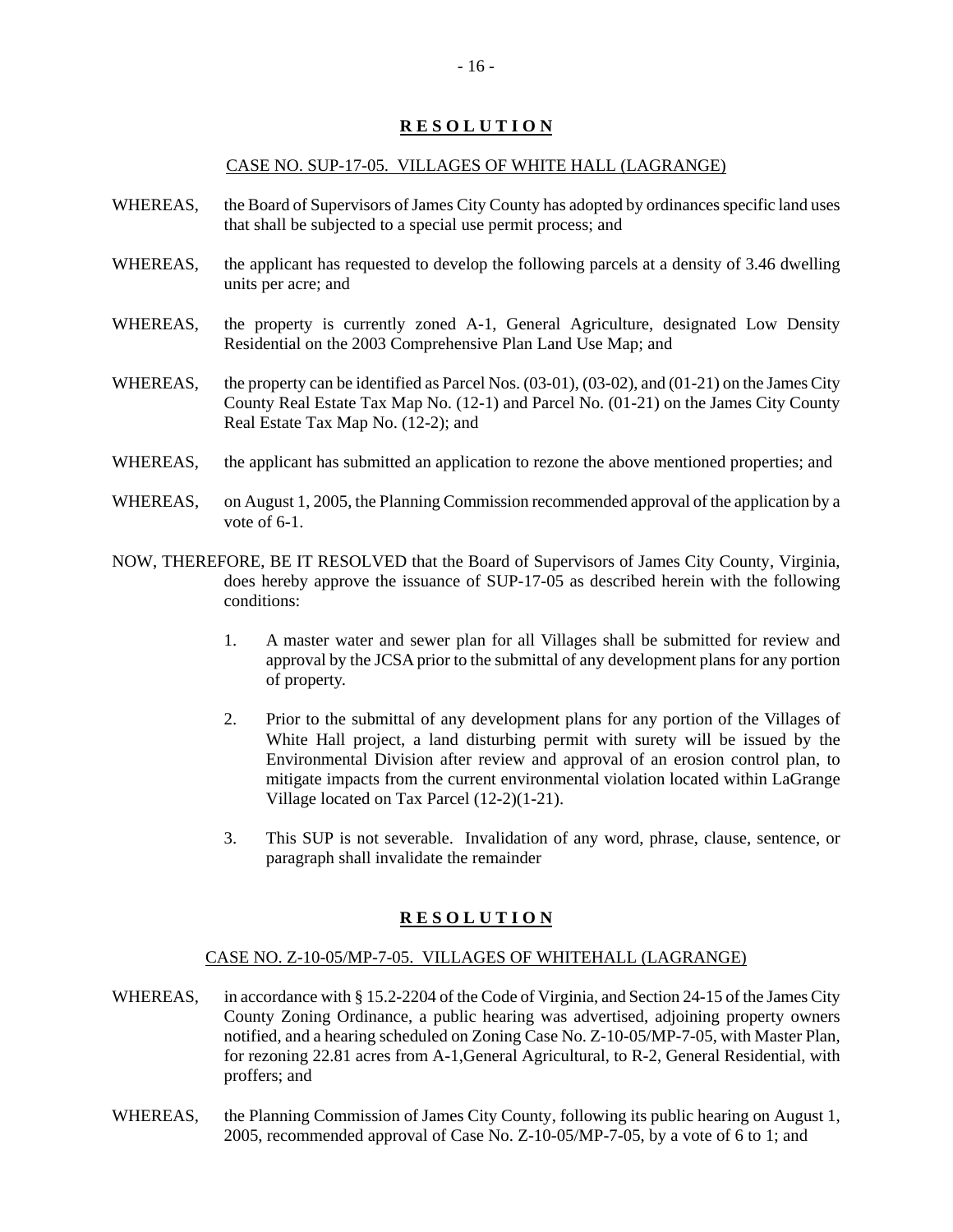## **R E S O L U T I O N**

CASE NO. SUP-17-05. VILLAGES OF WHITE HALL (LAGRANGE)

WHEREAS, the Board of Supervisors of James City County has adopted by ordinances specific land uses that shall be subjected to a special use permit process; and

WHEREAS, the applicant has requested to develop the following parcels at a density of 3.46 dwelling units per acre; and

WHEREAS, the property is currently zoned A-1, General Agriculture, designated Low Density Residential on the 2003 Comprehensive Plan Land Use Map; and

WHEREAS, the property can be identified as Parcel Nos. (03-01), (03-02), and (01-21) on the James City County Real Estate Tax Map No. (12-1) and Parcel No. (01-21) on the James City County Real Estate Tax Map No. (12-2); and

WHEREAS, the applicant has submitted an application to rezone the above mentioned properties; and

WHEREAS, on August 1, 2005, the Planning Commission recommended approval of the application by a vote of 6-1.

NOW, THEREFORE, BE IT RESOLVED that the Board of Supervisors of James City County, Virginia, does hereby approve the issuance of SUP-17-05 as described herein with the following conditions:

1. A master water and sewer plan for all Villages shall be submitted for review and approval by the JCSA prior to the submittal of any development plans for any portion of property.

2. Prior to the submittal of any development plans for any portion of the Villages of White Hall project, a land disturbing permit with surety will be issued by the Environmental Division after review and approval of an erosion control plan, to mitigate impacts from the current environmental violation located within LaGrange Village located on Tax Parcel (12-2)(1-21).

3. This SUP is not severable. Invalidation of any word, phrase, clause, sentence, or paragraph shall invalidate the remainder

## **R E S O L U T I O N**

CASE NO. Z-10-05/MP-7-05. VILLAGES OF WHITEHALL (LAGRANGE)

WHEREAS, in accordance with § 15.2-2204 of the Code of Virginia, and Section 24-15 of the James City County Zoning Ordinance, a public hearing was advertised, adjoining property owners notified, and a hearing scheduled on Zoning Case No. Z-10-05/MP-7-05, with Master Plan, for rezoning 22.81 acres from A-1,General Agricultural, to R-2, General Residential, with proffers; and

WHEREAS, the Planning Commission of James City County, following its public hearing on August 1, 2005, recommended approval of Case No. Z-10-05/MP-7-05, by a vote of 6 to 1; and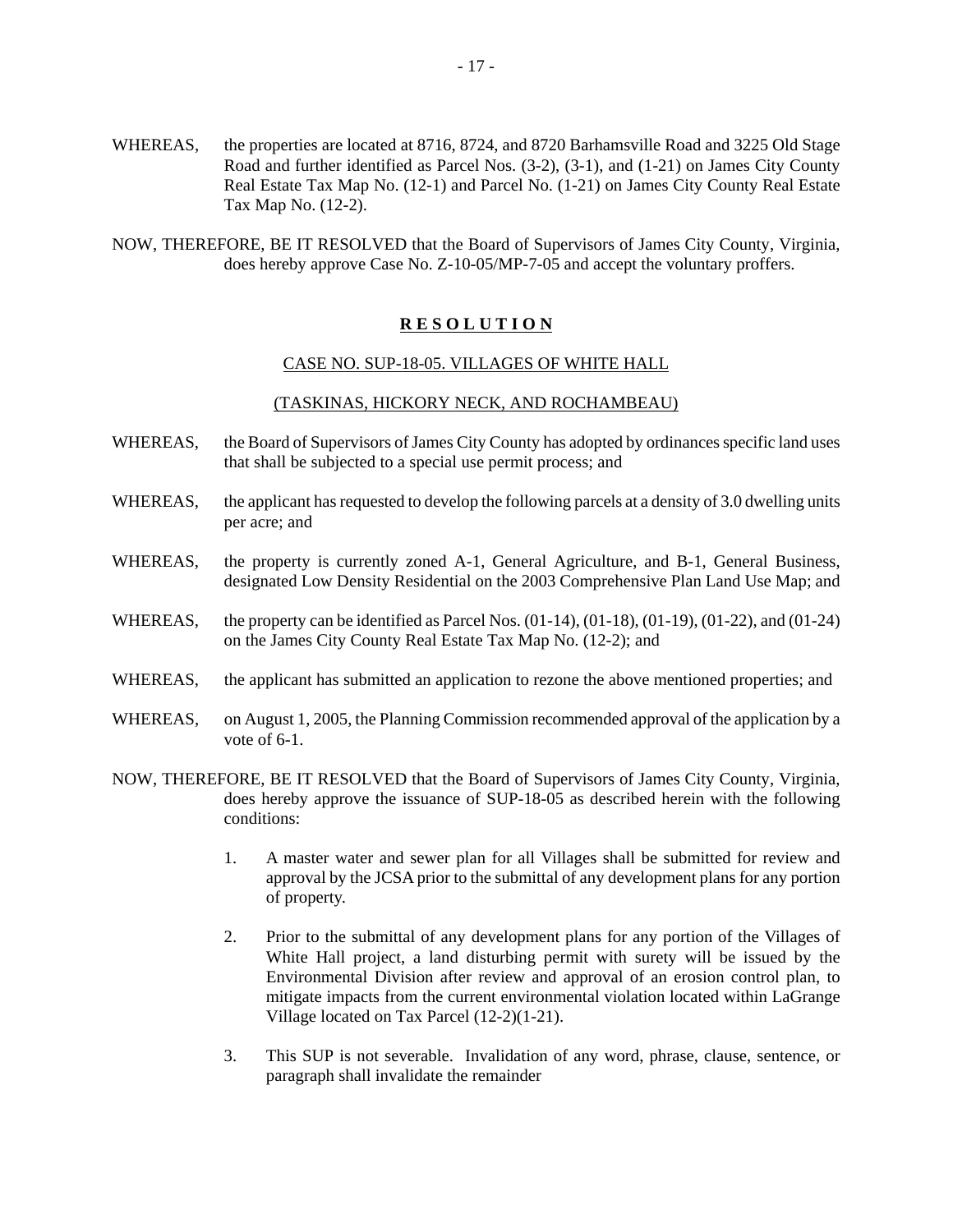WHEREAS, the properties are located at 8716, 8724, and 8720 Barhamsville Road and 3225 Old Stage Road and further identified as Parcel Nos. (3-2), (3-1), and (1-21) on James City County Real Estate Tax Map No. (12-1) and Parcel No. (1-21) on James City County Real Estate Tax Map No. (12-2).

NOW, THEREFORE, BE IT RESOLVED that the Board of Supervisors of James City County, Virginia, does hereby approve Case No. Z-10-05/MP-7-05 and accept the voluntary proffers.

## **R E S O L U T I O N**

CASE NO. SUP-18-05. VILLAGES OF WHITE HALL

(TASKINAS, HICKORY NECK, AND ROCHAMBEAU)

WHEREAS, the Board of Supervisors of James City County has adopted by ordinances specific land uses that shall be subjected to a special use permit process; and

WHEREAS, the applicant has requested to develop the following parcels at a density of 3.0 dwelling units per acre; and

WHEREAS, the property is currently zoned A-1, General Agriculture, and B-1, General Business, designated Low Density Residential on the 2003 Comprehensive Plan Land Use Map; and

WHEREAS, the property can be identified as Parcel Nos. (01-14), (01-18), (01-19), (01-22), and (01-24) on the James City County Real Estate Tax Map No. (12-2); and

WHEREAS, the applicant has submitted an application to rezone the above mentioned properties; and

WHEREAS, on August 1, 2005, the Planning Commission recommended approval of the application by a vote of 6-1.

NOW, THEREFORE, BE IT RESOLVED that the Board of Supervisors of James City County, Virginia, does hereby approve the issuance of SUP-18-05 as described herein with the following conditions:

1. A master water and sewer plan for all Villages shall be submitted for review and approval by the JCSA prior to the submittal of any development plans for any portion of property.

2. Prior to the submittal of any development plans for any portion of the Villages of White Hall project, a land disturbing permit with surety will be issued by the Environmental Division after review and approval of an erosion control plan, to mitigate impacts from the current environmental violation located within LaGrange Village located on Tax Parcel (12-2)(1-21).

3. This SUP is not severable. Invalidation of any word, phrase, clause, sentence, or paragraph shall invalidate the remainder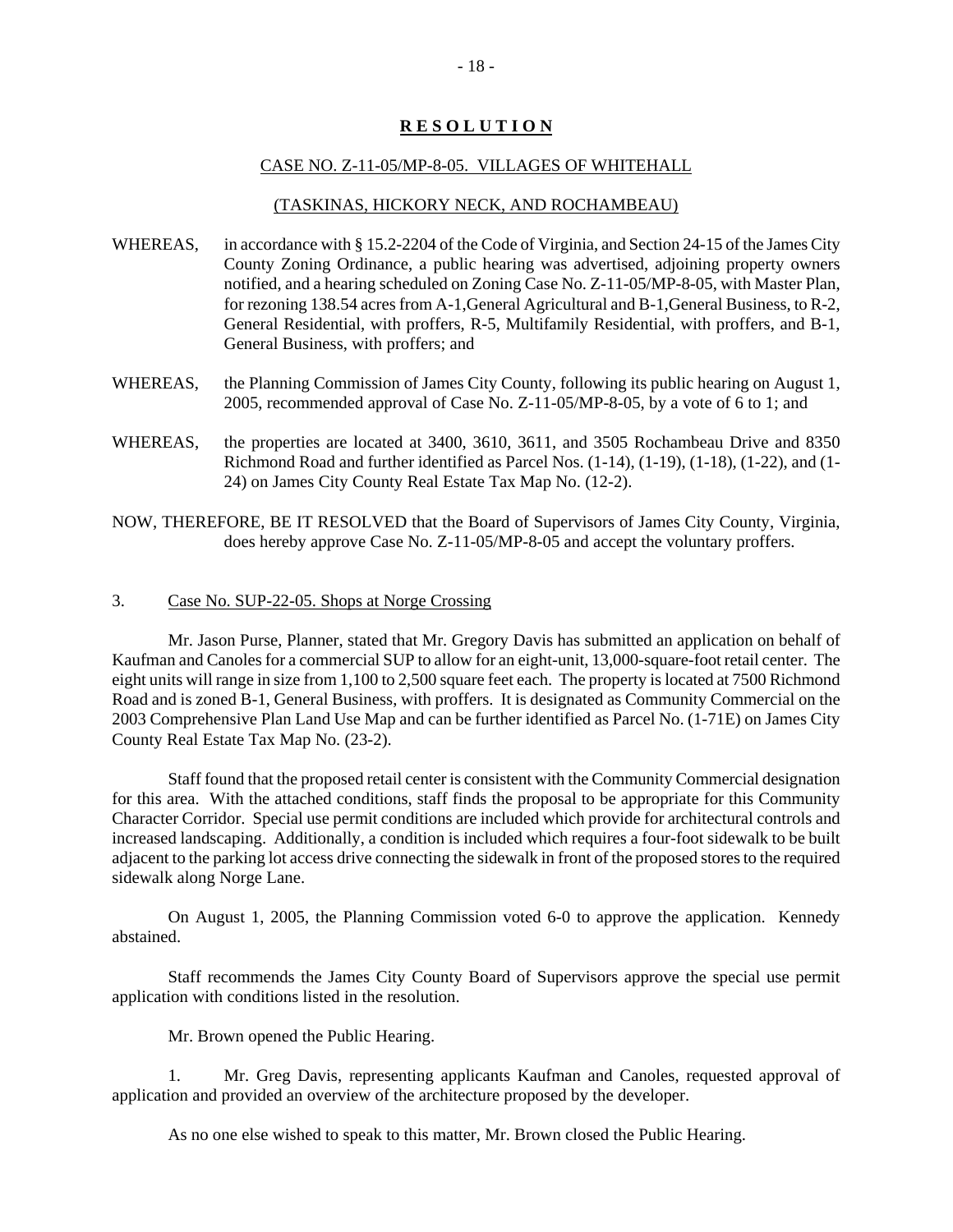**RESOLUTION**

CASE NO. Z-11-05/MP-8-05. VILLAGES OF WHITEHALL

(TASKINAS, HICKORY NECK, AND ROCHAMBEAU)

WHEREAS, in accordance with § 15.2-2204 of the Code of Virginia, and Section 24-15 of the James City County Zoning Ordinance, a public hearing was advertised, adjoining property owners notified, and a hearing scheduled on Zoning Case No. Z-11-05/MP-8-05, with Master Plan, for rezoning 138.54 acres from A-1,General Agricultural and B-1,General Business, to R-2, General Residential, with proffers, R-5, Multifamily Residential, with proffers, and B-1, General Business, with proffers; and

WHEREAS, the Planning Commission of James City County, following its public hearing on August 1, 2005, recommended approval of Case No. Z-11-05/MP-8-05, by a vote of 6 to 1; and

WHEREAS, the properties are located at 3400, 3610, 3611, and 3505 Rochambeau Drive and 8350 Richmond Road and further identified as Parcel Nos. (1-14), (1-19), (1-18), (1-22), and (1-24) on James City County Real Estate Tax Map No. (12-2).

NOW, THEREFORE, BE IT RESOLVED that the Board of Supervisors of James City County, Virginia, does hereby approve Case No. Z-11-05/MP-8-05 and accept the voluntary proffers.

3. Case No. SUP-22-05. Shops at Norge Crossing

Mr. Jason Purse, Planner, stated that Mr. Gregory Davis has submitted an application on behalf of Kaufman and Canoles for a commercial SUP to allow for an eight-unit, 13,000-square-foot retail center. The eight units will range in size from 1,100 to 2,500 square feet each. The property is located at 7500 Richmond Road and is zoned B-1, General Business, with proffers. It is designated as Community Commercial on the 2003 Comprehensive Plan Land Use Map and can be further identified as Parcel No. (1-71E) on James City County Real Estate Tax Map No. (23-2).

Staff found that the proposed retail center is consistent with the Community Commercial designation for this area. With the attached conditions, staff finds the proposal to be appropriate for this Community Character Corridor. Special use permit conditions are included which provide for architectural controls and increased landscaping. Additionally, a condition is included which requires a four-foot sidewalk to be built adjacent to the parking lot access drive connecting the sidewalk in front of the proposed stores to the required sidewalk along Norge Lane.

On August 1, 2005, the Planning Commission voted 6-0 to approve the application. Kennedy abstained.

Staff recommends the James City County Board of Supervisors approve the special use permit application with conditions listed in the resolution.

Mr. Brown opened the Public Hearing.

1. Mr. Greg Davis, representing applicants Kaufman and Canoles, requested approval of application and provided an overview of the architecture proposed by the developer.

As no one else wished to speak to this matter, Mr. Brown closed the Public Hearing.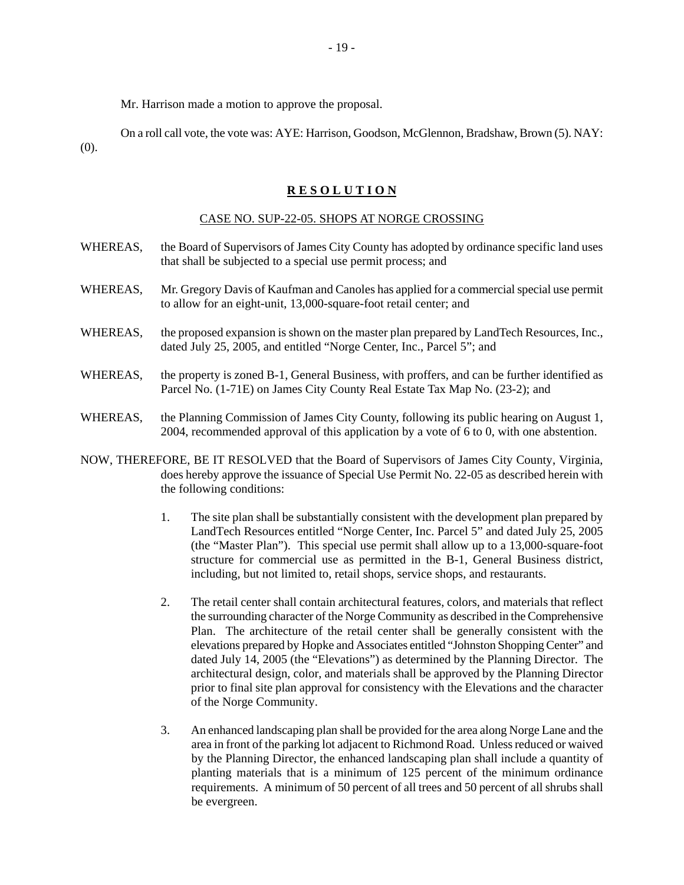Mr. Harrison made a motion to approve the proposal.

On a roll call vote, the vote was: AYE: Harrison, Goodson, McGlennon, Bradshaw, Brown (5). NAY: (0).

## **R E S O L U T I O N**

CASE NO. SUP-22-05. SHOPS AT NORGE CROSSING

WHEREAS, the Board of Supervisors of James City County has adopted by ordinance specific land uses that shall be subjected to a special use permit process; and

WHEREAS, Mr. Gregory Davis of Kaufman and Canoles has applied for a commercial special use permit to allow for an eight-unit, 13,000-square-foot retail center; and

WHEREAS, the proposed expansion is shown on the master plan prepared by LandTech Resources, Inc., dated July 25, 2005, and entitled "Norge Center, Inc., Parcel 5"; and

WHEREAS, the property is zoned B-1, General Business, with proffers, and can be further identified as Parcel No. (1-71E) on James City County Real Estate Tax Map No. (23-2); and

WHEREAS, the Planning Commission of James City County, following its public hearing on August 1, 2004, recommended approval of this application by a vote of 6 to 0, with one abstention.

NOW, THEREFORE, BE IT RESOLVED that the Board of Supervisors of James City County, Virginia, does hereby approve the issuance of Special Use Permit No. 22-05 as described herein with the following conditions:

1. The site plan shall be substantially consistent with the development plan prepared by LandTech Resources entitled "Norge Center, Inc. Parcel 5" and dated July 25, 2005 (the "Master Plan"). This special use permit shall allow up to a 13,000-square-foot structure for commercial use as permitted in the B-1, General Business district, including, but not limited to, retail shops, service shops, and restaurants.

2. The retail center shall contain architectural features, colors, and materials that reflect the surrounding character of the Norge Community as described in the Comprehensive Plan. The architecture of the retail center shall be generally consistent with the elevations prepared by Hopke and Associates entitled "Johnston Shopping Center" and dated July 14, 2005 (the "Elevations") as determined by the Planning Director. The architectural design, color, and materials shall be approved by the Planning Director prior to final site plan approval for consistency with the Elevations and the character of the Norge Community.

3. An enhanced landscaping plan shall be provided for the area along Norge Lane and the area in front of the parking lot adjacent to Richmond Road. Unless reduced or waived by the Planning Director, the enhanced landscaping plan shall include a quantity of planting materials that is a minimum of 125 percent of the minimum ordinance requirements. A minimum of 50 percent of all trees and 50 percent of all shrubs shall be evergreen.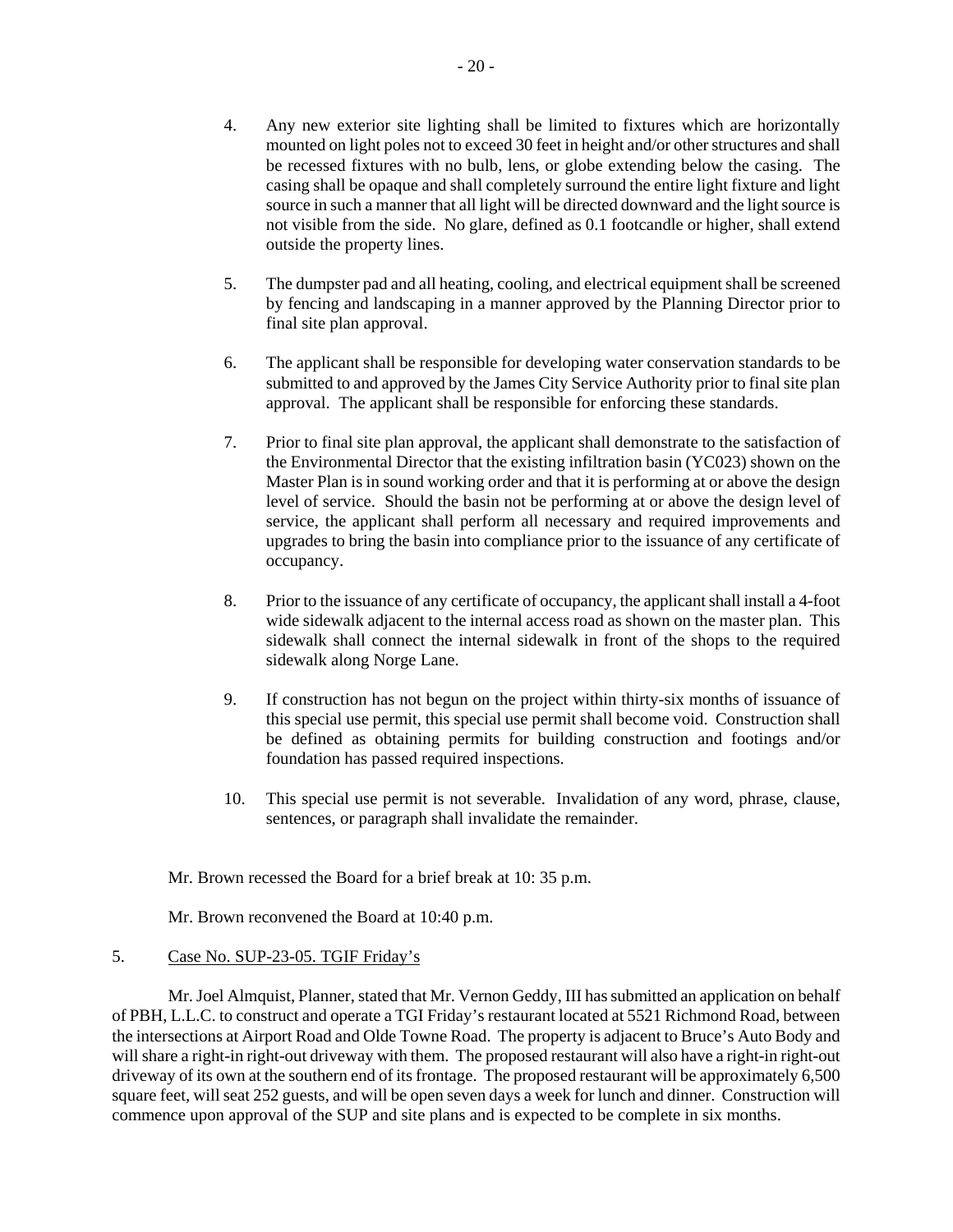4. Any new exterior site lighting shall be limited to fixtures which are horizontally mounted on light poles not to exceed 30 feet in height and/or other structures and shall be recessed fixtures with no bulb, lens, or globe extending below the casing. The casing shall be opaque and shall completely surround the entire light fixture and light source in such a manner that all light will be directed downward and the light source is not visible from the side. No glare, defined as 0.1 footcandle or higher, shall extend outside the property lines.

5. The dumpster pad and all heating, cooling, and electrical equipment shall be screened by fencing and landscaping in a manner approved by the Planning Director prior to final site plan approval.

6. The applicant shall be responsible for developing water conservation standards to be submitted to and approved by the James City Service Authority prior to final site plan approval. The applicant shall be responsible for enforcing these standards.

7. Prior to final site plan approval, the applicant shall demonstrate to the satisfaction of the Environmental Director that the existing infiltration basin (YC023) shown on the Master Plan is in sound working order and that it is performing at or above the design level of service. Should the basin not be performing at or above the design level of service, the applicant shall perform all necessary and required improvements and upgrades to bring the basin into compliance prior to the issuance of any certificate of occupancy.

8. Prior to the issuance of any certificate of occupancy, the applicant shall install a 4-foot wide sidewalk adjacent to the internal access road as shown on the master plan. This sidewalk shall connect the internal sidewalk in front of the shops to the required sidewalk along Norge Lane.

9. If construction has not begun on the project within thirty-six months of issuance of this special use permit, this special use permit shall become void. Construction shall be defined as obtaining permits for building construction and footings and/or foundation has passed required inspections.

10. This special use permit is not severable. Invalidation of any word, phrase, clause, sentences, or paragraph shall invalidate the remainder.

Mr. Brown recessed the Board for a brief break at 10: 35 p.m.

Mr. Brown reconvened the Board at 10:40 p.m.

5. Case No. SUP-23-05. TGIF Friday's

Mr. Joel Almquist, Planner, stated that Mr. Vernon Geddy, III has submitted an application on behalf of PBH, L.L.C. to construct and operate a TGI Friday's restaurant located at 5521 Richmond Road, between the intersections at Airport Road and Olde Towne Road. The property is adjacent to Bruce's Auto Body and will share a right-in right-out driveway with them. The proposed restaurant will also have a right-in right-out driveway of its own at the southern end of its frontage. The proposed restaurant will be approximately 6,500 square feet, will seat 252 guests, and will be open seven days a week for lunch and dinner. Construction will commence upon approval of the SUP and site plans and is expected to be complete in six months.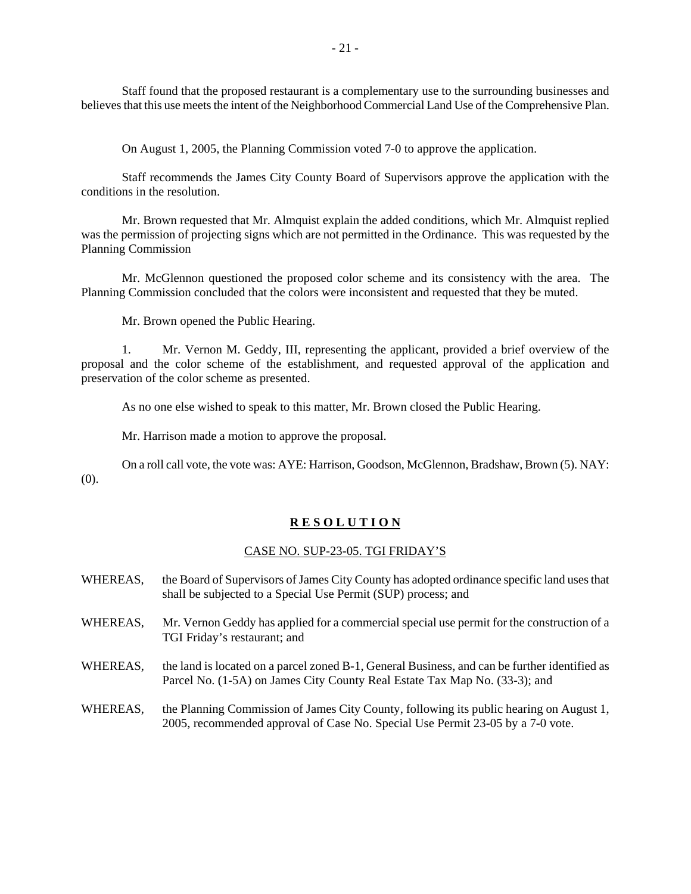Staff found that the proposed restaurant is a complementary use to the surrounding businesses and believes that this use meets the intent of the Neighborhood Commercial Land Use of the Comprehensive Plan.

On August 1, 2005, the Planning Commission voted 7-0 to approve the application.

Staff recommends the James City County Board of Supervisors approve the application with the conditions in the resolution.

Mr. Brown requested that Mr. Almquist explain the added conditions, which Mr. Almquist replied was the permission of projecting signs which are not permitted in the Ordinance. This was requested by the Planning Commission

Mr. McGlennon questioned the proposed color scheme and its consistency with the area. The Planning Commission concluded that the colors were inconsistent and requested that they be muted.

Mr. Brown opened the Public Hearing.

1. Mr. Vernon M. Geddy, III, representing the applicant, provided a brief overview of the proposal and the color scheme of the establishment, and requested approval of the application and preservation of the color scheme as presented.

As no one else wished to speak to this matter, Mr. Brown closed the Public Hearing.

Mr. Harrison made a motion to approve the proposal.

On a roll call vote, the vote was: AYE: Harrison, Goodson, McGlennon, Bradshaw, Brown (5). NAY: (0).

**R E S O L U T I O N**

CASE NO. SUP-23-05. TGI FRIDAY'S

WHEREAS, the Board of Supervisors of James City County has adopted ordinance specific land uses that shall be subjected to a Special Use Permit (SUP) process; and

WHEREAS, Mr. Vernon Geddy has applied for a commercial special use permit for the construction of a TGI Friday's restaurant; and

WHEREAS, the land is located on a parcel zoned B-1, General Business, and can be further identified as Parcel No. (1-5A) on James City County Real Estate Tax Map No. (33-3); and

WHEREAS, the Planning Commission of James City County, following its public hearing on August 1, 2005, recommended approval of Case No. Special Use Permit 23-05 by a 7-0 vote.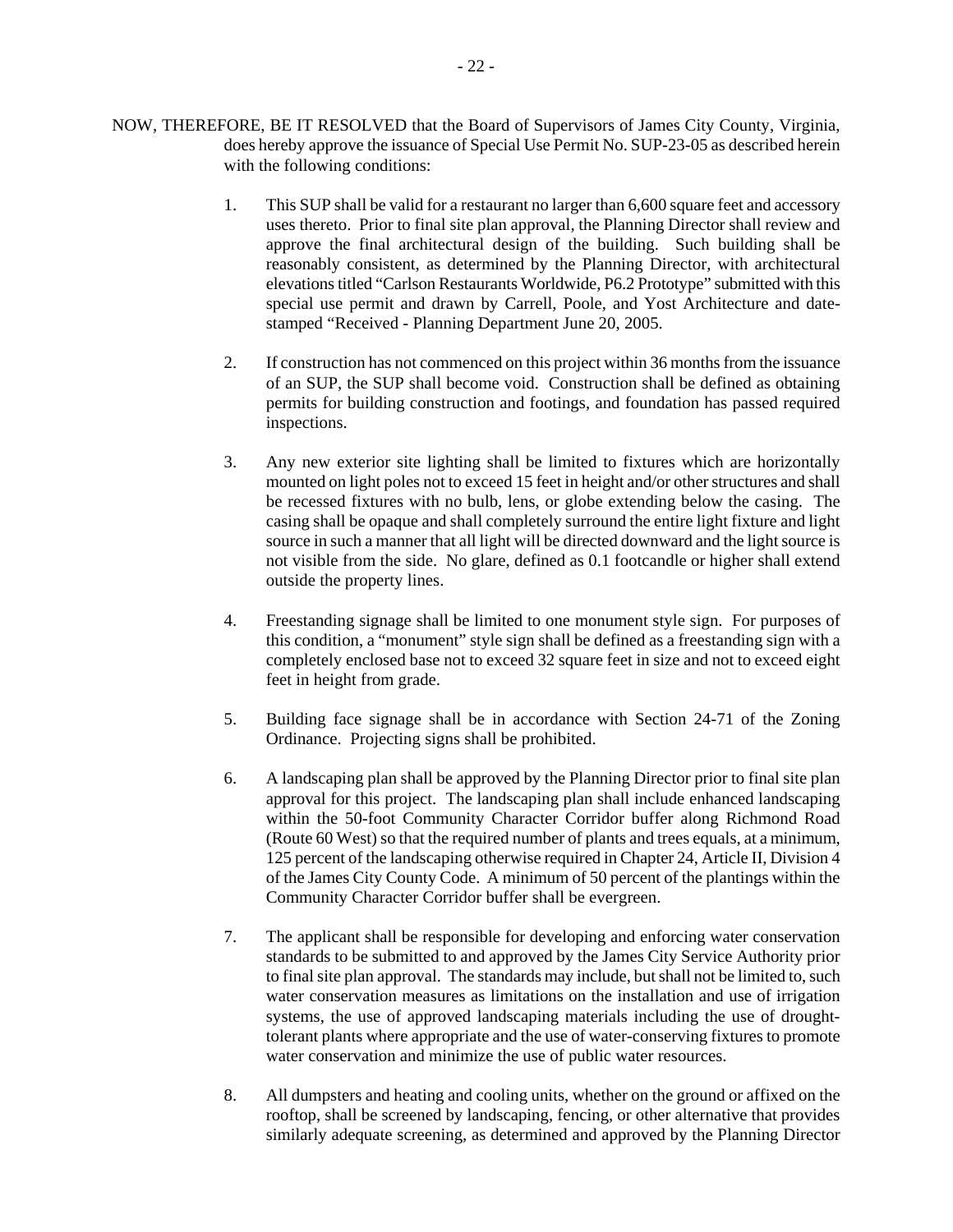NOW, THEREFORE, BE IT RESOLVED that the Board of Supervisors of James City County, Virginia, does hereby approve the issuance of Special Use Permit No. SUP-23-05 as described herein with the following conditions:

1. This SUP shall be valid for a restaurant no larger than 6,600 square feet and accessory uses thereto. Prior to final site plan approval, the Planning Director shall review and approve the final architectural design of the building. Such building shall be reasonably consistent, as determined by the Planning Director, with architectural elevations titled "Carlson Restaurants Worldwide, P6.2 Prototype" submitted with this special use permit and drawn by Carrell, Poole, and Yost Architecture and date-stamped "Received - Planning Department June 20, 2005.

2. If construction has not commenced on this project within 36 months from the issuance of an SUP, the SUP shall become void. Construction shall be defined as obtaining permits for building construction and footings, and foundation has passed required inspections.

3. Any new exterior site lighting shall be limited to fixtures which are horizontally mounted on light poles not to exceed 15 feet in height and/or other structures and shall be recessed fixtures with no bulb, lens, or globe extending below the casing. The casing shall be opaque and shall completely surround the entire light fixture and light source in such a manner that all light will be directed downward and the light source is not visible from the side. No glare, defined as 0.1 footcandle or higher shall extend outside the property lines.

4. Freestanding signage shall be limited to one monument style sign. For purposes of this condition, a "monument" style sign shall be defined as a freestanding sign with a completely enclosed base not to exceed 32 square feet in size and not to exceed eight feet in height from grade.

5. Building face signage shall be in accordance with Section 24-71 of the Zoning Ordinance. Projecting signs shall be prohibited.

6. A landscaping plan shall be approved by the Planning Director prior to final site plan approval for this project. The landscaping plan shall include enhanced landscaping within the 50-foot Community Character Corridor buffer along Richmond Road (Route 60 West) so that the required number of plants and trees equals, at a minimum, 125 percent of the landscaping otherwise required in Chapter 24, Article II, Division 4 of the James City County Code. A minimum of 50 percent of the plantings within the Community Character Corridor buffer shall be evergreen.

7. The applicant shall be responsible for developing and enforcing water conservation standards to be submitted to and approved by the James City Service Authority prior to final site plan approval. The standards may include, but shall not be limited to, such water conservation measures as limitations on the installation and use of irrigation systems, the use of approved landscaping materials including the use of drought-tolerant plants where appropriate and the use of water-conserving fixtures to promote water conservation and minimize the use of public water resources.

8. All dumpsters and heating and cooling units, whether on the ground or affixed on the rooftop, shall be screened by landscaping, fencing, or other alternative that provides similarly adequate screening, as determined and approved by the Planning Director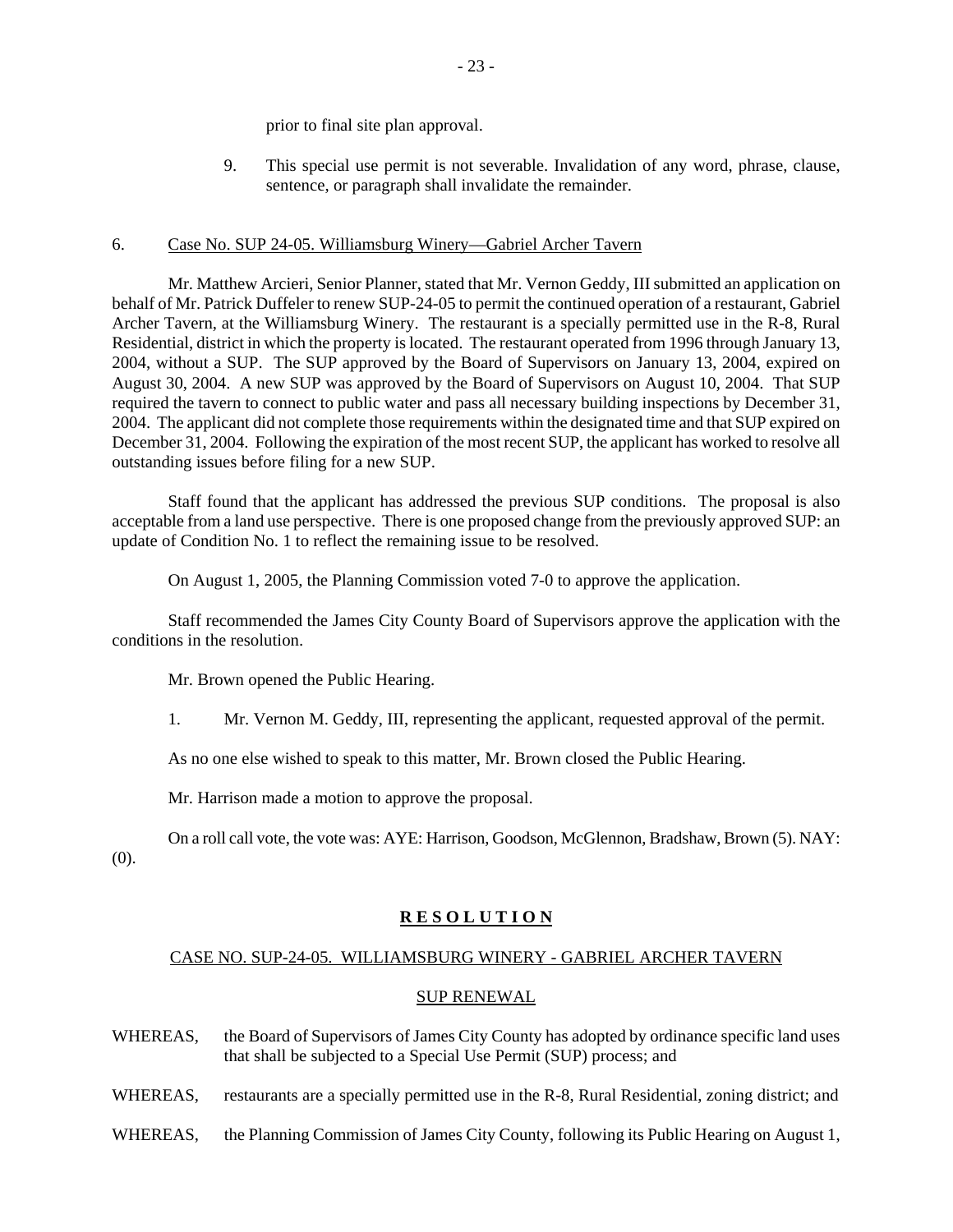prior to final site plan approval.

9. This special use permit is not severable. Invalidation of any word, phrase, clause, sentence, or paragraph shall invalidate the remainder.

6. Case No. SUP 24-05. Williamsburg Winery—Gabriel Archer Tavern

Mr. Matthew Arcieri, Senior Planner, stated that Mr. Vernon Geddy, III submitted an application on behalf of Mr. Patrick Duffeler to renew SUP-24-05 to permit the continued operation of a restaurant, Gabriel Archer Tavern, at the Williamsburg Winery. The restaurant is a specially permitted use in the R-8, Rural Residential, district in which the property is located. The restaurant operated from 1996 through January 13, 2004, without a SUP. The SUP approved by the Board of Supervisors on January 13, 2004, expired on August 30, 2004. A new SUP was approved by the Board of Supervisors on August 10, 2004. That SUP required the tavern to connect to public water and pass all necessary building inspections by December 31, 2004. The applicant did not complete those requirements within the designated time and that SUP expired on December 31, 2004. Following the expiration of the most recent SUP, the applicant has worked to resolve all outstanding issues before filing for a new SUP.

Staff found that the applicant has addressed the previous SUP conditions. The proposal is also acceptable from a land use perspective. There is one proposed change from the previously approved SUP: an update of Condition No. 1 to reflect the remaining issue to be resolved.

On August 1, 2005, the Planning Commission voted 7-0 to approve the application.

Staff recommended the James City County Board of Supervisors approve the application with the conditions in the resolution.

Mr. Brown opened the Public Hearing.

1. Mr. Vernon M. Geddy, III, representing the applicant, requested approval of the permit.

As no one else wished to speak to this matter, Mr. Brown closed the Public Hearing.

Mr. Harrison made a motion to approve the proposal.

On a roll call vote, the vote was: AYE: Harrison, Goodson, McGlennon, Bradshaw, Brown (5). NAY: (0).

**R E S O L U T I O N**

CASE NO. SUP-24-05. WILLIAMSBURG WINERY - GABRIEL ARCHER TAVERN

SUP RENEWAL

WHEREAS, the Board of Supervisors of James City County has adopted by ordinance specific land uses that shall be subjected to a Special Use Permit (SUP) process; and

WHEREAS, restaurants are a specially permitted use in the R-8, Rural Residential, zoning district; and

WHEREAS, the Planning Commission of James City County, following its Public Hearing on August 1,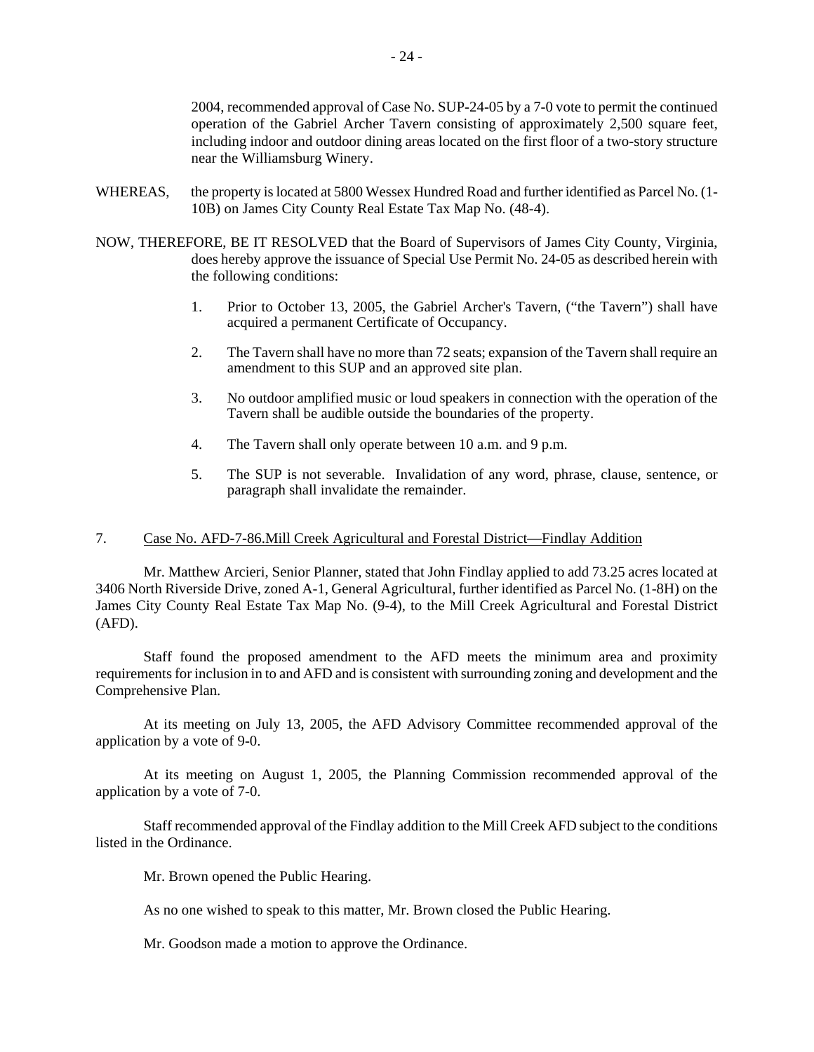2004, recommended approval of Case No. SUP-24-05 by a 7-0 vote to permit the continued operation of the Gabriel Archer Tavern consisting of approximately 2,500 square feet, including indoor and outdoor dining areas located on the first floor of a two-story structure near the Williamsburg Winery.

WHEREAS, the property is located at 5800 Wessex Hundred Road and further identified as Parcel No. (1-10B) on James City County Real Estate Tax Map No. (48-4).

NOW, THEREFORE, BE IT RESOLVED that the Board of Supervisors of James City County, Virginia, does hereby approve the issuance of Special Use Permit No. 24-05 as described herein with the following conditions:

1. Prior to October 13, 2005, the Gabriel Archer's Tavern, ("the Tavern") shall have acquired a permanent Certificate of Occupancy.

2. The Tavern shall have no more than 72 seats; expansion of the Tavern shall require an amendment to this SUP and an approved site plan.

3. No outdoor amplified music or loud speakers in connection with the operation of the Tavern shall be audible outside the boundaries of the property.

4. The Tavern shall only operate between 10 a.m. and 9 p.m.

5. The SUP is not severable. Invalidation of any word, phrase, clause, sentence, or paragraph shall invalidate the remainder.

7. Case No. AFD-7-86.Mill Creek Agricultural and Forestal District—Findlay Addition

Mr. Matthew Arcieri, Senior Planner, stated that John Findlay applied to add 73.25 acres located at 3406 North Riverside Drive, zoned A-1, General Agricultural, further identified as Parcel No. (1-8H) on the James City County Real Estate Tax Map No. (9-4), to the Mill Creek Agricultural and Forestal District (AFD).

Staff found the proposed amendment to the AFD meets the minimum area and proximity requirements for inclusion in to and AFD and is consistent with surrounding zoning and development and the Comprehensive Plan.

At its meeting on July 13, 2005, the AFD Advisory Committee recommended approval of the application by a vote of 9-0.

At its meeting on August 1, 2005, the Planning Commission recommended approval of the application by a vote of 7-0.

Staff recommended approval of the Findlay addition to the Mill Creek AFD subject to the conditions listed in the Ordinance.

Mr. Brown opened the Public Hearing.

As no one wished to speak to this matter, Mr. Brown closed the Public Hearing.

Mr. Goodson made a motion to approve the Ordinance.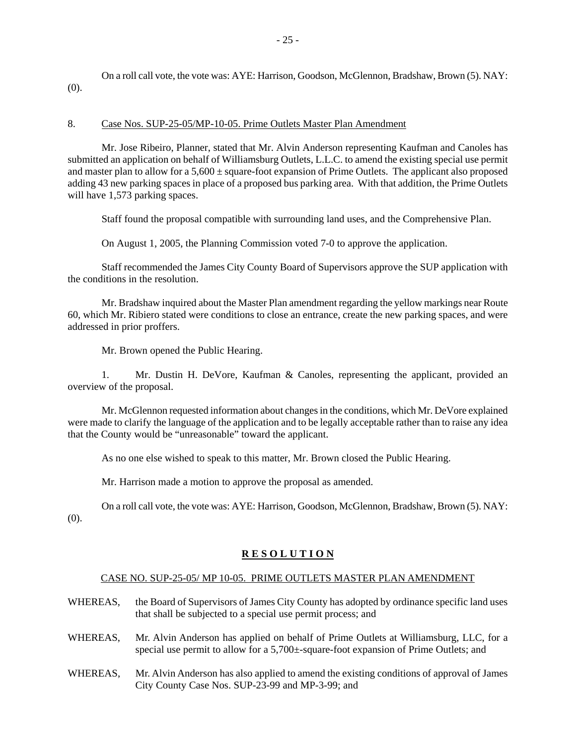On a roll call vote, the vote was: AYE: Harrison, Goodson, McGlennon, Bradshaw, Brown (5). NAY: (0).

8. Case Nos. SUP-25-05/MP-10-05. Prime Outlets Master Plan Amendment

Mr. Jose Ribeiro, Planner, stated that Mr. Alvin Anderson representing Kaufman and Canoles has submitted an application on behalf of Williamsburg Outlets, L.L.C. to amend the existing special use permit and master plan to allow for a 5,600 ± square-foot expansion of Prime Outlets. The applicant also proposed adding 43 new parking spaces in place of a proposed bus parking area. With that addition, the Prime Outlets will have 1,573 parking spaces.

Staff found the proposal compatible with surrounding land uses, and the Comprehensive Plan.

On August 1, 2005, the Planning Commission voted 7-0 to approve the application.

Staff recommended the James City County Board of Supervisors approve the SUP application with the conditions in the resolution.

Mr. Bradshaw inquired about the Master Plan amendment regarding the yellow markings near Route 60, which Mr. Ribiero stated were conditions to close an entrance, create the new parking spaces, and were addressed in prior proffers.

Mr. Brown opened the Public Hearing.

1. Mr. Dustin H. DeVore, Kaufman & Canoles, representing the applicant, provided an overview of the proposal.

Mr. McGlennon requested information about changes in the conditions, which Mr. DeVore explained were made to clarify the language of the application and to be legally acceptable rather than to raise any idea that the County would be "unreasonable" toward the applicant.

As no one else wished to speak to this matter, Mr. Brown closed the Public Hearing.

Mr. Harrison made a motion to approve the proposal as amended.

On a roll call vote, the vote was: AYE: Harrison, Goodson, McGlennon, Bradshaw, Brown (5). NAY: (0).

## **R E S O L U T I O N**

CASE NO. SUP-25-05/ MP 10-05. PRIME OUTLETS MASTER PLAN AMENDMENT

WHEREAS, the Board of Supervisors of James City County has adopted by ordinance specific land uses that shall be subjected to a special use permit process; and

WHEREAS, Mr. Alvin Anderson has applied on behalf of Prime Outlets at Williamsburg, LLC, for a special use permit to allow for a 5,700±-square-foot expansion of Prime Outlets; and

WHEREAS, Mr. Alvin Anderson has also applied to amend the existing conditions of approval of James City County Case Nos. SUP-23-99 and MP-3-99; and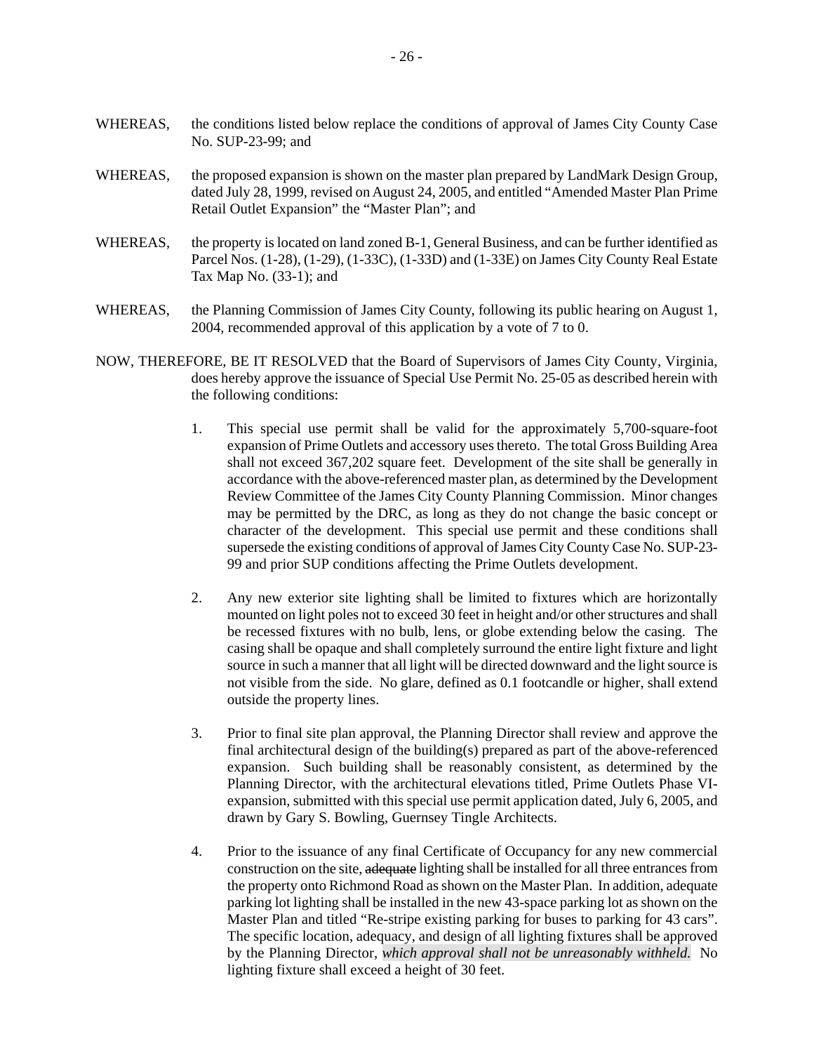WHEREAS, the conditions listed below replace the conditions of approval of James City County Case No. SUP-23-99; and

WHEREAS, the proposed expansion is shown on the master plan prepared by LandMark Design Group, dated July 28, 1999, revised on August 24, 2005, and entitled "Amended Master Plan Prime Retail Outlet Expansion" the "Master Plan"; and

WHEREAS, the property is located on land zoned B-1, General Business, and can be further identified as Parcel Nos. (1-28), (1-29), (1-33C), (1-33D) and (1-33E) on James City County Real Estate Tax Map No. (33-1); and

WHEREAS, the Planning Commission of James City County, following its public hearing on August 1, 2004, recommended approval of this application by a vote of 7 to 0.

NOW, THEREFORE, BE IT RESOLVED that the Board of Supervisors of James City County, Virginia, does hereby approve the issuance of Special Use Permit No. 25-05 as described herein with the following conditions:

1. This special use permit shall be valid for the approximately 5,700-square-foot expansion of Prime Outlets and accessory uses thereto. The total Gross Building Area shall not exceed 367,202 square feet. Development of the site shall be generally in accordance with the above-referenced master plan, as determined by the Development Review Committee of the James City County Planning Commission. Minor changes may be permitted by the DRC, as long as they do not change the basic concept or character of the development. This special use permit and these conditions shall supersede the existing conditions of approval of James City County Case No. SUP-23-99 and prior SUP conditions affecting the Prime Outlets development.

2. Any new exterior site lighting shall be limited to fixtures which are horizontally mounted on light poles not to exceed 30 feet in height and/or other structures and shall be recessed fixtures with no bulb, lens, or globe extending below the casing. The casing shall be opaque and shall completely surround the entire light fixture and light source in such a manner that all light will be directed downward and the light source is not visible from the side. No glare, defined as 0.1 footcandle or higher, shall extend outside the property lines.

3. Prior to final site plan approval, the Planning Director shall review and approve the final architectural design of the building(s) prepared as part of the above-referenced expansion. Such building shall be reasonably consistent, as determined by the Planning Director, with the architectural elevations titled, Prime Outlets Phase VI-expansion, submitted with this special use permit application dated, July 6, 2005, and drawn by Gary S. Bowling, Guernsey Tingle Architects.

4. Prior to the issuance of any final Certificate of Occupancy for any new commercial construction on the site, ~~adequate~~ lighting shall be installed for all three entrances from the property onto Richmond Road as shown on the Master Plan. In addition, adequate parking lot lighting shall be installed in the new 43-space parking lot as shown on the Master Plan and titled "Re-stripe existing parking for buses to parking for 43 cars". The specific location, adequacy, and design of all lighting fixtures shall be approved by the Planning Director, *which approval shall not be unreasonably withheld.* No lighting fixture shall exceed a height of 30 feet.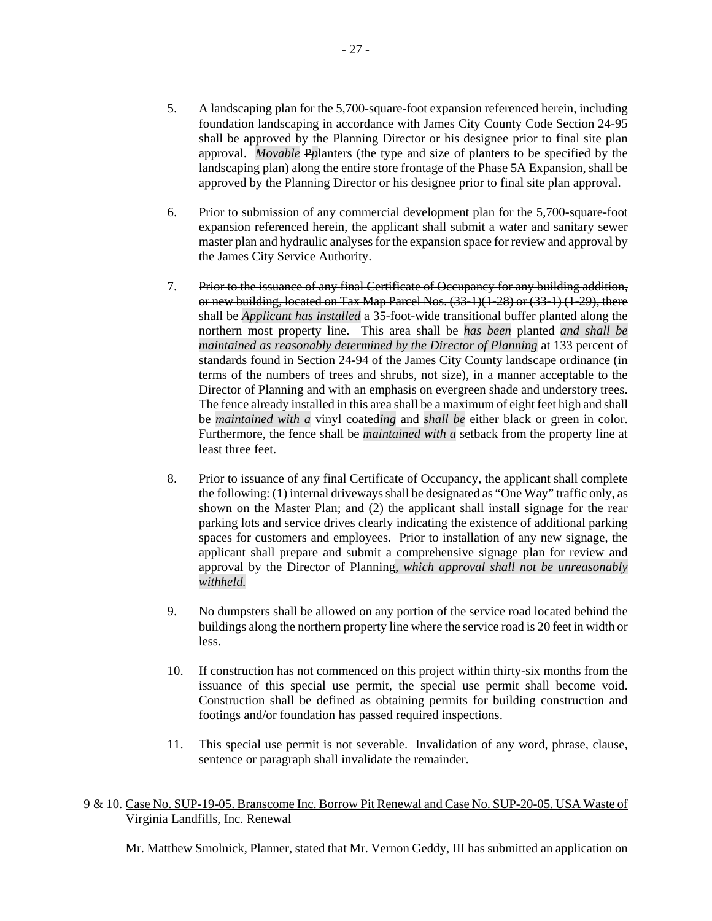5. A landscaping plan for the 5,700-square-foot expansion referenced herein, including foundation landscaping in accordance with James City County Code Section 24-95 shall be approved by the Planning Director or his designee prior to final site plan approval. *Movable* ~~P~~*p*lanters (the type and size of planters to be specified by the landscaping plan) along the entire store frontage of the Phase 5A Expansion, shall be approved by the Planning Director or his designee prior to final site plan approval.

6. Prior to submission of any commercial development plan for the 5,700-square-foot expansion referenced herein, the applicant shall submit a water and sanitary sewer master plan and hydraulic analyses for the expansion space for review and approval by the James City Service Authority.

7. ~~Prior to the issuance of any final Certificate of Occupancy for any building addition, or new building, located on Tax Map Parcel Nos. (33-1)(1-28) or (33-1) (1-29), there shall be~~ *Applicant has installed* a 35-foot-wide transitional buffer planted along the northern most property line. This area ~~shall be~~ *has been* planted *and shall be maintained as reasonably determined by the Director of Planning* at 133 percent of standards found in Section 24-94 of the James City County landscape ordinance (in terms of the numbers of trees and shrubs, not size), ~~in a manner acceptable to the Director of Planning~~ and with an emphasis on evergreen shade and understory trees. The fence already installed in this area shall be a maximum of eight feet high and shall be *maintained with a* vinyl coat~~ed~~*ing* and *shall be* either black or green in color. Furthermore, the fence shall be *maintained with a* setback from the property line at least three feet.

8. Prior to issuance of any final Certificate of Occupancy, the applicant shall complete the following: (1) internal driveways shall be designated as "One Way" traffic only, as shown on the Master Plan; and (2) the applicant shall install signage for the rear parking lots and service drives clearly indicating the existence of additional parking spaces for customers and employees. Prior to installation of any new signage, the applicant shall prepare and submit a comprehensive signage plan for review and approval by the Director of Planning*, which approval shall not be unreasonably withheld.*

9. No dumpsters shall be allowed on any portion of the service road located behind the buildings along the northern property line where the service road is 20 feet in width or less.

10. If construction has not commenced on this project within thirty-six months from the issuance of this special use permit, the special use permit shall become void. Construction shall be defined as obtaining permits for building construction and footings and/or foundation has passed required inspections.

11. This special use permit is not severable. Invalidation of any word, phrase, clause, sentence or paragraph shall invalidate the remainder.

9 & 10. <u>Case No. SUP-19-05. Branscome Inc. Borrow Pit Renewal and Case No. SUP-20-05. USA Waste of Virginia Landfills, Inc. Renewal</u>

Mr. Matthew Smolnick, Planner, stated that Mr. Vernon Geddy, III has submitted an application on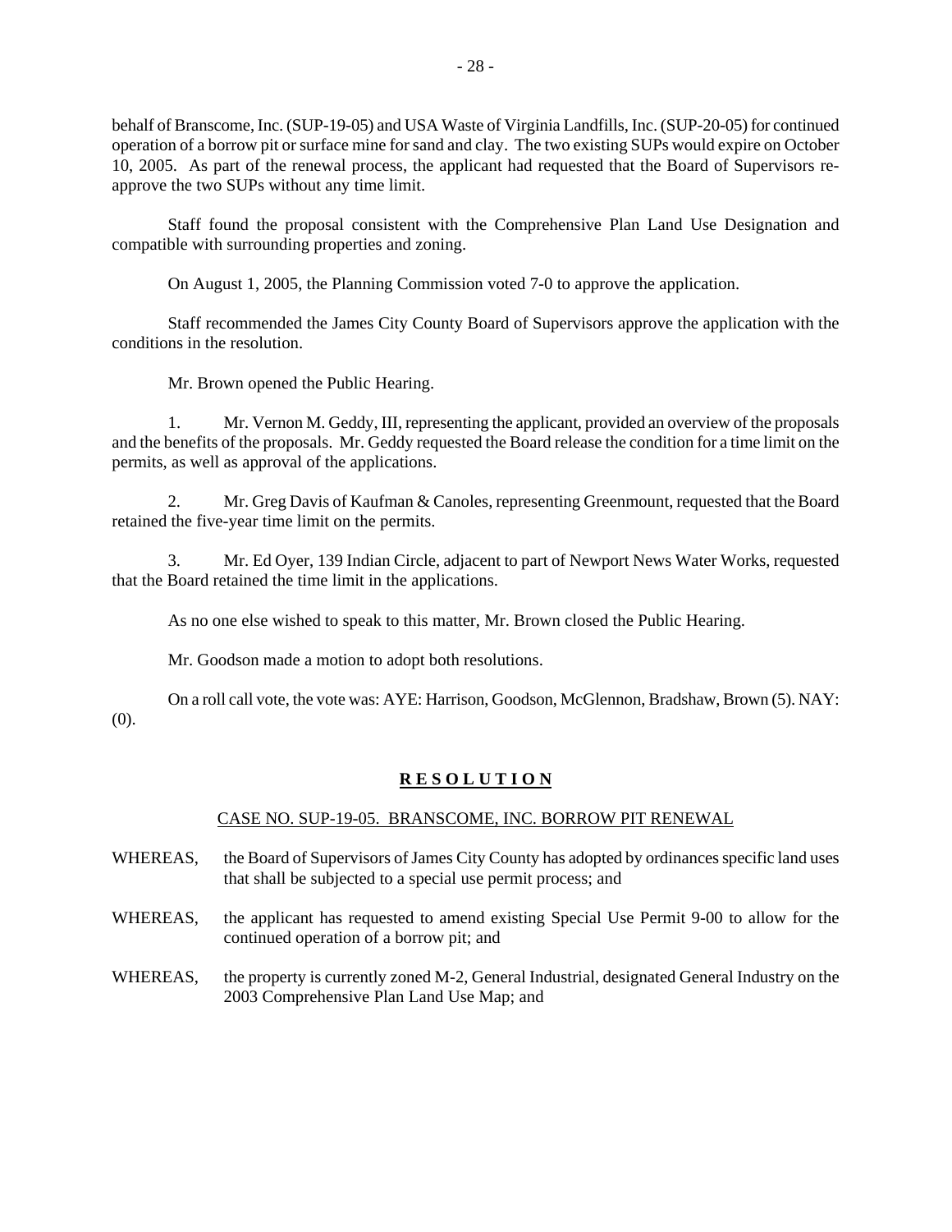behalf of Branscome, Inc. (SUP-19-05) and USA Waste of Virginia Landfills, Inc. (SUP-20-05) for continued operation of a borrow pit or surface mine for sand and clay. The two existing SUPs would expire on October 10, 2005. As part of the renewal process, the applicant had requested that the Board of Supervisors re-approve the two SUPs without any time limit.

Staff found the proposal consistent with the Comprehensive Plan Land Use Designation and compatible with surrounding properties and zoning.

On August 1, 2005, the Planning Commission voted 7-0 to approve the application.

Staff recommended the James City County Board of Supervisors approve the application with the conditions in the resolution.

Mr. Brown opened the Public Hearing.

1. Mr. Vernon M. Geddy, III, representing the applicant, provided an overview of the proposals and the benefits of the proposals. Mr. Geddy requested the Board release the condition for a time limit on the permits, as well as approval of the applications.

2. Mr. Greg Davis of Kaufman & Canoles, representing Greenmount, requested that the Board retained the five-year time limit on the permits.

3. Mr. Ed Oyer, 139 Indian Circle, adjacent to part of Newport News Water Works, requested that the Board retained the time limit in the applications.

As no one else wished to speak to this matter, Mr. Brown closed the Public Hearing.

Mr. Goodson made a motion to adopt both resolutions.

On a roll call vote, the vote was: AYE: Harrison, Goodson, McGlennon, Bradshaw, Brown (5). NAY: (0).

## **R E S O L U T I O N**

CASE NO. SUP-19-05. BRANSCOME, INC. BORROW PIT RENEWAL

WHEREAS, the Board of Supervisors of James City County has adopted by ordinances specific land uses that shall be subjected to a special use permit process; and

WHEREAS, the applicant has requested to amend existing Special Use Permit 9-00 to allow for the continued operation of a borrow pit; and

WHEREAS, the property is currently zoned M-2, General Industrial, designated General Industry on the 2003 Comprehensive Plan Land Use Map; and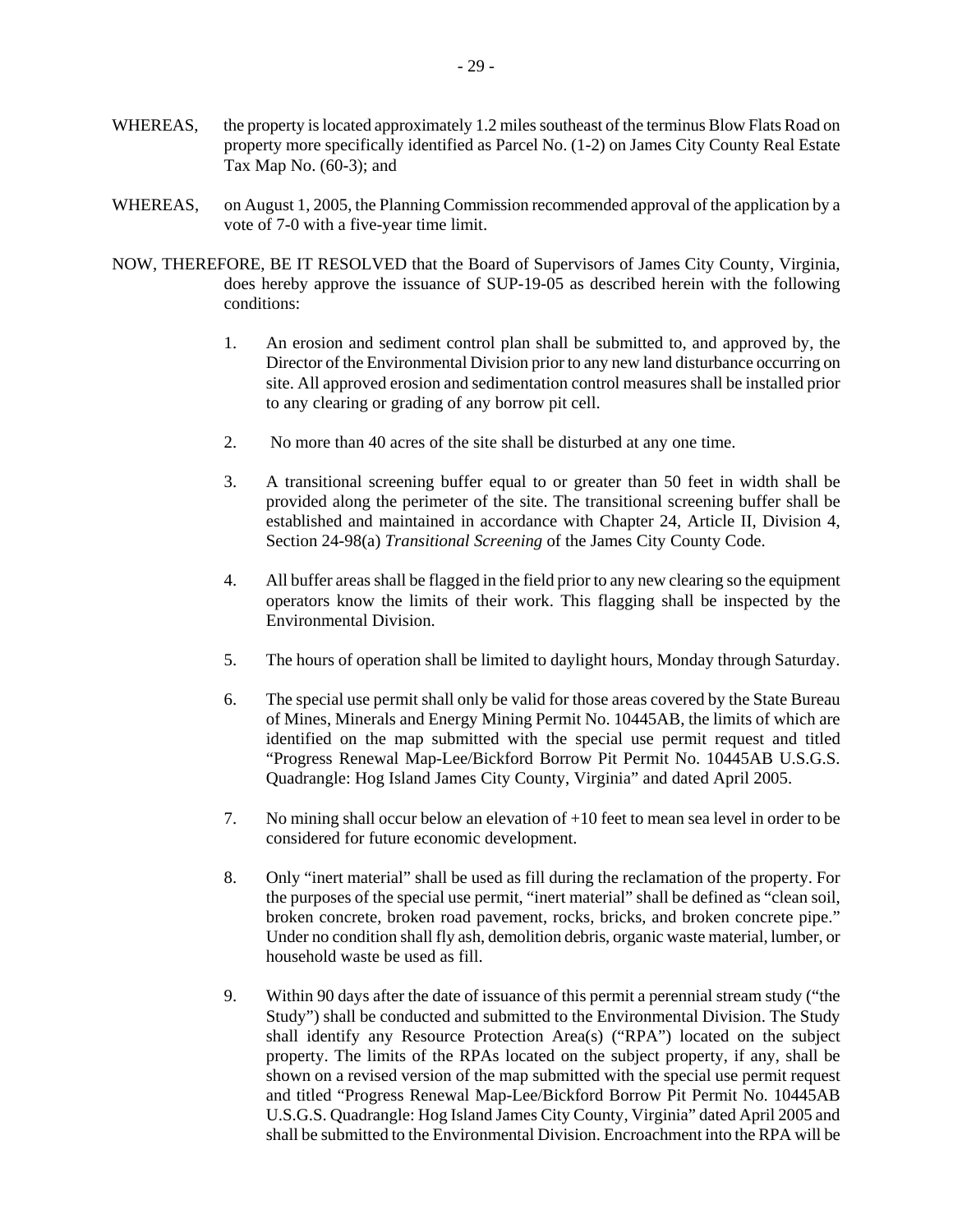WHEREAS, the property is located approximately 1.2 miles southeast of the terminus Blow Flats Road on property more specifically identified as Parcel No. (1-2) on James City County Real Estate Tax Map No. (60-3); and

WHEREAS, on August 1, 2005, the Planning Commission recommended approval of the application by a vote of 7-0 with a five-year time limit.

NOW, THEREFORE, BE IT RESOLVED that the Board of Supervisors of James City County, Virginia, does hereby approve the issuance of SUP-19-05 as described herein with the following conditions:

1. An erosion and sediment control plan shall be submitted to, and approved by, the Director of the Environmental Division prior to any new land disturbance occurring on site. All approved erosion and sedimentation control measures shall be installed prior to any clearing or grading of any borrow pit cell.

2. No more than 40 acres of the site shall be disturbed at any one time.

3. A transitional screening buffer equal to or greater than 50 feet in width shall be provided along the perimeter of the site. The transitional screening buffer shall be established and maintained in accordance with Chapter 24, Article II, Division 4, Section 24-98(a) *Transitional Screening* of the James City County Code.

4. All buffer areas shall be flagged in the field prior to any new clearing so the equipment operators know the limits of their work. This flagging shall be inspected by the Environmental Division.

5. The hours of operation shall be limited to daylight hours, Monday through Saturday.

6. The special use permit shall only be valid for those areas covered by the State Bureau of Mines, Minerals and Energy Mining Permit No. 10445AB, the limits of which are identified on the map submitted with the special use permit request and titled "Progress Renewal Map-Lee/Bickford Borrow Pit Permit No. 10445AB U.S.G.S. Quadrangle: Hog Island James City County, Virginia" and dated April 2005.

7. No mining shall occur below an elevation of +10 feet to mean sea level in order to be considered for future economic development.

8. Only "inert material" shall be used as fill during the reclamation of the property. For the purposes of the special use permit, "inert material" shall be defined as "clean soil, broken concrete, broken road pavement, rocks, bricks, and broken concrete pipe." Under no condition shall fly ash, demolition debris, organic waste material, lumber, or household waste be used as fill.

9. Within 90 days after the date of issuance of this permit a perennial stream study ("the Study") shall be conducted and submitted to the Environmental Division. The Study shall identify any Resource Protection Area(s) ("RPA") located on the subject property. The limits of the RPAs located on the subject property, if any, shall be shown on a revised version of the map submitted with the special use permit request and titled "Progress Renewal Map-Lee/Bickford Borrow Pit Permit No. 10445AB U.S.G.S. Quadrangle: Hog Island James City County, Virginia" dated April 2005 and shall be submitted to the Environmental Division. Encroachment into the RPA will be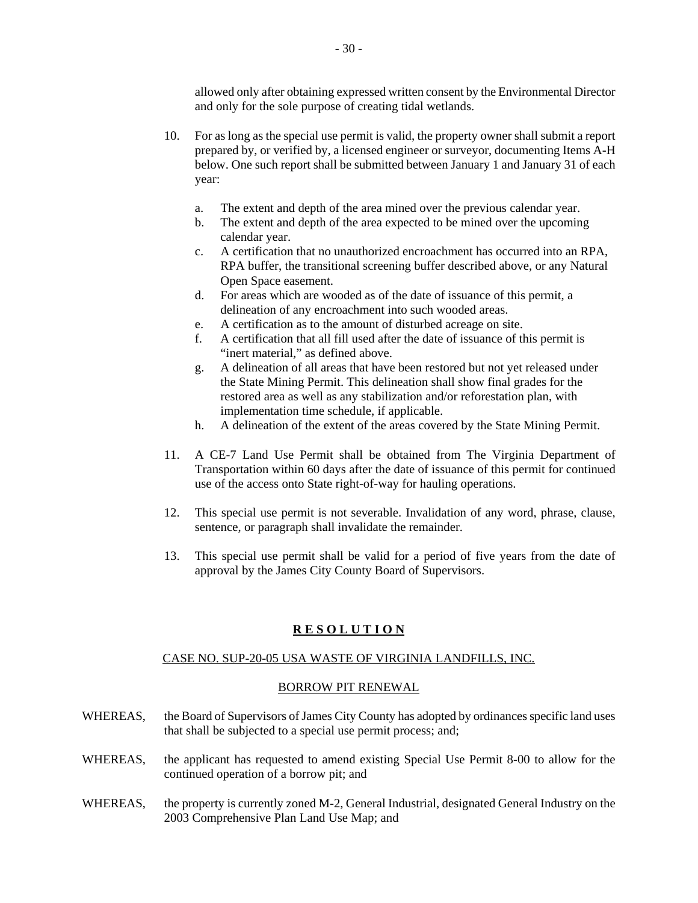allowed only after obtaining expressed written consent by the Environmental Director and only for the sole purpose of creating tidal wetlands.

10. For as long as the special use permit is valid, the property owner shall submit a report prepared by, or verified by, a licensed engineer or surveyor, documenting Items A-H below. One such report shall be submitted between January 1 and January 31 of each year:

    a. The extent and depth of the area mined over the previous calendar year.
    b. The extent and depth of the area expected to be mined over the upcoming calendar year.
    c. A certification that no unauthorized encroachment has occurred into an RPA, RPA buffer, the transitional screening buffer described above, or any Natural Open Space easement.
    d. For areas which are wooded as of the date of issuance of this permit, a delineation of any encroachment into such wooded areas.
    e. A certification as to the amount of disturbed acreage on site.
    f. A certification that all fill used after the date of issuance of this permit is "inert material," as defined above.
    g. A delineation of all areas that have been restored but not yet released under the State Mining Permit. This delineation shall show final grades for the restored area as well as any stabilization and/or reforestation plan, with implementation time schedule, if applicable.
    h. A delineation of the extent of the areas covered by the State Mining Permit.

11. A CE-7 Land Use Permit shall be obtained from The Virginia Department of Transportation within 60 days after the date of issuance of this permit for continued use of the access onto State right-of-way for hauling operations.

12. This special use permit is not severable. Invalidation of any word, phrase, clause, sentence, or paragraph shall invalidate the remainder.

13. This special use permit shall be valid for a period of five years from the date of approval by the James City County Board of Supervisors.

## **R E S O L U T I O N**

CASE NO. SUP-20-05 USA WASTE OF VIRGINIA LANDFILLS, INC.

BORROW PIT RENEWAL

WHEREAS, the Board of Supervisors of James City County has adopted by ordinances specific land uses that shall be subjected to a special use permit process; and;

WHEREAS, the applicant has requested to amend existing Special Use Permit 8-00 to allow for the continued operation of a borrow pit; and

WHEREAS, the property is currently zoned M-2, General Industrial, designated General Industry on the 2003 Comprehensive Plan Land Use Map; and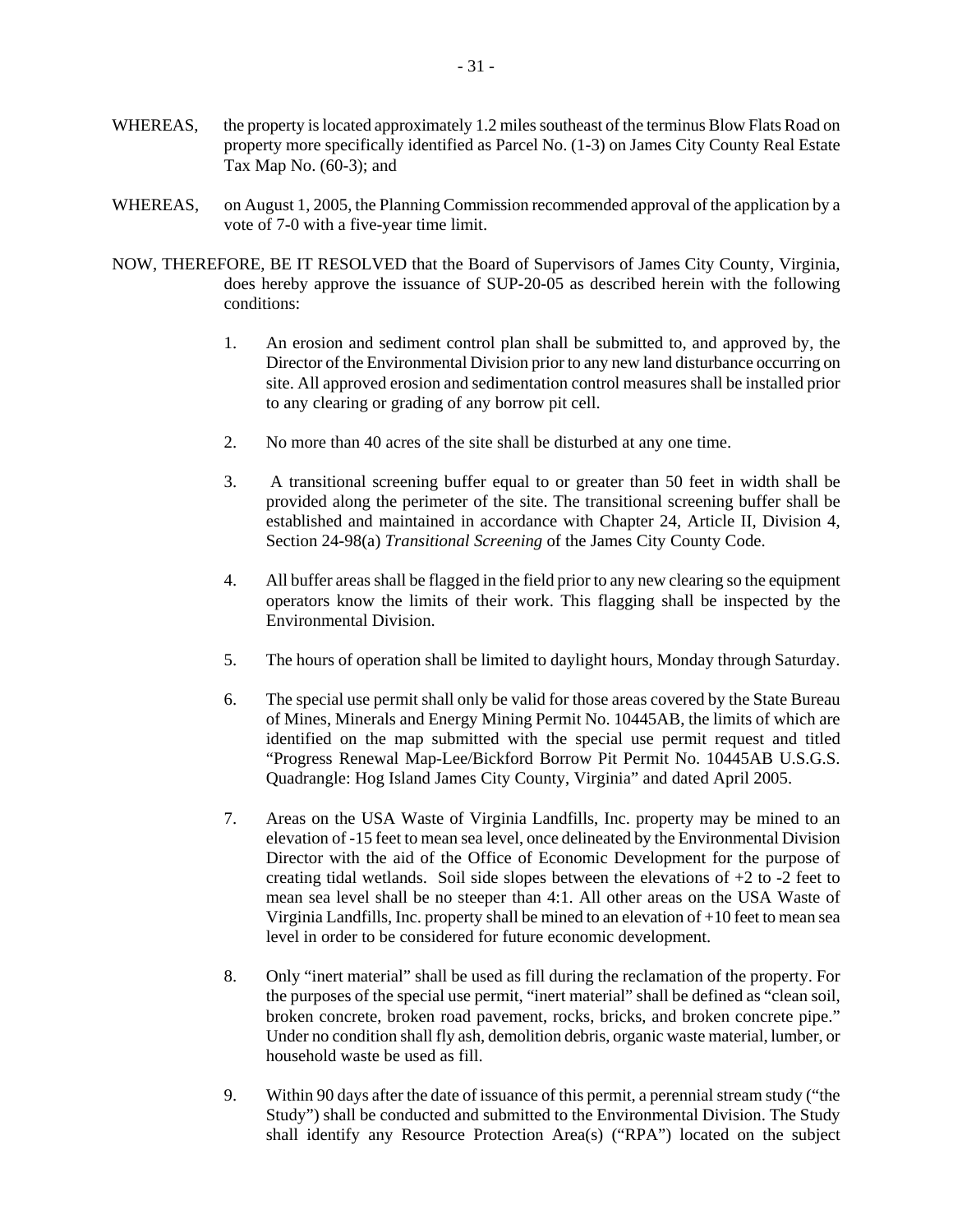WHEREAS, the property is located approximately 1.2 miles southeast of the terminus Blow Flats Road on property more specifically identified as Parcel No. (1-3) on James City County Real Estate Tax Map No. (60-3); and

WHEREAS, on August 1, 2005, the Planning Commission recommended approval of the application by a vote of 7-0 with a five-year time limit.

NOW, THEREFORE, BE IT RESOLVED that the Board of Supervisors of James City County, Virginia, does hereby approve the issuance of SUP-20-05 as described herein with the following conditions:

1. An erosion and sediment control plan shall be submitted to, and approved by, the Director of the Environmental Division prior to any new land disturbance occurring on site. All approved erosion and sedimentation control measures shall be installed prior to any clearing or grading of any borrow pit cell.

2. No more than 40 acres of the site shall be disturbed at any one time.

3. A transitional screening buffer equal to or greater than 50 feet in width shall be provided along the perimeter of the site. The transitional screening buffer shall be established and maintained in accordance with Chapter 24, Article II, Division 4, Section 24-98(a) *Transitional Screening* of the James City County Code.

4. All buffer areas shall be flagged in the field prior to any new clearing so the equipment operators know the limits of their work. This flagging shall be inspected by the Environmental Division.

5. The hours of operation shall be limited to daylight hours, Monday through Saturday.

6. The special use permit shall only be valid for those areas covered by the State Bureau of Mines, Minerals and Energy Mining Permit No. 10445AB, the limits of which are identified on the map submitted with the special use permit request and titled "Progress Renewal Map-Lee/Bickford Borrow Pit Permit No. 10445AB U.S.G.S. Quadrangle: Hog Island James City County, Virginia" and dated April 2005.

7. Areas on the USA Waste of Virginia Landfills, Inc. property may be mined to an elevation of -15 feet to mean sea level, once delineated by the Environmental Division Director with the aid of the Office of Economic Development for the purpose of creating tidal wetlands. Soil side slopes between the elevations of +2 to -2 feet to mean sea level shall be no steeper than 4:1. All other areas on the USA Waste of Virginia Landfills, Inc. property shall be mined to an elevation of +10 feet to mean sea level in order to be considered for future economic development.

8. Only "inert material" shall be used as fill during the reclamation of the property. For the purposes of the special use permit, "inert material" shall be defined as "clean soil, broken concrete, broken road pavement, rocks, bricks, and broken concrete pipe." Under no condition shall fly ash, demolition debris, organic waste material, lumber, or household waste be used as fill.

9. Within 90 days after the date of issuance of this permit, a perennial stream study ("the Study") shall be conducted and submitted to the Environmental Division. The Study shall identify any Resource Protection Area(s) ("RPA") located on the subject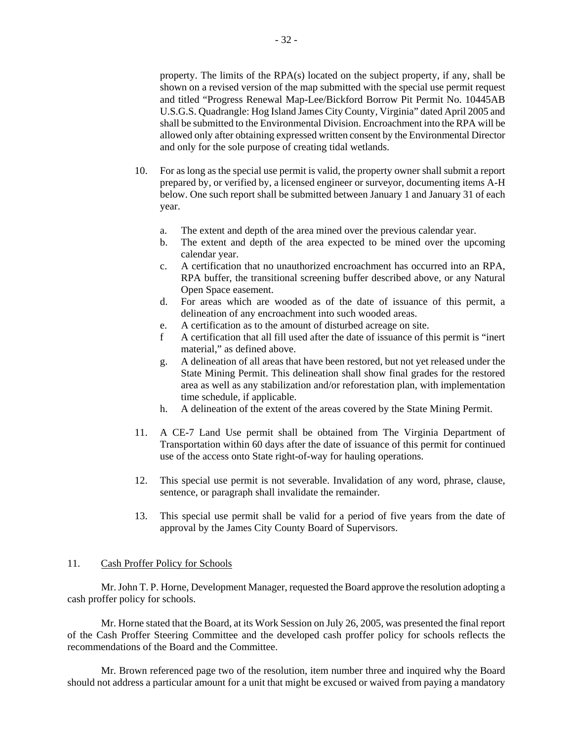property. The limits of the RPA(s) located on the subject property, if any, shall be shown on a revised version of the map submitted with the special use permit request and titled "Progress Renewal Map-Lee/Bickford Borrow Pit Permit No. 10445AB U.S.G.S. Quadrangle: Hog Island James City County, Virginia" dated April 2005 and shall be submitted to the Environmental Division. Encroachment into the RPA will be allowed only after obtaining expressed written consent by the Environmental Director and only for the sole purpose of creating tidal wetlands.

10. For as long as the special use permit is valid, the property owner shall submit a report prepared by, or verified by, a licensed engineer or surveyor, documenting items A-H below. One such report shall be submitted between January 1 and January 31 of each year.

    a. The extent and depth of the area mined over the previous calendar year.
    b. The extent and depth of the area expected to be mined over the upcoming calendar year.
    c. A certification that no unauthorized encroachment has occurred into an RPA, RPA buffer, the transitional screening buffer described above, or any Natural Open Space easement.
    d. For areas which are wooded as of the date of issuance of this permit, a delineation of any encroachment into such wooded areas.
    e. A certification as to the amount of disturbed acreage on site.
    f A certification that all fill used after the date of issuance of this permit is "inert material," as defined above.
    g. A delineation of all areas that have been restored, but not yet released under the State Mining Permit. This delineation shall show final grades for the restored area as well as any stabilization and/or reforestation plan, with implementation time schedule, if applicable.
    h. A delineation of the extent of the areas covered by the State Mining Permit.

11. A CE-7 Land Use permit shall be obtained from The Virginia Department of Transportation within 60 days after the date of issuance of this permit for continued use of the access onto State right-of-way for hauling operations.

12. This special use permit is not severable. Invalidation of any word, phrase, clause, sentence, or paragraph shall invalidate the remainder.

13. This special use permit shall be valid for a period of five years from the date of approval by the James City County Board of Supervisors.

11. Cash Proffer Policy for Schools

Mr. John T. P. Horne, Development Manager, requested the Board approve the resolution adopting a cash proffer policy for schools.

Mr. Horne stated that the Board, at its Work Session on July 26, 2005, was presented the final report of the Cash Proffer Steering Committee and the developed cash proffer policy for schools reflects the recommendations of the Board and the Committee.

Mr. Brown referenced page two of the resolution, item number three and inquired why the Board should not address a particular amount for a unit that might be excused or waived from paying a mandatory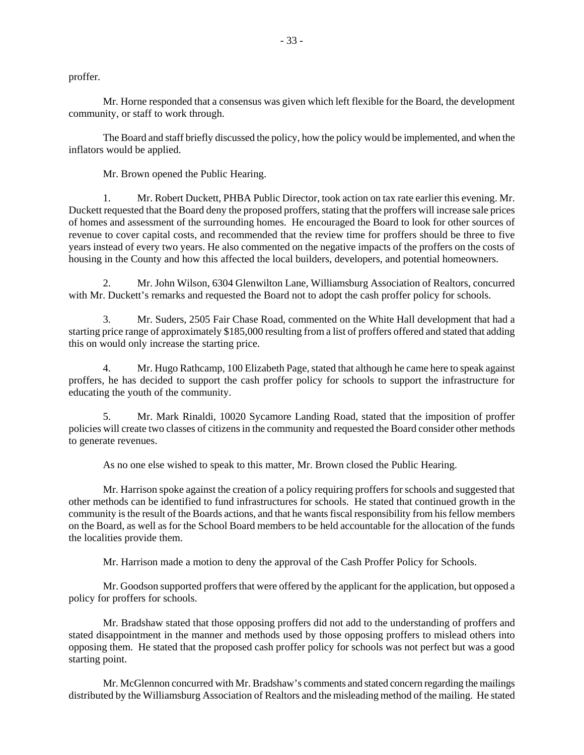proffer.

Mr. Horne responded that a consensus was given which left flexible for the Board, the development community, or staff to work through.

The Board and staff briefly discussed the policy, how the policy would be implemented, and when the inflators would be applied.

Mr. Brown opened the Public Hearing.

1. Mr. Robert Duckett, PHBA Public Director, took action on tax rate earlier this evening. Mr. Duckett requested that the Board deny the proposed proffers, stating that the proffers will increase sale prices of homes and assessment of the surrounding homes. He encouraged the Board to look for other sources of revenue to cover capital costs, and recommended that the review time for proffers should be three to five years instead of every two years. He also commented on the negative impacts of the proffers on the costs of housing in the County and how this affected the local builders, developers, and potential homeowners.

2. Mr. John Wilson, 6304 Glenwilton Lane, Williamsburg Association of Realtors, concurred with Mr. Duckett's remarks and requested the Board not to adopt the cash proffer policy for schools.

3. Mr. Suders, 2505 Fair Chase Road, commented on the White Hall development that had a starting price range of approximately $185,000 resulting from a list of proffers offered and stated that adding this on would only increase the starting price.

4. Mr. Hugo Rathcamp, 100 Elizabeth Page, stated that although he came here to speak against proffers, he has decided to support the cash proffer policy for schools to support the infrastructure for educating the youth of the community.

5. Mr. Mark Rinaldi, 10020 Sycamore Landing Road, stated that the imposition of proffer policies will create two classes of citizens in the community and requested the Board consider other methods to generate revenues.

As no one else wished to speak to this matter, Mr. Brown closed the Public Hearing.

Mr. Harrison spoke against the creation of a policy requiring proffers for schools and suggested that other methods can be identified to fund infrastructures for schools. He stated that continued growth in the community is the result of the Boards actions, and that he wants fiscal responsibility from his fellow members on the Board, as well as for the School Board members to be held accountable for the allocation of the funds the localities provide them.

Mr. Harrison made a motion to deny the approval of the Cash Proffer Policy for Schools.

Mr. Goodson supported proffers that were offered by the applicant for the application, but opposed a policy for proffers for schools.

Mr. Bradshaw stated that those opposing proffers did not add to the understanding of proffers and stated disappointment in the manner and methods used by those opposing proffers to mislead others into opposing them. He stated that the proposed cash proffer policy for schools was not perfect but was a good starting point.

Mr. McGlennon concurred with Mr. Bradshaw's comments and stated concern regarding the mailings distributed by the Williamsburg Association of Realtors and the misleading method of the mailing. He stated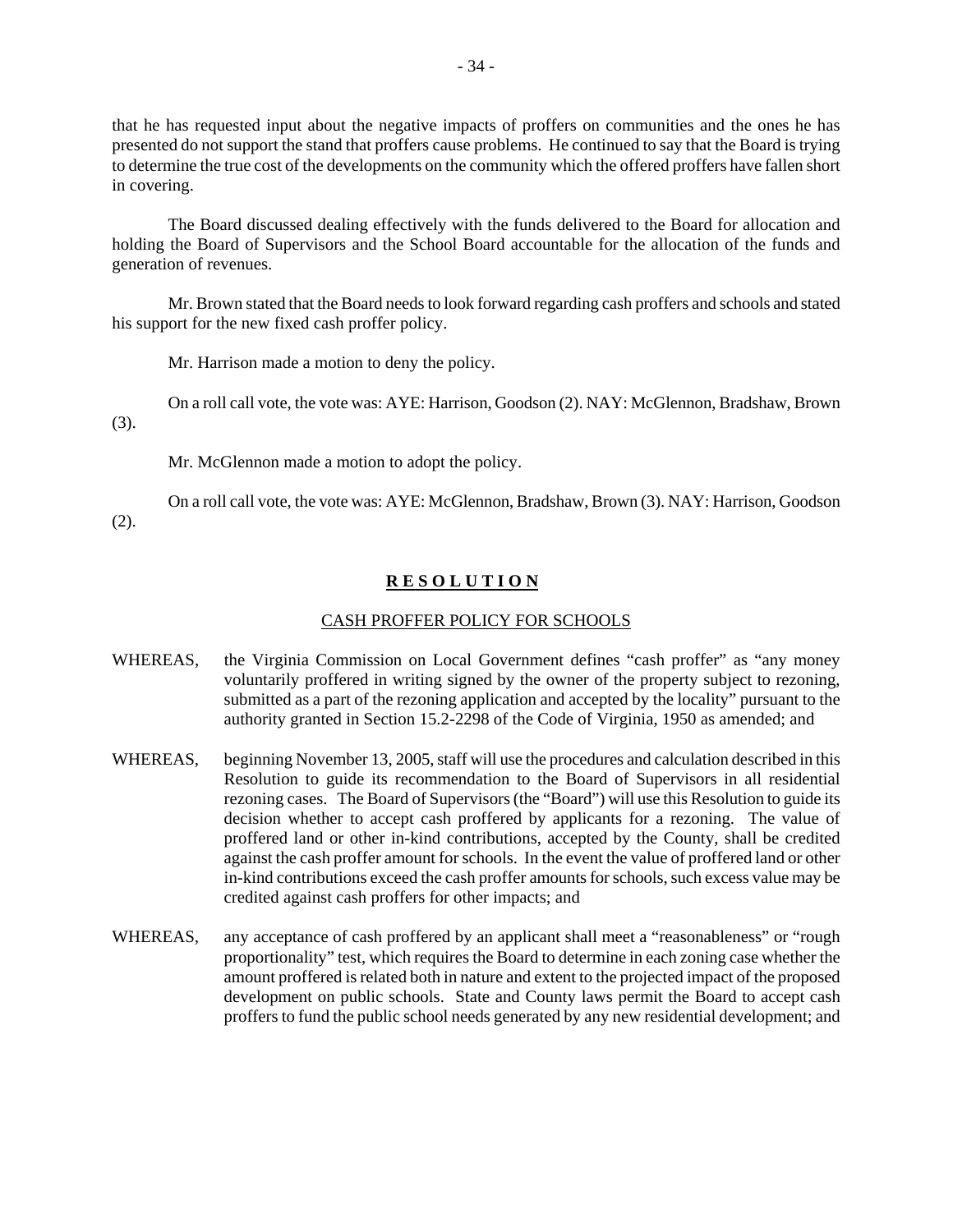that he has requested input about the negative impacts of proffers on communities and the ones he has presented do not support the stand that proffers cause problems. He continued to say that the Board is trying to determine the true cost of the developments on the community which the offered proffers have fallen short in covering.

The Board discussed dealing effectively with the funds delivered to the Board for allocation and holding the Board of Supervisors and the School Board accountable for the allocation of the funds and generation of revenues.

Mr. Brown stated that the Board needs to look forward regarding cash proffers and schools and stated his support for the new fixed cash proffer policy.

Mr. Harrison made a motion to deny the policy.

On a roll call vote, the vote was: AYE: Harrison, Goodson (2). NAY: McGlennon, Bradshaw, Brown (3).

Mr. McGlennon made a motion to adopt the policy.

On a roll call vote, the vote was: AYE: McGlennon, Bradshaw, Brown (3). NAY: Harrison, Goodson (2).

## **R E S O L U T I O N**

### CASH PROFFER POLICY FOR SCHOOLS

WHEREAS, the Virginia Commission on Local Government defines "cash proffer" as "any money voluntarily proffered in writing signed by the owner of the property subject to rezoning, submitted as a part of the rezoning application and accepted by the locality" pursuant to the authority granted in Section 15.2-2298 of the Code of Virginia, 1950 as amended; and

WHEREAS, beginning November 13, 2005, staff will use the procedures and calculation described in this Resolution to guide its recommendation to the Board of Supervisors in all residential rezoning cases. The Board of Supervisors (the "Board") will use this Resolution to guide its decision whether to accept cash proffered by applicants for a rezoning. The value of proffered land or other in-kind contributions, accepted by the County, shall be credited against the cash proffer amount for schools. In the event the value of proffered land or other in-kind contributions exceed the cash proffer amounts for schools, such excess value may be credited against cash proffers for other impacts; and

WHEREAS, any acceptance of cash proffered by an applicant shall meet a "reasonableness" or "rough proportionality" test, which requires the Board to determine in each zoning case whether the amount proffered is related both in nature and extent to the projected impact of the proposed development on public schools. State and County laws permit the Board to accept cash proffers to fund the public school needs generated by any new residential development; and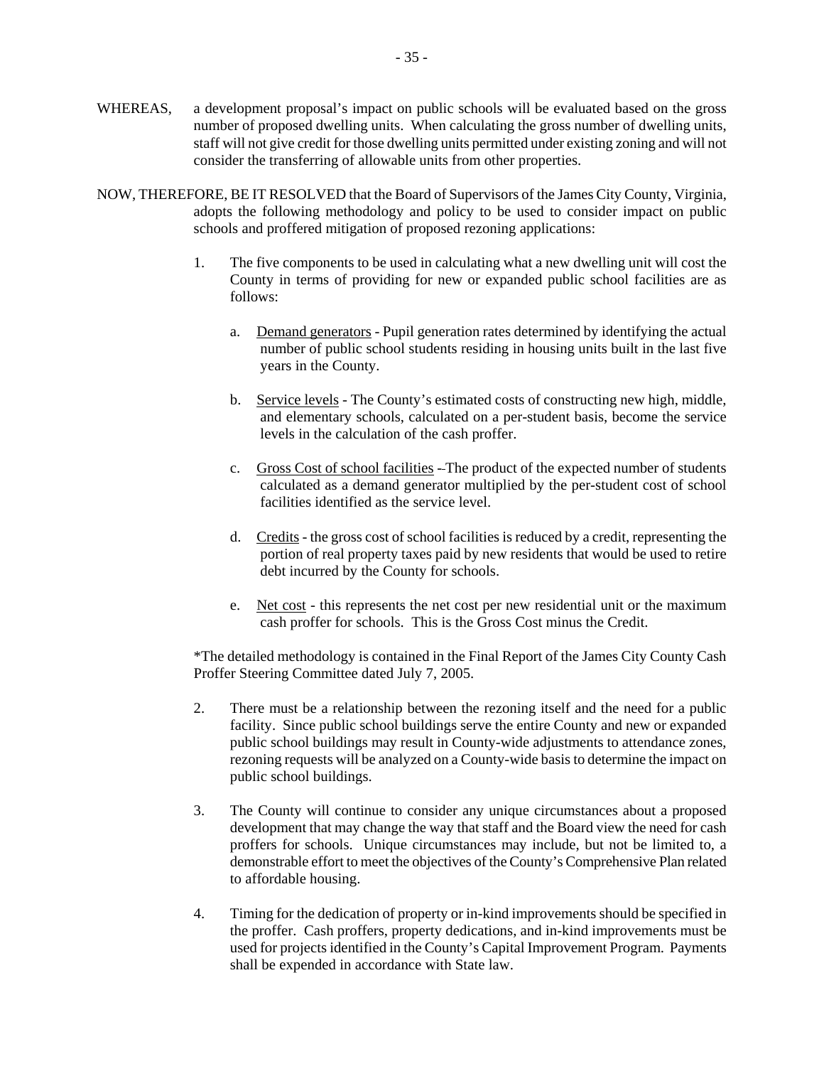WHEREAS, a development proposal's impact on public schools will be evaluated based on the gross number of proposed dwelling units. When calculating the gross number of dwelling units, staff will not give credit for those dwelling units permitted under existing zoning and will not consider the transferring of allowable units from other properties.

NOW, THEREFORE, BE IT RESOLVED that the Board of Supervisors of the James City County, Virginia, adopts the following methodology and policy to be used to consider impact on public schools and proffered mitigation of proposed rezoning applications:

1. The five components to be used in calculating what a new dwelling unit will cost the County in terms of providing for new or expanded public school facilities are as follows:

   a. Demand generators - Pupil generation rates determined by identifying the actual number of public school students residing in housing units built in the last five years in the County.

   b. Service levels - The County's estimated costs of constructing new high, middle, and elementary schools, calculated on a per-student basis, become the service levels in the calculation of the cash proffer.

   c. Gross Cost of school facilities –The product of the expected number of students calculated as a demand generator multiplied by the per-student cost of school facilities identified as the service level.

   d. Credits - the gross cost of school facilities is reduced by a credit, representing the portion of real property taxes paid by new residents that would be used to retire debt incurred by the County for schools.

   e. Net cost - this represents the net cost per new residential unit or the maximum cash proffer for schools. This is the Gross Cost minus the Credit.

   *The detailed methodology is contained in the Final Report of the James City County Cash Proffer Steering Committee dated July 7, 2005.

2. There must be a relationship between the rezoning itself and the need for a public facility. Since public school buildings serve the entire County and new or expanded public school buildings may result in County-wide adjustments to attendance zones, rezoning requests will be analyzed on a County-wide basis to determine the impact on public school buildings.

3. The County will continue to consider any unique circumstances about a proposed development that may change the way that staff and the Board view the need for cash proffers for schools. Unique circumstances may include, but not be limited to, a demonstrable effort to meet the objectives of the County's Comprehensive Plan related to affordable housing.

4. Timing for the dedication of property or in-kind improvements should be specified in the proffer. Cash proffers, property dedications, and in-kind improvements must be used for projects identified in the County's Capital Improvement Program. Payments shall be expended in accordance with State law.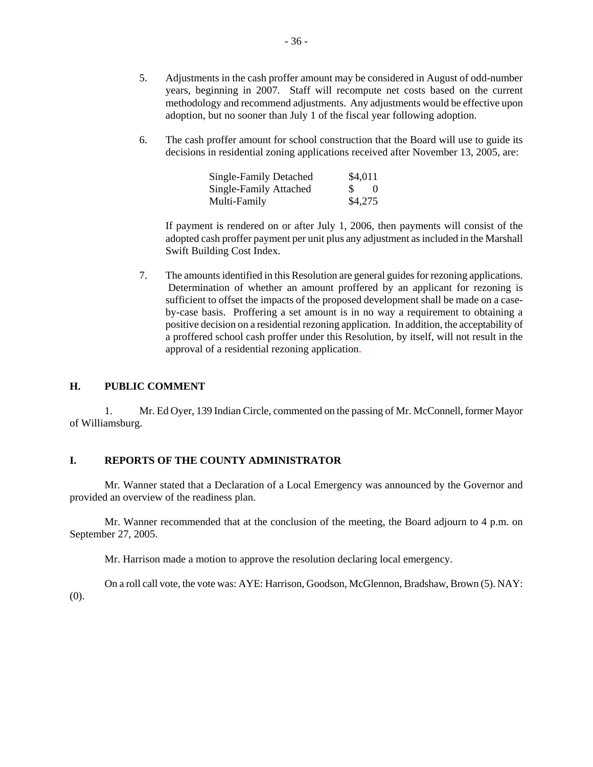5. Adjustments in the cash proffer amount may be considered in August of odd-number years, beginning in 2007. Staff will recompute net costs based on the current methodology and recommend adjustments. Any adjustments would be effective upon adoption, but no sooner than July 1 of the fiscal year following adoption.

6. The cash proffer amount for school construction that the Board will use to guide its decisions in residential zoning applications received after November 13, 2005, are:

| | |
|---|---|
| Single-Family Detached | \$4,011 |
| Single-Family Attached | \$ 0 |
| Multi-Family | \$4,275 |

   If payment is rendered on or after July 1, 2006, then payments will consist of the adopted cash proffer payment per unit plus any adjustment as included in the Marshall Swift Building Cost Index.

7. The amounts identified in this Resolution are general guides for rezoning applications. Determination of whether an amount proffered by an applicant for rezoning is sufficient to offset the impacts of the proposed development shall be made on a case-by-case basis. Proffering a set amount is in no way a requirement to obtaining a positive decision on a residential rezoning application. In addition, the acceptability of a proffered school cash proffer under this Resolution, by itself, will not result in the approval of a residential rezoning application.

## H. PUBLIC COMMENT

1. Mr. Ed Oyer, 139 Indian Circle, commented on the passing of Mr. McConnell, former Mayor of Williamsburg.

## I. REPORTS OF THE COUNTY ADMINISTRATOR

Mr. Wanner stated that a Declaration of a Local Emergency was announced by the Governor and provided an overview of the readiness plan.

Mr. Wanner recommended that at the conclusion of the meeting, the Board adjourn to 4 p.m. on September 27, 2005.

Mr. Harrison made a motion to approve the resolution declaring local emergency.

On a roll call vote, the vote was: AYE: Harrison, Goodson, McGlennon, Bradshaw, Brown (5). NAY: (0).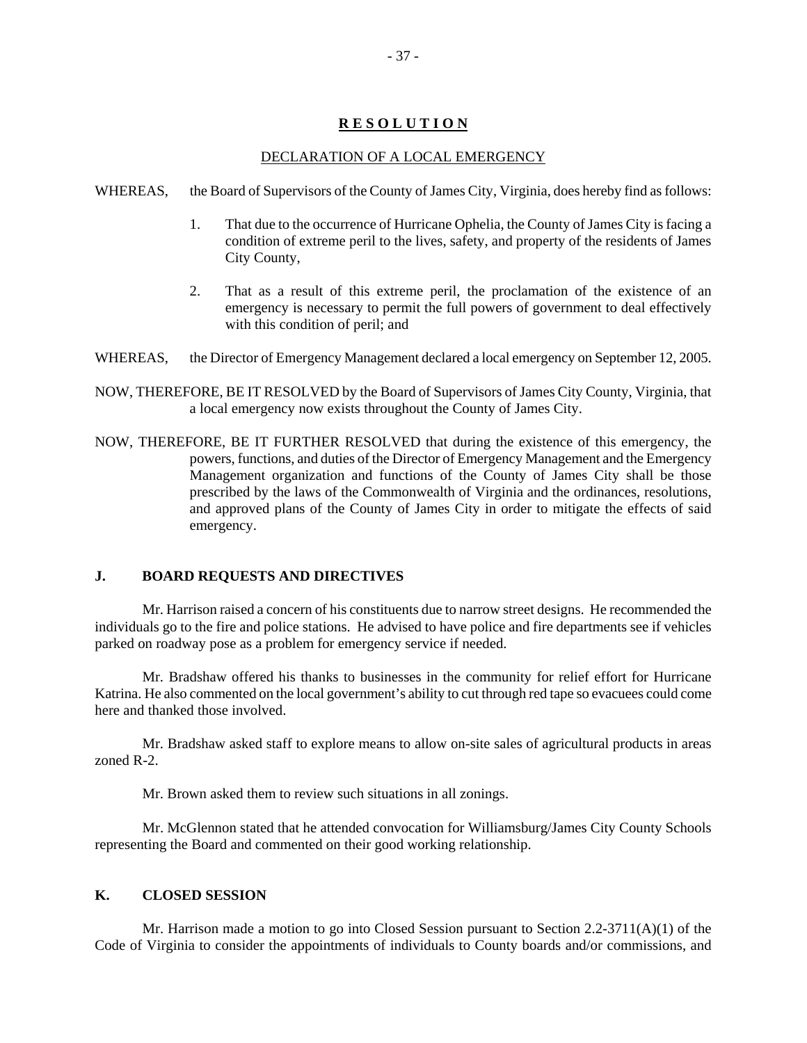**R E S O L U T I O N**

DECLARATION OF A LOCAL EMERGENCY

WHEREAS, the Board of Supervisors of the County of James City, Virginia, does hereby find as follows:

1. That due to the occurrence of Hurricane Ophelia, the County of James City is facing a condition of extreme peril to the lives, safety, and property of the residents of James City County,

2. That as a result of this extreme peril, the proclamation of the existence of an emergency is necessary to permit the full powers of government to deal effectively with this condition of peril; and

WHEREAS, the Director of Emergency Management declared a local emergency on September 12, 2005.

NOW, THEREFORE, BE IT RESOLVED by the Board of Supervisors of James City County, Virginia, that a local emergency now exists throughout the County of James City.

NOW, THEREFORE, BE IT FURTHER RESOLVED that during the existence of this emergency, the powers, functions, and duties of the Director of Emergency Management and the Emergency Management organization and functions of the County of James City shall be those prescribed by the laws of the Commonwealth of Virginia and the ordinances, resolutions, and approved plans of the County of James City in order to mitigate the effects of said emergency.

## J. BOARD REQUESTS AND DIRECTIVES

Mr. Harrison raised a concern of his constituents due to narrow street designs. He recommended the individuals go to the fire and police stations. He advised to have police and fire departments see if vehicles parked on roadway pose as a problem for emergency service if needed.

Mr. Bradshaw offered his thanks to businesses in the community for relief effort for Hurricane Katrina. He also commented on the local government's ability to cut through red tape so evacuees could come here and thanked those involved.

Mr. Bradshaw asked staff to explore means to allow on-site sales of agricultural products in areas zoned R-2.

Mr. Brown asked them to review such situations in all zonings.

Mr. McGlennon stated that he attended convocation for Williamsburg/James City County Schools representing the Board and commented on their good working relationship.

## K. CLOSED SESSION

Mr. Harrison made a motion to go into Closed Session pursuant to Section 2.2-3711(A)(1) of the Code of Virginia to consider the appointments of individuals to County boards and/or commissions, and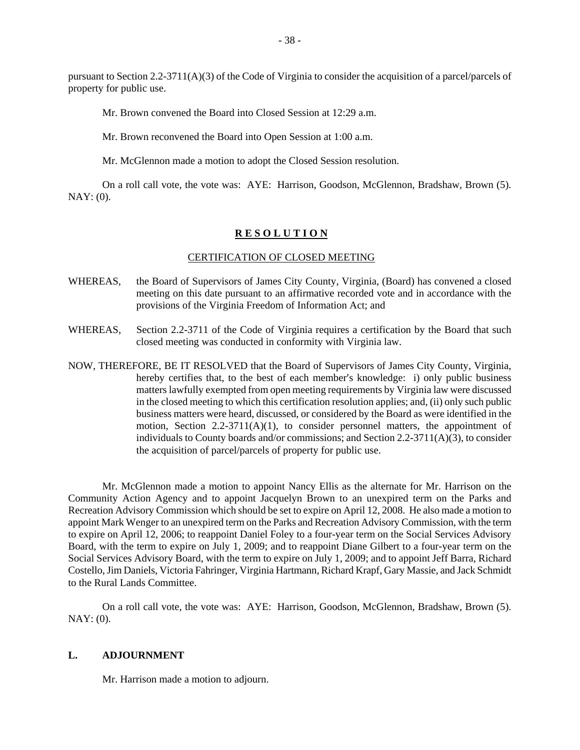pursuant to Section 2.2-3711(A)(3) of the Code of Virginia to consider the acquisition of a parcel/parcels of property for public use.

Mr. Brown convened the Board into Closed Session at 12:29 a.m.

Mr. Brown reconvened the Board into Open Session at 1:00 a.m.

Mr. McGlennon made a motion to adopt the Closed Session resolution.

On a roll call vote, the vote was: AYE: Harrison, Goodson, McGlennon, Bradshaw, Brown (5). NAY: (0).

**R E S O L U T I O N**

CERTIFICATION OF CLOSED MEETING

WHEREAS, the Board of Supervisors of James City County, Virginia, (Board) has convened a closed meeting on this date pursuant to an affirmative recorded vote and in accordance with the provisions of the Virginia Freedom of Information Act; and

WHEREAS, Section 2.2-3711 of the Code of Virginia requires a certification by the Board that such closed meeting was conducted in conformity with Virginia law.

NOW, THEREFORE, BE IT RESOLVED that the Board of Supervisors of James City County, Virginia, hereby certifies that, to the best of each member's knowledge: i) only public business matters lawfully exempted from open meeting requirements by Virginia law were discussed in the closed meeting to which this certification resolution applies; and, (ii) only such public business matters were heard, discussed, or considered by the Board as were identified in the motion, Section 2.2-3711(A)(1), to consider personnel matters, the appointment of individuals to County boards and/or commissions; and Section 2.2-3711(A)(3), to consider the acquisition of parcel/parcels of property for public use.

Mr. McGlennon made a motion to appoint Nancy Ellis as the alternate for Mr. Harrison on the Community Action Agency and to appoint Jacquelyn Brown to an unexpired term on the Parks and Recreation Advisory Commission which should be set to expire on April 12, 2008. He also made a motion to appoint Mark Wenger to an unexpired term on the Parks and Recreation Advisory Commission, with the term to expire on April 12, 2006; to reappoint Daniel Foley to a four-year term on the Social Services Advisory Board, with the term to expire on July 1, 2009; and to reappoint Diane Gilbert to a four-year term on the Social Services Advisory Board, with the term to expire on July 1, 2009; and to appoint Jeff Barra, Richard Costello, Jim Daniels, Victoria Fahringer, Virginia Hartmann, Richard Krapf, Gary Massie, and Jack Schmidt to the Rural Lands Committee.

On a roll call vote, the vote was: AYE: Harrison, Goodson, McGlennon, Bradshaw, Brown (5). NAY: (0).

## L. ADJOURNMENT

Mr. Harrison made a motion to adjourn.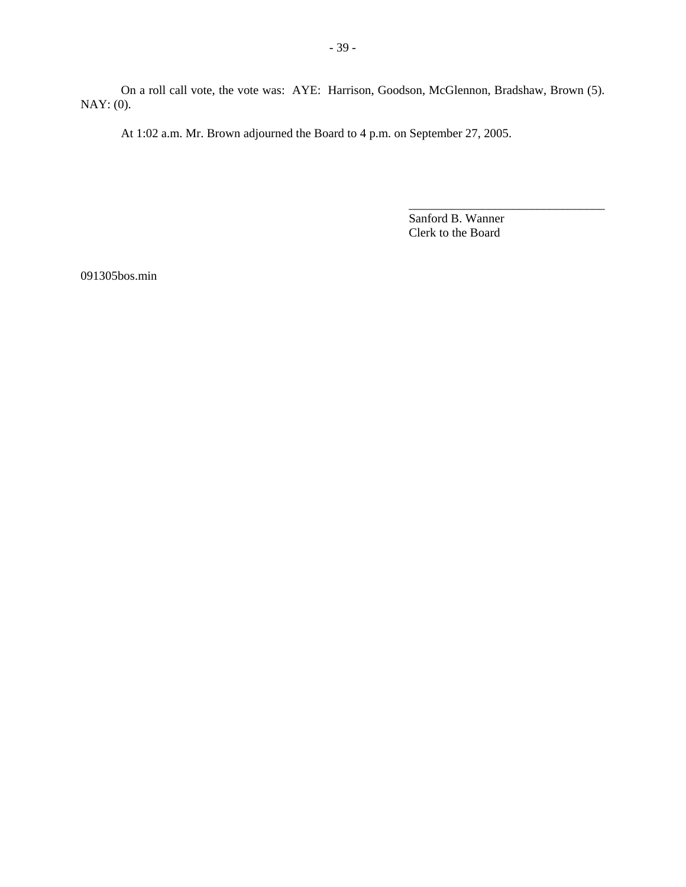On a roll call vote, the vote was: AYE: Harrison, Goodson, McGlennon, Bradshaw, Brown (5). NAY: (0).

At 1:02 a.m. Mr. Brown adjourned the Board to 4 p.m. on September 27, 2005.

________________________________
Sanford B. Wanner
Clerk to the Board

091305bos.min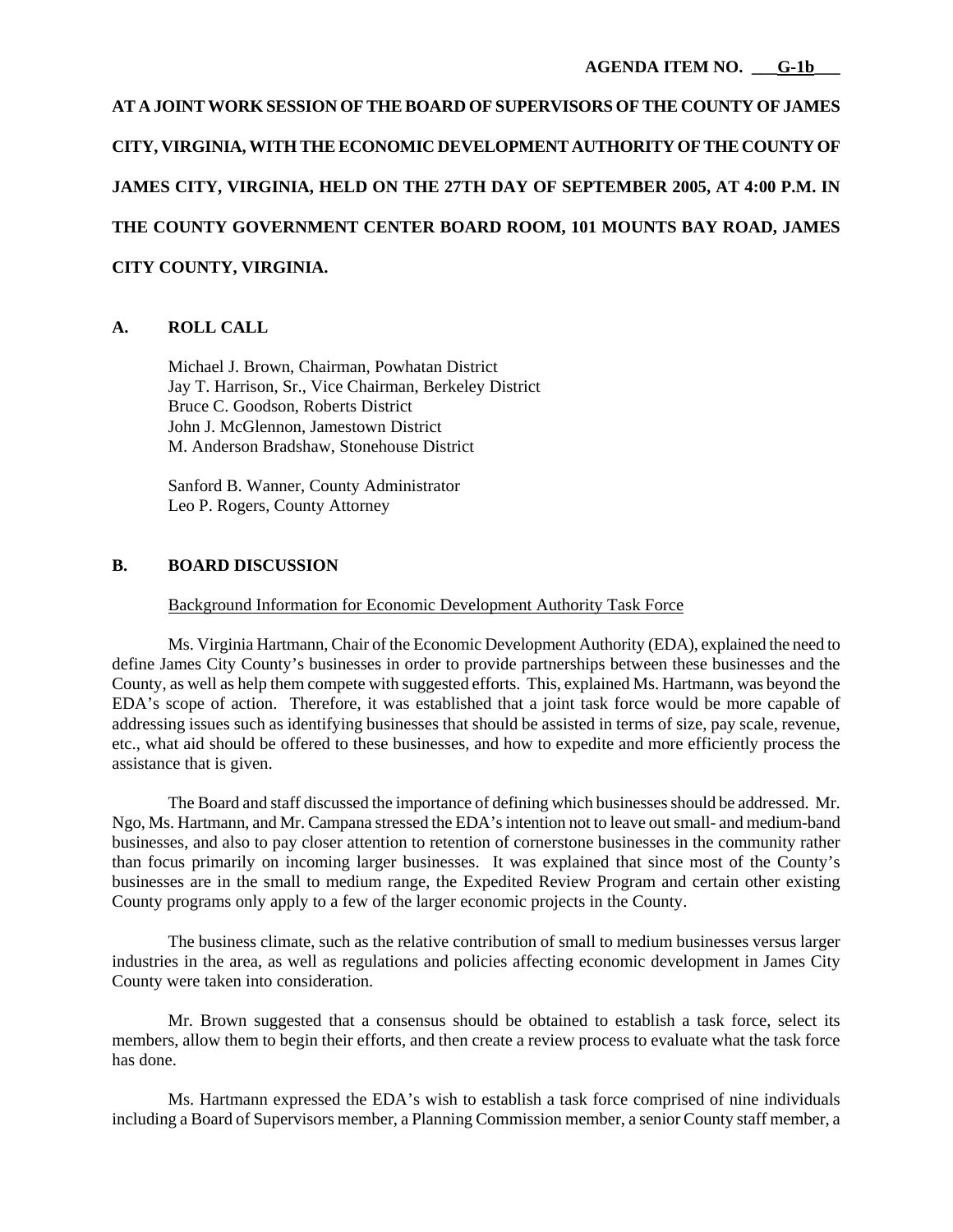AGENDA ITEM NO. G-1b

**AT A JOINT WORK SESSION OF THE BOARD OF SUPERVISORS OF THE COUNTY OF JAMES CITY, VIRGINIA, WITH THE ECONOMIC DEVELOPMENT AUTHORITY OF THE COUNTY OF JAMES CITY, VIRGINIA, HELD ON THE 27TH DAY OF SEPTEMBER 2005, AT 4:00 P.M. IN THE COUNTY GOVERNMENT CENTER BOARD ROOM, 101 MOUNTS BAY ROAD, JAMES CITY COUNTY, VIRGINIA.**

## A. ROLL CALL

Michael J. Brown, Chairman, Powhatan District
Jay T. Harrison, Sr., Vice Chairman, Berkeley District
Bruce C. Goodson, Roberts District
John J. McGlennon, Jamestown District
M. Anderson Bradshaw, Stonehouse District

Sanford B. Wanner, County Administrator
Leo P. Rogers, County Attorney

## B. BOARD DISCUSSION

Background Information for Economic Development Authority Task Force

Ms. Virginia Hartmann, Chair of the Economic Development Authority (EDA), explained the need to define James City County's businesses in order to provide partnerships between these businesses and the County, as well as help them compete with suggested efforts. This, explained Ms. Hartmann, was beyond the EDA's scope of action. Therefore, it was established that a joint task force would be more capable of addressing issues such as identifying businesses that should be assisted in terms of size, pay scale, revenue, etc., what aid should be offered to these businesses, and how to expedite and more efficiently process the assistance that is given.

The Board and staff discussed the importance of defining which businesses should be addressed. Mr. Ngo, Ms. Hartmann, and Mr. Campana stressed the EDA's intention not to leave out small- and medium-band businesses, and also to pay closer attention to retention of cornerstone businesses in the community rather than focus primarily on incoming larger businesses. It was explained that since most of the County's businesses are in the small to medium range, the Expedited Review Program and certain other existing County programs only apply to a few of the larger economic projects in the County.

The business climate, such as the relative contribution of small to medium businesses versus larger industries in the area, as well as regulations and policies affecting economic development in James City County were taken into consideration.

Mr. Brown suggested that a consensus should be obtained to establish a task force, select its members, allow them to begin their efforts, and then create a review process to evaluate what the task force has done.

Ms. Hartmann expressed the EDA's wish to establish a task force comprised of nine individuals including a Board of Supervisors member, a Planning Commission member, a senior County staff member, a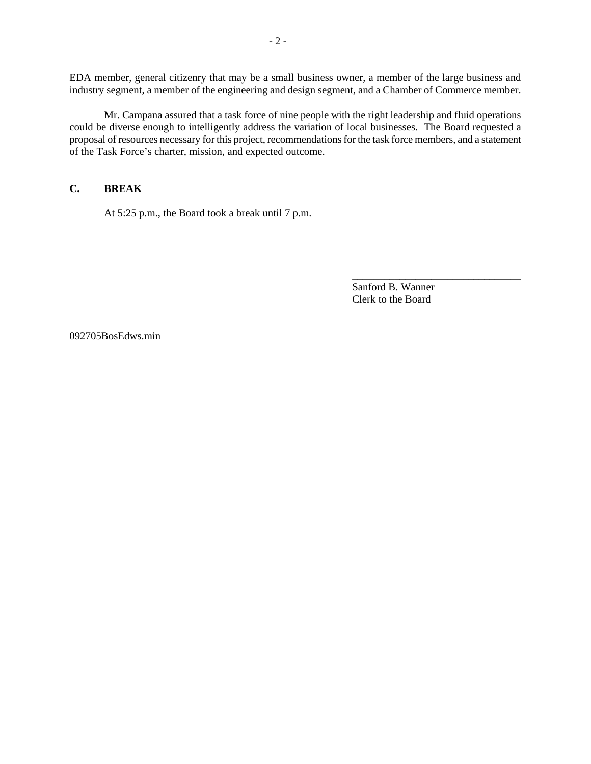EDA member, general citizenry that may be a small business owner, a member of the large business and industry segment, a member of the engineering and design segment, and a Chamber of Commerce member.

Mr. Campana assured that a task force of nine people with the right leadership and fluid operations could be diverse enough to intelligently address the variation of local businesses. The Board requested a proposal of resources necessary for this project, recommendations for the task force members, and a statement of the Task Force's charter, mission, and expected outcome.

**C. BREAK**

At 5:25 p.m., the Board took a break until 7 p.m.

\_\_\_\_\_\_\_\_\_\_\_\_\_\_\_\_\_\_\_\_\_\_\_\_\_\_\_\_\_\_\_\_

Sanford B. Wanner
Clerk to the Board

092705BosEdws.min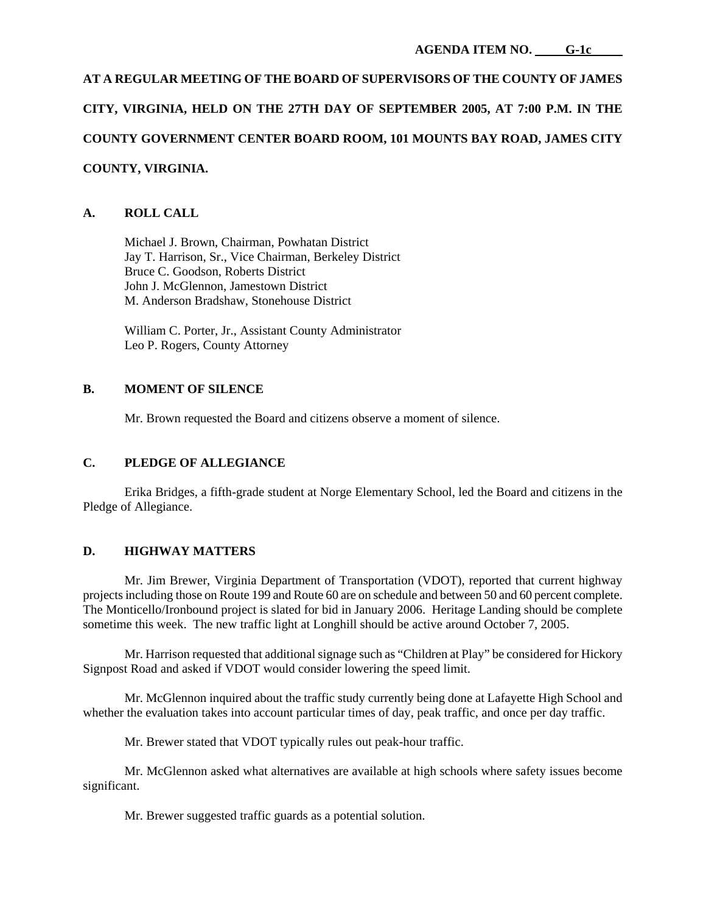**AGENDA ITEM NO. G-1c**

**AT A REGULAR MEETING OF THE BOARD OF SUPERVISORS OF THE COUNTY OF JAMES CITY, VIRGINIA, HELD ON THE 27TH DAY OF SEPTEMBER 2005, AT 7:00 P.M. IN THE COUNTY GOVERNMENT CENTER BOARD ROOM, 101 MOUNTS BAY ROAD, JAMES CITY COUNTY, VIRGINIA.**

## A. ROLL CALL

Michael J. Brown, Chairman, Powhatan District
Jay T. Harrison, Sr., Vice Chairman, Berkeley District
Bruce C. Goodson, Roberts District
John J. McGlennon, Jamestown District
M. Anderson Bradshaw, Stonehouse District

William C. Porter, Jr., Assistant County Administrator
Leo P. Rogers, County Attorney

## B. MOMENT OF SILENCE

Mr. Brown requested the Board and citizens observe a moment of silence.

## C. PLEDGE OF ALLEGIANCE

Erika Bridges, a fifth-grade student at Norge Elementary School, led the Board and citizens in the Pledge of Allegiance.

## D. HIGHWAY MATTERS

Mr. Jim Brewer, Virginia Department of Transportation (VDOT), reported that current highway projects including those on Route 199 and Route 60 are on schedule and between 50 and 60 percent complete. The Monticello/Ironbound project is slated for bid in January 2006. Heritage Landing should be complete sometime this week. The new traffic light at Longhill should be active around October 7, 2005.

Mr. Harrison requested that additional signage such as "Children at Play" be considered for Hickory Signpost Road and asked if VDOT would consider lowering the speed limit.

Mr. McGlennon inquired about the traffic study currently being done at Lafayette High School and whether the evaluation takes into account particular times of day, peak traffic, and once per day traffic.

Mr. Brewer stated that VDOT typically rules out peak-hour traffic.

Mr. McGlennon asked what alternatives are available at high schools where safety issues become significant.

Mr. Brewer suggested traffic guards as a potential solution.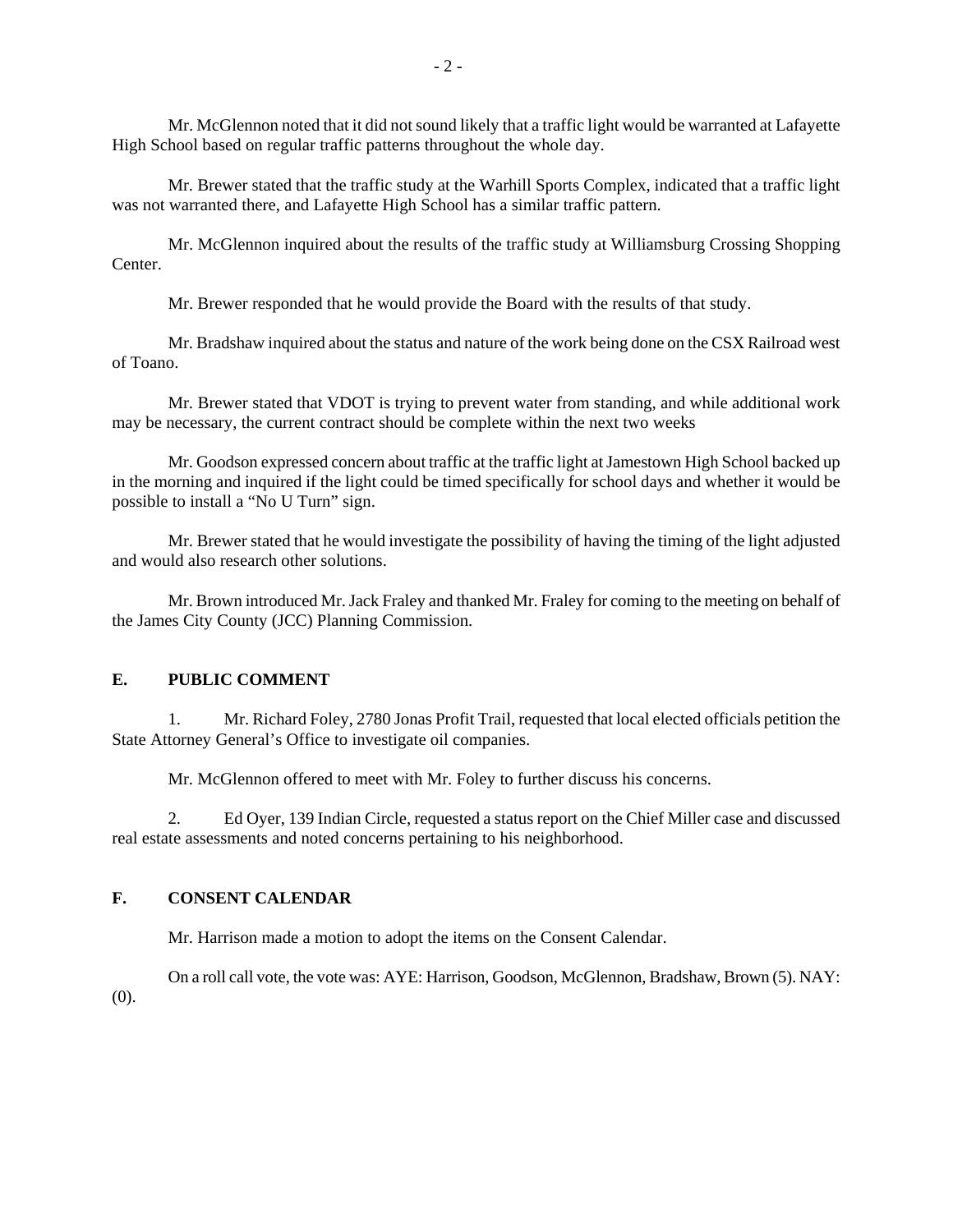Mr. McGlennon noted that it did not sound likely that a traffic light would be warranted at Lafayette High School based on regular traffic patterns throughout the whole day.

Mr. Brewer stated that the traffic study at the Warhill Sports Complex, indicated that a traffic light was not warranted there, and Lafayette High School has a similar traffic pattern.

Mr. McGlennon inquired about the results of the traffic study at Williamsburg Crossing Shopping Center.

Mr. Brewer responded that he would provide the Board with the results of that study.

Mr. Bradshaw inquired about the status and nature of the work being done on the CSX Railroad west of Toano.

Mr. Brewer stated that VDOT is trying to prevent water from standing, and while additional work may be necessary, the current contract should be complete within the next two weeks

Mr. Goodson expressed concern about traffic at the traffic light at Jamestown High School backed up in the morning and inquired if the light could be timed specifically for school days and whether it would be possible to install a "No U Turn" sign.

Mr. Brewer stated that he would investigate the possibility of having the timing of the light adjusted and would also research other solutions.

Mr. Brown introduced Mr. Jack Fraley and thanked Mr. Fraley for coming to the meeting on behalf of the James City County (JCC) Planning Commission.

## E. PUBLIC COMMENT

1. Mr. Richard Foley, 2780 Jonas Profit Trail, requested that local elected officials petition the State Attorney General's Office to investigate oil companies.

   Mr. McGlennon offered to meet with Mr. Foley to further discuss his concerns.

2. Ed Oyer, 139 Indian Circle, requested a status report on the Chief Miller case and discussed real estate assessments and noted concerns pertaining to his neighborhood.

## F. CONSENT CALENDAR

Mr. Harrison made a motion to adopt the items on the Consent Calendar.

On a roll call vote, the vote was: AYE: Harrison, Goodson, McGlennon, Bradshaw, Brown (5). NAY: (0).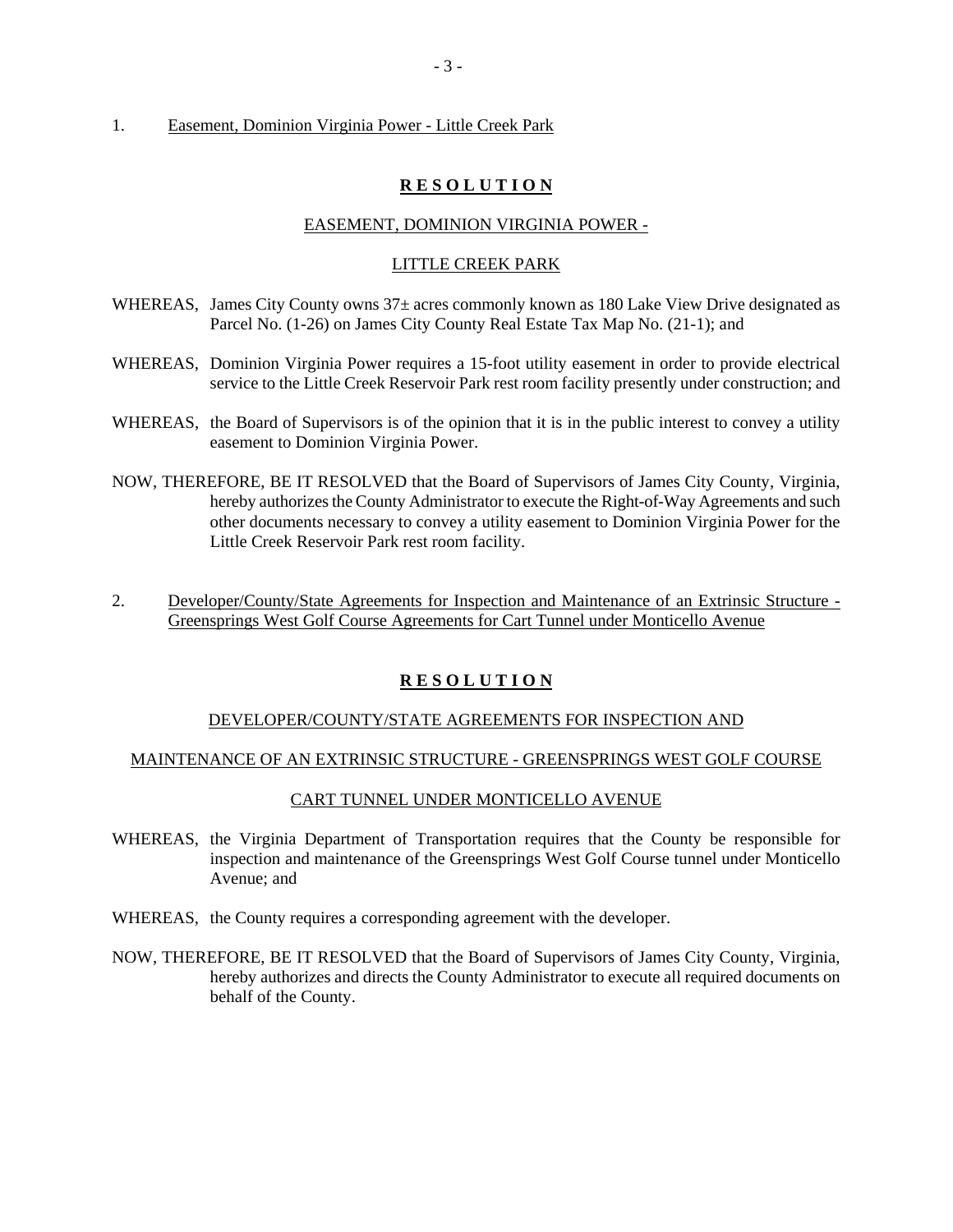1. Easement, Dominion Virginia Power - Little Creek Park

**R E S O L U T I O N**

EASEMENT, DOMINION VIRGINIA POWER -

LITTLE CREEK PARK

WHEREAS, James City County owns 37± acres commonly known as 180 Lake View Drive designated as Parcel No. (1-26) on James City County Real Estate Tax Map No. (21-1); and

WHEREAS, Dominion Virginia Power requires a 15-foot utility easement in order to provide electrical service to the Little Creek Reservoir Park rest room facility presently under construction; and

WHEREAS, the Board of Supervisors is of the opinion that it is in the public interest to convey a utility easement to Dominion Virginia Power.

NOW, THEREFORE, BE IT RESOLVED that the Board of Supervisors of James City County, Virginia, hereby authorizes the County Administrator to execute the Right-of-Way Agreements and such other documents necessary to convey a utility easement to Dominion Virginia Power for the Little Creek Reservoir Park rest room facility.

2. Developer/County/State Agreements for Inspection and Maintenance of an Extrinsic Structure - Greensprings West Golf Course Agreements for Cart Tunnel under Monticello Avenue

**R E S O L U T I O N**

DEVELOPER/COUNTY/STATE AGREEMENTS FOR INSPECTION AND

MAINTENANCE OF AN EXTRINSIC STRUCTURE - GREENSPRINGS WEST GOLF COURSE

CART TUNNEL UNDER MONTICELLO AVENUE

WHEREAS, the Virginia Department of Transportation requires that the County be responsible for inspection and maintenance of the Greensprings West Golf Course tunnel under Monticello Avenue; and

WHEREAS, the County requires a corresponding agreement with the developer.

NOW, THEREFORE, BE IT RESOLVED that the Board of Supervisors of James City County, Virginia, hereby authorizes and directs the County Administrator to execute all required documents on behalf of the County.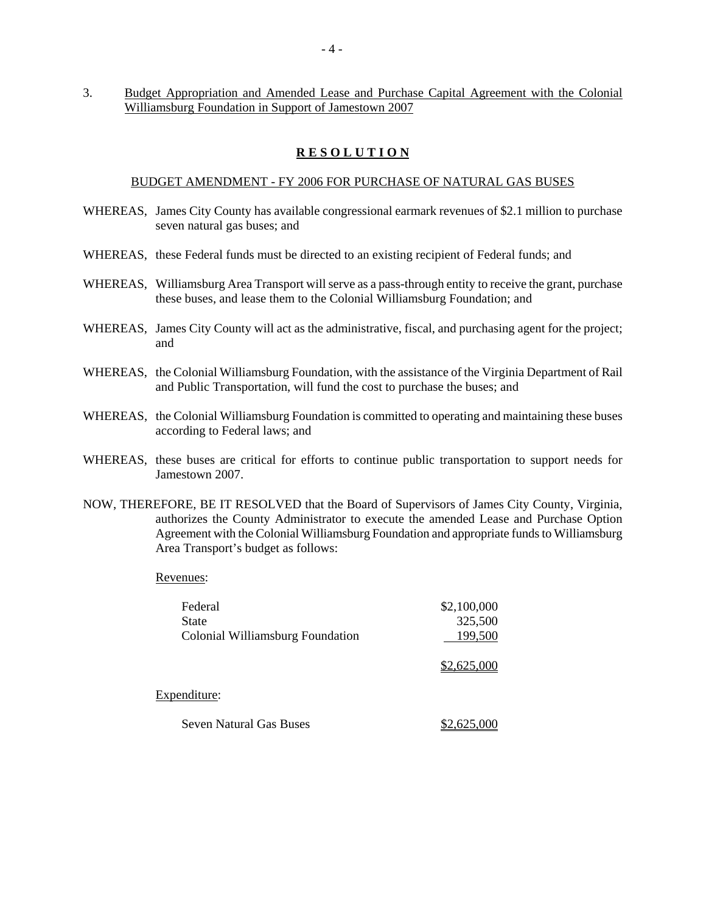3. Budget Appropriation and Amended Lease and Purchase Capital Agreement with the Colonial Williamsburg Foundation in Support of Jamestown 2007

## **R E S O L U T I O N**

BUDGET AMENDMENT - FY 2006 FOR PURCHASE OF NATURAL GAS BUSES

WHEREAS, James City County has available congressional earmark revenues of $2.1 million to purchase seven natural gas buses; and

WHEREAS, these Federal funds must be directed to an existing recipient of Federal funds; and

WHEREAS, Williamsburg Area Transport will serve as a pass-through entity to receive the grant, purchase these buses, and lease them to the Colonial Williamsburg Foundation; and

WHEREAS, James City County will act as the administrative, fiscal, and purchasing agent for the project; and

WHEREAS, the Colonial Williamsburg Foundation, with the assistance of the Virginia Department of Rail and Public Transportation, will fund the cost to purchase the buses; and

WHEREAS, the Colonial Williamsburg Foundation is committed to operating and maintaining these buses according to Federal laws; and

WHEREAS, these buses are critical for efforts to continue public transportation to support needs for Jamestown 2007.

NOW, THEREFORE, BE IT RESOLVED that the Board of Supervisors of James City County, Virginia, authorizes the County Administrator to execute the amended Lease and Purchase Option Agreement with the Colonial Williamsburg Foundation and appropriate funds to Williamsburg Area Transport's budget as follows:

Revenues:

| | |
|---|---|
| Federal | $2,100,000 |
| State | 325,500 |
| Colonial Williamsburg Foundation | 199,500 |
| | $2,625,000 |

Expenditure:

| | |
|---|---|
| Seven Natural Gas Buses | $2,625,000 |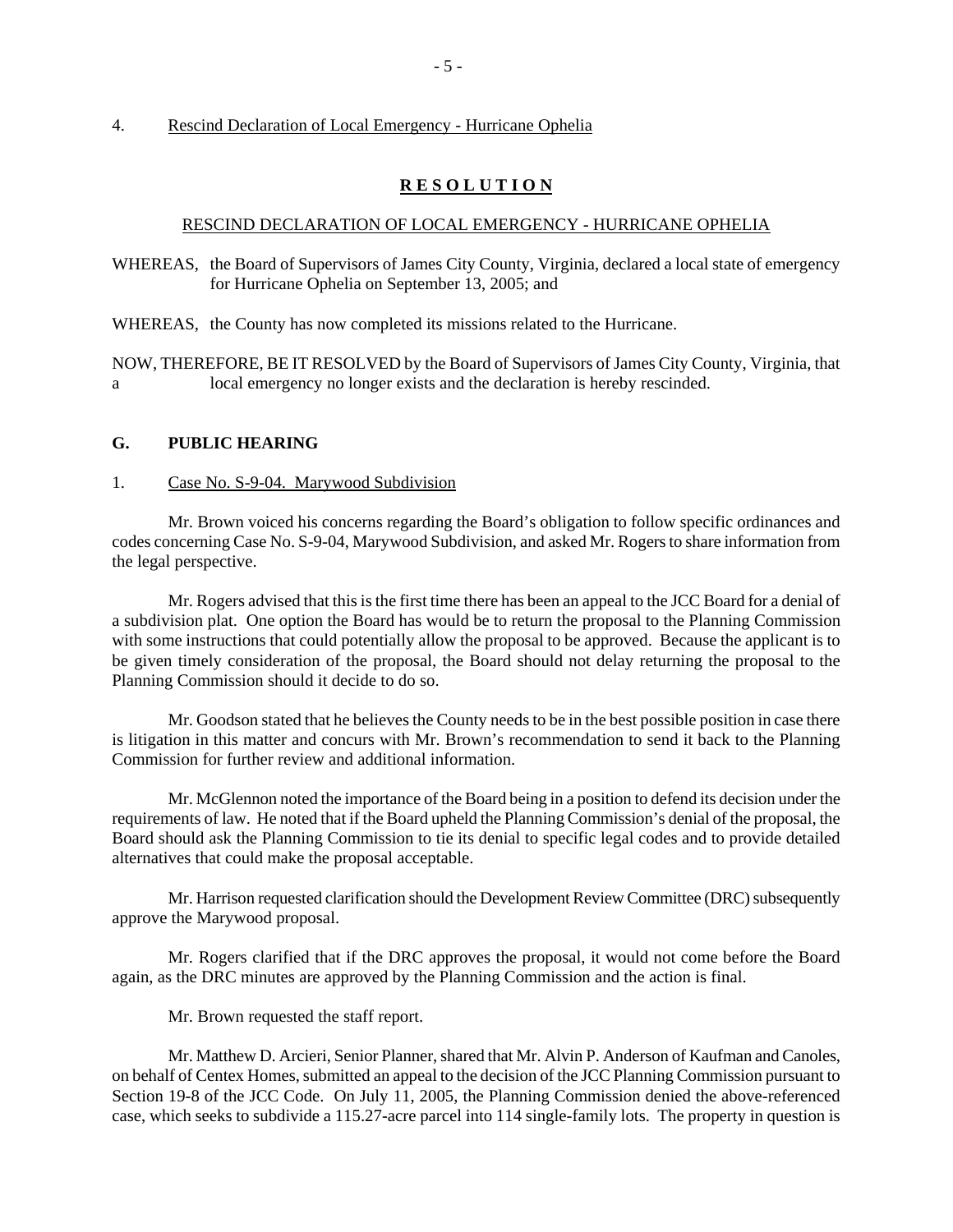4. Rescind Declaration of Local Emergency - Hurricane Ophelia

## **R E S O L U T I O N**

RESCIND DECLARATION OF LOCAL EMERGENCY - HURRICANE OPHELIA

WHEREAS, the Board of Supervisors of James City County, Virginia, declared a local state of emergency for Hurricane Ophelia on September 13, 2005; and

WHEREAS, the County has now completed its missions related to the Hurricane.

NOW, THEREFORE, BE IT RESOLVED by the Board of Supervisors of James City County, Virginia, that a local emergency no longer exists and the declaration is hereby rescinded.

## **G. PUBLIC HEARING**

1. Case No. S-9-04. Marywood Subdivision

Mr. Brown voiced his concerns regarding the Board's obligation to follow specific ordinances and codes concerning Case No. S-9-04, Marywood Subdivision, and asked Mr. Rogers to share information from the legal perspective.

Mr. Rogers advised that this is the first time there has been an appeal to the JCC Board for a denial of a subdivision plat. One option the Board has would be to return the proposal to the Planning Commission with some instructions that could potentially allow the proposal to be approved. Because the applicant is to be given timely consideration of the proposal, the Board should not delay returning the proposal to the Planning Commission should it decide to do so.

Mr. Goodson stated that he believes the County needs to be in the best possible position in case there is litigation in this matter and concurs with Mr. Brown's recommendation to send it back to the Planning Commission for further review and additional information.

Mr. McGlennon noted the importance of the Board being in a position to defend its decision under the requirements of law. He noted that if the Board upheld the Planning Commission's denial of the proposal, the Board should ask the Planning Commission to tie its denial to specific legal codes and to provide detailed alternatives that could make the proposal acceptable.

Mr. Harrison requested clarification should the Development Review Committee (DRC) subsequently approve the Marywood proposal.

Mr. Rogers clarified that if the DRC approves the proposal, it would not come before the Board again, as the DRC minutes are approved by the Planning Commission and the action is final.

Mr. Brown requested the staff report.

Mr. Matthew D. Arcieri, Senior Planner, shared that Mr. Alvin P. Anderson of Kaufman and Canoles, on behalf of Centex Homes, submitted an appeal to the decision of the JCC Planning Commission pursuant to Section 19-8 of the JCC Code. On July 11, 2005, the Planning Commission denied the above-referenced case, which seeks to subdivide a 115.27-acre parcel into 114 single-family lots. The property in question is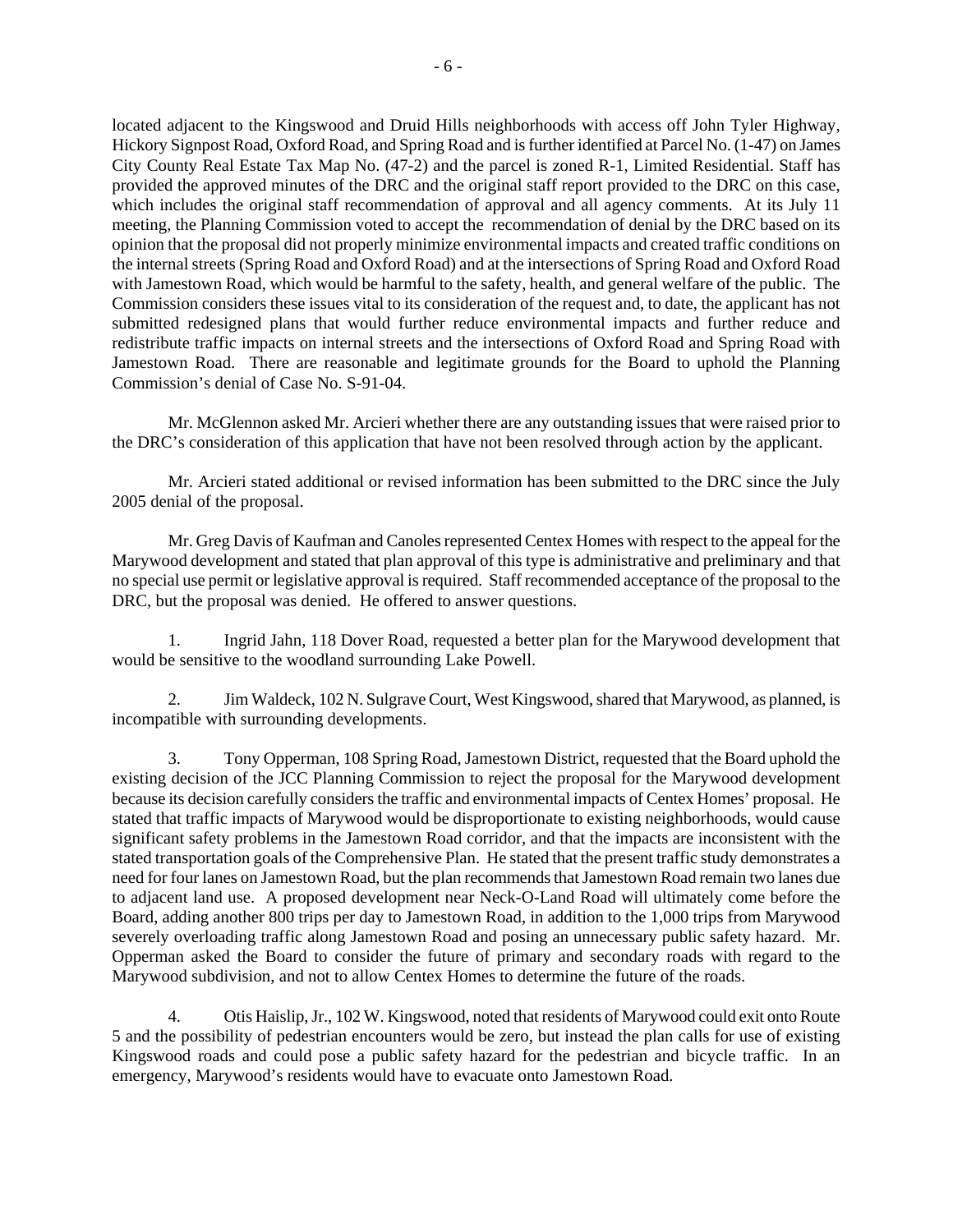located adjacent to the Kingswood and Druid Hills neighborhoods with access off John Tyler Highway, Hickory Signpost Road, Oxford Road, and Spring Road and is further identified at Parcel No. (1-47) on James City County Real Estate Tax Map No. (47-2) and the parcel is zoned R-1, Limited Residential. Staff has provided the approved minutes of the DRC and the original staff report provided to the DRC on this case, which includes the original staff recommendation of approval and all agency comments. At its July 11 meeting, the Planning Commission voted to accept the recommendation of denial by the DRC based on its opinion that the proposal did not properly minimize environmental impacts and created traffic conditions on the internal streets (Spring Road and Oxford Road) and at the intersections of Spring Road and Oxford Road with Jamestown Road, which would be harmful to the safety, health, and general welfare of the public. The Commission considers these issues vital to its consideration of the request and, to date, the applicant has not submitted redesigned plans that would further reduce environmental impacts and further reduce and redistribute traffic impacts on internal streets and the intersections of Oxford Road and Spring Road with Jamestown Road. There are reasonable and legitimate grounds for the Board to uphold the Planning Commission's denial of Case No. S-91-04.

Mr. McGlennon asked Mr. Arcieri whether there are any outstanding issues that were raised prior to the DRC's consideration of this application that have not been resolved through action by the applicant.

Mr. Arcieri stated additional or revised information has been submitted to the DRC since the July 2005 denial of the proposal.

Mr. Greg Davis of Kaufman and Canoles represented Centex Homes with respect to the appeal for the Marywood development and stated that plan approval of this type is administrative and preliminary and that no special use permit or legislative approval is required. Staff recommended acceptance of the proposal to the DRC, but the proposal was denied. He offered to answer questions.

1. Ingrid Jahn, 118 Dover Road, requested a better plan for the Marywood development that would be sensitive to the woodland surrounding Lake Powell.

2. Jim Waldeck, 102 N. Sulgrave Court, West Kingswood, shared that Marywood, as planned, is incompatible with surrounding developments.

3. Tony Opperman, 108 Spring Road, Jamestown District, requested that the Board uphold the existing decision of the JCC Planning Commission to reject the proposal for the Marywood development because its decision carefully considers the traffic and environmental impacts of Centex Homes' proposal. He stated that traffic impacts of Marywood would be disproportionate to existing neighborhoods, would cause significant safety problems in the Jamestown Road corridor, and that the impacts are inconsistent with the stated transportation goals of the Comprehensive Plan. He stated that the present traffic study demonstrates a need for four lanes on Jamestown Road, but the plan recommends that Jamestown Road remain two lanes due to adjacent land use. A proposed development near Neck-O-Land Road will ultimately come before the Board, adding another 800 trips per day to Jamestown Road, in addition to the 1,000 trips from Marywood severely overloading traffic along Jamestown Road and posing an unnecessary public safety hazard. Mr. Opperman asked the Board to consider the future of primary and secondary roads with regard to the Marywood subdivision, and not to allow Centex Homes to determine the future of the roads.

4. Otis Haislip, Jr., 102 W. Kingswood, noted that residents of Marywood could exit onto Route 5 and the possibility of pedestrian encounters would be zero, but instead the plan calls for use of existing Kingswood roads and could pose a public safety hazard for the pedestrian and bicycle traffic. In an emergency, Marywood's residents would have to evacuate onto Jamestown Road.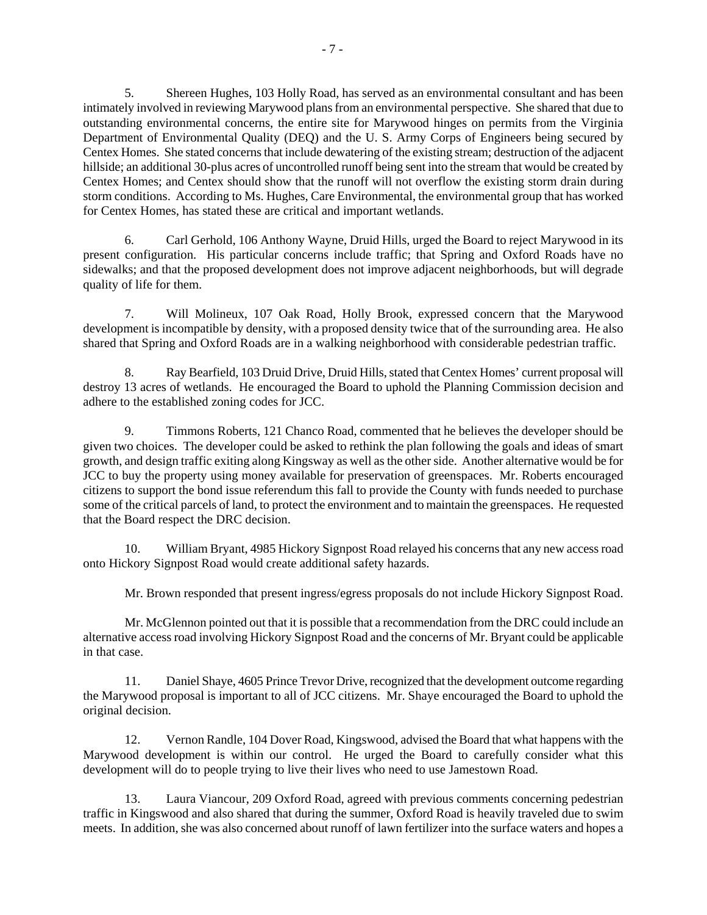5. Shereen Hughes, 103 Holly Road, has served as an environmental consultant and has been intimately involved in reviewing Marywood plans from an environmental perspective. She shared that due to outstanding environmental concerns, the entire site for Marywood hinges on permits from the Virginia Department of Environmental Quality (DEQ) and the U. S. Army Corps of Engineers being secured by Centex Homes. She stated concerns that include dewatering of the existing stream; destruction of the adjacent hillside; an additional 30-plus acres of uncontrolled runoff being sent into the stream that would be created by Centex Homes; and Centex should show that the runoff will not overflow the existing storm drain during storm conditions. According to Ms. Hughes, Care Environmental, the environmental group that has worked for Centex Homes, has stated these are critical and important wetlands.

6. Carl Gerhold, 106 Anthony Wayne, Druid Hills, urged the Board to reject Marywood in its present configuration. His particular concerns include traffic; that Spring and Oxford Roads have no sidewalks; and that the proposed development does not improve adjacent neighborhoods, but will degrade quality of life for them.

7. Will Molineux, 107 Oak Road, Holly Brook, expressed concern that the Marywood development is incompatible by density, with a proposed density twice that of the surrounding area. He also shared that Spring and Oxford Roads are in a walking neighborhood with considerable pedestrian traffic.

8. Ray Bearfield, 103 Druid Drive, Druid Hills, stated that Centex Homes' current proposal will destroy 13 acres of wetlands. He encouraged the Board to uphold the Planning Commission decision and adhere to the established zoning codes for JCC.

9. Timmons Roberts, 121 Chanco Road, commented that he believes the developer should be given two choices. The developer could be asked to rethink the plan following the goals and ideas of smart growth, and design traffic exiting along Kingsway as well as the other side. Another alternative would be for JCC to buy the property using money available for preservation of greenspaces. Mr. Roberts encouraged citizens to support the bond issue referendum this fall to provide the County with funds needed to purchase some of the critical parcels of land, to protect the environment and to maintain the greenspaces. He requested that the Board respect the DRC decision.

10. William Bryant, 4985 Hickory Signpost Road relayed his concerns that any new access road onto Hickory Signpost Road would create additional safety hazards.

Mr. Brown responded that present ingress/egress proposals do not include Hickory Signpost Road.

Mr. McGlennon pointed out that it is possible that a recommendation from the DRC could include an alternative access road involving Hickory Signpost Road and the concerns of Mr. Bryant could be applicable in that case.

11. Daniel Shaye, 4605 Prince Trevor Drive, recognized that the development outcome regarding the Marywood proposal is important to all of JCC citizens. Mr. Shaye encouraged the Board to uphold the original decision.

12. Vernon Randle, 104 Dover Road, Kingswood, advised the Board that what happens with the Marywood development is within our control. He urged the Board to carefully consider what this development will do to people trying to live their lives who need to use Jamestown Road.

13. Laura Viancour, 209 Oxford Road, agreed with previous comments concerning pedestrian traffic in Kingswood and also shared that during the summer, Oxford Road is heavily traveled due to swim meets. In addition, she was also concerned about runoff of lawn fertilizer into the surface waters and hopes a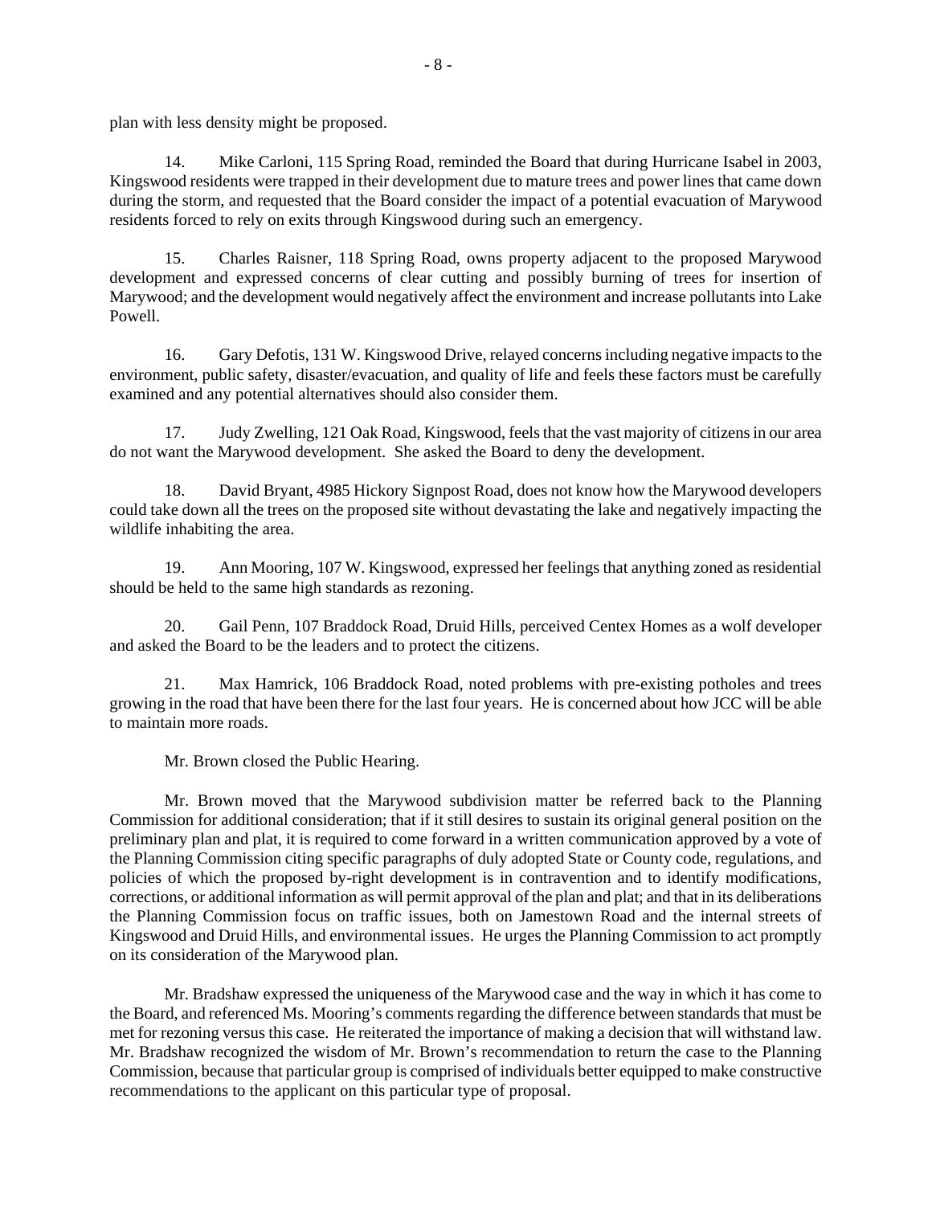plan with less density might be proposed.

14. Mike Carloni, 115 Spring Road, reminded the Board that during Hurricane Isabel in 2003, Kingswood residents were trapped in their development due to mature trees and power lines that came down during the storm, and requested that the Board consider the impact of a potential evacuation of Marywood residents forced to rely on exits through Kingswood during such an emergency.

15. Charles Raisner, 118 Spring Road, owns property adjacent to the proposed Marywood development and expressed concerns of clear cutting and possibly burning of trees for insertion of Marywood; and the development would negatively affect the environment and increase pollutants into Lake Powell.

16. Gary Defotis, 131 W. Kingswood Drive, relayed concerns including negative impacts to the environment, public safety, disaster/evacuation, and quality of life and feels these factors must be carefully examined and any potential alternatives should also consider them.

17. Judy Zwelling, 121 Oak Road, Kingswood, feels that the vast majority of citizens in our area do not want the Marywood development. She asked the Board to deny the development.

18. David Bryant, 4985 Hickory Signpost Road, does not know how the Marywood developers could take down all the trees on the proposed site without devastating the lake and negatively impacting the wildlife inhabiting the area.

19. Ann Mooring, 107 W. Kingswood, expressed her feelings that anything zoned as residential should be held to the same high standards as rezoning.

20. Gail Penn, 107 Braddock Road, Druid Hills, perceived Centex Homes as a wolf developer and asked the Board to be the leaders and to protect the citizens.

21. Max Hamrick, 106 Braddock Road, noted problems with pre-existing potholes and trees growing in the road that have been there for the last four years. He is concerned about how JCC will be able to maintain more roads.

Mr. Brown closed the Public Hearing.

Mr. Brown moved that the Marywood subdivision matter be referred back to the Planning Commission for additional consideration; that if it still desires to sustain its original general position on the preliminary plan and plat, it is required to come forward in a written communication approved by a vote of the Planning Commission citing specific paragraphs of duly adopted State or County code, regulations, and policies of which the proposed by-right development is in contravention and to identify modifications, corrections, or additional information as will permit approval of the plan and plat; and that in its deliberations the Planning Commission focus on traffic issues, both on Jamestown Road and the internal streets of Kingswood and Druid Hills, and environmental issues. He urges the Planning Commission to act promptly on its consideration of the Marywood plan.

Mr. Bradshaw expressed the uniqueness of the Marywood case and the way in which it has come to the Board, and referenced Ms. Mooring's comments regarding the difference between standards that must be met for rezoning versus this case. He reiterated the importance of making a decision that will withstand law. Mr. Bradshaw recognized the wisdom of Mr. Brown's recommendation to return the case to the Planning Commission, because that particular group is comprised of individuals better equipped to make constructive recommendations to the applicant on this particular type of proposal.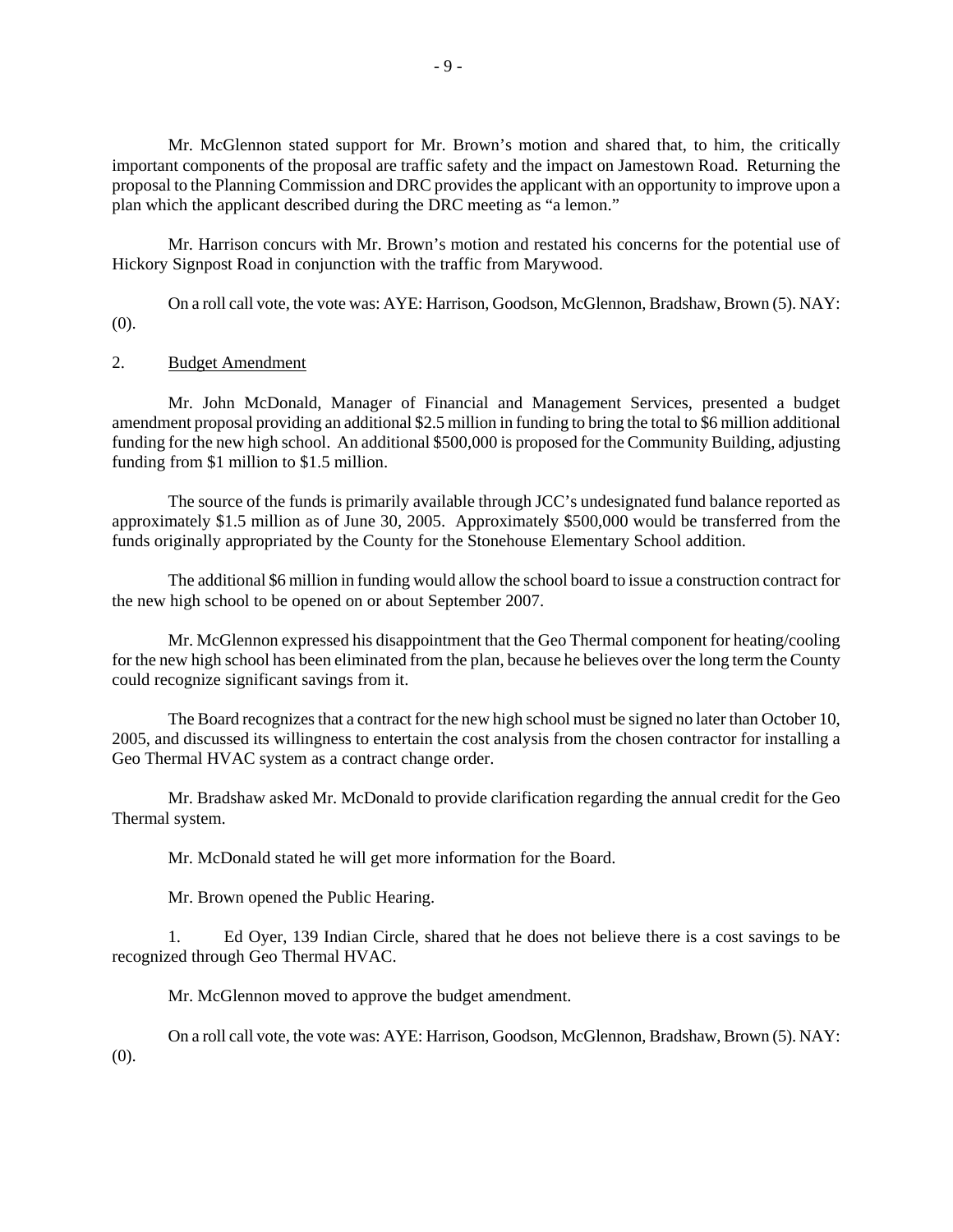Mr. McGlennon stated support for Mr. Brown's motion and shared that, to him, the critically important components of the proposal are traffic safety and the impact on Jamestown Road. Returning the proposal to the Planning Commission and DRC provides the applicant with an opportunity to improve upon a plan which the applicant described during the DRC meeting as "a lemon."

Mr. Harrison concurs with Mr. Brown's motion and restated his concerns for the potential use of Hickory Signpost Road in conjunction with the traffic from Marywood.

On a roll call vote, the vote was: AYE: Harrison, Goodson, McGlennon, Bradshaw, Brown (5). NAY: (0).

2. Budget Amendment

Mr. John McDonald, Manager of Financial and Management Services, presented a budget amendment proposal providing an additional $2.5 million in funding to bring the total to $6 million additional funding for the new high school. An additional $500,000 is proposed for the Community Building, adjusting funding from $1 million to $1.5 million.

The source of the funds is primarily available through JCC's undesignated fund balance reported as approximately $1.5 million as of June 30, 2005. Approximately $500,000 would be transferred from the funds originally appropriated by the County for the Stonehouse Elementary School addition.

The additional $6 million in funding would allow the school board to issue a construction contract for the new high school to be opened on or about September 2007.

Mr. McGlennon expressed his disappointment that the Geo Thermal component for heating/cooling for the new high school has been eliminated from the plan, because he believes over the long term the County could recognize significant savings from it.

The Board recognizes that a contract for the new high school must be signed no later than October 10, 2005, and discussed its willingness to entertain the cost analysis from the chosen contractor for installing a Geo Thermal HVAC system as a contract change order.

Mr. Bradshaw asked Mr. McDonald to provide clarification regarding the annual credit for the Geo Thermal system.

Mr. McDonald stated he will get more information for the Board.

Mr. Brown opened the Public Hearing.

1. Ed Oyer, 139 Indian Circle, shared that he does not believe there is a cost savings to be recognized through Geo Thermal HVAC.

Mr. McGlennon moved to approve the budget amendment.

On a roll call vote, the vote was: AYE: Harrison, Goodson, McGlennon, Bradshaw, Brown (5). NAY: (0).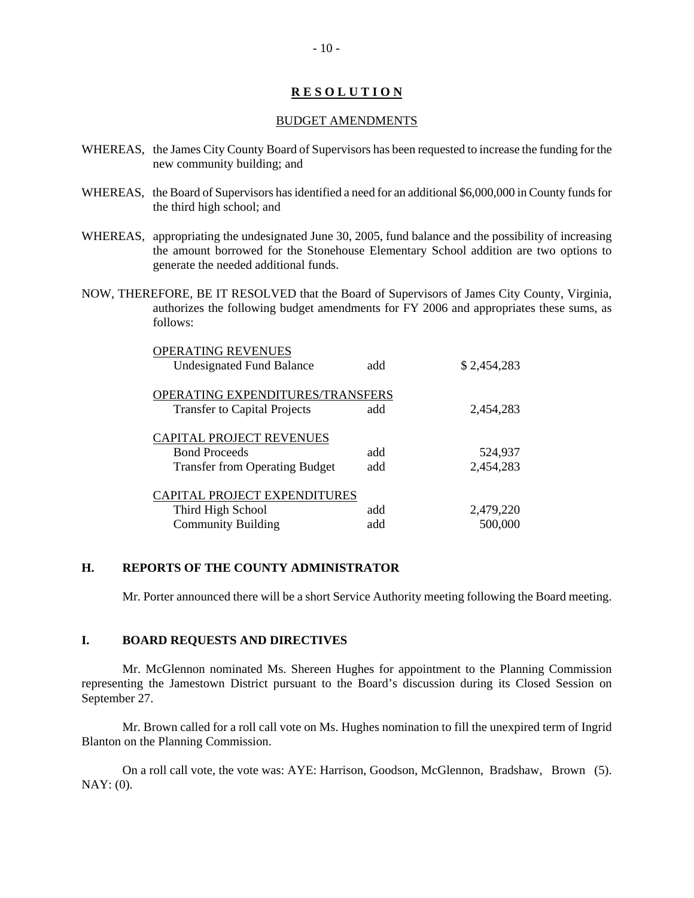## RESOLUTION

### BUDGET AMENDMENTS

WHEREAS, the James City County Board of Supervisors has been requested to increase the funding for the new community building; and

WHEREAS, the Board of Supervisors has identified a need for an additional $6,000,000 in County funds for the third high school; and

WHEREAS, appropriating the undesignated June 30, 2005, fund balance and the possibility of increasing the amount borrowed for the Stonehouse Elementary School addition are two options to generate the needed additional funds.

NOW, THEREFORE, BE IT RESOLVED that the Board of Supervisors of James City County, Virginia, authorizes the following budget amendments for FY 2006 and appropriates these sums, as follows:

| | | |
|---|---|---|
| OPERATING REVENUES | | |
| Undesignated Fund Balance | add | $ 2,454,283 |
| OPERATING EXPENDITURES/TRANSFERS | | |
| Transfer to Capital Projects | add | 2,454,283 |
| CAPITAL PROJECT REVENUES | | |
| Bond Proceeds | add | 524,937 |
| Transfer from Operating Budget | add | 2,454,283 |
| CAPITAL PROJECT EXPENDITURES | | |
| Third High School | add | 2,479,220 |
| Community Building | add | 500,000 |

## H. REPORTS OF THE COUNTY ADMINISTRATOR

Mr. Porter announced there will be a short Service Authority meeting following the Board meeting.

## I. BOARD REQUESTS AND DIRECTIVES

Mr. McGlennon nominated Ms. Shereen Hughes for appointment to the Planning Commission representing the Jamestown District pursuant to the Board's discussion during its Closed Session on September 27.

Mr. Brown called for a roll call vote on Ms. Hughes nomination to fill the unexpired term of Ingrid Blanton on the Planning Commission.

On a roll call vote, the vote was: AYE: Harrison, Goodson, McGlennon, Bradshaw, Brown (5). NAY: (0).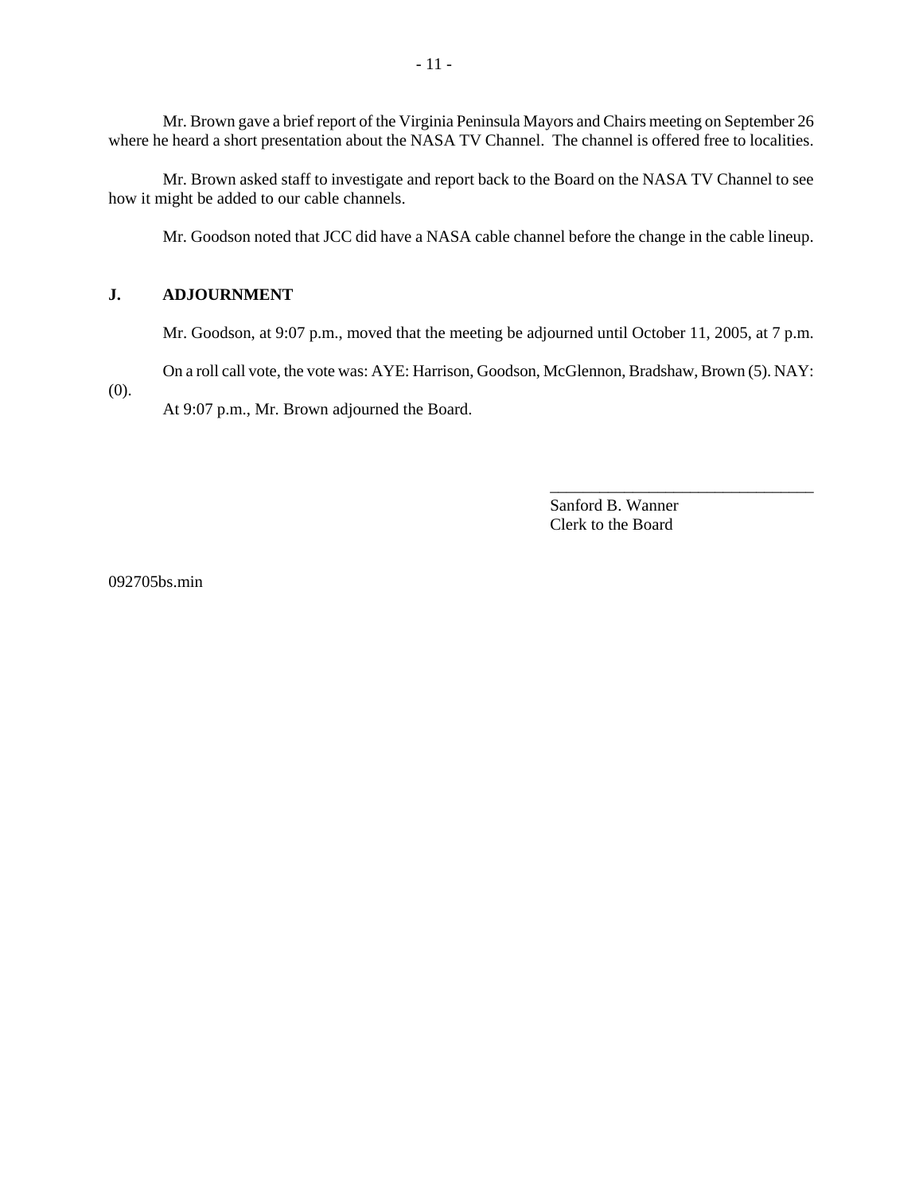Mr. Brown gave a brief report of the Virginia Peninsula Mayors and Chairs meeting on September 26 where he heard a short presentation about the NASA TV Channel. The channel is offered free to localities.

Mr. Brown asked staff to investigate and report back to the Board on the NASA TV Channel to see how it might be added to our cable channels.

Mr. Goodson noted that JCC did have a NASA cable channel before the change in the cable lineup.

## J. ADJOURNMENT

Mr. Goodson, at 9:07 p.m., moved that the meeting be adjourned until October 11, 2005, at 7 p.m.

On a roll call vote, the vote was: AYE: Harrison, Goodson, McGlennon, Bradshaw, Brown (5). NAY: (0).

At 9:07 p.m., Mr. Brown adjourned the Board.

________________________________
Sanford B. Wanner
Clerk to the Board

092705bs.min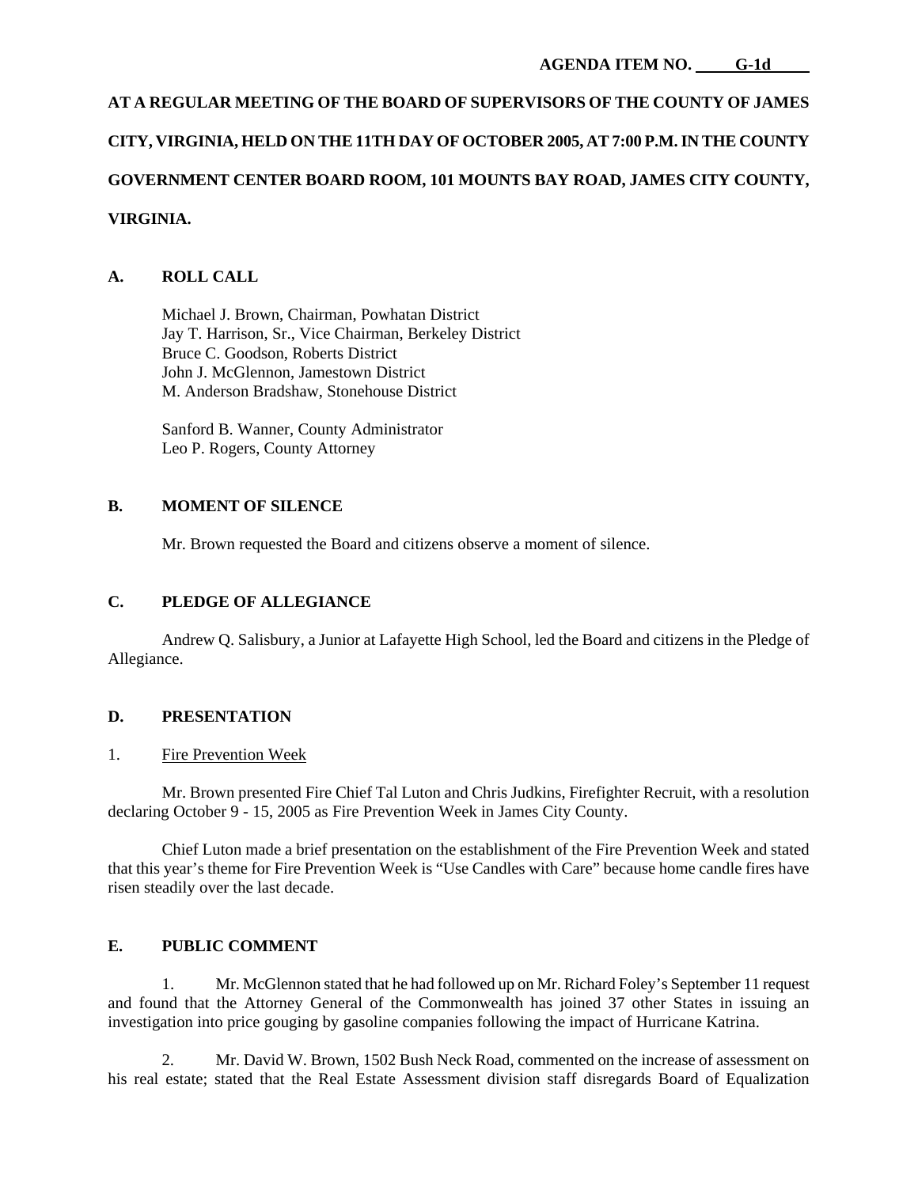**AGENDA ITEM NO. G-1d**

**AT A REGULAR MEETING OF THE BOARD OF SUPERVISORS OF THE COUNTY OF JAMES CITY, VIRGINIA, HELD ON THE 11TH DAY OF OCTOBER 2005, AT 7:00 P.M. IN THE COUNTY GOVERNMENT CENTER BOARD ROOM, 101 MOUNTS BAY ROAD, JAMES CITY COUNTY, VIRGINIA.**

## A. ROLL CALL

Michael J. Brown, Chairman, Powhatan District
Jay T. Harrison, Sr., Vice Chairman, Berkeley District
Bruce C. Goodson, Roberts District
John J. McGlennon, Jamestown District
M. Anderson Bradshaw, Stonehouse District

Sanford B. Wanner, County Administrator
Leo P. Rogers, County Attorney

## B. MOMENT OF SILENCE

Mr. Brown requested the Board and citizens observe a moment of silence.

## C. PLEDGE OF ALLEGIANCE

Andrew Q. Salisbury, a Junior at Lafayette High School, led the Board and citizens in the Pledge of Allegiance.

## D. PRESENTATION

1. Fire Prevention Week

Mr. Brown presented Fire Chief Tal Luton and Chris Judkins, Firefighter Recruit, with a resolution declaring October 9 - 15, 2005 as Fire Prevention Week in James City County.

Chief Luton made a brief presentation on the establishment of the Fire Prevention Week and stated that this year's theme for Fire Prevention Week is "Use Candles with Care" because home candle fires have risen steadily over the last decade.

## E. PUBLIC COMMENT

1. Mr. McGlennon stated that he had followed up on Mr. Richard Foley's September 11 request and found that the Attorney General of the Commonwealth has joined 37 other States in issuing an investigation into price gouging by gasoline companies following the impact of Hurricane Katrina.

2. Mr. David W. Brown, 1502 Bush Neck Road, commented on the increase of assessment on his real estate; stated that the Real Estate Assessment division staff disregards Board of Equalization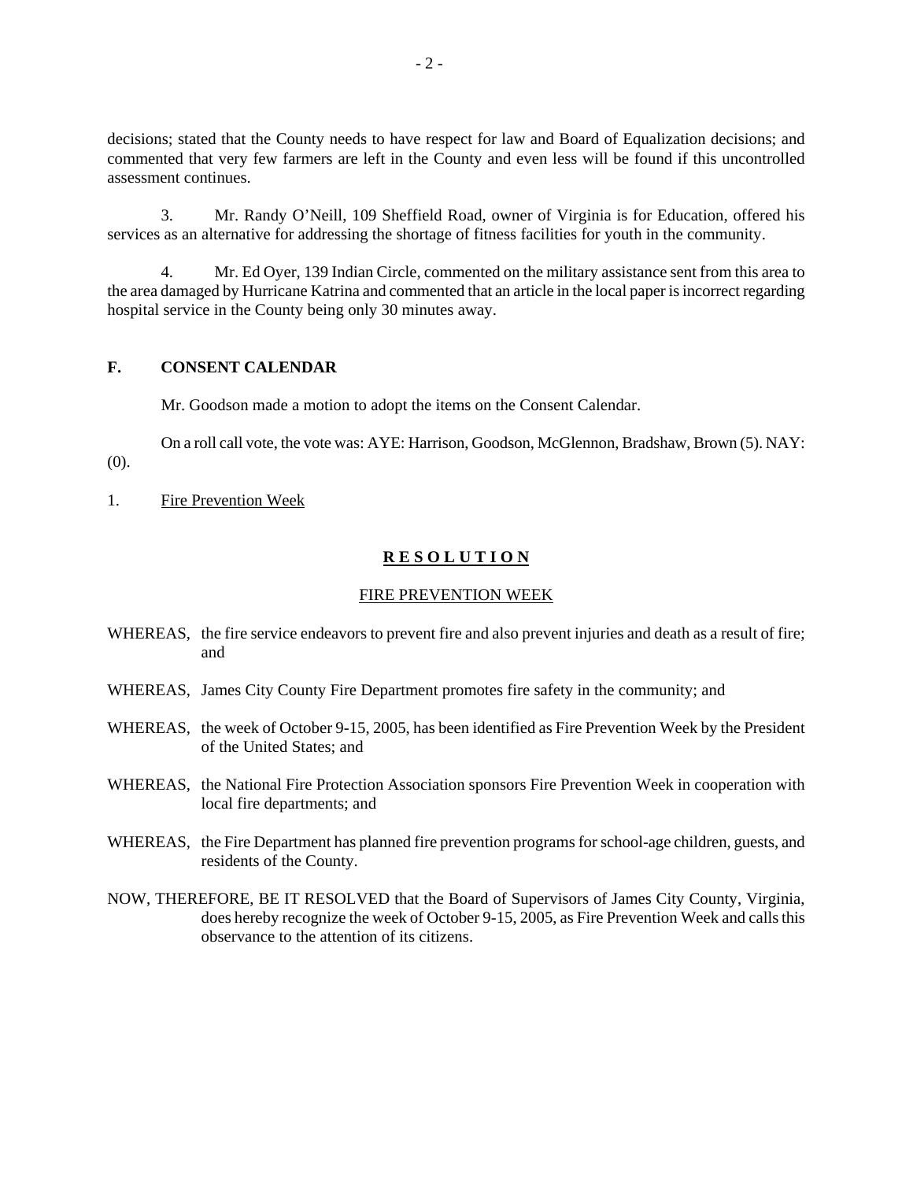decisions; stated that the County needs to have respect for law and Board of Equalization decisions; and commented that very few farmers are left in the County and even less will be found if this uncontrolled assessment continues.

3. Mr. Randy O'Neill, 109 Sheffield Road, owner of Virginia is for Education, offered his services as an alternative for addressing the shortage of fitness facilities for youth in the community.

4. Mr. Ed Oyer, 139 Indian Circle, commented on the military assistance sent from this area to the area damaged by Hurricane Katrina and commented that an article in the local paper is incorrect regarding hospital service in the County being only 30 minutes away.

## F. CONSENT CALENDAR

Mr. Goodson made a motion to adopt the items on the Consent Calendar.

On a roll call vote, the vote was: AYE: Harrison, Goodson, McGlennon, Bradshaw, Brown (5). NAY: (0).

1. Fire Prevention Week

**R E S O L U T I O N**

FIRE PREVENTION WEEK

WHEREAS, the fire service endeavors to prevent fire and also prevent injuries and death as a result of fire; and

WHEREAS, James City County Fire Department promotes fire safety in the community; and

WHEREAS, the week of October 9-15, 2005, has been identified as Fire Prevention Week by the President of the United States; and

WHEREAS, the National Fire Protection Association sponsors Fire Prevention Week in cooperation with local fire departments; and

WHEREAS, the Fire Department has planned fire prevention programs for school-age children, guests, and residents of the County.

NOW, THEREFORE, BE IT RESOLVED that the Board of Supervisors of James City County, Virginia, does hereby recognize the week of October 9-15, 2005, as Fire Prevention Week and calls this observance to the attention of its citizens.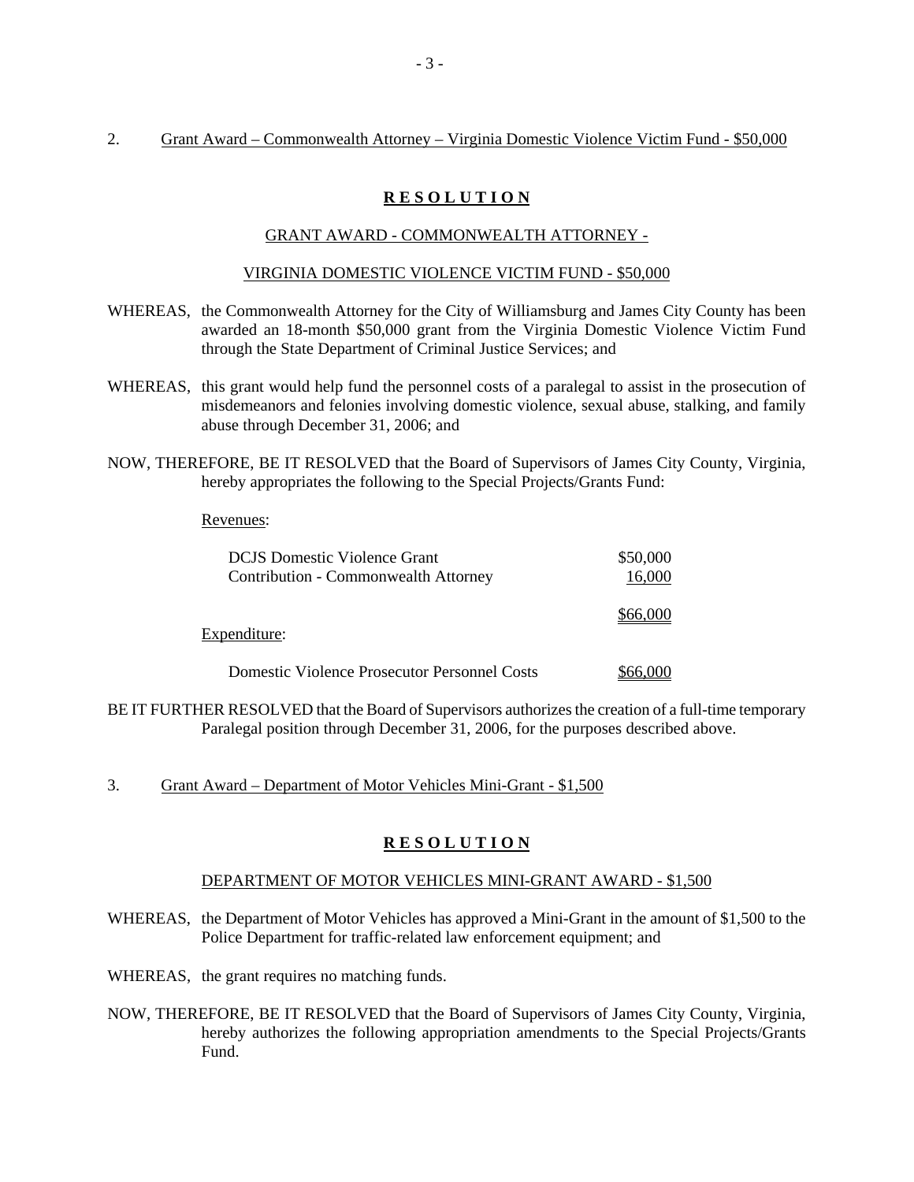2. Grant Award – Commonwealth Attorney – Virginia Domestic Violence Victim Fund - $50,000

**R E S O L U T I O N**

GRANT AWARD - COMMONWEALTH ATTORNEY -

VIRGINIA DOMESTIC VIOLENCE VICTIM FUND - $50,000

WHEREAS, the Commonwealth Attorney for the City of Williamsburg and James City County has been awarded an 18-month $50,000 grant from the Virginia Domestic Violence Victim Fund through the State Department of Criminal Justice Services; and

WHEREAS, this grant would help fund the personnel costs of a paralegal to assist in the prosecution of misdemeanors and felonies involving domestic violence, sexual abuse, stalking, and family abuse through December 31, 2006; and

NOW, THEREFORE, BE IT RESOLVED that the Board of Supervisors of James City County, Virginia, hereby appropriates the following to the Special Projects/Grants Fund:

Revenues:

| | |
|---|---|
| DCJS Domestic Violence Grant | $50,000 |
| Contribution - Commonwealth Attorney | 16,000 |
| | $66,000 |

Expenditure:

| | |
|---|---|
| Domestic Violence Prosecutor Personnel Costs | $66,000 |

BE IT FURTHER RESOLVED that the Board of Supervisors authorizes the creation of a full-time temporary Paralegal position through December 31, 2006, for the purposes described above.

3. Grant Award – Department of Motor Vehicles Mini-Grant - $1,500

**R E S O L U T I O N**

DEPARTMENT OF MOTOR VEHICLES MINI-GRANT AWARD - $1,500

WHEREAS, the Department of Motor Vehicles has approved a Mini-Grant in the amount of $1,500 to the Police Department for traffic-related law enforcement equipment; and

WHEREAS, the grant requires no matching funds.

NOW, THEREFORE, BE IT RESOLVED that the Board of Supervisors of James City County, Virginia, hereby authorizes the following appropriation amendments to the Special Projects/Grants Fund.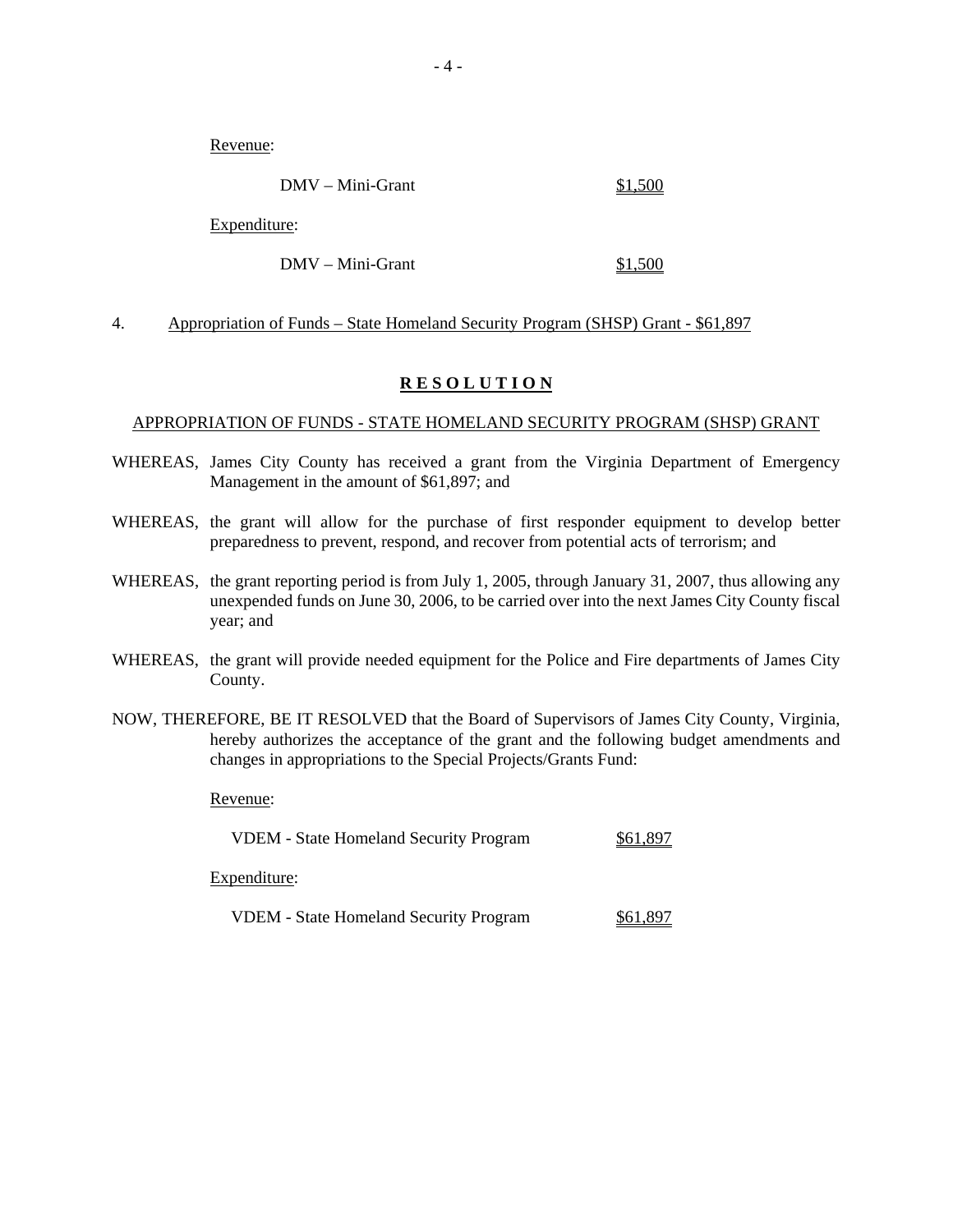Revenue:

DMV – Mini-Grant $1,500

Expenditure:

DMV – Mini-Grant $1,500

4. Appropriation of Funds – State Homeland Security Program (SHSP) Grant - $61,897

## **R E S O L U T I O N**

APPROPRIATION OF FUNDS - STATE HOMELAND SECURITY PROGRAM (SHSP) GRANT

WHEREAS, James City County has received a grant from the Virginia Department of Emergency Management in the amount of $61,897; and

WHEREAS, the grant will allow for the purchase of first responder equipment to develop better preparedness to prevent, respond, and recover from potential acts of terrorism; and

WHEREAS, the grant reporting period is from July 1, 2005, through January 31, 2007, thus allowing any unexpended funds on June 30, 2006, to be carried over into the next James City County fiscal year; and

WHEREAS, the grant will provide needed equipment for the Police and Fire departments of James City County.

NOW, THEREFORE, BE IT RESOLVED that the Board of Supervisors of James City County, Virginia, hereby authorizes the acceptance of the grant and the following budget amendments and changes in appropriations to the Special Projects/Grants Fund:

Revenue:

VDEM - State Homeland Security Program $61,897

Expenditure:

VDEM - State Homeland Security Program $61,897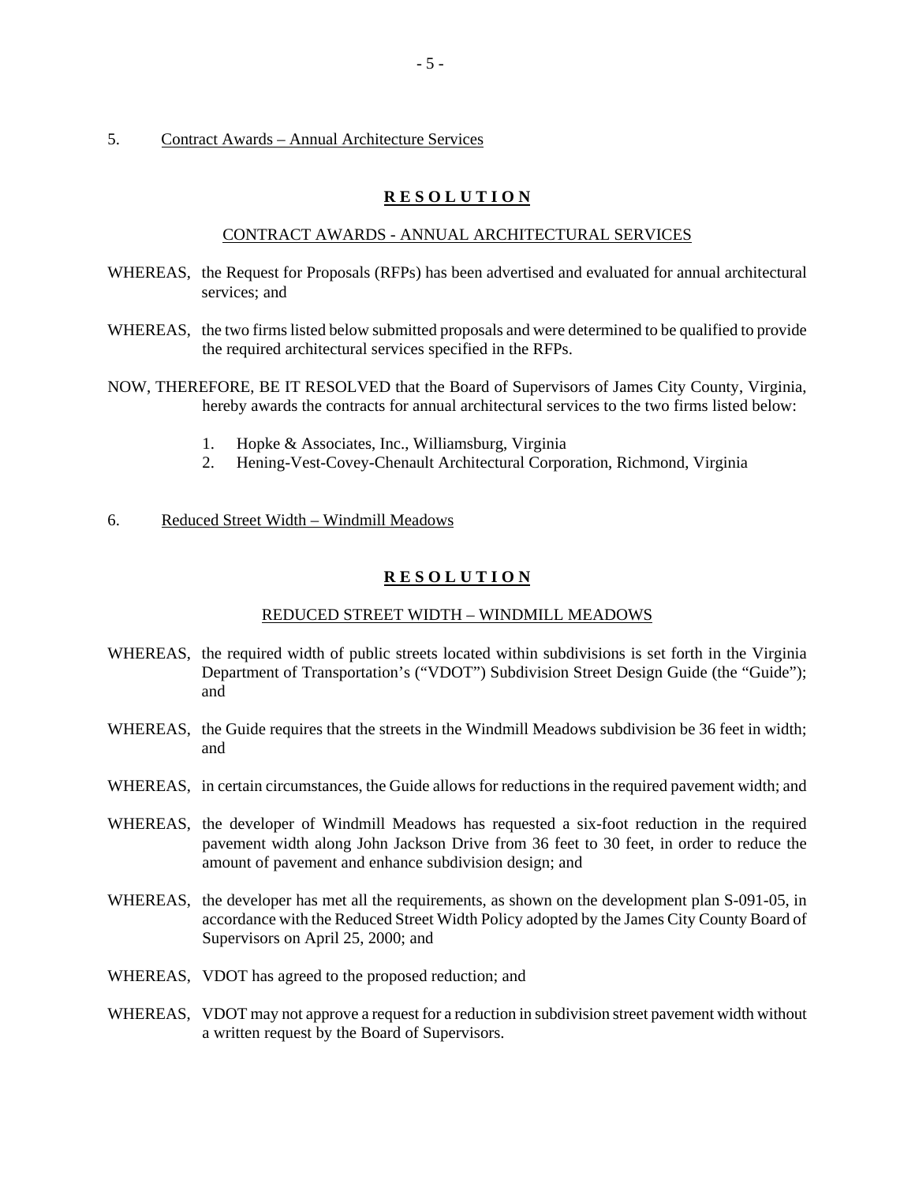5. Contract Awards – Annual Architecture Services

## R E S O L U T I O N

CONTRACT AWARDS - ANNUAL ARCHITECTURAL SERVICES

WHEREAS, the Request for Proposals (RFPs) has been advertised and evaluated for annual architectural services; and

WHEREAS, the two firms listed below submitted proposals and were determined to be qualified to provide the required architectural services specified in the RFPs.

NOW, THEREFORE, BE IT RESOLVED that the Board of Supervisors of James City County, Virginia, hereby awards the contracts for annual architectural services to the two firms listed below:

1. Hopke & Associates, Inc., Williamsburg, Virginia
2. Hening-Vest-Covey-Chenault Architectural Corporation, Richmond, Virginia

6. Reduced Street Width – Windmill Meadows

## R E S O L U T I O N

REDUCED STREET WIDTH – WINDMILL MEADOWS

WHEREAS, the required width of public streets located within subdivisions is set forth in the Virginia Department of Transportation's ("VDOT") Subdivision Street Design Guide (the "Guide"); and

WHEREAS, the Guide requires that the streets in the Windmill Meadows subdivision be 36 feet in width; and

WHEREAS, in certain circumstances, the Guide allows for reductions in the required pavement width; and

WHEREAS, the developer of Windmill Meadows has requested a six-foot reduction in the required pavement width along John Jackson Drive from 36 feet to 30 feet, in order to reduce the amount of pavement and enhance subdivision design; and

WHEREAS, the developer has met all the requirements, as shown on the development plan S-091-05, in accordance with the Reduced Street Width Policy adopted by the James City County Board of Supervisors on April 25, 2000; and

WHEREAS, VDOT has agreed to the proposed reduction; and

WHEREAS, VDOT may not approve a request for a reduction in subdivision street pavement width without a written request by the Board of Supervisors.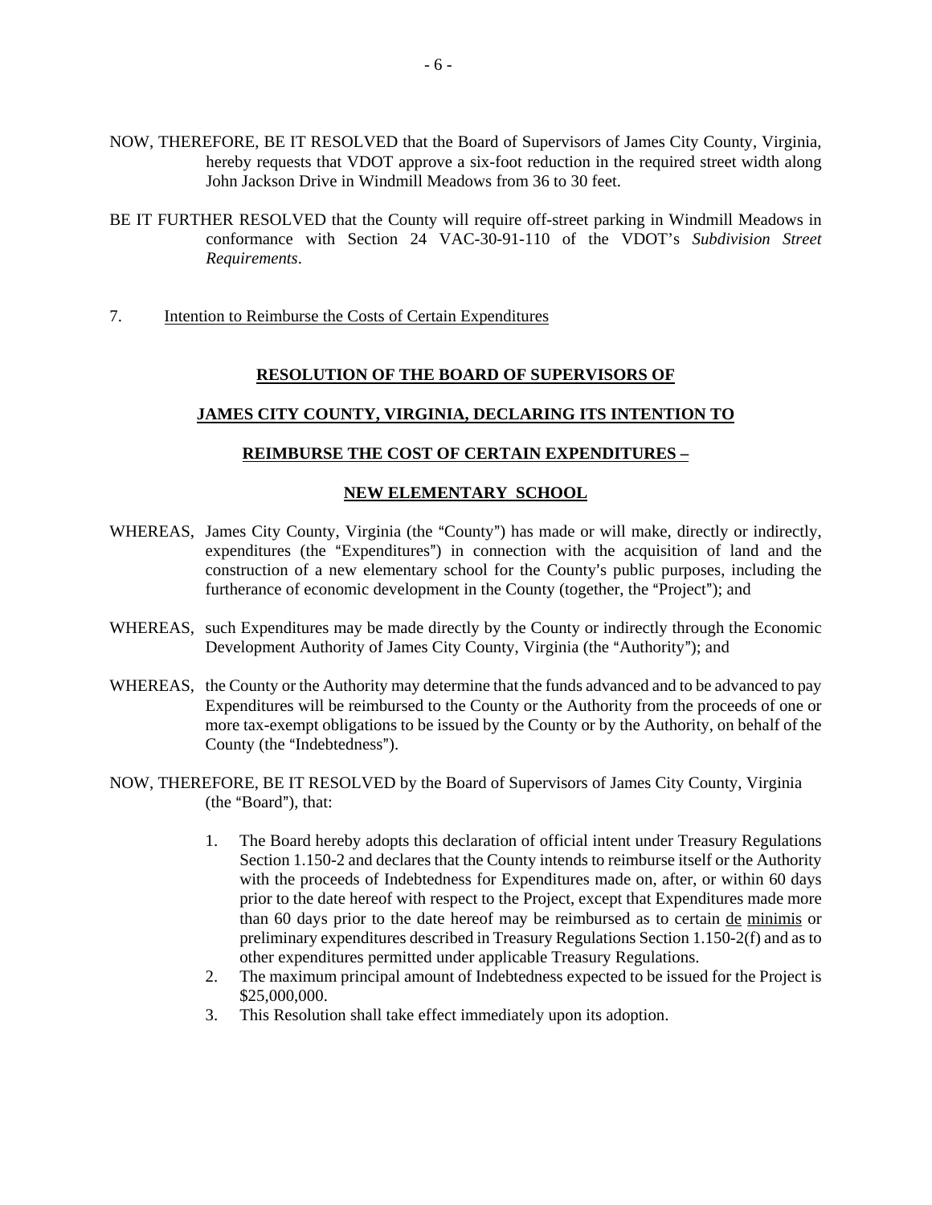NOW, THEREFORE, BE IT RESOLVED that the Board of Supervisors of James City County, Virginia, hereby requests that VDOT approve a six-foot reduction in the required street width along John Jackson Drive in Windmill Meadows from 36 to 30 feet.

BE IT FURTHER RESOLVED that the County will require off-street parking in Windmill Meadows in conformance with Section 24 VAC-30-91-110 of the VDOT's *Subdivision Street Requirements*.

7. Intention to Reimburse the Costs of Certain Expenditures

**RESOLUTION OF THE BOARD OF SUPERVISORS OF**

**JAMES CITY COUNTY, VIRGINIA, DECLARING ITS INTENTION TO**

**REIMBURSE THE COST OF CERTAIN EXPENDITURES –**

**NEW ELEMENTARY SCHOOL**

WHEREAS, James City County, Virginia (the "County") has made or will make, directly or indirectly, expenditures (the "Expenditures") in connection with the acquisition of land and the construction of a new elementary school for the County's public purposes, including the furtherance of economic development in the County (together, the "Project"); and

WHEREAS, such Expenditures may be made directly by the County or indirectly through the Economic Development Authority of James City County, Virginia (the "Authority"); and

WHEREAS, the County or the Authority may determine that the funds advanced and to be advanced to pay Expenditures will be reimbursed to the County or the Authority from the proceeds of one or more tax-exempt obligations to be issued by the County or by the Authority, on behalf of the County (the "Indebtedness").

NOW, THEREFORE, BE IT RESOLVED by the Board of Supervisors of James City County, Virginia (the "Board"), that:

1. The Board hereby adopts this declaration of official intent under Treasury Regulations Section 1.150-2 and declares that the County intends to reimburse itself or the Authority with the proceeds of Indebtedness for Expenditures made on, after, or within 60 days prior to the date hereof with respect to the Project, except that Expenditures made more than 60 days prior to the date hereof may be reimbursed as to certain de minimis or preliminary expenditures described in Treasury Regulations Section 1.150-2(f) and as to other expenditures permitted under applicable Treasury Regulations.
2. The maximum principal amount of Indebtedness expected to be issued for the Project is $25,000,000.
3. This Resolution shall take effect immediately upon its adoption.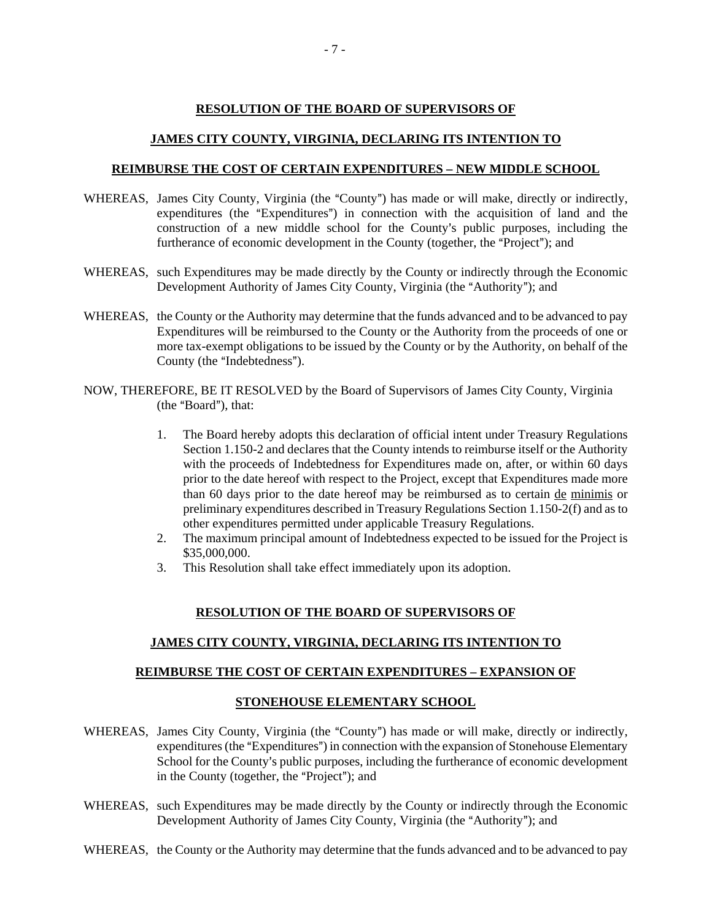**RESOLUTION OF THE BOARD OF SUPERVISORS OF**

**JAMES CITY COUNTY, VIRGINIA, DECLARING ITS INTENTION TO**

**REIMBURSE THE COST OF CERTAIN EXPENDITURES – NEW MIDDLE SCHOOL**

WHEREAS, James City County, Virginia (the "County") has made or will make, directly or indirectly, expenditures (the "Expenditures") in connection with the acquisition of land and the construction of a new middle school for the County's public purposes, including the furtherance of economic development in the County (together, the "Project"); and

WHEREAS, such Expenditures may be made directly by the County or indirectly through the Economic Development Authority of James City County, Virginia (the "Authority"); and

WHEREAS, the County or the Authority may determine that the funds advanced and to be advanced to pay Expenditures will be reimbursed to the County or the Authority from the proceeds of one or more tax-exempt obligations to be issued by the County or by the Authority, on behalf of the County (the "Indebtedness").

NOW, THEREFORE, BE IT RESOLVED by the Board of Supervisors of James City County, Virginia (the "Board"), that:

1. The Board hereby adopts this declaration of official intent under Treasury Regulations Section 1.150-2 and declares that the County intends to reimburse itself or the Authority with the proceeds of Indebtedness for Expenditures made on, after, or within 60 days prior to the date hereof with respect to the Project, except that Expenditures made more than 60 days prior to the date hereof may be reimbursed as to certain de minimis or preliminary expenditures described in Treasury Regulations Section 1.150-2(f) and as to other expenditures permitted under applicable Treasury Regulations.
2. The maximum principal amount of Indebtedness expected to be issued for the Project is $35,000,000.
3. This Resolution shall take effect immediately upon its adoption.

**RESOLUTION OF THE BOARD OF SUPERVISORS OF**

**JAMES CITY COUNTY, VIRGINIA, DECLARING ITS INTENTION TO**

**REIMBURSE THE COST OF CERTAIN EXPENDITURES – EXPANSION OF**

**STONEHOUSE ELEMENTARY SCHOOL**

WHEREAS, James City County, Virginia (the "County") has made or will make, directly or indirectly, expenditures (the "Expenditures") in connection with the expansion of Stonehouse Elementary School for the County's public purposes, including the furtherance of economic development in the County (together, the "Project"); and

WHEREAS, such Expenditures may be made directly by the County or indirectly through the Economic Development Authority of James City County, Virginia (the "Authority"); and

WHEREAS, the County or the Authority may determine that the funds advanced and to be advanced to pay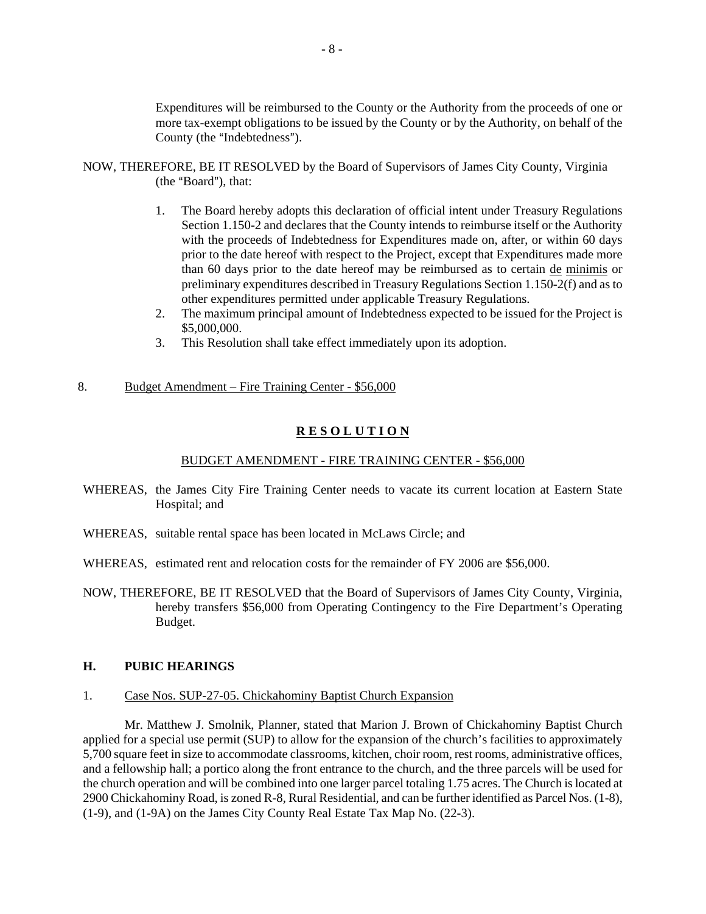Expenditures will be reimbursed to the County or the Authority from the proceeds of one or more tax-exempt obligations to be issued by the County or by the Authority, on behalf of the County (the "Indebtedness").

NOW, THEREFORE, BE IT RESOLVED by the Board of Supervisors of James City County, Virginia (the "Board"), that:

1. The Board hereby adopts this declaration of official intent under Treasury Regulations Section 1.150-2 and declares that the County intends to reimburse itself or the Authority with the proceeds of Indebtedness for Expenditures made on, after, or within 60 days prior to the date hereof with respect to the Project, except that Expenditures made more than 60 days prior to the date hereof may be reimbursed as to certain de minimis or preliminary expenditures described in Treasury Regulations Section 1.150-2(f) and as to other expenditures permitted under applicable Treasury Regulations.
2. The maximum principal amount of Indebtedness expected to be issued for the Project is \$5,000,000.
3. This Resolution shall take effect immediately upon its adoption.

8. Budget Amendment – Fire Training Center - \$56,000

**R E S O L U T I O N**

BUDGET AMENDMENT - FIRE TRAINING CENTER - \$56,000

WHEREAS, the James City Fire Training Center needs to vacate its current location at Eastern State Hospital; and

WHEREAS, suitable rental space has been located in McLaws Circle; and

WHEREAS, estimated rent and relocation costs for the remainder of FY 2006 are \$56,000.

NOW, THEREFORE, BE IT RESOLVED that the Board of Supervisors of James City County, Virginia, hereby transfers \$56,000 from Operating Contingency to the Fire Department's Operating Budget.

## H. PUBIC HEARINGS

1. Case Nos. SUP-27-05. Chickahominy Baptist Church Expansion

Mr. Matthew J. Smolnik, Planner, stated that Marion J. Brown of Chickahominy Baptist Church applied for a special use permit (SUP) to allow for the expansion of the church's facilities to approximately 5,700 square feet in size to accommodate classrooms, kitchen, choir room, rest rooms, administrative offices, and a fellowship hall; a portico along the front entrance to the church, and the three parcels will be used for the church operation and will be combined into one larger parcel totaling 1.75 acres. The Church is located at 2900 Chickahominy Road, is zoned R-8, Rural Residential, and can be further identified as Parcel Nos. (1-8), (1-9), and (1-9A) on the James City County Real Estate Tax Map No. (22-3).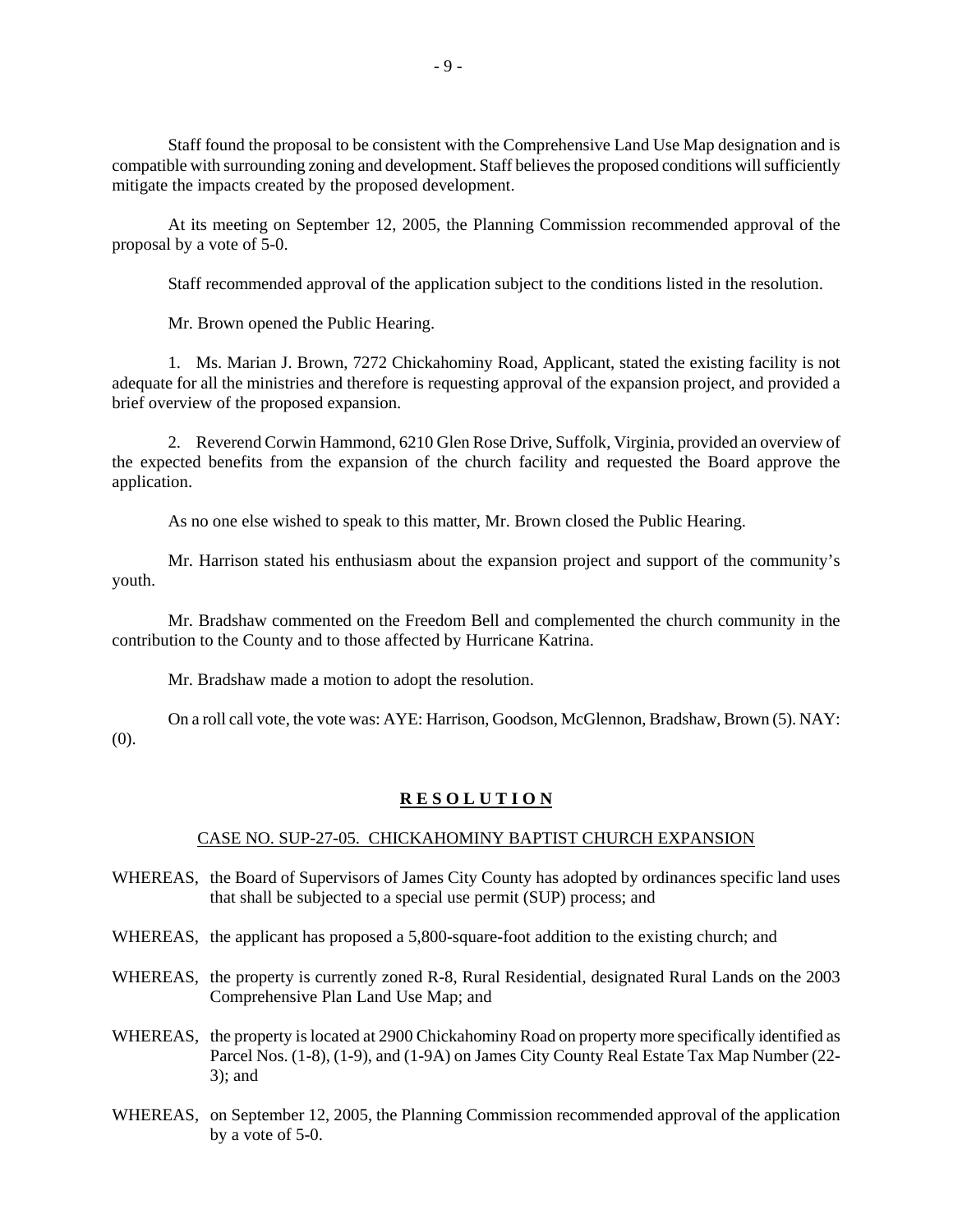Staff found the proposal to be consistent with the Comprehensive Land Use Map designation and is compatible with surrounding zoning and development. Staff believes the proposed conditions will sufficiently mitigate the impacts created by the proposed development.

At its meeting on September 12, 2005, the Planning Commission recommended approval of the proposal by a vote of 5-0.

Staff recommended approval of the application subject to the conditions listed in the resolution.

Mr. Brown opened the Public Hearing.

1. Ms. Marian J. Brown, 7272 Chickahominy Road, Applicant, stated the existing facility is not adequate for all the ministries and therefore is requesting approval of the expansion project, and provided a brief overview of the proposed expansion.

2. Reverend Corwin Hammond, 6210 Glen Rose Drive, Suffolk, Virginia, provided an overview of the expected benefits from the expansion of the church facility and requested the Board approve the application.

As no one else wished to speak to this matter, Mr. Brown closed the Public Hearing.

Mr. Harrison stated his enthusiasm about the expansion project and support of the community's youth.

Mr. Bradshaw commented on the Freedom Bell and complemented the church community in the contribution to the County and to those affected by Hurricane Katrina.

Mr. Bradshaw made a motion to adopt the resolution.

On a roll call vote, the vote was: AYE: Harrison, Goodson, McGlennon, Bradshaw, Brown (5). NAY: (0).

## R E S O L U T I O N

CASE NO. SUP-27-05. CHICKAHOMINY BAPTIST CHURCH EXPANSION

WHEREAS, the Board of Supervisors of James City County has adopted by ordinances specific land uses that shall be subjected to a special use permit (SUP) process; and

WHEREAS, the applicant has proposed a 5,800-square-foot addition to the existing church; and

WHEREAS, the property is currently zoned R-8, Rural Residential, designated Rural Lands on the 2003 Comprehensive Plan Land Use Map; and

WHEREAS, the property is located at 2900 Chickahominy Road on property more specifically identified as Parcel Nos. (1-8), (1-9), and (1-9A) on James City County Real Estate Tax Map Number (22-3); and

WHEREAS, on September 12, 2005, the Planning Commission recommended approval of the application by a vote of 5-0.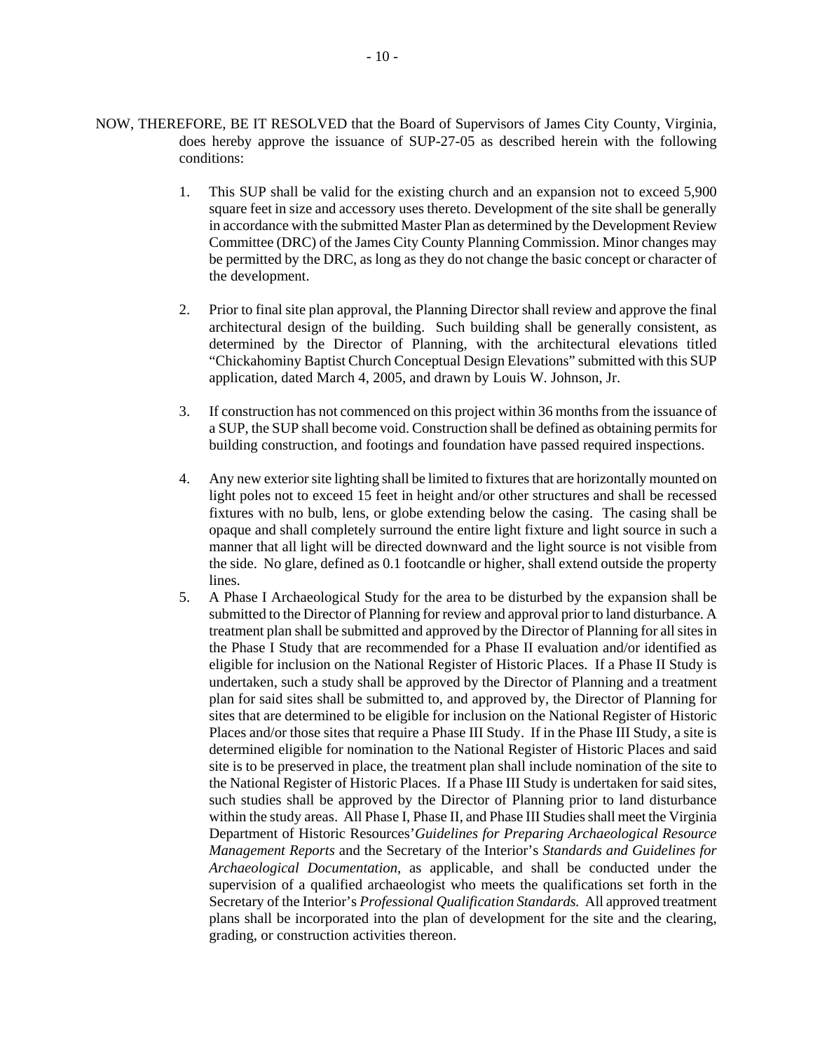NOW, THEREFORE, BE IT RESOLVED that the Board of Supervisors of James City County, Virginia, does hereby approve the issuance of SUP-27-05 as described herein with the following conditions:

1. This SUP shall be valid for the existing church and an expansion not to exceed 5,900 square feet in size and accessory uses thereto. Development of the site shall be generally in accordance with the submitted Master Plan as determined by the Development Review Committee (DRC) of the James City County Planning Commission. Minor changes may be permitted by the DRC, as long as they do not change the basic concept or character of the development.

2. Prior to final site plan approval, the Planning Director shall review and approve the final architectural design of the building. Such building shall be generally consistent, as determined by the Director of Planning, with the architectural elevations titled "Chickahominy Baptist Church Conceptual Design Elevations" submitted with this SUP application, dated March 4, 2005, and drawn by Louis W. Johnson, Jr.

3. If construction has not commenced on this project within 36 months from the issuance of a SUP, the SUP shall become void. Construction shall be defined as obtaining permits for building construction, and footings and foundation have passed required inspections.

4. Any new exterior site lighting shall be limited to fixtures that are horizontally mounted on light poles not to exceed 15 feet in height and/or other structures and shall be recessed fixtures with no bulb, lens, or globe extending below the casing. The casing shall be opaque and shall completely surround the entire light fixture and light source in such a manner that all light will be directed downward and the light source is not visible from the side. No glare, defined as 0.1 footcandle or higher, shall extend outside the property lines.

5. A Phase I Archaeological Study for the area to be disturbed by the expansion shall be submitted to the Director of Planning for review and approval prior to land disturbance. A treatment plan shall be submitted and approved by the Director of Planning for all sites in the Phase I Study that are recommended for a Phase II evaluation and/or identified as eligible for inclusion on the National Register of Historic Places. If a Phase II Study is undertaken, such a study shall be approved by the Director of Planning and a treatment plan for said sites shall be submitted to, and approved by, the Director of Planning for sites that are determined to be eligible for inclusion on the National Register of Historic Places and/or those sites that require a Phase III Study. If in the Phase III Study, a site is determined eligible for nomination to the National Register of Historic Places and said site is to be preserved in place, the treatment plan shall include nomination of the site to the National Register of Historic Places. If a Phase III Study is undertaken for said sites, such studies shall be approved by the Director of Planning prior to land disturbance within the study areas. All Phase I, Phase II, and Phase III Studies shall meet the Virginia Department of Historic Resources' *Guidelines for Preparing Archaeological Resource Management Reports* and the Secretary of the Interior's *Standards and Guidelines for Archaeological Documentation*, as applicable, and shall be conducted under the supervision of a qualified archaeologist who meets the qualifications set forth in the Secretary of the Interior's *Professional Qualification Standards.* All approved treatment plans shall be incorporated into the plan of development for the site and the clearing, grading, or construction activities thereon.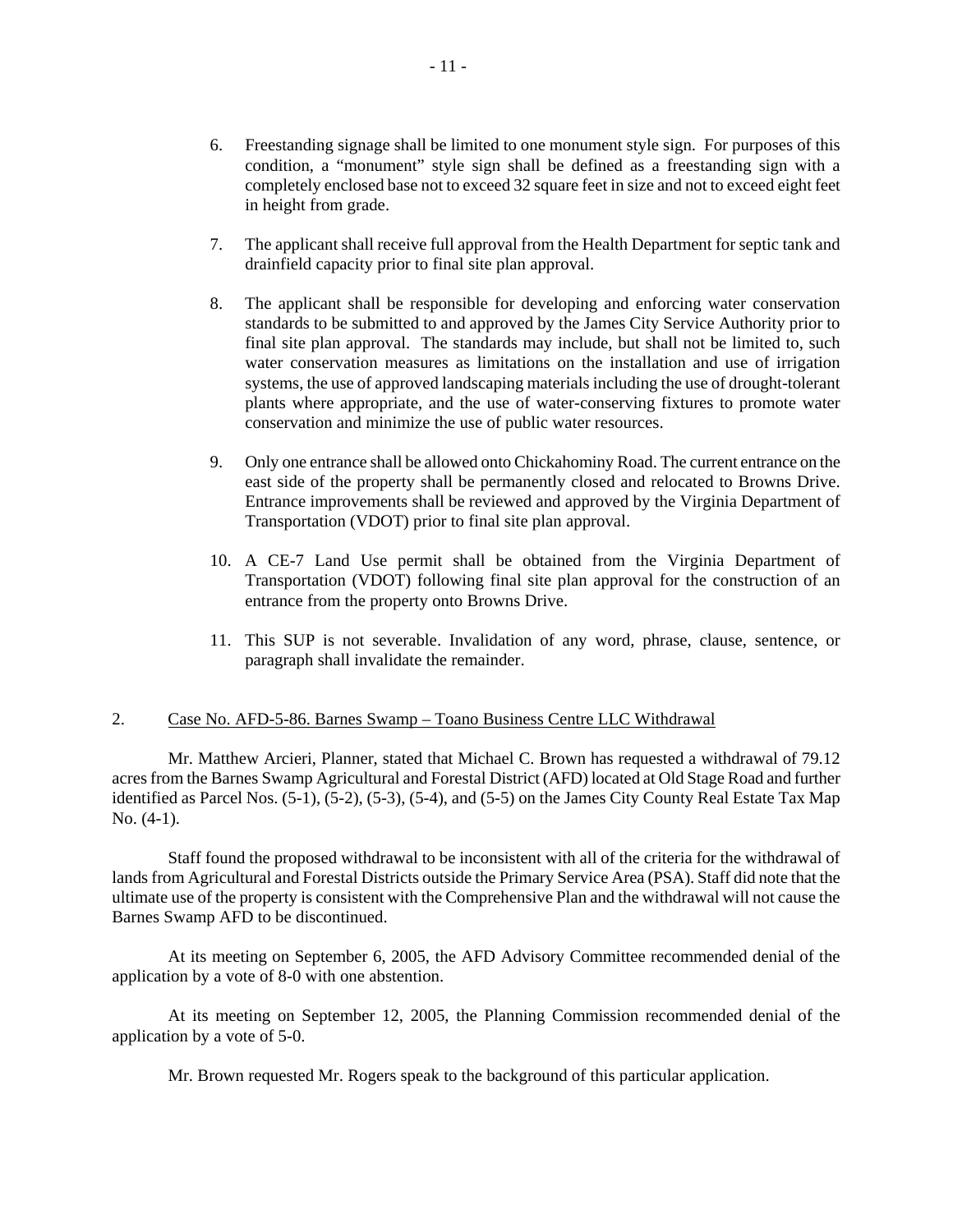6. Freestanding signage shall be limited to one monument style sign. For purposes of this condition, a "monument" style sign shall be defined as a freestanding sign with a completely enclosed base not to exceed 32 square feet in size and not to exceed eight feet in height from grade.

7. The applicant shall receive full approval from the Health Department for septic tank and drainfield capacity prior to final site plan approval.

8. The applicant shall be responsible for developing and enforcing water conservation standards to be submitted to and approved by the James City Service Authority prior to final site plan approval. The standards may include, but shall not be limited to, such water conservation measures as limitations on the installation and use of irrigation systems, the use of approved landscaping materials including the use of drought-tolerant plants where appropriate, and the use of water-conserving fixtures to promote water conservation and minimize the use of public water resources.

9. Only one entrance shall be allowed onto Chickahominy Road. The current entrance on the east side of the property shall be permanently closed and relocated to Browns Drive. Entrance improvements shall be reviewed and approved by the Virginia Department of Transportation (VDOT) prior to final site plan approval.

10. A CE-7 Land Use permit shall be obtained from the Virginia Department of Transportation (VDOT) following final site plan approval for the construction of an entrance from the property onto Browns Drive.

11. This SUP is not severable. Invalidation of any word, phrase, clause, sentence, or paragraph shall invalidate the remainder.

2. <u>Case No. AFD-5-86. Barnes Swamp – Toano Business Centre LLC Withdrawal</u>

Mr. Matthew Arcieri, Planner, stated that Michael C. Brown has requested a withdrawal of 79.12 acres from the Barnes Swamp Agricultural and Forestal District (AFD) located at Old Stage Road and further identified as Parcel Nos. (5-1), (5-2), (5-3), (5-4), and (5-5) on the James City County Real Estate Tax Map No. (4-1).

Staff found the proposed withdrawal to be inconsistent with all of the criteria for the withdrawal of lands from Agricultural and Forestal Districts outside the Primary Service Area (PSA). Staff did note that the ultimate use of the property is consistent with the Comprehensive Plan and the withdrawal will not cause the Barnes Swamp AFD to be discontinued.

At its meeting on September 6, 2005, the AFD Advisory Committee recommended denial of the application by a vote of 8-0 with one abstention.

At its meeting on September 12, 2005, the Planning Commission recommended denial of the application by a vote of 5-0.

Mr. Brown requested Mr. Rogers speak to the background of this particular application.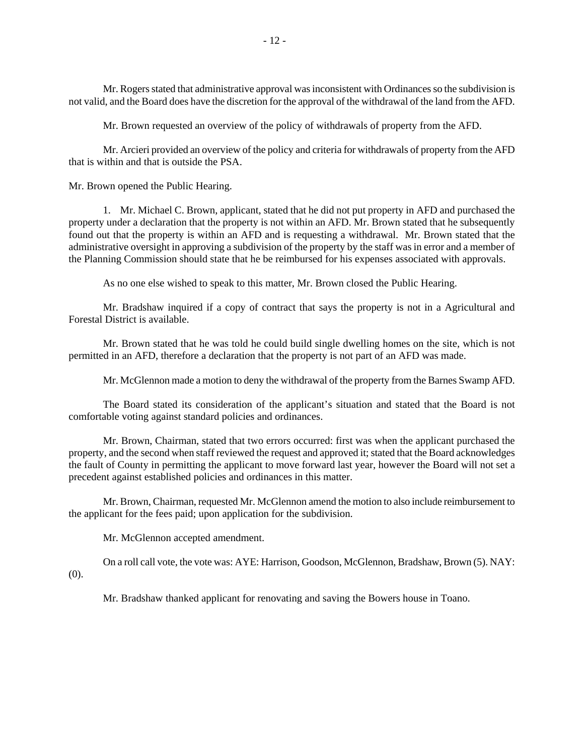Mr. Rogers stated that administrative approval was inconsistent with Ordinances so the subdivision is not valid, and the Board does have the discretion for the approval of the withdrawal of the land from the AFD.

Mr. Brown requested an overview of the policy of withdrawals of property from the AFD.

Mr. Arcieri provided an overview of the policy and criteria for withdrawals of property from the AFD that is within and that is outside the PSA.

Mr. Brown opened the Public Hearing.

1. Mr. Michael C. Brown, applicant, stated that he did not put property in AFD and purchased the property under a declaration that the property is not within an AFD. Mr. Brown stated that he subsequently found out that the property is within an AFD and is requesting a withdrawal. Mr. Brown stated that the administrative oversight in approving a subdivision of the property by the staff was in error and a member of the Planning Commission should state that he be reimbursed for his expenses associated with approvals.

As no one else wished to speak to this matter, Mr. Brown closed the Public Hearing.

Mr. Bradshaw inquired if a copy of contract that says the property is not in a Agricultural and Forestal District is available.

Mr. Brown stated that he was told he could build single dwelling homes on the site, which is not permitted in an AFD, therefore a declaration that the property is not part of an AFD was made.

Mr. McGlennon made a motion to deny the withdrawal of the property from the Barnes Swamp AFD.

The Board stated its consideration of the applicant's situation and stated that the Board is not comfortable voting against standard policies and ordinances.

Mr. Brown, Chairman, stated that two errors occurred: first was when the applicant purchased the property, and the second when staff reviewed the request and approved it; stated that the Board acknowledges the fault of County in permitting the applicant to move forward last year, however the Board will not set a precedent against established policies and ordinances in this matter.

Mr. Brown, Chairman, requested Mr. McGlennon amend the motion to also include reimbursement to the applicant for the fees paid; upon application for the subdivision.

Mr. McGlennon accepted amendment.

On a roll call vote, the vote was: AYE: Harrison, Goodson, McGlennon, Bradshaw, Brown (5). NAY: (0).

Mr. Bradshaw thanked applicant for renovating and saving the Bowers house in Toano.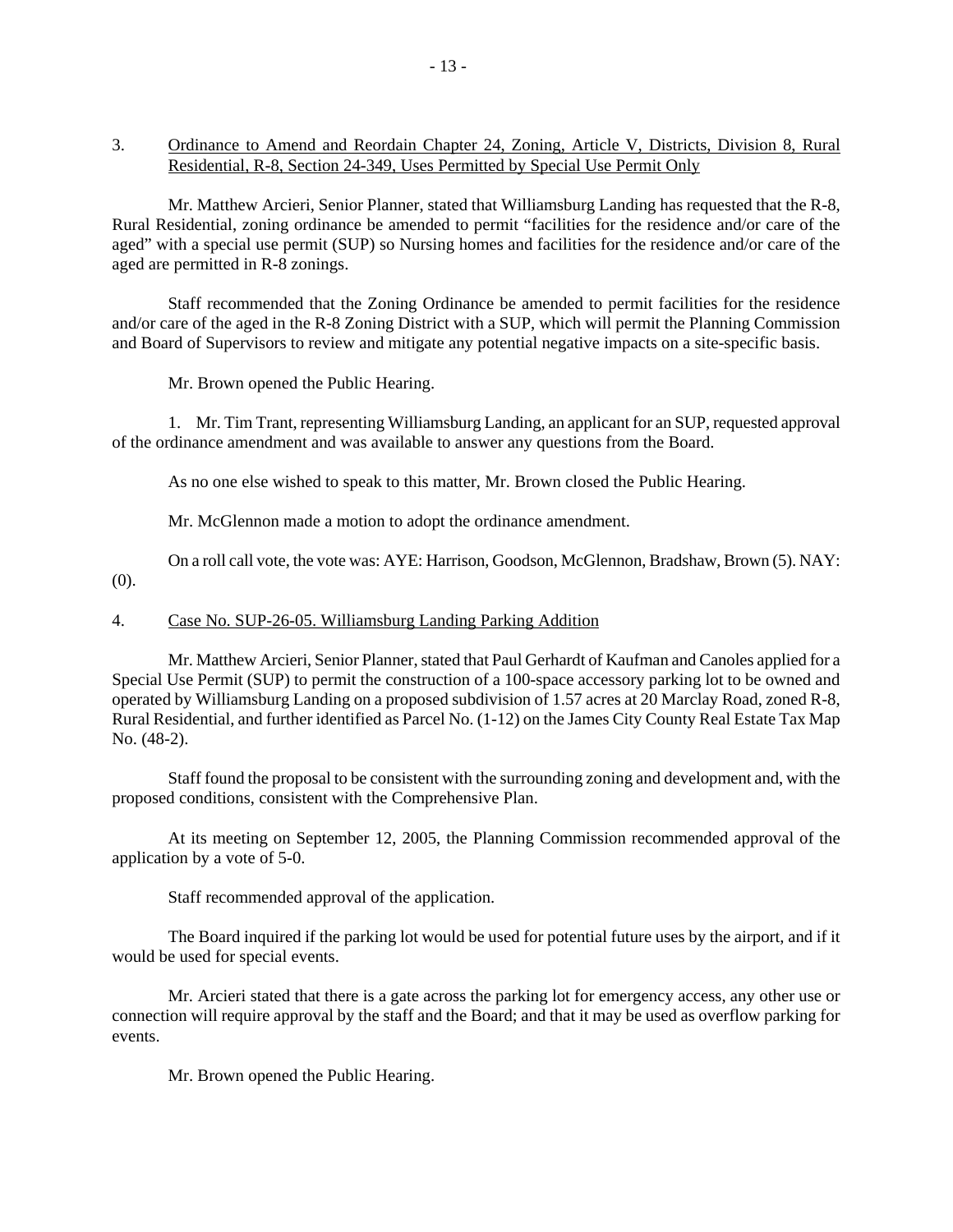3. Ordinance to Amend and Reordain Chapter 24, Zoning, Article V, Districts, Division 8, Rural Residential, R-8, Section 24-349, Uses Permitted by Special Use Permit Only

Mr. Matthew Arcieri, Senior Planner, stated that Williamsburg Landing has requested that the R-8, Rural Residential, zoning ordinance be amended to permit "facilities for the residence and/or care of the aged" with a special use permit (SUP) so Nursing homes and facilities for the residence and/or care of the aged are permitted in R-8 zonings.

Staff recommended that the Zoning Ordinance be amended to permit facilities for the residence and/or care of the aged in the R-8 Zoning District with a SUP, which will permit the Planning Commission and Board of Supervisors to review and mitigate any potential negative impacts on a site-specific basis.

Mr. Brown opened the Public Hearing.

1. Mr. Tim Trant, representing Williamsburg Landing, an applicant for an SUP, requested approval of the ordinance amendment and was available to answer any questions from the Board.

As no one else wished to speak to this matter, Mr. Brown closed the Public Hearing.

Mr. McGlennon made a motion to adopt the ordinance amendment.

On a roll call vote, the vote was: AYE: Harrison, Goodson, McGlennon, Bradshaw, Brown (5). NAY: (0).

4. Case No. SUP-26-05. Williamsburg Landing Parking Addition

Mr. Matthew Arcieri, Senior Planner, stated that Paul Gerhardt of Kaufman and Canoles applied for a Special Use Permit (SUP) to permit the construction of a 100-space accessory parking lot to be owned and operated by Williamsburg Landing on a proposed subdivision of 1.57 acres at 20 Marclay Road, zoned R-8, Rural Residential, and further identified as Parcel No. (1-12) on the James City County Real Estate Tax Map No. (48-2).

Staff found the proposal to be consistent with the surrounding zoning and development and, with the proposed conditions, consistent with the Comprehensive Plan.

At its meeting on September 12, 2005, the Planning Commission recommended approval of the application by a vote of 5-0.

Staff recommended approval of the application.

The Board inquired if the parking lot would be used for potential future uses by the airport, and if it would be used for special events.

Mr. Arcieri stated that there is a gate across the parking lot for emergency access, any other use or connection will require approval by the staff and the Board; and that it may be used as overflow parking for events.

Mr. Brown opened the Public Hearing.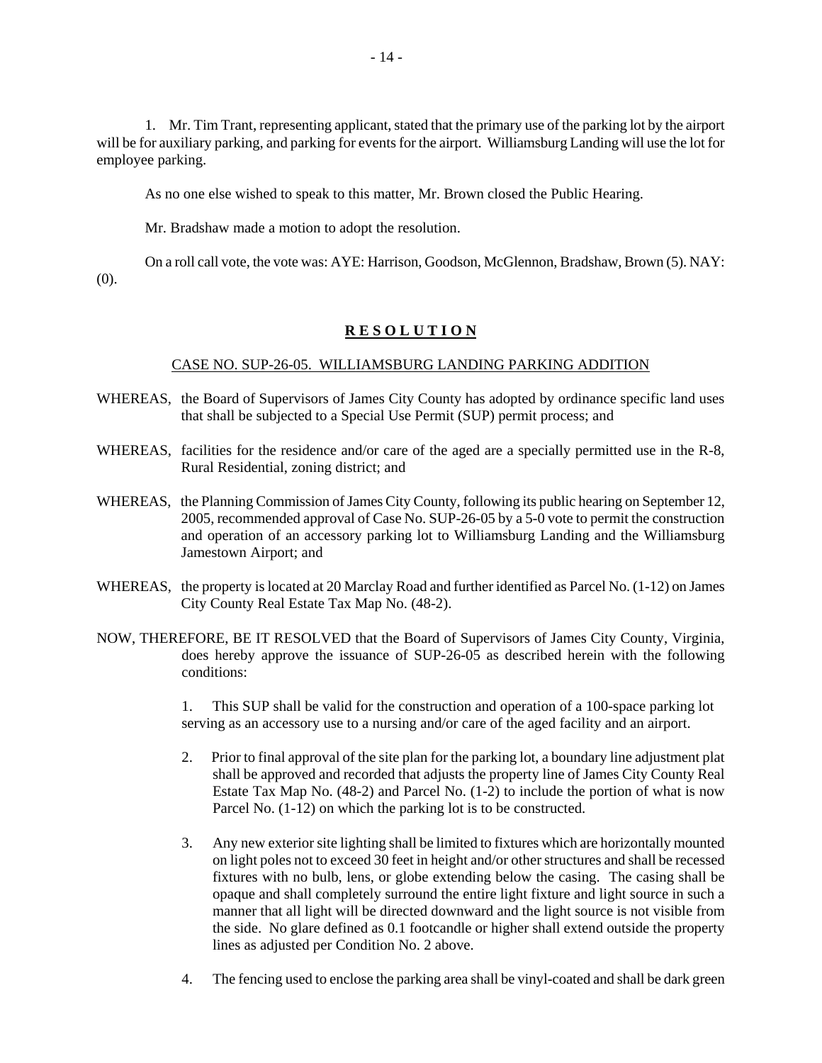1. Mr. Tim Trant, representing applicant, stated that the primary use of the parking lot by the airport will be for auxiliary parking, and parking for events for the airport. Williamsburg Landing will use the lot for employee parking.

As no one else wished to speak to this matter, Mr. Brown closed the Public Hearing.

Mr. Bradshaw made a motion to adopt the resolution.

On a roll call vote, the vote was: AYE: Harrison, Goodson, McGlennon, Bradshaw, Brown (5). NAY: (0).

**R E S O L U T I O N**

CASE NO. SUP-26-05. WILLIAMSBURG LANDING PARKING ADDITION

WHEREAS, the Board of Supervisors of James City County has adopted by ordinance specific land uses that shall be subjected to a Special Use Permit (SUP) permit process; and

WHEREAS, facilities for the residence and/or care of the aged are a specially permitted use in the R-8, Rural Residential, zoning district; and

WHEREAS, the Planning Commission of James City County, following its public hearing on September 12, 2005, recommended approval of Case No. SUP-26-05 by a 5-0 vote to permit the construction and operation of an accessory parking lot to Williamsburg Landing and the Williamsburg Jamestown Airport; and

WHEREAS, the property is located at 20 Marclay Road and further identified as Parcel No. (1-12) on James City County Real Estate Tax Map No. (48-2).

NOW, THEREFORE, BE IT RESOLVED that the Board of Supervisors of James City County, Virginia, does hereby approve the issuance of SUP-26-05 as described herein with the following conditions:

1. This SUP shall be valid for the construction and operation of a 100-space parking lot serving as an accessory use to a nursing and/or care of the aged facility and an airport.

2. Prior to final approval of the site plan for the parking lot, a boundary line adjustment plat shall be approved and recorded that adjusts the property line of James City County Real Estate Tax Map No. (48-2) and Parcel No. (1-2) to include the portion of what is now Parcel No. (1-12) on which the parking lot is to be constructed.

3. Any new exterior site lighting shall be limited to fixtures which are horizontally mounted on light poles not to exceed 30 feet in height and/or other structures and shall be recessed fixtures with no bulb, lens, or globe extending below the casing. The casing shall be opaque and shall completely surround the entire light fixture and light source in such a manner that all light will be directed downward and the light source is not visible from the side. No glare defined as 0.1 footcandle or higher shall extend outside the property lines as adjusted per Condition No. 2 above.

4. The fencing used to enclose the parking area shall be vinyl-coated and shall be dark green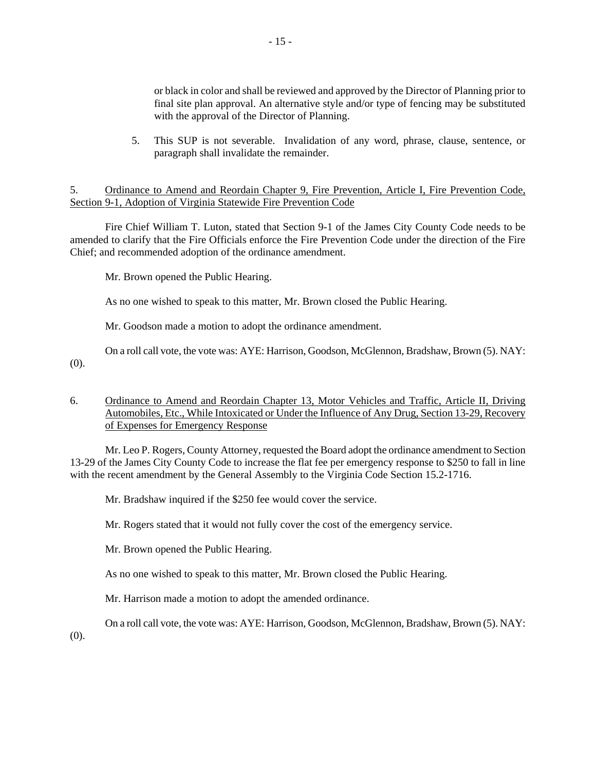or black in color and shall be reviewed and approved by the Director of Planning prior to final site plan approval. An alternative style and/or type of fencing may be substituted with the approval of the Director of Planning.

5. This SUP is not severable. Invalidation of any word, phrase, clause, sentence, or paragraph shall invalidate the remainder.

5. Ordinance to Amend and Reordain Chapter 9, Fire Prevention, Article I, Fire Prevention Code, Section 9-1, Adoption of Virginia Statewide Fire Prevention Code

Fire Chief William T. Luton, stated that Section 9-1 of the James City County Code needs to be amended to clarify that the Fire Officials enforce the Fire Prevention Code under the direction of the Fire Chief; and recommended adoption of the ordinance amendment.

Mr. Brown opened the Public Hearing.

As no one wished to speak to this matter, Mr. Brown closed the Public Hearing.

Mr. Goodson made a motion to adopt the ordinance amendment.

On a roll call vote, the vote was: AYE: Harrison, Goodson, McGlennon, Bradshaw, Brown (5). NAY: (0).

6. Ordinance to Amend and Reordain Chapter 13, Motor Vehicles and Traffic, Article II, Driving Automobiles, Etc., While Intoxicated or Under the Influence of Any Drug, Section 13-29, Recovery of Expenses for Emergency Response

Mr. Leo P. Rogers, County Attorney, requested the Board adopt the ordinance amendment to Section 13-29 of the James City County Code to increase the flat fee per emergency response to $250 to fall in line with the recent amendment by the General Assembly to the Virginia Code Section 15.2-1716.

Mr. Bradshaw inquired if the $250 fee would cover the service.

Mr. Rogers stated that it would not fully cover the cost of the emergency service.

Mr. Brown opened the Public Hearing.

As no one wished to speak to this matter, Mr. Brown closed the Public Hearing.

Mr. Harrison made a motion to adopt the amended ordinance.

On a roll call vote, the vote was: AYE: Harrison, Goodson, McGlennon, Bradshaw, Brown (5). NAY: (0).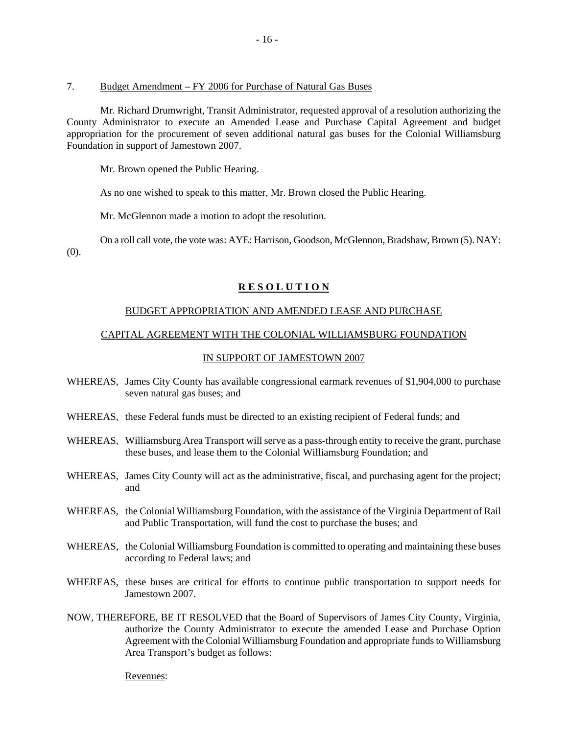7. Budget Amendment – FY 2006 for Purchase of Natural Gas Buses

Mr. Richard Drumwright, Transit Administrator, requested approval of a resolution authorizing the County Administrator to execute an Amended Lease and Purchase Capital Agreement and budget appropriation for the procurement of seven additional natural gas buses for the Colonial Williamsburg Foundation in support of Jamestown 2007.

Mr. Brown opened the Public Hearing.

As no one wished to speak to this matter, Mr. Brown closed the Public Hearing.

Mr. McGlennon made a motion to adopt the resolution.

On a roll call vote, the vote was: AYE: Harrison, Goodson, McGlennon, Bradshaw, Brown (5). NAY: (0).

## **R E S O L U T I O N**

BUDGET APPROPRIATION AND AMENDED LEASE AND PURCHASE

CAPITAL AGREEMENT WITH THE COLONIAL WILLIAMSBURG FOUNDATION

IN SUPPORT OF JAMESTOWN 2007

WHEREAS, James City County has available congressional earmark revenues of $1,904,000 to purchase seven natural gas buses; and

WHEREAS, these Federal funds must be directed to an existing recipient of Federal funds; and

WHEREAS, Williamsburg Area Transport will serve as a pass-through entity to receive the grant, purchase these buses, and lease them to the Colonial Williamsburg Foundation; and

WHEREAS, James City County will act as the administrative, fiscal, and purchasing agent for the project; and

WHEREAS, the Colonial Williamsburg Foundation, with the assistance of the Virginia Department of Rail and Public Transportation, will fund the cost to purchase the buses; and

WHEREAS, the Colonial Williamsburg Foundation is committed to operating and maintaining these buses according to Federal laws; and

WHEREAS, these buses are critical for efforts to continue public transportation to support needs for Jamestown 2007.

NOW, THEREFORE, BE IT RESOLVED that the Board of Supervisors of James City County, Virginia, authorize the County Administrator to execute the amended Lease and Purchase Option Agreement with the Colonial Williamsburg Foundation and appropriate funds to Williamsburg Area Transport's budget as follows:

Revenues: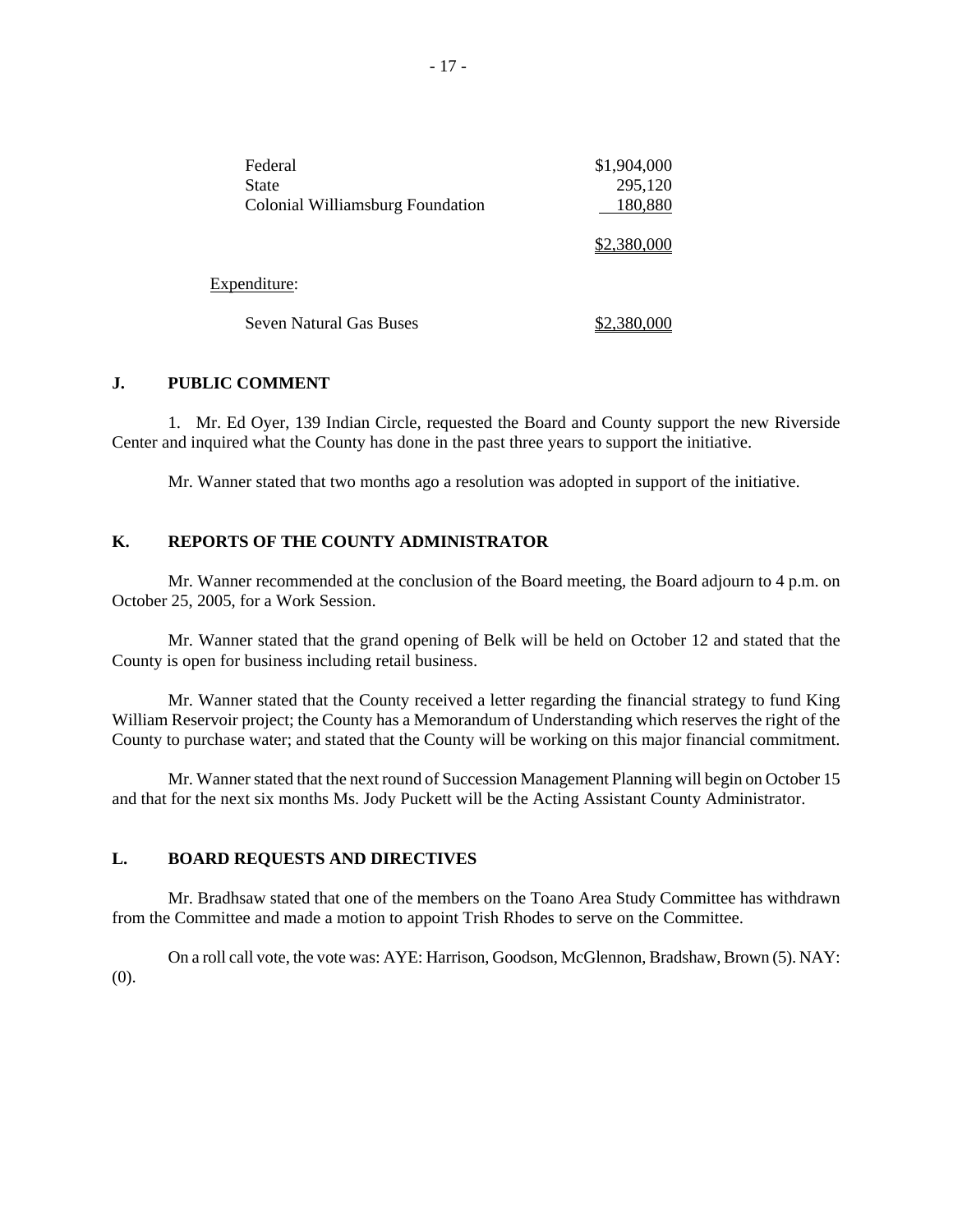| | |
|---|---|
| Federal | $1,904,000 |
| State | 295,120 |
| Colonial Williamsburg Foundation | 180,880 |
| | $2,380,000 |

Expenditure:

| | |
|---|---|
| Seven Natural Gas Buses | $2,380,000 |

## J. PUBLIC COMMENT

1. Mr. Ed Oyer, 139 Indian Circle, requested the Board and County support the new Riverside Center and inquired what the County has done in the past three years to support the initiative.

Mr. Wanner stated that two months ago a resolution was adopted in support of the initiative.

## K. REPORTS OF THE COUNTY ADMINISTRATOR

Mr. Wanner recommended at the conclusion of the Board meeting, the Board adjourn to 4 p.m. on October 25, 2005, for a Work Session.

Mr. Wanner stated that the grand opening of Belk will be held on October 12 and stated that the County is open for business including retail business.

Mr. Wanner stated that the County received a letter regarding the financial strategy to fund King William Reservoir project; the County has a Memorandum of Understanding which reserves the right of the County to purchase water; and stated that the County will be working on this major financial commitment.

Mr. Wanner stated that the next round of Succession Management Planning will begin on October 15 and that for the next six months Ms. Jody Puckett will be the Acting Assistant County Administrator.

## L. BOARD REQUESTS AND DIRECTIVES

Mr. Bradhsaw stated that one of the members on the Toano Area Study Committee has withdrawn from the Committee and made a motion to appoint Trish Rhodes to serve on the Committee.

On a roll call vote, the vote was: AYE: Harrison, Goodson, McGlennon, Bradshaw, Brown (5). NAY: (0).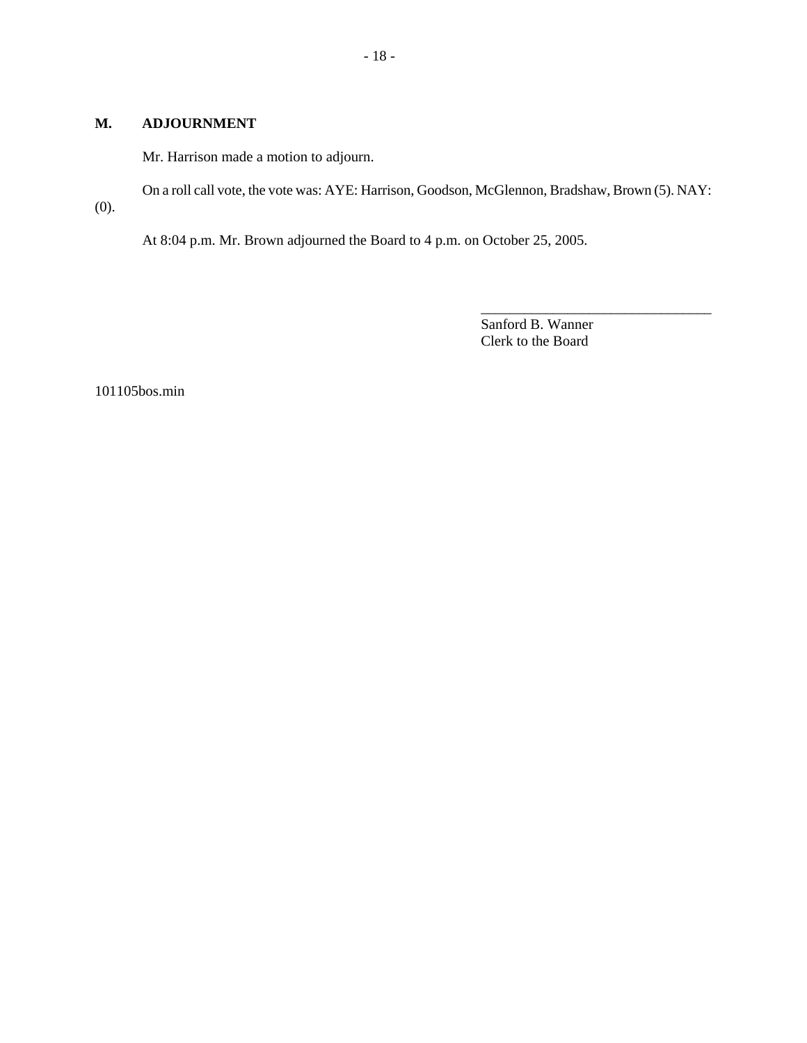## M. ADJOURNMENT

Mr. Harrison made a motion to adjourn.

On a roll call vote, the vote was: AYE: Harrison, Goodson, McGlennon, Bradshaw, Brown (5). NAY: (0).

At 8:04 p.m. Mr. Brown adjourned the Board to 4 p.m. on October 25, 2005.

\_\_\_\_\_\_\_\_\_\_\_\_\_\_\_\_\_\_\_\_\_\_\_\_\_\_\_\_\_\_\_\_

Sanford B. Wanner
Clerk to the Board

101105bos.min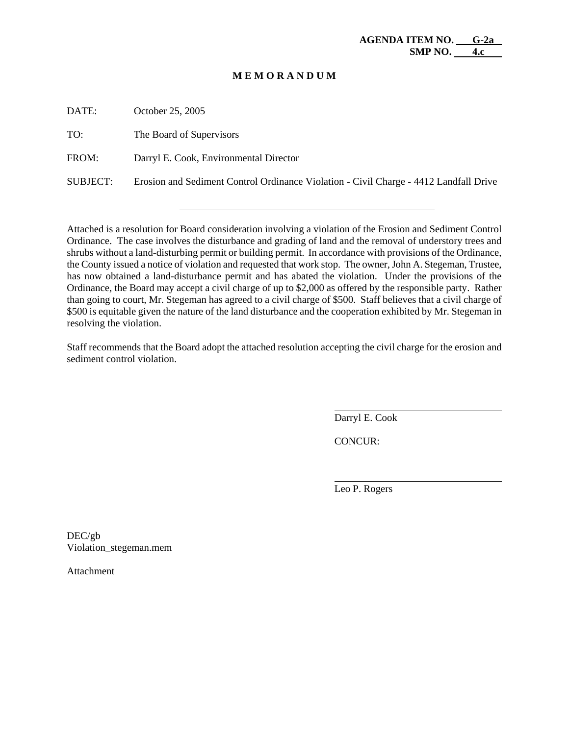**AGENDA ITEM NO. G-2a**
**SMP NO. 4.c**

**M E M O R A N D U M**

DATE: October 25, 2005

TO: The Board of Supervisors

FROM: Darryl E. Cook, Environmental Director

SUBJECT: Erosion and Sediment Control Ordinance Violation - Civil Charge - 4412 Landfall Drive

---

Attached is a resolution for Board consideration involving a violation of the Erosion and Sediment Control Ordinance. The case involves the disturbance and grading of land and the removal of understory trees and shrubs without a land-disturbing permit or building permit. In accordance with provisions of the Ordinance, the County issued a notice of violation and requested that work stop. The owner, John A. Stegeman, Trustee, has now obtained a land-disturbance permit and has abated the violation. Under the provisions of the Ordinance, the Board may accept a civil charge of up to $2,000 as offered by the responsible party. Rather than going to court, Mr. Stegeman has agreed to a civil charge of $500. Staff believes that a civil charge of $500 is equitable given the nature of the land disturbance and the cooperation exhibited by Mr. Stegeman in resolving the violation.

Staff recommends that the Board adopt the attached resolution accepting the civil charge for the erosion and sediment control violation.

Darryl E. Cook

CONCUR:

Leo P. Rogers

DEC/gb
Violation_stegeman.mem

Attachment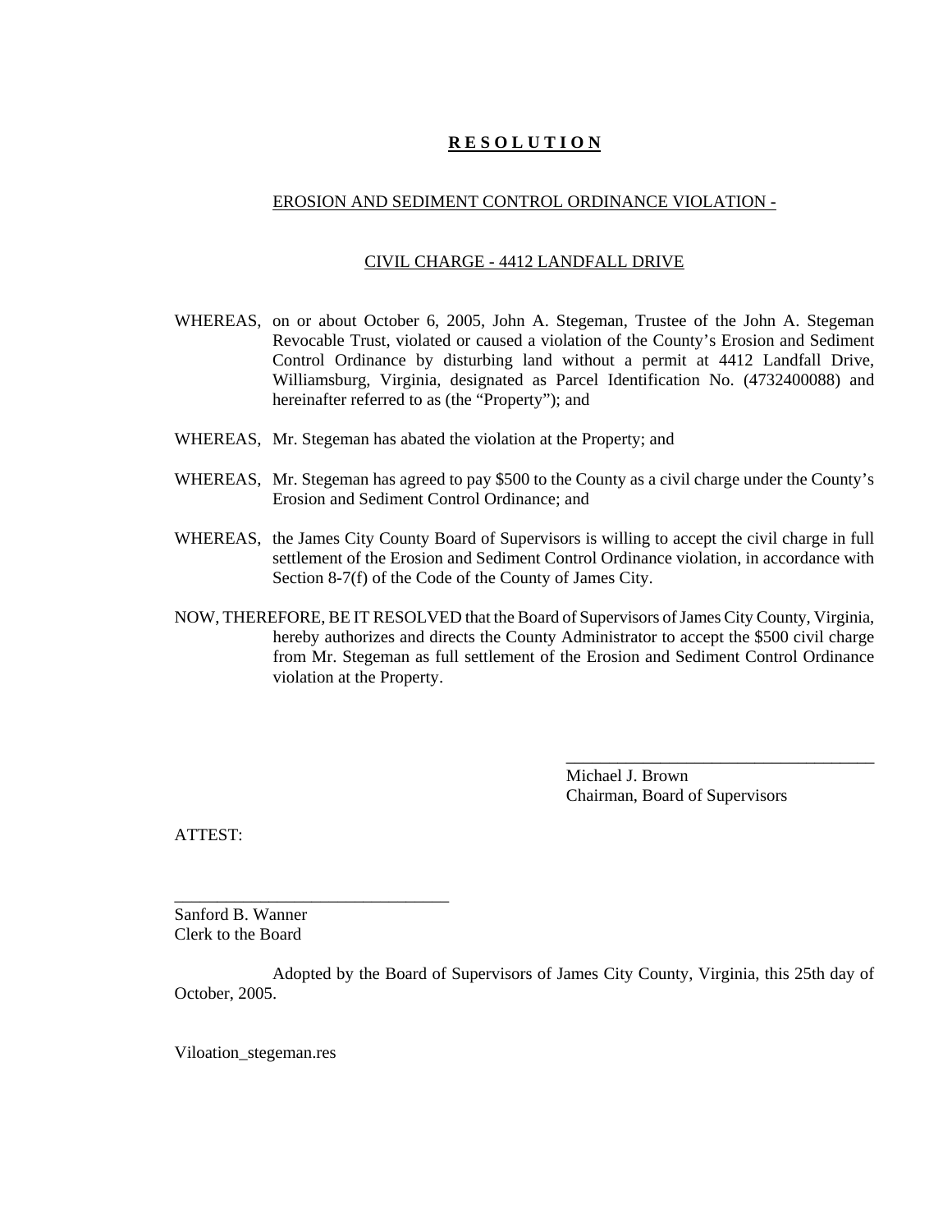# **R E S O L U T I O N**

EROSION AND SEDIMENT CONTROL ORDINANCE VIOLATION -

CIVIL CHARGE - 4412 LANDFALL DRIVE

WHEREAS, on or about October 6, 2005, John A. Stegeman, Trustee of the John A. Stegeman Revocable Trust, violated or caused a violation of the County's Erosion and Sediment Control Ordinance by disturbing land without a permit at 4412 Landfall Drive, Williamsburg, Virginia, designated as Parcel Identification No. (4732400088) and hereinafter referred to as (the "Property"); and

WHEREAS, Mr. Stegeman has abated the violation at the Property; and

WHEREAS, Mr. Stegeman has agreed to pay $500 to the County as a civil charge under the County's Erosion and Sediment Control Ordinance; and

WHEREAS, the James City County Board of Supervisors is willing to accept the civil charge in full settlement of the Erosion and Sediment Control Ordinance violation, in accordance with Section 8-7(f) of the Code of the County of James City.

NOW, THEREFORE, BE IT RESOLVED that the Board of Supervisors of James City County, Virginia, hereby authorizes and directs the County Administrator to accept the $500 civil charge from Mr. Stegeman as full settlement of the Erosion and Sediment Control Ordinance violation at the Property.

_____________________________________
Michael J. Brown
Chairman, Board of Supervisors

ATTEST:

_________________________________
Sanford B. Wanner
Clerk to the Board

Adopted by the Board of Supervisors of James City County, Virginia, this 25th day of October, 2005.

Viloation_stegeman.res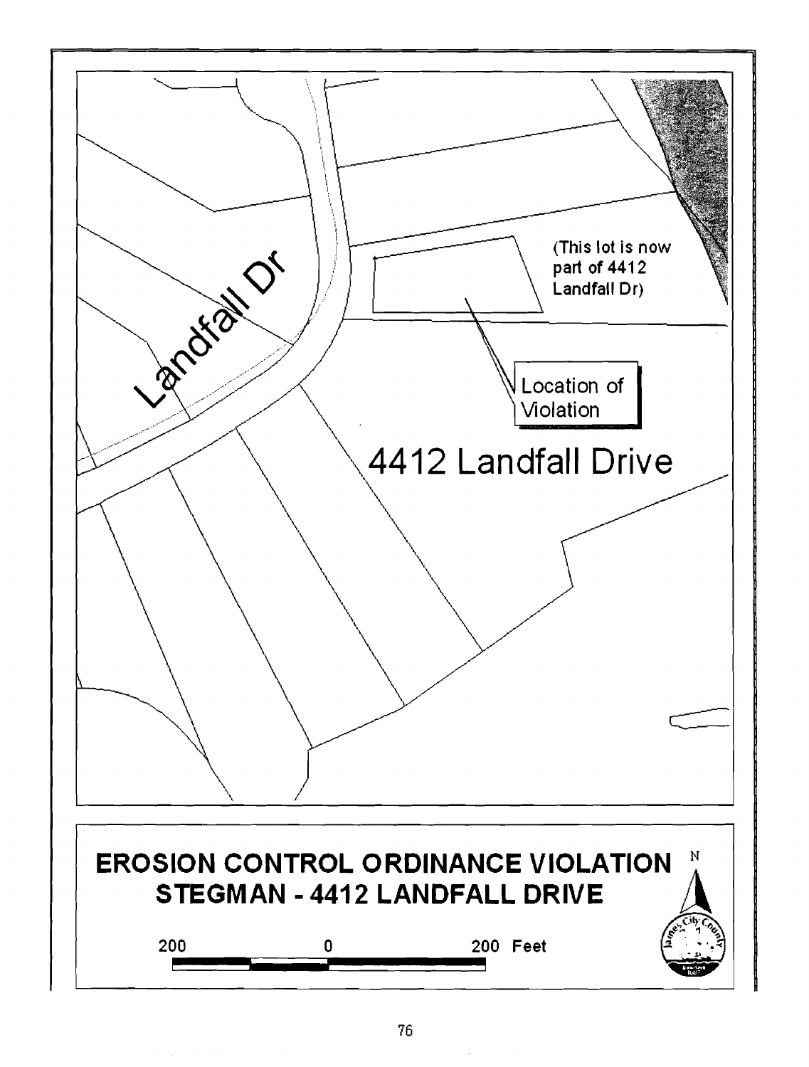Landfall Dr

(This lot is now part of 4412 Landfall Dr)

Location of Violation

4412 Landfall Drive

**EROSION CONTROL ORDINANCE VIOLATION**
**STEGMAN - 4412 LANDFALL DRIVE**

200 0 200 Feet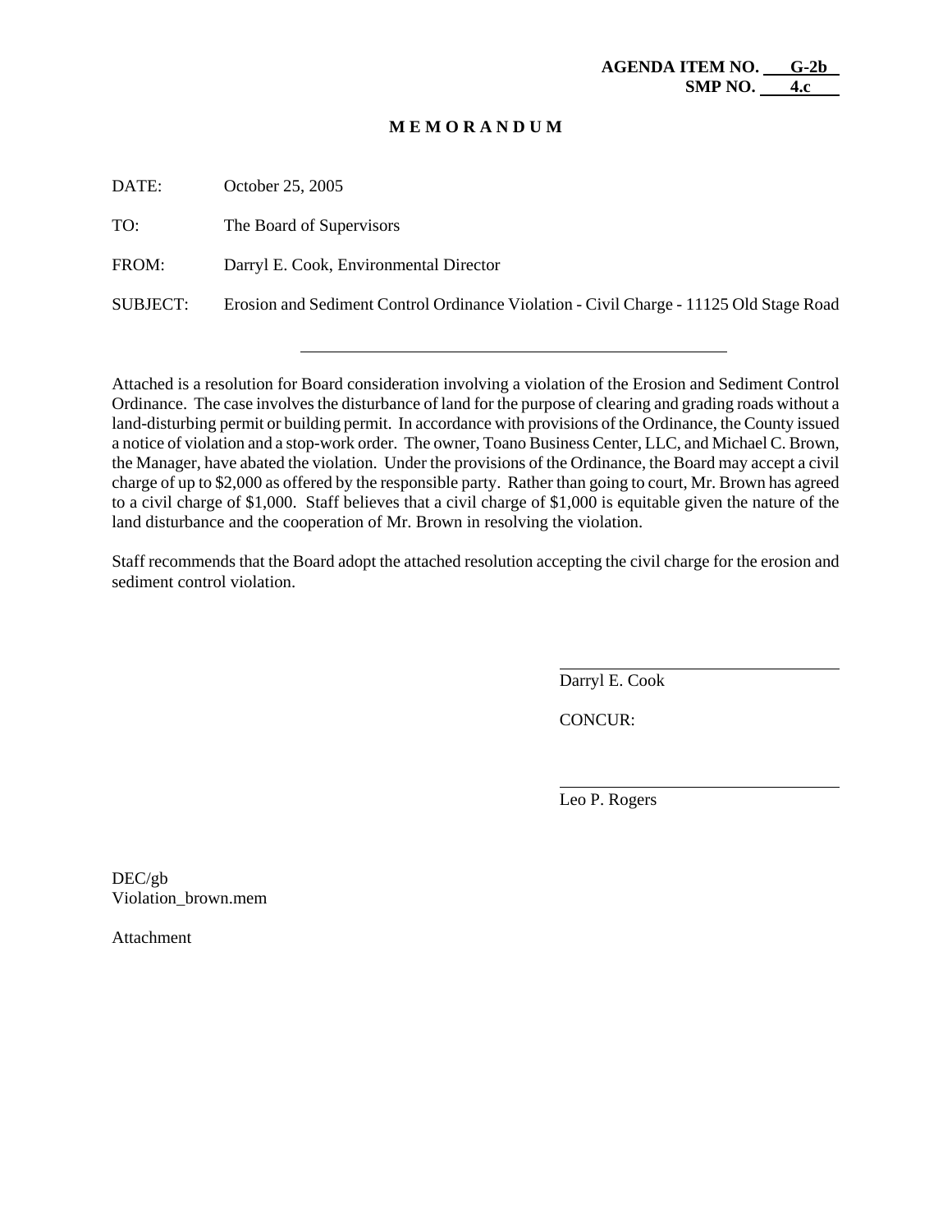**AGENDA ITEM NO. G-2b**
**SMP NO. 4.c**

# M E M O R A N D U M

DATE: October 25, 2005

TO: The Board of Supervisors

FROM: Darryl E. Cook, Environmental Director

SUBJECT: Erosion and Sediment Control Ordinance Violation - Civil Charge - 11125 Old Stage Road

---

Attached is a resolution for Board consideration involving a violation of the Erosion and Sediment Control Ordinance. The case involves the disturbance of land for the purpose of clearing and grading roads without a land-disturbing permit or building permit. In accordance with provisions of the Ordinance, the County issued a notice of violation and a stop-work order. The owner, Toano Business Center, LLC, and Michael C. Brown, the Manager, have abated the violation. Under the provisions of the Ordinance, the Board may accept a civil charge of up to $2,000 as offered by the responsible party. Rather than going to court, Mr. Brown has agreed to a civil charge of $1,000. Staff believes that a civil charge of $1,000 is equitable given the nature of the land disturbance and the cooperation of Mr. Brown in resolving the violation.

Staff recommends that the Board adopt the attached resolution accepting the civil charge for the erosion and sediment control violation.

Darryl E. Cook

CONCUR:

Leo P. Rogers

DEC/gb
Violation_brown.mem

Attachment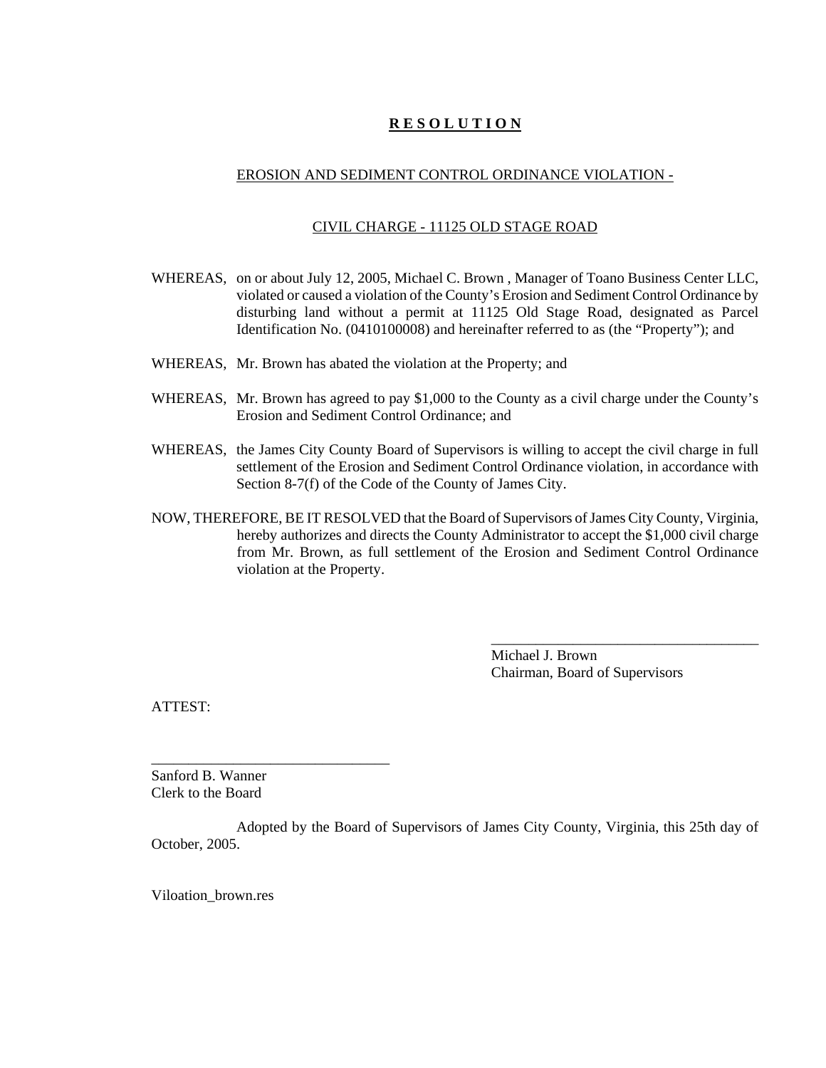# **R E S O L U T I O N**

EROSION AND SEDIMENT CONTROL ORDINANCE VIOLATION -

CIVIL CHARGE - 11125 OLD STAGE ROAD

WHEREAS, on or about July 12, 2005, Michael C. Brown , Manager of Toano Business Center LLC, violated or caused a violation of the County's Erosion and Sediment Control Ordinance by disturbing land without a permit at 11125 Old Stage Road, designated as Parcel Identification No. (0410100008) and hereinafter referred to as (the "Property"); and

WHEREAS, Mr. Brown has abated the violation at the Property; and

WHEREAS, Mr. Brown has agreed to pay $1,000 to the County as a civil charge under the County's Erosion and Sediment Control Ordinance; and

WHEREAS, the James City County Board of Supervisors is willing to accept the civil charge in full settlement of the Erosion and Sediment Control Ordinance violation, in accordance with Section 8-7(f) of the Code of the County of James City.

NOW, THEREFORE, BE IT RESOLVED that the Board of Supervisors of James City County, Virginia, hereby authorizes and directs the County Administrator to accept the $1,000 civil charge from Mr. Brown, as full settlement of the Erosion and Sediment Control Ordinance violation at the Property.

_____________________________________
Michael J. Brown
Chairman, Board of Supervisors

ATTEST:

_________________________________
Sanford B. Wanner
Clerk to the Board

Adopted by the Board of Supervisors of James City County, Virginia, this 25th day of October, 2005.

Viloation_brown.res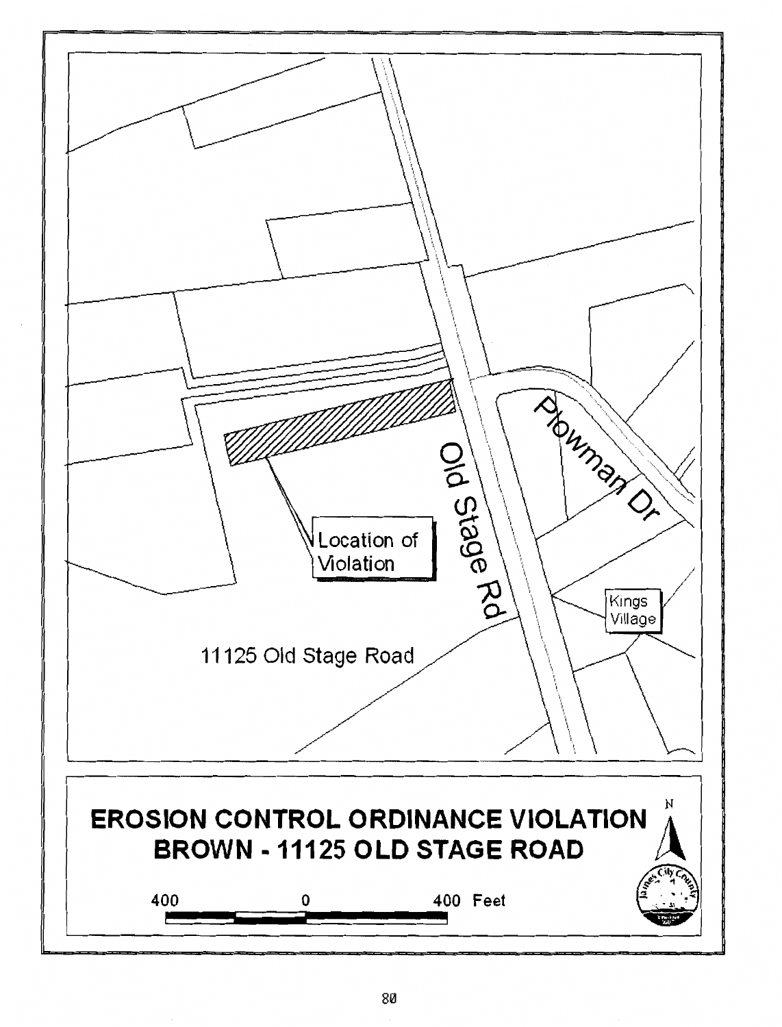Location of Violation

Old Stage Rd

Plowman Dr

Kings Village

11125 Old Stage Road

**EROSION CONTROL ORDINANCE VIOLATION**
**BROWN - 11125 OLD STAGE ROAD**

400 0 400 Feet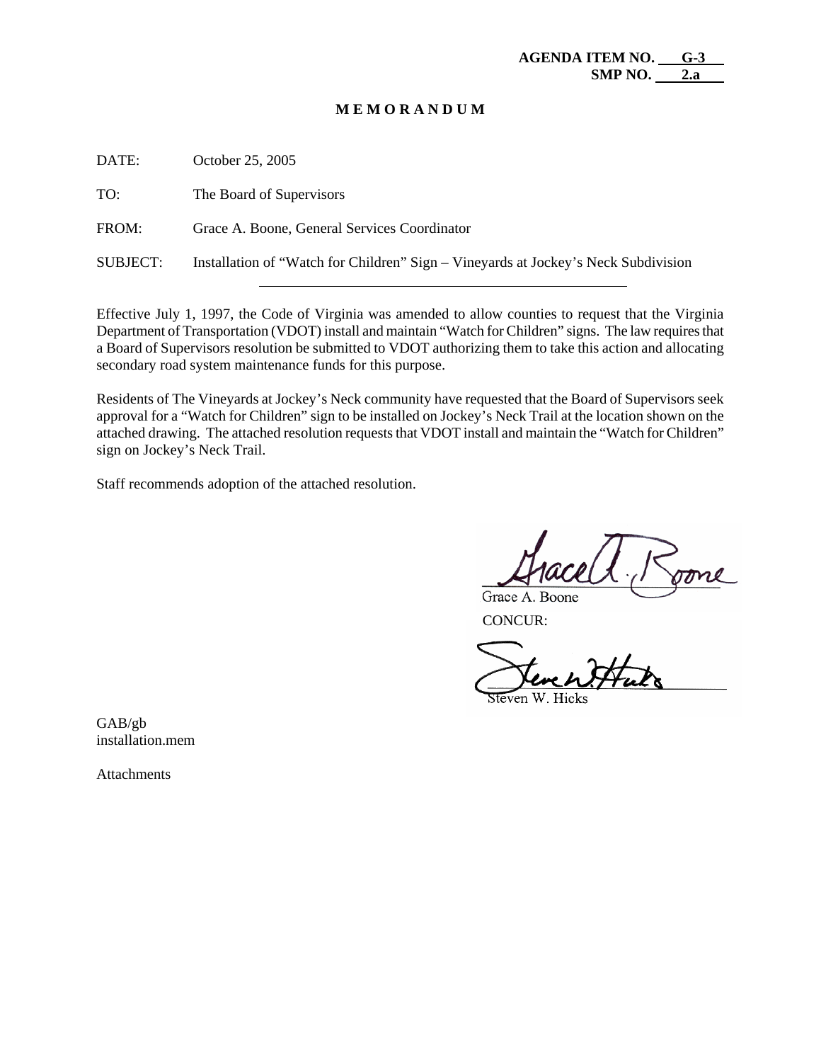**AGENDA ITEM NO. G-3**
**SMP NO. 2.a**

**M E M O R A N D U M**

DATE: October 25, 2005

TO: The Board of Supervisors

FROM: Grace A. Boone, General Services Coordinator

SUBJECT: Installation of "Watch for Children" Sign – Vineyards at Jockey's Neck Subdivision

---

Effective July 1, 1997, the Code of Virginia was amended to allow counties to request that the Virginia Department of Transportation (VDOT) install and maintain "Watch for Children" signs. The law requires that a Board of Supervisors resolution be submitted to VDOT authorizing them to take this action and allocating secondary road system maintenance funds for this purpose.

Residents of The Vineyards at Jockey's Neck community have requested that the Board of Supervisors seek approval for a "Watch for Children" sign to be installed on Jockey's Neck Trail at the location shown on the attached drawing. The attached resolution requests that VDOT install and maintain the "Watch for Children" sign on Jockey's Neck Trail.

Staff recommends adoption of the attached resolution.

Grace A. Boone

CONCUR:

Steven W. Hicks

GAB/gb
installation.mem

Attachments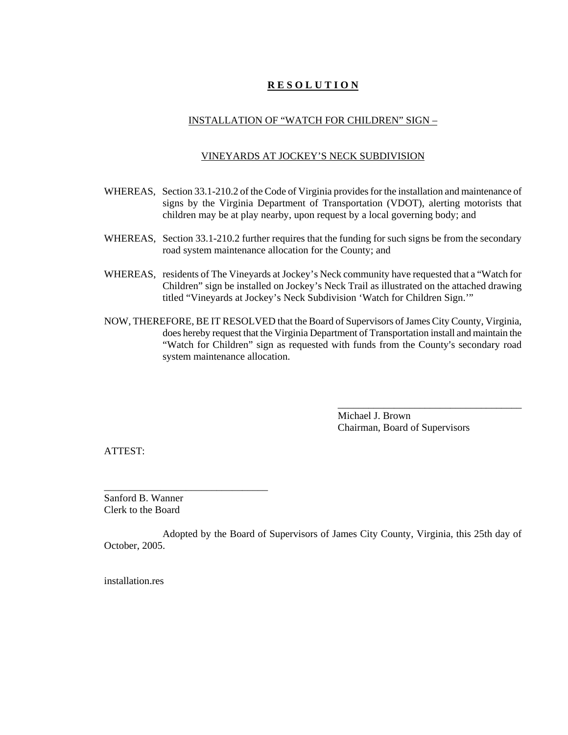# **R E S O L U T I O N**

## INSTALLATION OF "WATCH FOR CHILDREN" SIGN –

## VINEYARDS AT JOCKEY'S NECK SUBDIVISION

WHEREAS, Section 33.1-210.2 of the Code of Virginia provides for the installation and maintenance of signs by the Virginia Department of Transportation (VDOT), alerting motorists that children may be at play nearby, upon request by a local governing body; and

WHEREAS, Section 33.1-210.2 further requires that the funding for such signs be from the secondary road system maintenance allocation for the County; and

WHEREAS, residents of The Vineyards at Jockey's Neck community have requested that a "Watch for Children" sign be installed on Jockey's Neck Trail as illustrated on the attached drawing titled "Vineyards at Jockey's Neck Subdivision 'Watch for Children Sign.'"

NOW, THEREFORE, BE IT RESOLVED that the Board of Supervisors of James City County, Virginia, does hereby request that the Virginia Department of Transportation install and maintain the "Watch for Children" sign as requested with funds from the County's secondary road system maintenance allocation.

_____________________________________
Michael J. Brown
Chairman, Board of Supervisors

ATTEST:

_________________________________
Sanford B. Wanner
Clerk to the Board

Adopted by the Board of Supervisors of James City County, Virginia, this 25th day of October, 2005.

installation.res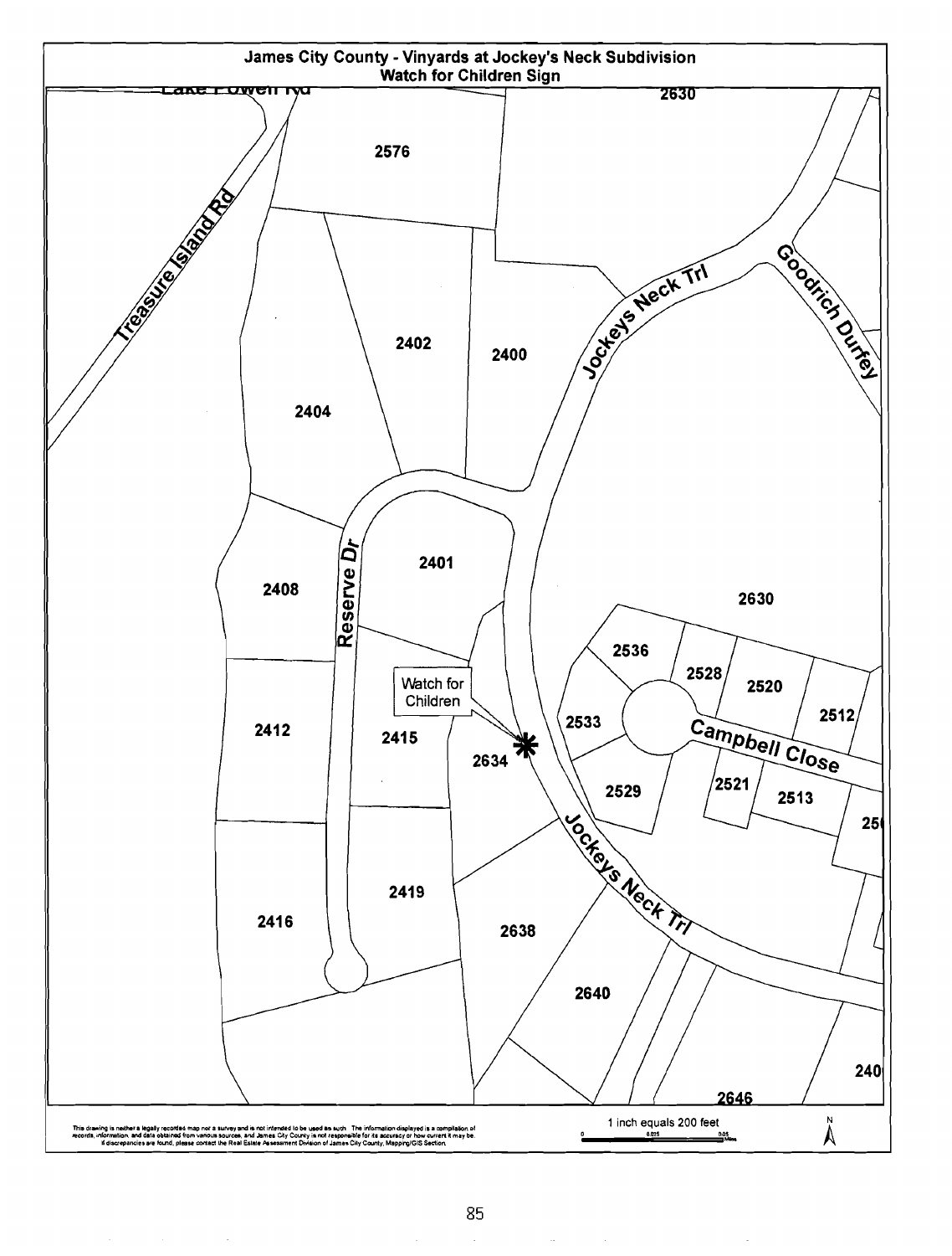# James City County - Vinyards at Jockey's Neck Subdivision
## Watch for Children Sign

Lake Powell Rd

Treasure Island Rd

2630

2576

Jockeys Neck Trl

Goodrich Durfey

2402

2400

2404

Reserve Dr

2401

2408

2630

2536

2528

2520

2512

Watch for Children

2533

Campbell Close

2412

2415

2634

2529

2521

2513

25

Jockeys Neck Trl

2419

2416

2638

2640

240

2646

This drawing is neither a legally recorded map nor a survey and is not intended to be used as such. The information displayed is a compilation of records, information, and data obtained from various sources, and James City County is not responsible for its accuracy or how current it may be. If discrepancies are found, please contact the Real Estate Assessment Division of James City County, Mapping/GIS Section.

1 inch equals 200 feet

0 0.025 0.05 Miles

N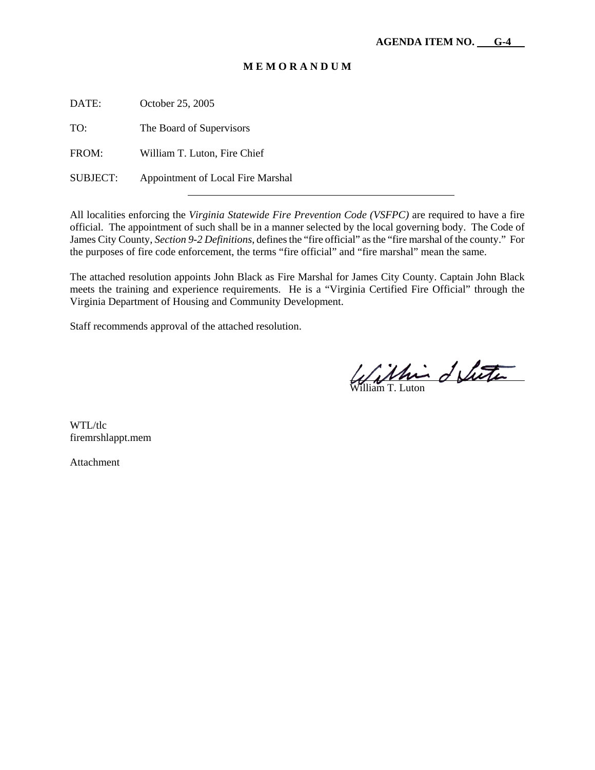**AGENDA ITEM NO. G-4**

**M E M O R A N D U M**

DATE: October 25, 2005

TO: The Board of Supervisors

FROM: William T. Luton, Fire Chief

SUBJECT: Appointment of Local Fire Marshal

---

All localities enforcing the *Virginia Statewide Fire Prevention Code (VSFPC)* are required to have a fire official. The appointment of such shall be in a manner selected by the local governing body. The Code of James City County, *Section 9-2 Definitions*, defines the "fire official" as the "fire marshal of the county." For the purposes of fire code enforcement, the terms "fire official" and "fire marshal" mean the same.

The attached resolution appoints John Black as Fire Marshal for James City County. Captain John Black meets the training and experience requirements. He is a "Virginia Certified Fire Official" through the Virginia Department of Housing and Community Development.

Staff recommends approval of the attached resolution.

William T. Luton

WTL/tlc
firemrshlappt.mem

Attachment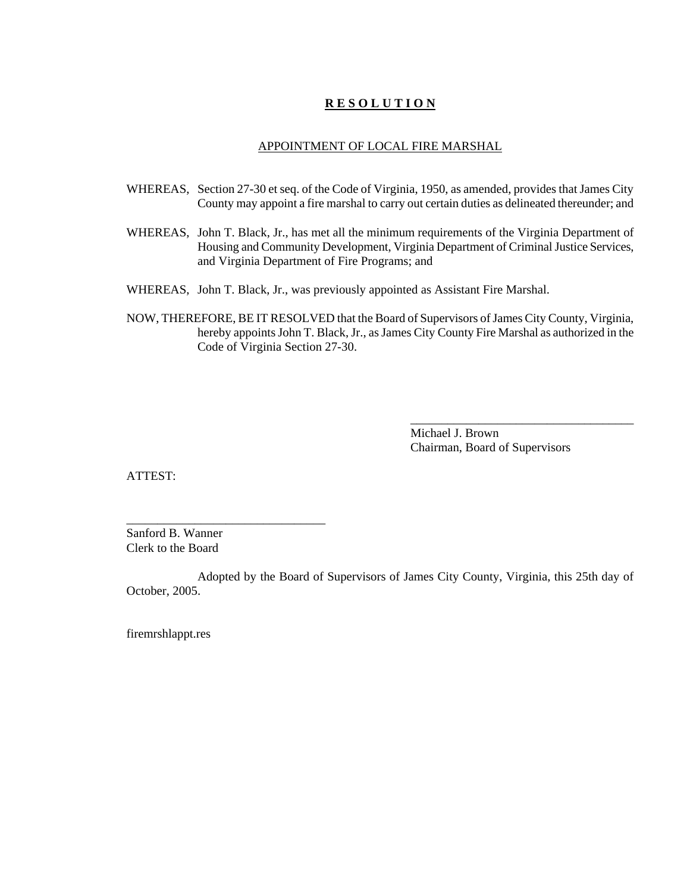# **R E S O L U T I O N**

APPOINTMENT OF LOCAL FIRE MARSHAL

WHEREAS, Section 27-30 et seq. of the Code of Virginia, 1950, as amended, provides that James City County may appoint a fire marshal to carry out certain duties as delineated thereunder; and

WHEREAS, John T. Black, Jr., has met all the minimum requirements of the Virginia Department of Housing and Community Development, Virginia Department of Criminal Justice Services, and Virginia Department of Fire Programs; and

WHEREAS, John T. Black, Jr., was previously appointed as Assistant Fire Marshal.

NOW, THEREFORE, BE IT RESOLVED that the Board of Supervisors of James City County, Virginia, hereby appoints John T. Black, Jr., as James City County Fire Marshal as authorized in the Code of Virginia Section 27-30.

\_\_\_\_\_\_\_\_\_\_\_\_\_\_\_\_\_\_\_\_\_\_\_\_\_\_\_\_\_\_\_\_\_\_\_\_
Michael J. Brown
Chairman, Board of Supervisors

ATTEST:

\_\_\_\_\_\_\_\_\_\_\_\_\_\_\_\_\_\_\_\_\_\_\_\_\_\_\_\_\_\_\_\_
Sanford B. Wanner
Clerk to the Board

Adopted by the Board of Supervisors of James City County, Virginia, this 25th day of October, 2005.

firemrshlappt.res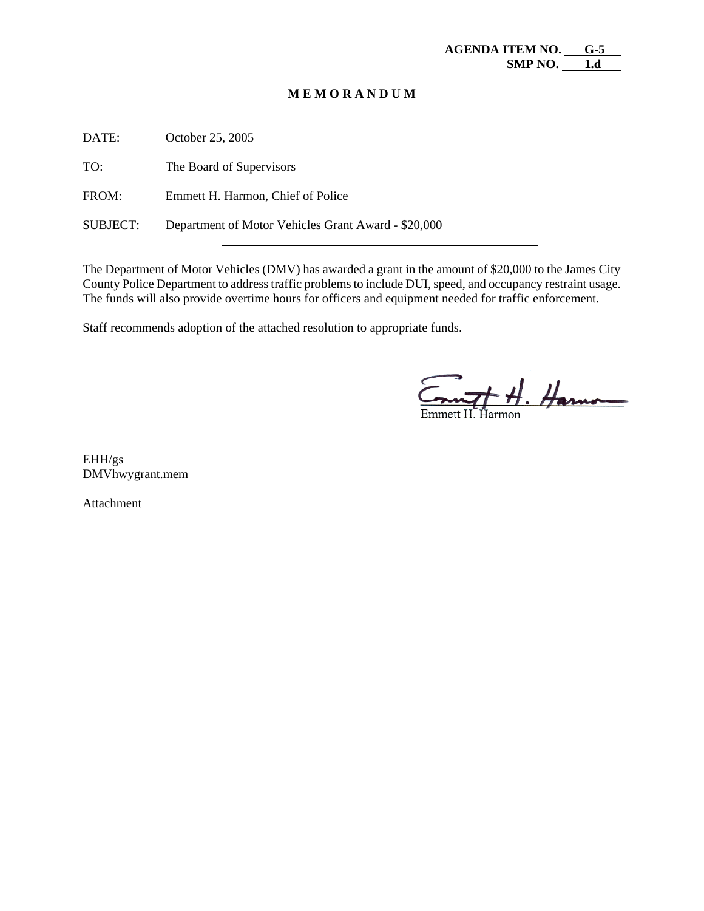**AGENDA ITEM NO. G-5**
**SMP NO. 1.d**

# M E M O R A N D U M

DATE: October 25, 2005

TO: The Board of Supervisors

FROM: Emmett H. Harmon, Chief of Police

SUBJECT: Department of Motor Vehicles Grant Award - $20,000

---

The Department of Motor Vehicles (DMV) has awarded a grant in the amount of $20,000 to the James City County Police Department to address traffic problems to include DUI, speed, and occupancy restraint usage. The funds will also provide overtime hours for officers and equipment needed for traffic enforcement.

Staff recommends adoption of the attached resolution to appropriate funds.

Emmett H. Harmon

EHH/gs
DMVhwygrant.mem

Attachment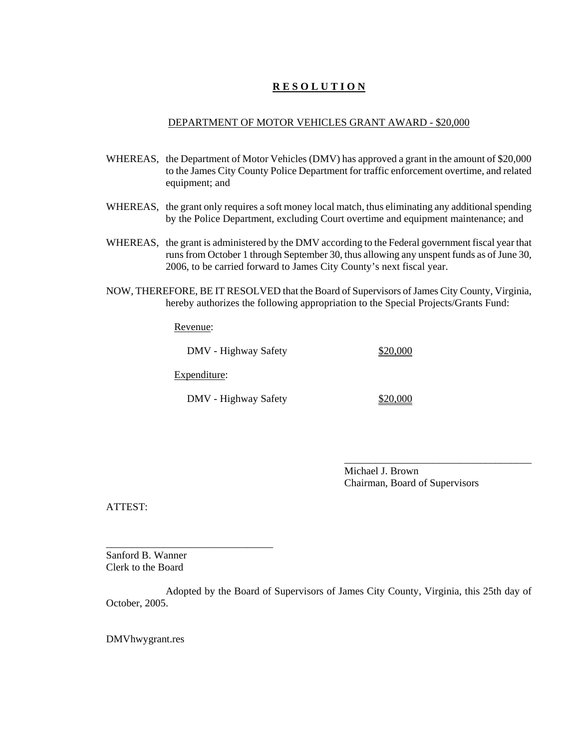# **R E S O L U T I O N**

DEPARTMENT OF MOTOR VEHICLES GRANT AWARD - $20,000

WHEREAS, the Department of Motor Vehicles (DMV) has approved a grant in the amount of $20,000 to the James City County Police Department for traffic enforcement overtime, and related equipment; and

WHEREAS, the grant only requires a soft money local match, thus eliminating any additional spending by the Police Department, excluding Court overtime and equipment maintenance; and

WHEREAS, the grant is administered by the DMV according to the Federal government fiscal year that runs from October 1 through September 30, thus allowing any unspent funds as of June 30, 2006, to be carried forward to James City County's next fiscal year.

NOW, THEREFORE, BE IT RESOLVED that the Board of Supervisors of James City County, Virginia, hereby authorizes the following appropriation to the Special Projects/Grants Fund:

Revenue:

| | |
|---|---|
| DMV - Highway Safety | $20,000 |

Expenditure:

| | |
|---|---|
| DMV - Highway Safety | $20,000 |

\_\_\_\_\_\_\_\_\_\_\_\_\_\_\_\_\_\_\_\_\_\_\_\_\_\_\_\_\_\_\_\_\_\_\_\_
Michael J. Brown
Chairman, Board of Supervisors

ATTEST:

\_\_\_\_\_\_\_\_\_\_\_\_\_\_\_\_\_\_\_\_\_\_\_\_\_\_\_\_\_\_\_\_
Sanford B. Wanner
Clerk to the Board

Adopted by the Board of Supervisors of James City County, Virginia, this 25th day of October, 2005.

DMVhwygrant.res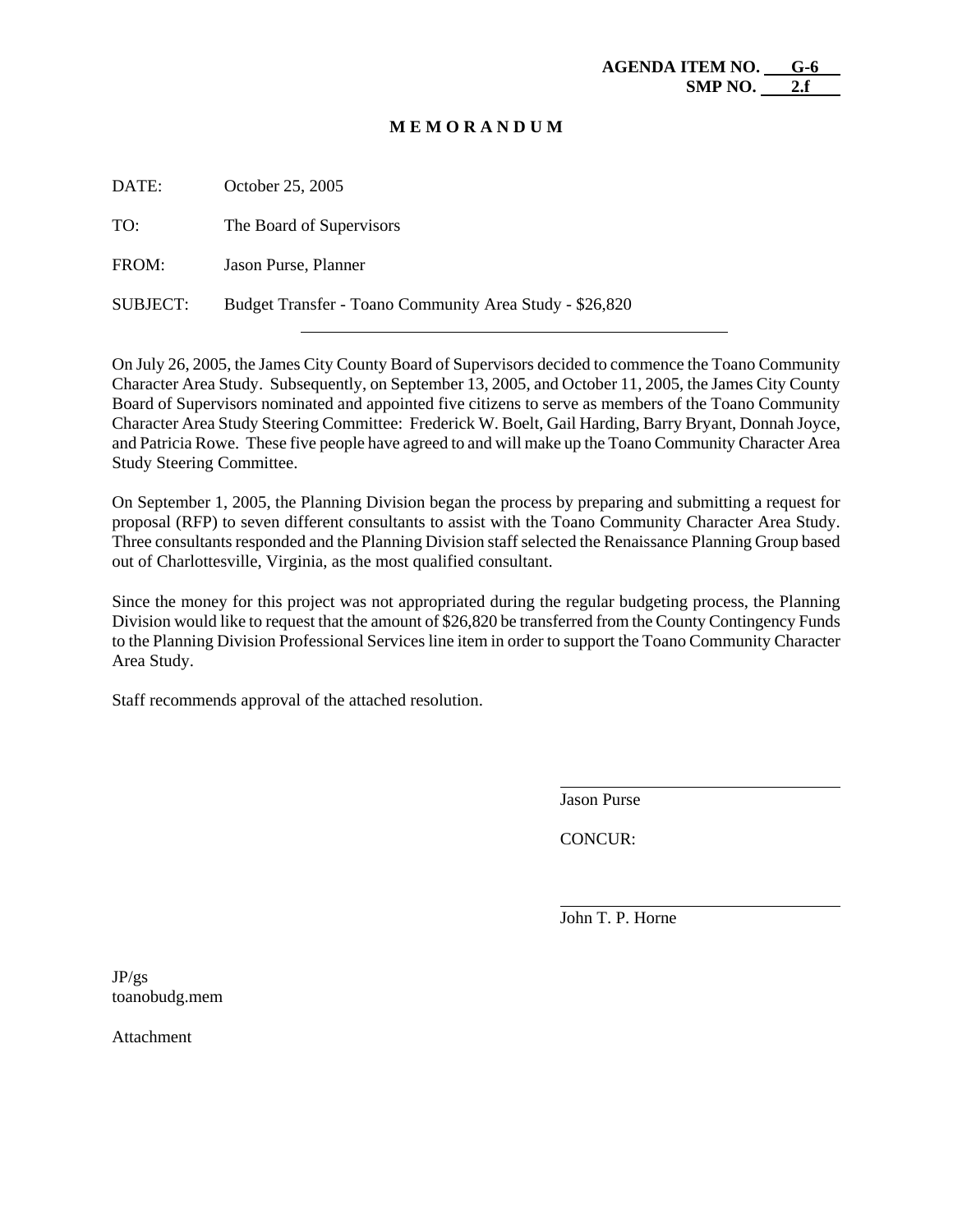**AGENDA ITEM NO. G-6**
**SMP NO. 2.f**

# M E M O R A N D U M

DATE: October 25, 2005

TO: The Board of Supervisors

FROM: Jason Purse, Planner

SUBJECT: Budget Transfer - Toano Community Area Study - $26,820

---

On July 26, 2005, the James City County Board of Supervisors decided to commence the Toano Community Character Area Study. Subsequently, on September 13, 2005, and October 11, 2005, the James City County Board of Supervisors nominated and appointed five citizens to serve as members of the Toano Community Character Area Study Steering Committee: Frederick W. Boelt, Gail Harding, Barry Bryant, Donnah Joyce, and Patricia Rowe. These five people have agreed to and will make up the Toano Community Character Area Study Steering Committee.

On September 1, 2005, the Planning Division began the process by preparing and submitting a request for proposal (RFP) to seven different consultants to assist with the Toano Community Character Area Study. Three consultants responded and the Planning Division staff selected the Renaissance Planning Group based out of Charlottesville, Virginia, as the most qualified consultant.

Since the money for this project was not appropriated during the regular budgeting process, the Planning Division would like to request that the amount of $26,820 be transferred from the County Contingency Funds to the Planning Division Professional Services line item in order to support the Toano Community Character Area Study.

Staff recommends approval of the attached resolution.

Jason Purse

CONCUR:

John T. P. Horne

JP/gs
toanobudg.mem

Attachment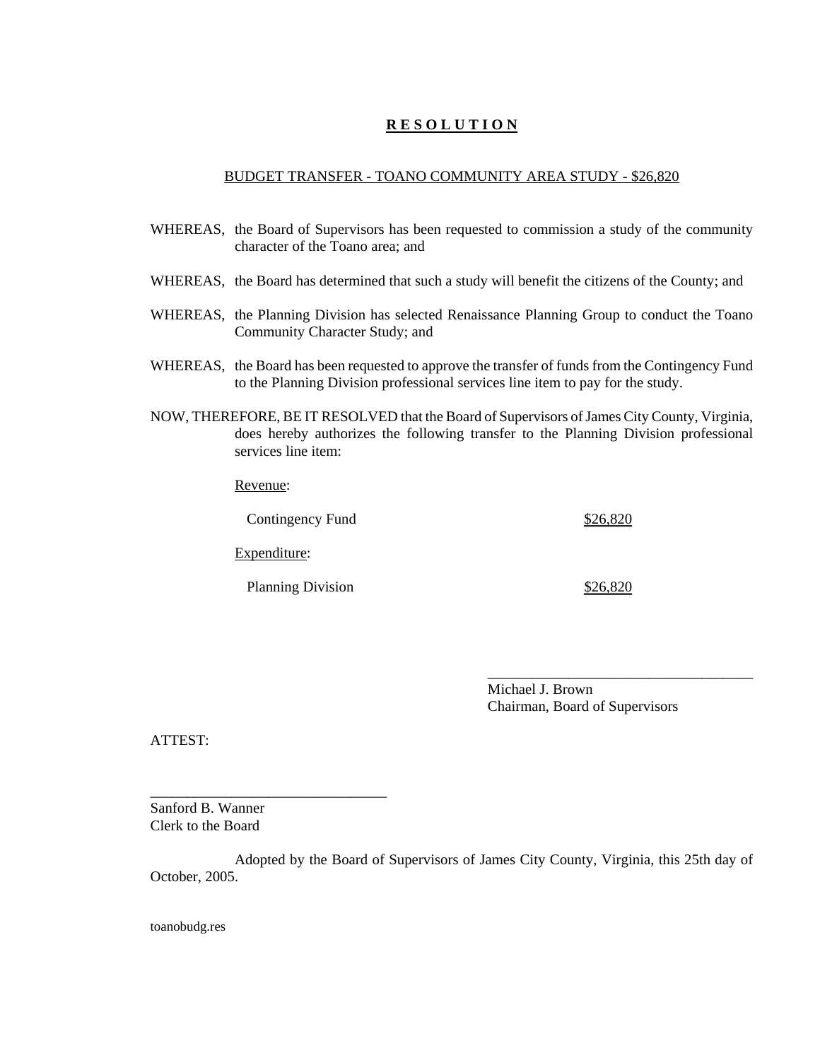# **R E S O L U T I O N**

BUDGET TRANSFER - TOANO COMMUNITY AREA STUDY - $26,820

WHEREAS, the Board of Supervisors has been requested to commission a study of the community character of the Toano area; and

WHEREAS, the Board has determined that such a study will benefit the citizens of the County; and

WHEREAS, the Planning Division has selected Renaissance Planning Group to conduct the Toano Community Character Study; and

WHEREAS, the Board has been requested to approve the transfer of funds from the Contingency Fund to the Planning Division professional services line item to pay for the study.

NOW, THEREFORE, BE IT RESOLVED that the Board of Supervisors of James City County, Virginia, does hereby authorizes the following transfer to the Planning Division professional services line item:

Revenue:

| | |
|---|---|
| Contingency Fund | $26,820 |

Expenditure:

| | |
|---|---|
| Planning Division | $26,820 |

\_\_\_\_\_\_\_\_\_\_\_\_\_\_\_\_\_\_\_\_\_\_\_\_\_\_\_\_\_\_\_\_\_\_\_\_
Michael J. Brown
Chairman, Board of Supervisors

ATTEST:

\_\_\_\_\_\_\_\_\_\_\_\_\_\_\_\_\_\_\_\_\_\_\_\_\_\_\_\_\_\_\_\_\_\_\_\_
Sanford B. Wanner
Clerk to the Board

Adopted by the Board of Supervisors of James City County, Virginia, this 25th day of October, 2005.

toanobudg.res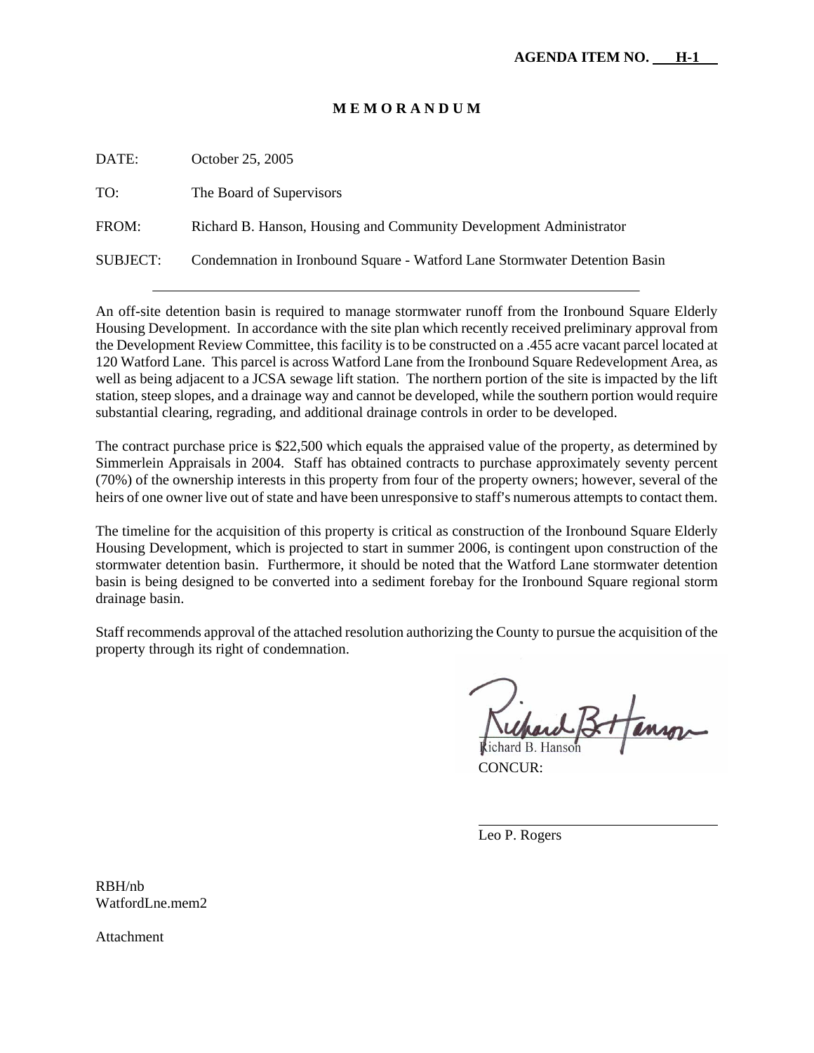**AGENDA ITEM NO. H-1**

# M E M O R A N D U M

DATE: October 25, 2005

TO: The Board of Supervisors

FROM: Richard B. Hanson, Housing and Community Development Administrator

SUBJECT: Condemnation in Ironbound Square - Watford Lane Stormwater Detention Basin

---

An off-site detention basin is required to manage stormwater runoff from the Ironbound Square Elderly Housing Development. In accordance with the site plan which recently received preliminary approval from the Development Review Committee, this facility is to be constructed on a .455 acre vacant parcel located at 120 Watford Lane. This parcel is across Watford Lane from the Ironbound Square Redevelopment Area, as well as being adjacent to a JCSA sewage lift station. The northern portion of the site is impacted by the lift station, steep slopes, and a drainage way and cannot be developed, while the southern portion would require substantial clearing, regrading, and additional drainage controls in order to be developed.

The contract purchase price is $22,500 which equals the appraised value of the property, as determined by Simmerlein Appraisals in 2004. Staff has obtained contracts to purchase approximately seventy percent (70%) of the ownership interests in this property from four of the property owners; however, several of the heirs of one owner live out of state and have been unresponsive to staff's numerous attempts to contact them.

The timeline for the acquisition of this property is critical as construction of the Ironbound Square Elderly Housing Development, which is projected to start in summer 2006, is contingent upon construction of the stormwater detention basin. Furthermore, it should be noted that the Watford Lane stormwater detention basin is being designed to be converted into a sediment forebay for the Ironbound Square regional storm drainage basin.

Staff recommends approval of the attached resolution authorizing the County to pursue the acquisition of the property through its right of condemnation.

Richard B. Hanson

CONCUR:

Leo P. Rogers

RBH/nb
WatfordLne.mem2

Attachment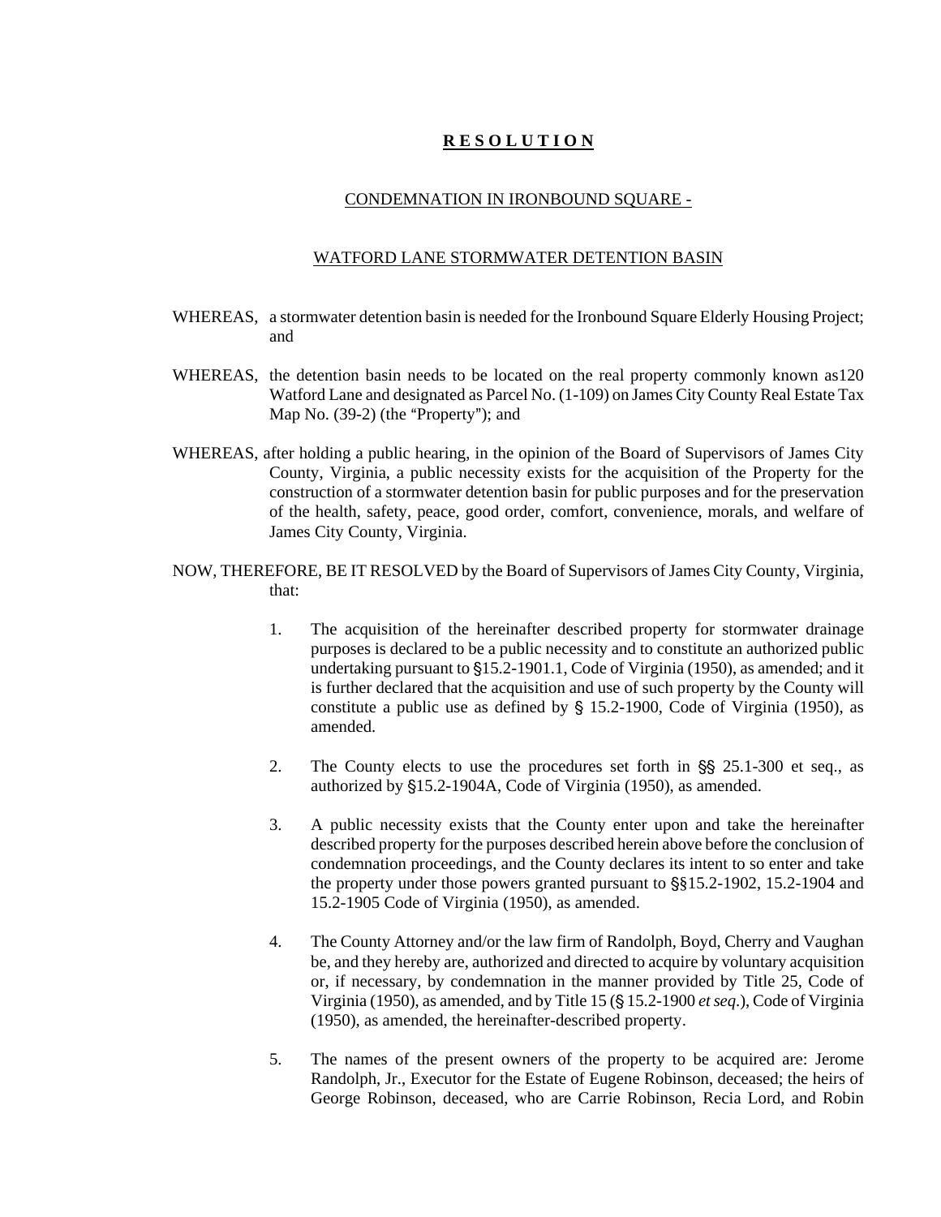# **RESOLUTION**

CONDEMNATION IN IRONBOUND SQUARE -

WATFORD LANE STORMWATER DETENTION BASIN

WHEREAS, a stormwater detention basin is needed for the Ironbound Square Elderly Housing Project; and

WHEREAS, the detention basin needs to be located on the real property commonly known as120 Watford Lane and designated as Parcel No. (1-109) on James City County Real Estate Tax Map No. (39-2) (the "Property"); and

WHEREAS, after holding a public hearing, in the opinion of the Board of Supervisors of James City County, Virginia, a public necessity exists for the acquisition of the Property for the construction of a stormwater detention basin for public purposes and for the preservation of the health, safety, peace, good order, comfort, convenience, morals, and welfare of James City County, Virginia.

NOW, THEREFORE, BE IT RESOLVED by the Board of Supervisors of James City County, Virginia, that:

1. The acquisition of the hereinafter described property for stormwater drainage purposes is declared to be a public necessity and to constitute an authorized public undertaking pursuant to §15.2-1901.1, Code of Virginia (1950), as amended; and it is further declared that the acquisition and use of such property by the County will constitute a public use as defined by § 15.2-1900, Code of Virginia (1950), as amended.

2. The County elects to use the procedures set forth in §§ 25.1-300 et seq., as authorized by §15.2-1904A, Code of Virginia (1950), as amended.

3. A public necessity exists that the County enter upon and take the hereinafter described property for the purposes described herein above before the conclusion of condemnation proceedings, and the County declares its intent to so enter and take the property under those powers granted pursuant to §§15.2-1902, 15.2-1904 and 15.2-1905 Code of Virginia (1950), as amended.

4. The County Attorney and/or the law firm of Randolph, Boyd, Cherry and Vaughan be, and they hereby are, authorized and directed to acquire by voluntary acquisition or, if necessary, by condemnation in the manner provided by Title 25, Code of Virginia (1950), as amended, and by Title 15 (§ 15.2-1900 *et seq*.), Code of Virginia (1950), as amended, the hereinafter-described property.

5. The names of the present owners of the property to be acquired are: Jerome Randolph, Jr., Executor for the Estate of Eugene Robinson, deceased; the heirs of George Robinson, deceased, who are Carrie Robinson, Recia Lord, and Robin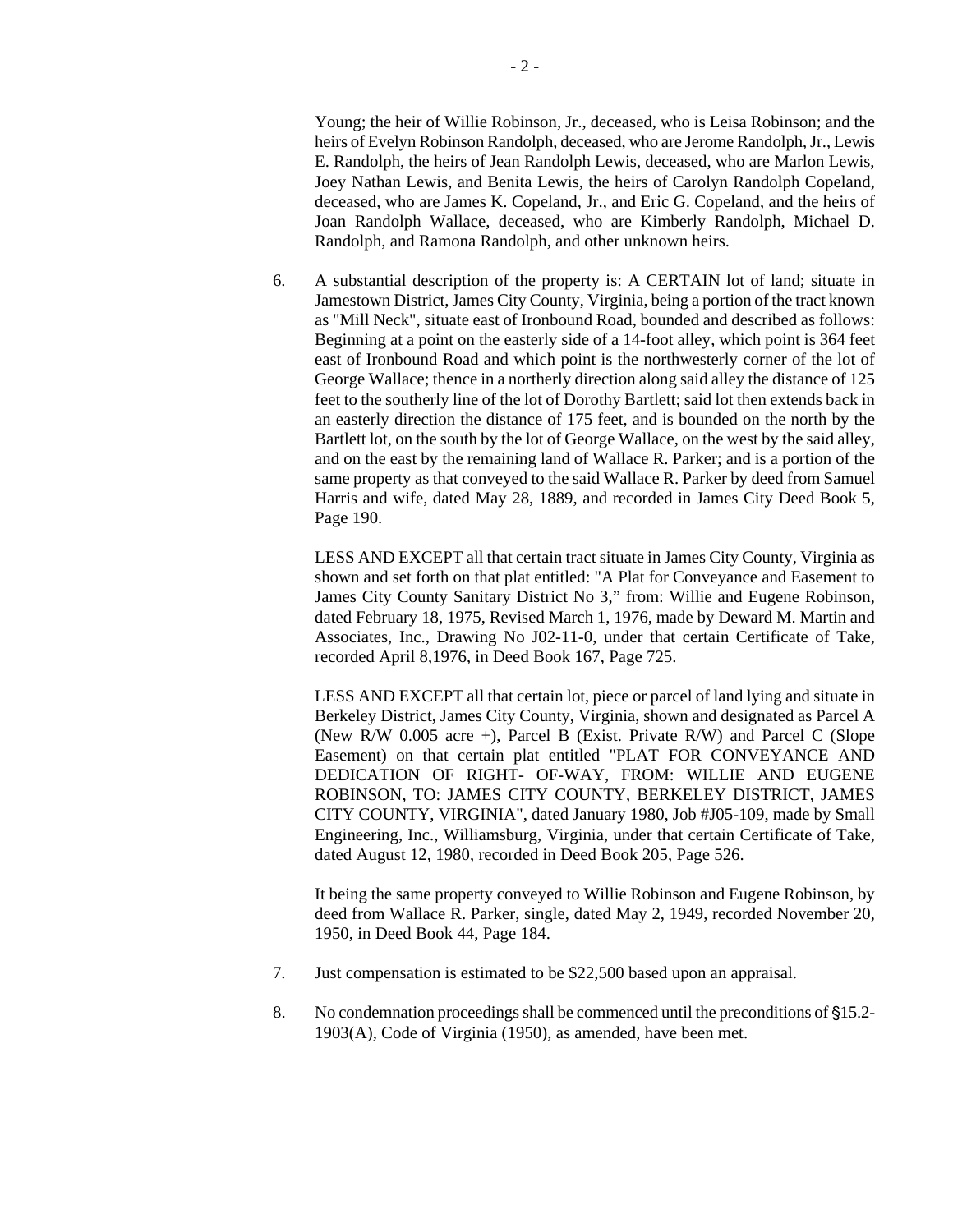Young; the heir of Willie Robinson, Jr., deceased, who is Leisa Robinson; and the heirs of Evelyn Robinson Randolph, deceased, who are Jerome Randolph, Jr., Lewis E. Randolph, the heirs of Jean Randolph Lewis, deceased, who are Marlon Lewis, Joey Nathan Lewis, and Benita Lewis, the heirs of Carolyn Randolph Copeland, deceased, who are James K. Copeland, Jr., and Eric G. Copeland, and the heirs of Joan Randolph Wallace, deceased, who are Kimberly Randolph, Michael D. Randolph, and Ramona Randolph, and other unknown heirs.

6. A substantial description of the property is: A CERTAIN lot of land; situate in Jamestown District, James City County, Virginia, being a portion of the tract known as "Mill Neck", situate east of Ironbound Road, bounded and described as follows: Beginning at a point on the easterly side of a 14-foot alley, which point is 364 feet east of Ironbound Road and which point is the northwesterly corner of the lot of George Wallace; thence in a northerly direction along said alley the distance of 125 feet to the southerly line of the lot of Dorothy Bartlett; said lot then extends back in an easterly direction the distance of 175 feet, and is bounded on the north by the Bartlett lot, on the south by the lot of George Wallace, on the west by the said alley, and on the east by the remaining land of Wallace R. Parker; and is a portion of the same property as that conveyed to the said Wallace R. Parker by deed from Samuel Harris and wife, dated May 28, 1889, and recorded in James City Deed Book 5, Page 190.

   LESS AND EXCEPT all that certain tract situate in James City County, Virginia as shown and set forth on that plat entitled: "A Plat for Conveyance and Easement to James City County Sanitary District No 3," from: Willie and Eugene Robinson, dated February 18, 1975, Revised March 1, 1976, made by Deward M. Martin and Associates, Inc., Drawing No J02-11-0, under that certain Certificate of Take, recorded April 8,1976, in Deed Book 167, Page 725.

   LESS AND EXCEPT all that certain lot, piece or parcel of land lying and situate in Berkeley District, James City County, Virginia, shown and designated as Parcel A (New R/W 0.005 acre +), Parcel B (Exist. Private R/W) and Parcel C (Slope Easement) on that certain plat entitled "PLAT FOR CONVEYANCE AND DEDICATION OF RIGHT- OF-WAY, FROM: WILLIE AND EUGENE ROBINSON, TO: JAMES CITY COUNTY, BERKELEY DISTRICT, JAMES CITY COUNTY, VIRGINIA", dated January 1980, Job #J05-109, made by Small Engineering, Inc., Williamsburg, Virginia, under that certain Certificate of Take, dated August 12, 1980, recorded in Deed Book 205, Page 526.

   It being the same property conveyed to Willie Robinson and Eugene Robinson, by deed from Wallace R. Parker, single, dated May 2, 1949, recorded November 20, 1950, in Deed Book 44, Page 184.

7. Just compensation is estimated to be $22,500 based upon an appraisal.

8. No condemnation proceedings shall be commenced until the preconditions of §15.2-1903(A), Code of Virginia (1950), as amended, have been met.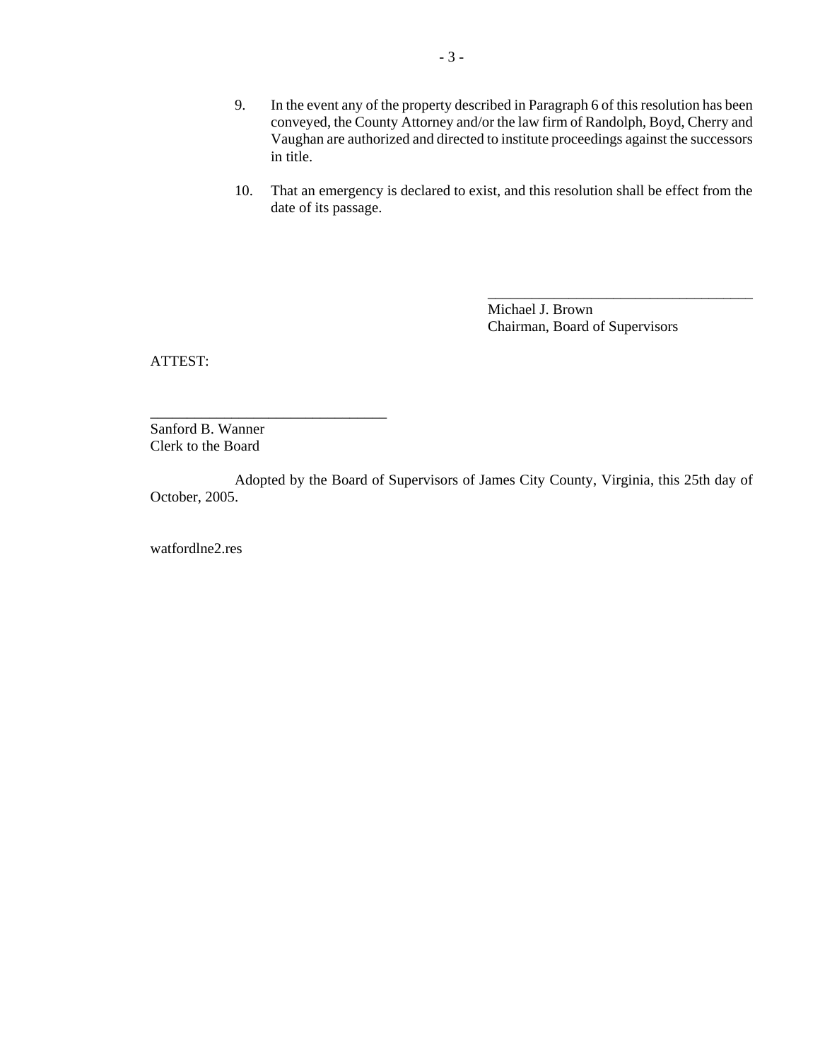9. In the event any of the property described in Paragraph 6 of this resolution has been conveyed, the County Attorney and/or the law firm of Randolph, Boyd, Cherry and Vaughan are authorized and directed to institute proceedings against the successors in title.

10. That an emergency is declared to exist, and this resolution shall be effect from the date of its passage.

\_\_\_\_\_\_\_\_\_\_\_\_\_\_\_\_\_\_\_\_\_\_\_\_\_\_\_\_\_\_\_\_\_\_\_\_\_\_

Michael J. Brown
Chairman, Board of Supervisors

ATTEST:

\_\_\_\_\_\_\_\_\_\_\_\_\_\_\_\_\_\_\_\_\_\_\_\_\_\_\_\_\_\_\_\_\_\_

Sanford B. Wanner
Clerk to the Board

Adopted by the Board of Supervisors of James City County, Virginia, this 25th day of October, 2005.

watfordlne2.res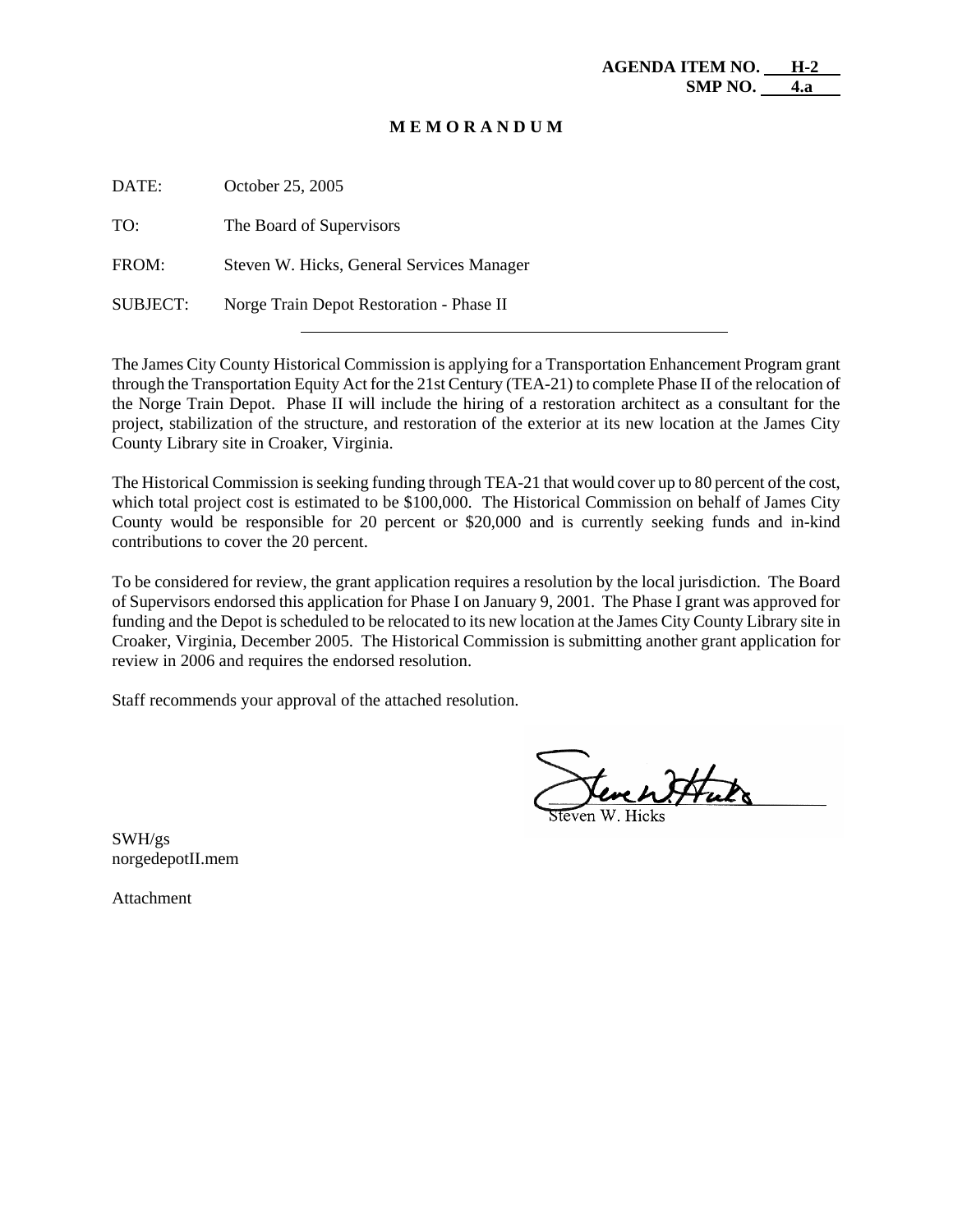**AGENDA ITEM NO. H-2**
**SMP NO. 4.a**

# M E M O R A N D U M

DATE: October 25, 2005

TO: The Board of Supervisors

FROM: Steven W. Hicks, General Services Manager

SUBJECT: Norge Train Depot Restoration - Phase II

---

The James City County Historical Commission is applying for a Transportation Enhancement Program grant through the Transportation Equity Act for the 21st Century (TEA-21) to complete Phase II of the relocation of the Norge Train Depot. Phase II will include the hiring of a restoration architect as a consultant for the project, stabilization of the structure, and restoration of the exterior at its new location at the James City County Library site in Croaker, Virginia.

The Historical Commission is seeking funding through TEA-21 that would cover up to 80 percent of the cost, which total project cost is estimated to be $100,000. The Historical Commission on behalf of James City County would be responsible for 20 percent or $20,000 and is currently seeking funds and in-kind contributions to cover the 20 percent.

To be considered for review, the grant application requires a resolution by the local jurisdiction. The Board of Supervisors endorsed this application for Phase I on January 9, 2001. The Phase I grant was approved for funding and the Depot is scheduled to be relocated to its new location at the James City County Library site in Croaker, Virginia, December 2005. The Historical Commission is submitting another grant application for review in 2006 and requires the endorsed resolution.

Staff recommends your approval of the attached resolution.

Steven W. Hicks

SWH/gs
norgedepotII.mem

Attachment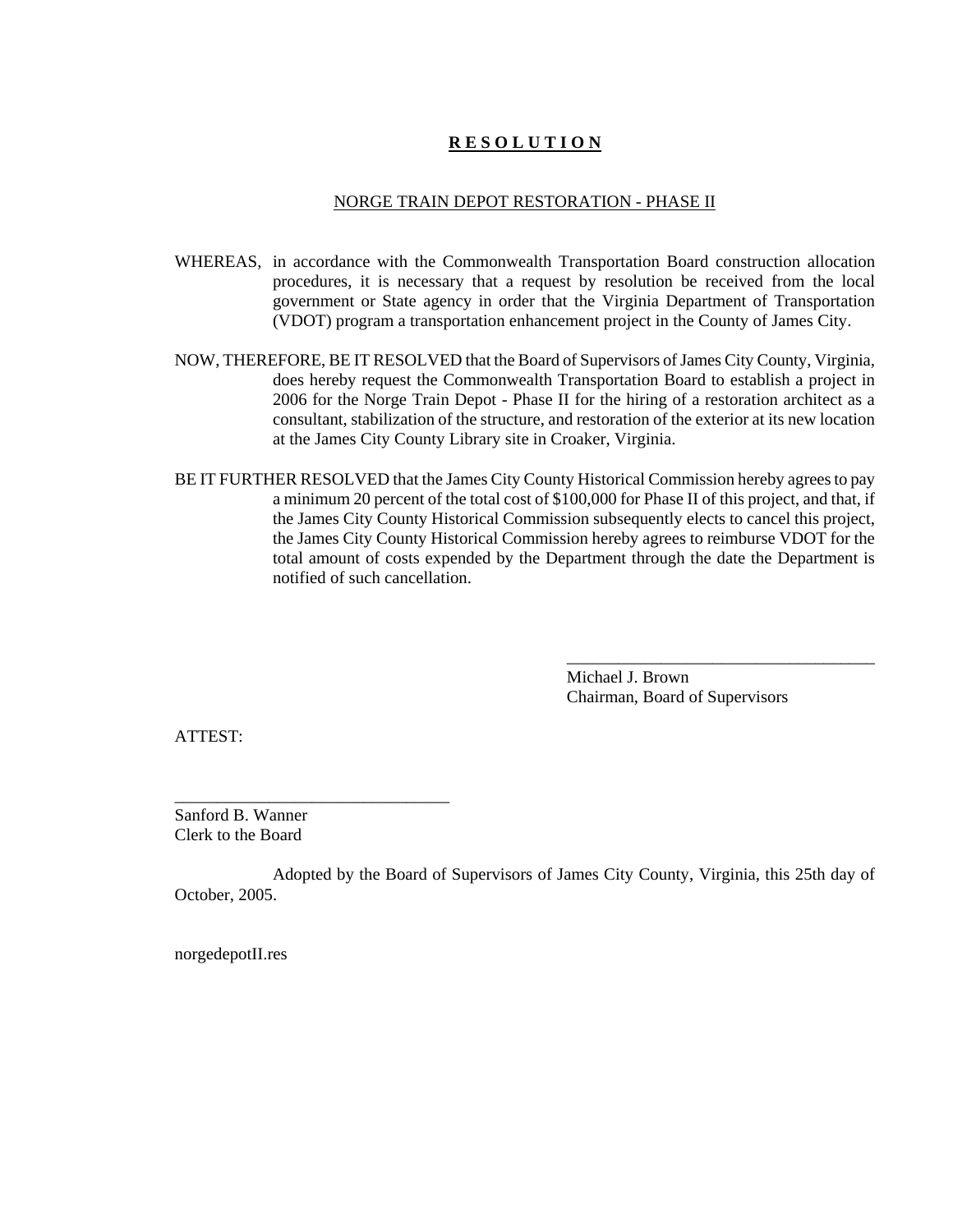**R E S O L U T I O N**

NORGE TRAIN DEPOT RESTORATION - PHASE II

WHEREAS, in accordance with the Commonwealth Transportation Board construction allocation procedures, it is necessary that a request by resolution be received from the local government or State agency in order that the Virginia Department of Transportation (VDOT) program a transportation enhancement project in the County of James City.

NOW, THEREFORE, BE IT RESOLVED that the Board of Supervisors of James City County, Virginia, does hereby request the Commonwealth Transportation Board to establish a project in 2006 for the Norge Train Depot - Phase II for the hiring of a restoration architect as a consultant, stabilization of the structure, and restoration of the exterior at its new location at the James City County Library site in Croaker, Virginia.

BE IT FURTHER RESOLVED that the James City County Historical Commission hereby agrees to pay a minimum 20 percent of the total cost of $100,000 for Phase II of this project, and that, if the James City County Historical Commission subsequently elects to cancel this project, the James City County Historical Commission hereby agrees to reimburse VDOT for the total amount of costs expended by the Department through the date the Department is notified of such cancellation.

\_\_\_\_\_\_\_\_\_\_\_\_\_\_\_\_\_\_\_\_\_\_\_\_\_\_\_\_\_\_\_\_\_\_\_\_
Michael J. Brown
Chairman, Board of Supervisors

ATTEST:

\_\_\_\_\_\_\_\_\_\_\_\_\_\_\_\_\_\_\_\_\_\_\_\_\_\_\_\_\_\_\_\_
Sanford B. Wanner
Clerk to the Board

Adopted by the Board of Supervisors of James City County, Virginia, this 25th day of October, 2005.

norgedepotII.res